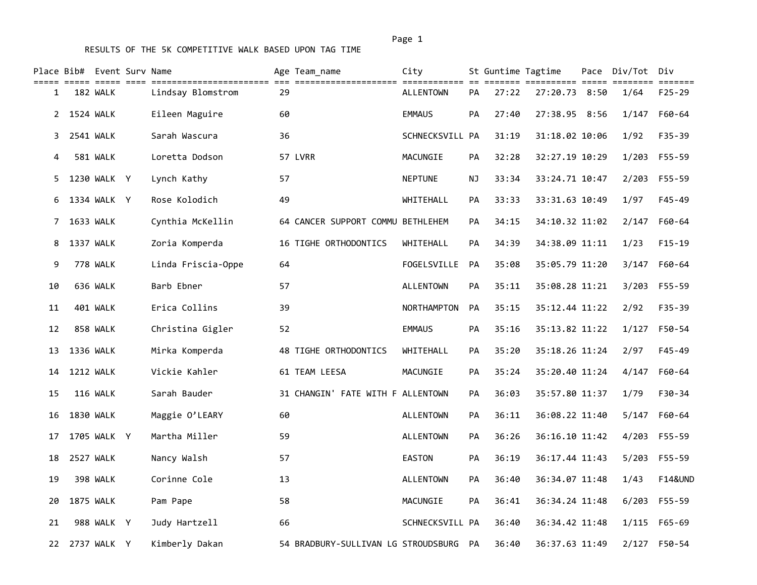RESULTS OF THE 5K COMPETITIVE WALK BASED UPON TAG TIME

| Place | Bib# | Event | Surv | Name | Age | Team_name | City | St | Guntime | Tagtime | Pace | Div/Tot | Div |
|---|---|---|---|---|---|---|---|---|---|---|---|---|---|
| 1 | 182 | WALK | | Lindsay Blomstrom | 29 | | ALLENTOWN | PA | 27:22 | 27:20.73 | 8:50 | 1/64 | F25-29 |
| 2 | 1524 | WALK | | Eileen Maguire | 60 | | EMMAUS | PA | 27:40 | 27:38.95 | 8:56 | 1/147 | F60-64 |
| 3 | 2541 | WALK | | Sarah Wascura | 36 | | SCHNECKSVILL | PA | 31:19 | 31:18.02 | 10:06 | 1/92 | F35-39 |
| 4 | 581 | WALK | | Loretta Dodson | 57 | LVRR | MACUNGIE | PA | 32:28 | 32:27.19 | 10:29 | 1/203 | F55-59 |
| 5 | 1230 | WALK | Y | Lynch Kathy | 57 | | NEPTUNE | NJ | 33:34 | 33:24.71 | 10:47 | 2/203 | F55-59 |
| 6 | 1334 | WALK | Y | Rose Kolodich | 49 | | WHITEHALL | PA | 33:33 | 33:31.63 | 10:49 | 1/97 | F45-49 |
| 7 | 1633 | WALK | | Cynthia McKellin | 64 | CANCER SUPPORT COMMU | BETHLEHEM | PA | 34:15 | 34:10.32 | 11:02 | 2/147 | F60-64 |
| 8 | 1337 | WALK | | Zoria Komperda | 16 | TIGHE ORTHODONTICS | WHITEHALL | PA | 34:39 | 34:38.09 | 11:11 | 1/23 | F15-19 |
| 9 | 778 | WALK | | Linda Friscia-Oppe | 64 | | FOGELSVILLE | PA | 35:08 | 35:05.79 | 11:20 | 3/147 | F60-64 |
| 10 | 636 | WALK | | Barb Ebner | 57 | | ALLENTOWN | PA | 35:11 | 35:08.28 | 11:21 | 3/203 | F55-59 |
| 11 | 401 | WALK | | Erica Collins | 39 | | NORTHAMPTON | PA | 35:15 | 35:12.44 | 11:22 | 2/92 | F35-39 |
| 12 | 858 | WALK | | Christina Gigler | 52 | | EMMAUS | PA | 35:16 | 35:13.82 | 11:22 | 1/127 | F50-54 |
| 13 | 1336 | WALK | | Mirka Komperda | 48 | TIGHE ORTHODONTICS | WHITEHALL | PA | 35:20 | 35:18.26 | 11:24 | 2/97 | F45-49 |
| 14 | 1212 | WALK | | Vickie Kahler | 61 | TEAM LEESA | MACUNGIE | PA | 35:24 | 35:20.40 | 11:24 | 4/147 | F60-64 |
| 15 | 116 | WALK | | Sarah Bauder | 31 | CHANGIN' FATE WITH F | ALLENTOWN | PA | 36:03 | 35:57.80 | 11:37 | 1/79 | F30-34 |
| 16 | 1830 | WALK | | Maggie O'LEARY | 60 | | ALLENTOWN | PA | 36:11 | 36:08.22 | 11:40 | 5/147 | F60-64 |
| 17 | 1705 | WALK | Y | Martha Miller | 59 | | ALLENTOWN | PA | 36:26 | 36:16.10 | 11:42 | 4/203 | F55-59 |
| 18 | 2527 | WALK | | Nancy Walsh | 57 | | EASTON | PA | 36:19 | 36:17.44 | 11:43 | 5/203 | F55-59 |
| 19 | 398 | WALK | | Corinne Cole | 13 | | ALLENTOWN | PA | 36:40 | 36:34.07 | 11:48 | 1/43 | F14&UND |
| 20 | 1875 | WALK | | Pam Pape | 58 | | MACUNGIE | PA | 36:41 | 36:34.24 | 11:48 | 6/203 | F55-59 |
| 21 | 988 | WALK | Y | Judy Hartzell | 66 | | SCHNECKSVILL | PA | 36:40 | 36:34.42 | 11:48 | 1/115 | F65-69 |
| 22 | 2737 | WALK | Y | Kimberly Dakan | 54 | BRADBURY-SULLIVAN LG | STROUDSBURG | PA | 36:40 | 36:37.63 | 11:49 | 2/127 | F50-54 |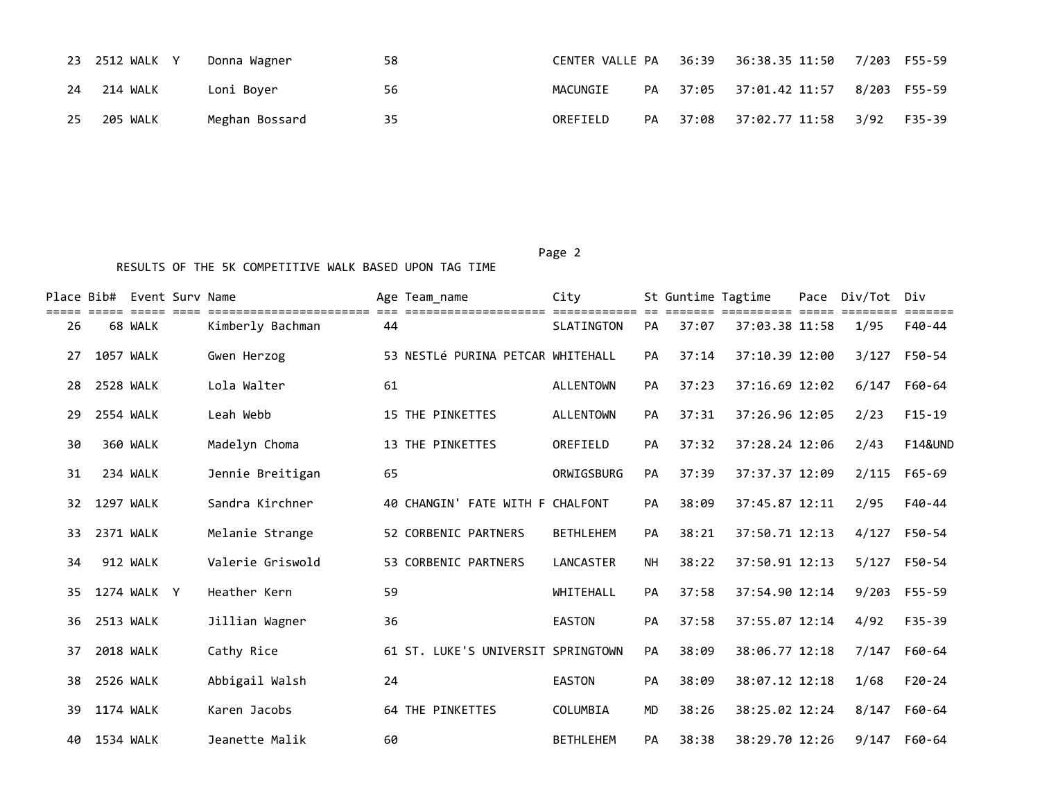| Place | Bib# | Event | Surv | Name | Age | Team_name | City | St | Guntime | Tagtime | Pace | Div/Tot | Div |
|---|---|---|---|---|---|---|---|---|---|---|---|---|---|
| 23 | 2512 | WALK | Y | Donna Wagner | 58 | | CENTER VALLE | PA | 36:39 | 36:38.35 | 11:50 | 7/203 | F55-59 |
| 24 | 214 | WALK | | Loni Boyer | 56 | | MACUNGIE | PA | 37:05 | 37:01.42 | 11:57 | 8/203 | F55-59 |
| 25 | 205 | WALK | | Meghan Bossard | 35 | | OREFIELD | PA | 37:08 | 37:02.77 | 11:58 | 3/92 | F35-39 |

RESULTS OF THE 5K COMPETITIVE WALK BASED UPON TAG TIME

| Place | Bib# | Event | Surv | Name | Age | Team_name | City | St | Guntime | Tagtime | Pace | Div/Tot | Div |
|---|---|---|---|---|---|---|---|---|---|---|---|---|---|
| 26 | 68 | WALK | | Kimberly Bachman | 44 | | SLATINGTON | PA | 37:07 | 37:03.38 | 11:58 | 1/95 | F40-44 |
| 27 | 1057 | WALK | | Gwen Herzog | 53 | NESTLé PURINA PETCAR | WHITEHALL | PA | 37:14 | 37:10.39 | 12:00 | 3/127 | F50-54 |
| 28 | 2528 | WALK | | Lola Walter | 61 | | ALLENTOWN | PA | 37:23 | 37:16.69 | 12:02 | 6/147 | F60-64 |
| 29 | 2554 | WALK | | Leah Webb | 15 | THE PINKETTES | ALLENTOWN | PA | 37:31 | 37:26.96 | 12:05 | 2/23 | F15-19 |
| 30 | 360 | WALK | | Madelyn Choma | 13 | THE PINKETTES | OREFIELD | PA | 37:32 | 37:28.24 | 12:06 | 2/43 | F14&UND |
| 31 | 234 | WALK | | Jennie Breitigan | 65 | | ORWIGSBURG | PA | 37:39 | 37:37.37 | 12:09 | 2/115 | F65-69 |
| 32 | 1297 | WALK | | Sandra Kirchner | 40 | CHANGIN' FATE WITH F | CHALFONT | PA | 38:09 | 37:45.87 | 12:11 | 2/95 | F40-44 |
| 33 | 2371 | WALK | | Melanie Strange | 52 | CORBENIC PARTNERS | BETHLEHEM | PA | 38:21 | 37:50.71 | 12:13 | 4/127 | F50-54 |
| 34 | 912 | WALK | | Valerie Griswold | 53 | CORBENIC PARTNERS | LANCASTER | NH | 38:22 | 37:50.91 | 12:13 | 5/127 | F50-54 |
| 35 | 1274 | WALK | Y | Heather Kern | 59 | | WHITEHALL | PA | 37:58 | 37:54.90 | 12:14 | 9/203 | F55-59 |
| 36 | 2513 | WALK | | Jillian Wagner | 36 | | EASTON | PA | 37:58 | 37:55.07 | 12:14 | 4/92 | F35-39 |
| 37 | 2018 | WALK | | Cathy Rice | 61 | ST. LUKE'S UNIVERSIT | SPRINGTOWN | PA | 38:09 | 38:06.77 | 12:18 | 7/147 | F60-64 |
| 38 | 2526 | WALK | | Abbigail Walsh | 24 | | EASTON | PA | 38:09 | 38:07.12 | 12:18 | 1/68 | F20-24 |
| 39 | 1174 | WALK | | Karen Jacobs | 64 | THE PINKETTES | COLUMBIA | MD | 38:26 | 38:25.02 | 12:24 | 8/147 | F60-64 |
| 40 | 1534 | WALK | | Jeanette Malik | 60 | | BETHLEHEM | PA | 38:38 | 38:29.70 | 12:26 | 9/147 | F60-64 |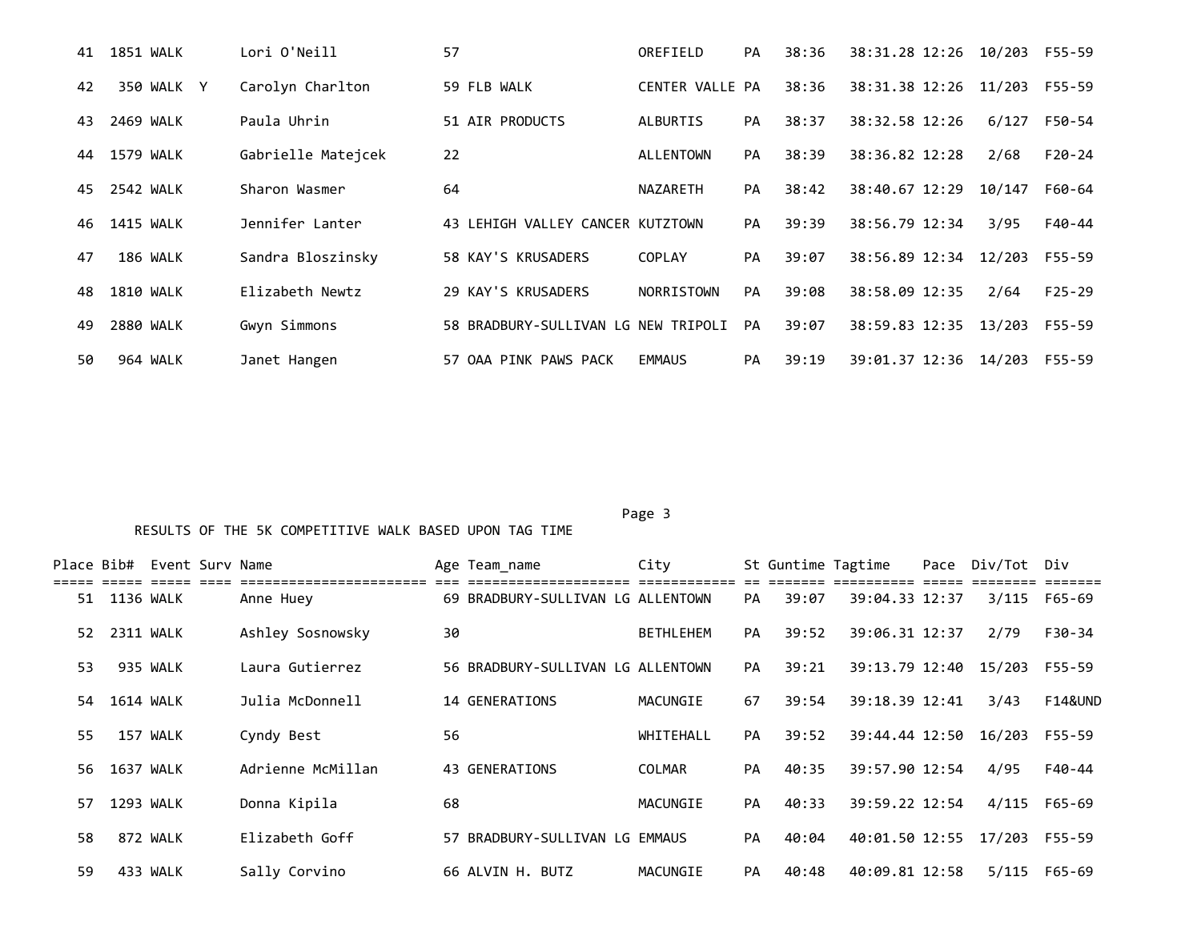| Place | Bib# | Event | Surv | Name | Age | Team_name | City | St | Guntime | Tagtime | Pace | Div/Tot | Div |
|---|---|---|---|---|---|---|---|---|---|---|---|---|---|
| 41 | 1851 | WALK | | Lori O'Neill | 57 | | OREFIELD | PA | 38:36 | 38:31.28 | 12:26 | 10/203 | F55-59 |
| 42 | 350 | WALK | Y | Carolyn Charlton | 59 | FLB WALK | CENTER VALLE | PA | 38:36 | 38:31.38 | 12:26 | 11/203 | F55-59 |
| 43 | 2469 | WALK | | Paula Uhrin | 51 | AIR PRODUCTS | ALBURTIS | PA | 38:37 | 38:32.58 | 12:26 | 6/127 | F50-54 |
| 44 | 1579 | WALK | | Gabrielle Matejcek | 22 | | ALLENTOWN | PA | 38:39 | 38:36.82 | 12:28 | 2/68 | F20-24 |
| 45 | 2542 | WALK | | Sharon Wasmer | 64 | | NAZARETH | PA | 38:42 | 38:40.67 | 12:29 | 10/147 | F60-64 |
| 46 | 1415 | WALK | | Jennifer Lanter | 43 | LEHIGH VALLEY CANCER | KUTZTOWN | PA | 39:39 | 38:56.79 | 12:34 | 3/95 | F40-44 |
| 47 | 186 | WALK | | Sandra Bloszinsky | 58 | KAY'S KRUSADERS | COPLAY | PA | 39:07 | 38:56.89 | 12:34 | 12/203 | F55-59 |
| 48 | 1810 | WALK | | Elizabeth Newtz | 29 | KAY'S KRUSADERS | NORRISTOWN | PA | 39:08 | 38:58.09 | 12:35 | 2/64 | F25-29 |
| 49 | 2880 | WALK | | Gwyn Simmons | 58 | BRADBURY-SULLIVAN LG | NEW TRIPOLI | PA | 39:07 | 38:59.83 | 12:35 | 13/203 | F55-59 |
| 50 | 964 | WALK | | Janet Hangen | 57 | OAA PINK PAWS PACK | EMMAUS | PA | 39:19 | 39:01.37 | 12:36 | 14/203 | F55-59 |

RESULTS OF THE 5K COMPETITIVE WALK BASED UPON TAG TIME

| Place | Bib# | Event | Surv | Name | Age | Team_name | City | St | Guntime | Tagtime | Pace | Div/Tot | Div |
|---|---|---|---|---|---|---|---|---|---|---|---|---|---|
| 51 | 1136 | WALK | | Anne Huey | 69 | BRADBURY-SULLIVAN LG | ALLENTOWN | PA | 39:07 | 39:04.33 | 12:37 | 3/115 | F65-69 |
| 52 | 2311 | WALK | | Ashley Sosnowsky | 30 | | BETHLEHEM | PA | 39:52 | 39:06.31 | 12:37 | 2/79 | F30-34 |
| 53 | 935 | WALK | | Laura Gutierrez | 56 | BRADBURY-SULLIVAN LG | ALLENTOWN | PA | 39:21 | 39:13.79 | 12:40 | 15/203 | F55-59 |
| 54 | 1614 | WALK | | Julia McDonnell | 14 | GENERATIONS | MACUNGIE | 67 | 39:54 | 39:18.39 | 12:41 | 3/43 | F14&UND |
| 55 | 157 | WALK | | Cyndy Best | 56 | | WHITEHALL | PA | 39:52 | 39:44.44 | 12:50 | 16/203 | F55-59 |
| 56 | 1637 | WALK | | Adrienne McMillan | 43 | GENERATIONS | COLMAR | PA | 40:35 | 39:57.90 | 12:54 | 4/95 | F40-44 |
| 57 | 1293 | WALK | | Donna Kipila | 68 | | MACUNGIE | PA | 40:33 | 39:59.22 | 12:54 | 4/115 | F65-69 |
| 58 | 872 | WALK | | Elizabeth Goff | 57 | BRADBURY-SULLIVAN LG | EMMAUS | PA | 40:04 | 40:01.50 | 12:55 | 17/203 | F55-59 |
| 59 | 433 | WALK | | Sally Corvino | 66 | ALVIN H. BUTZ | MACUNGIE | PA | 40:48 | 40:09.81 | 12:58 | 5/115 | F65-69 |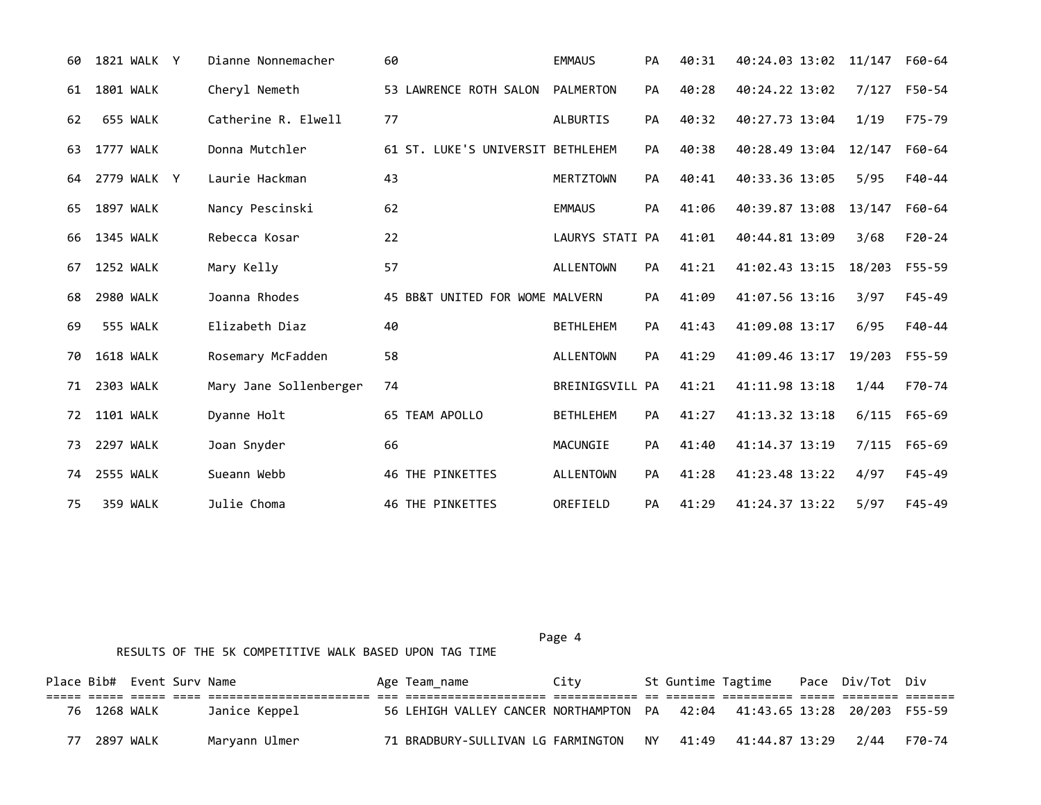| Place | Bib# | Event | Surv | Name | Age | Team_name | City | St | Guntime | Tagtime | Pace | Div/Tot | Div |
|---|---|---|---|---|---|---|---|---|---|---|---|---|---|
| 60 | 1821 | WALK | Y | Dianne Nonnemacher | 60 | | EMMAUS | PA | 40:31 | 40:24.03 | 13:02 | 11/147 | F60-64 |
| 61 | 1801 | WALK | | Cheryl Nemeth | 53 | LAWRENCE ROTH SALON | PALMERTON | PA | 40:28 | 40:24.22 | 13:02 | 7/127 | F50-54 |
| 62 | 655 | WALK | | Catherine R. Elwell | 77 | | ALBURTIS | PA | 40:32 | 40:27.73 | 13:04 | 1/19 | F75-79 |
| 63 | 1777 | WALK | | Donna Mutchler | 61 | ST. LUKE'S UNIVERSIT | BETHLEHEM | PA | 40:38 | 40:28.49 | 13:04 | 12/147 | F60-64 |
| 64 | 2779 | WALK | Y | Laurie Hackman | 43 | | MERTZTOWN | PA | 40:41 | 40:33.36 | 13:05 | 5/95 | F40-44 |
| 65 | 1897 | WALK | | Nancy Pescinski | 62 | | EMMAUS | PA | 41:06 | 40:39.87 | 13:08 | 13/147 | F60-64 |
| 66 | 1345 | WALK | | Rebecca Kosar | 22 | | LAURYS STATI | PA | 41:01 | 40:44.81 | 13:09 | 3/68 | F20-24 |
| 67 | 1252 | WALK | | Mary Kelly | 57 | | ALLENTOWN | PA | 41:21 | 41:02.43 | 13:15 | 18/203 | F55-59 |
| 68 | 2980 | WALK | | Joanna Rhodes | 45 | BB&T UNITED FOR WOME | MALVERN | PA | 41:09 | 41:07.56 | 13:16 | 3/97 | F45-49 |
| 69 | 555 | WALK | | Elizabeth Diaz | 40 | | BETHLEHEM | PA | 41:43 | 41:09.08 | 13:17 | 6/95 | F40-44 |
| 70 | 1618 | WALK | | Rosemary McFadden | 58 | | ALLENTOWN | PA | 41:29 | 41:09.46 | 13:17 | 19/203 | F55-59 |
| 71 | 2303 | WALK | | Mary Jane Sollenberger | 74 | | BREINIGSVILL | PA | 41:21 | 41:11.98 | 13:18 | 1/44 | F70-74 |
| 72 | 1101 | WALK | | Dyanne Holt | 65 | TEAM APOLLO | BETHLEHEM | PA | 41:27 | 41:13.32 | 13:18 | 6/115 | F65-69 |
| 73 | 2297 | WALK | | Joan Snyder | 66 | | MACUNGIE | PA | 41:40 | 41:14.37 | 13:19 | 7/115 | F65-69 |
| 74 | 2555 | WALK | | Sueann Webb | 46 | THE PINKETTES | ALLENTOWN | PA | 41:28 | 41:23.48 | 13:22 | 4/97 | F45-49 |
| 75 | 359 | WALK | | Julie Choma | 46 | THE PINKETTES | OREFIELD | PA | 41:29 | 41:24.37 | 13:22 | 5/97 | F45-49 |

RESULTS OF THE 5K COMPETITIVE WALK BASED UPON TAG TIME

| Place | Bib# | Event | Surv | Name | Age | Team_name | City | St | Guntime | Tagtime | Pace | Div/Tot | Div |
|---|---|---|---|---|---|---|---|---|---|---|---|---|---|
| 76 | 1268 | WALK | | Janice Keppel | 56 | LEHIGH VALLEY CANCER | NORTHAMPTON | PA | 42:04 | 41:43.65 | 13:28 | 20/203 | F55-59 |
| 77 | 2897 | WALK | | Maryann Ulmer | 71 | BRADBURY-SULLIVAN LG | FARMINGTON | NY | 41:49 | 41:44.87 | 13:29 | 2/44 | F70-74 |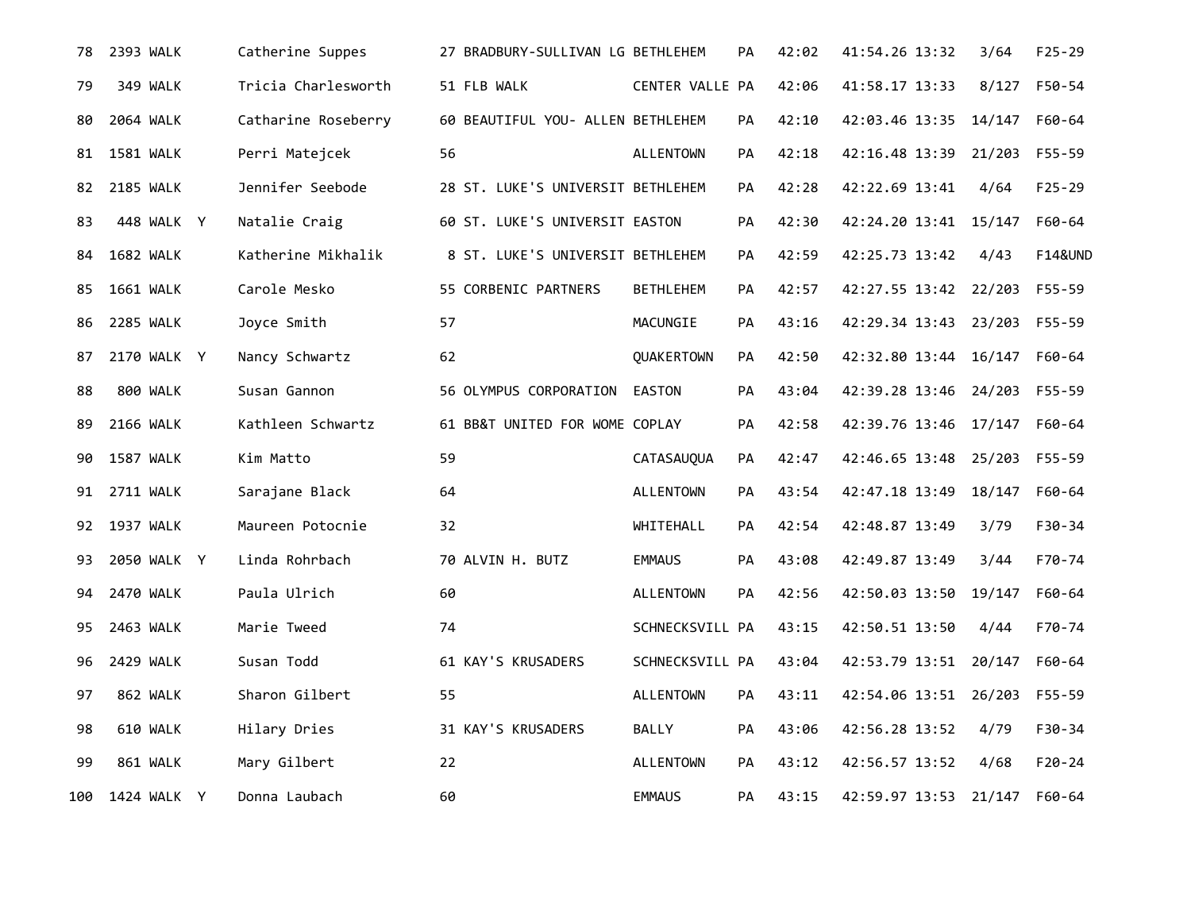| | | | | | | | | | | | | | |
|---|---|---|---|---|---|---|---|---|---|---|---|---|---|
| 78 | 2393 | WALK | | Catherine Suppes | 27 | BRADBURY-SULLIVAN LG | BETHLEHEM | PA | 42:02 | 41:54.26 | 13:32 | 3/64 | F25-29 |
| 79 | 349 | WALK | | Tricia Charlesworth | 51 | FLB WALK | CENTER VALLE | PA | 42:06 | 41:58.17 | 13:33 | 8/127 | F50-54 |
| 80 | 2064 | WALK | | Catharine Roseberry | 60 | BEAUTIFUL YOU- ALLEN | BETHLEHEM | PA | 42:10 | 42:03.46 | 13:35 | 14/147 | F60-64 |
| 81 | 1581 | WALK | | Perri Matejcek | 56 | | ALLENTOWN | PA | 42:18 | 42:16.48 | 13:39 | 21/203 | F55-59 |
| 82 | 2185 | WALK | | Jennifer Seebode | 28 | ST. LUKE'S UNIVERSIT | BETHLEHEM | PA | 42:28 | 42:22.69 | 13:41 | 4/64 | F25-29 |
| 83 | 448 | WALK | Y | Natalie Craig | 60 | ST. LUKE'S UNIVERSIT | EASTON | PA | 42:30 | 42:24.20 | 13:41 | 15/147 | F60-64 |
| 84 | 1682 | WALK | | Katherine Mikhalik | 8 | ST. LUKE'S UNIVERSIT | BETHLEHEM | PA | 42:59 | 42:25.73 | 13:42 | 4/43 | F14&UND |
| 85 | 1661 | WALK | | Carole Mesko | 55 | CORBENIC PARTNERS | BETHLEHEM | PA | 42:57 | 42:27.55 | 13:42 | 22/203 | F55-59 |
| 86 | 2285 | WALK | | Joyce Smith | 57 | | MACUNGIE | PA | 43:16 | 42:29.34 | 13:43 | 23/203 | F55-59 |
| 87 | 2170 | WALK | Y | Nancy Schwartz | 62 | | QUAKERTOWN | PA | 42:50 | 42:32.80 | 13:44 | 16/147 | F60-64 |
| 88 | 800 | WALK | | Susan Gannon | 56 | OLYMPUS CORPORATION | EASTON | PA | 43:04 | 42:39.28 | 13:46 | 24/203 | F55-59 |
| 89 | 2166 | WALK | | Kathleen Schwartz | 61 | BB&T UNITED FOR WOME | COPLAY | PA | 42:58 | 42:39.76 | 13:46 | 17/147 | F60-64 |
| 90 | 1587 | WALK | | Kim Matto | 59 | | CATASAUQUA | PA | 42:47 | 42:46.65 | 13:48 | 25/203 | F55-59 |
| 91 | 2711 | WALK | | Sarajane Black | 64 | | ALLENTOWN | PA | 43:54 | 42:47.18 | 13:49 | 18/147 | F60-64 |
| 92 | 1937 | WALK | | Maureen Potocnie | 32 | | WHITEHALL | PA | 42:54 | 42:48.87 | 13:49 | 3/79 | F30-34 |
| 93 | 2050 | WALK | Y | Linda Rohrbach | 70 | ALVIN H. BUTZ | EMMAUS | PA | 43:08 | 42:49.87 | 13:49 | 3/44 | F70-74 |
| 94 | 2470 | WALK | | Paula Ulrich | 60 | | ALLENTOWN | PA | 42:56 | 42:50.03 | 13:50 | 19/147 | F60-64 |
| 95 | 2463 | WALK | | Marie Tweed | 74 | | SCHNECKSVILL | PA | 43:15 | 42:50.51 | 13:50 | 4/44 | F70-74 |
| 96 | 2429 | WALK | | Susan Todd | 61 | KAY'S KRUSADERS | SCHNECKSVILL | PA | 43:04 | 42:53.79 | 13:51 | 20/147 | F60-64 |
| 97 | 862 | WALK | | Sharon Gilbert | 55 | | ALLENTOWN | PA | 43:11 | 42:54.06 | 13:51 | 26/203 | F55-59 |
| 98 | 610 | WALK | | Hilary Dries | 31 | KAY'S KRUSADERS | BALLY | PA | 43:06 | 42:56.28 | 13:52 | 4/79 | F30-34 |
| 99 | 861 | WALK | | Mary Gilbert | 22 | | ALLENTOWN | PA | 43:12 | 42:56.57 | 13:52 | 4/68 | F20-24 |
| 100 | 1424 | WALK | Y | Donna Laubach | 60 | | EMMAUS | PA | 43:15 | 42:59.97 | 13:53 | 21/147 | F60-64 |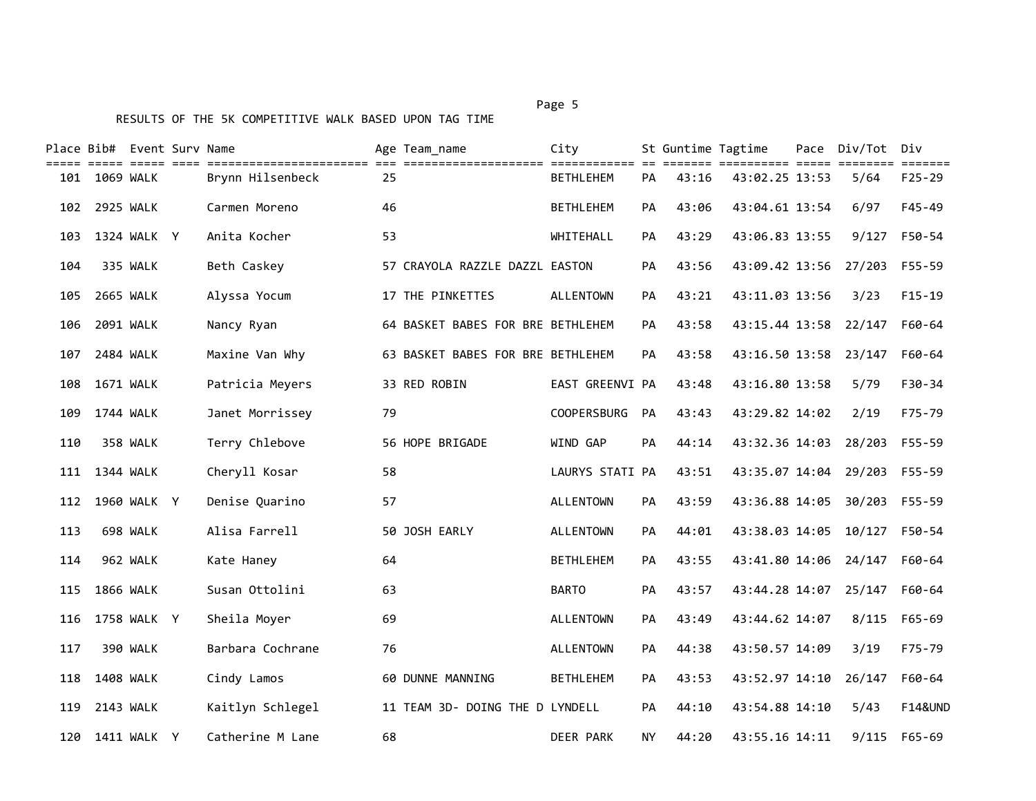RESULTS OF THE 5K COMPETITIVE WALK BASED UPON TAG TIME

| Place | Bib# | Event | Surv | Name | Age | Team_name | City | St | Guntime | Tagtime | Pace | Div/Tot | Div |
|---|---|---|---|---|---|---|---|---|---|---|---|---|---|
| 101 | 1069 | WALK | | Brynn Hilsenbeck | 25 | | BETHLEHEM | PA | 43:16 | 43:02.25 | 13:53 | 5/64 | F25-29 |
| 102 | 2925 | WALK | | Carmen Moreno | 46 | | BETHLEHEM | PA | 43:06 | 43:04.61 | 13:54 | 6/97 | F45-49 |
| 103 | 1324 | WALK | Y | Anita Kocher | 53 | | WHITEHALL | PA | 43:29 | 43:06.83 | 13:55 | 9/127 | F50-54 |
| 104 | 335 | WALK | | Beth Caskey | 57 | CRAYOLA RAZZLE DAZZL | EASTON | PA | 43:56 | 43:09.42 | 13:56 | 27/203 | F55-59 |
| 105 | 2665 | WALK | | Alyssa Yocum | 17 | THE PINKETTES | ALLENTOWN | PA | 43:21 | 43:11.03 | 13:56 | 3/23 | F15-19 |
| 106 | 2091 | WALK | | Nancy Ryan | 64 | BASKET BABES FOR BRE | BETHLEHEM | PA | 43:58 | 43:15.44 | 13:58 | 22/147 | F60-64 |
| 107 | 2484 | WALK | | Maxine Van Why | 63 | BASKET BABES FOR BRE | BETHLEHEM | PA | 43:58 | 43:16.50 | 13:58 | 23/147 | F60-64 |
| 108 | 1671 | WALK | | Patricia Meyers | 33 | RED ROBIN | EAST GREENVI | PA | 43:48 | 43:16.80 | 13:58 | 5/79 | F30-34 |
| 109 | 1744 | WALK | | Janet Morrissey | 79 | | COOPERSBURG | PA | 43:43 | 43:29.82 | 14:02 | 2/19 | F75-79 |
| 110 | 358 | WALK | | Terry Chlebove | 56 | HOPE BRIGADE | WIND GAP | PA | 44:14 | 43:32.36 | 14:03 | 28/203 | F55-59 |
| 111 | 1344 | WALK | | Cheryll Kosar | 58 | | LAURYS STATI | PA | 43:51 | 43:35.07 | 14:04 | 29/203 | F55-59 |
| 112 | 1960 | WALK | Y | Denise Quarino | 57 | | ALLENTOWN | PA | 43:59 | 43:36.88 | 14:05 | 30/203 | F55-59 |
| 113 | 698 | WALK | | Alisa Farrell | 50 | JOSH EARLY | ALLENTOWN | PA | 44:01 | 43:38.03 | 14:05 | 10/127 | F50-54 |
| 114 | 962 | WALK | | Kate Haney | 64 | | BETHLEHEM | PA | 43:55 | 43:41.80 | 14:06 | 24/147 | F60-64 |
| 115 | 1866 | WALK | | Susan Ottolini | 63 | | BARTO | PA | 43:57 | 43:44.28 | 14:07 | 25/147 | F60-64 |
| 116 | 1758 | WALK | Y | Sheila Moyer | 69 | | ALLENTOWN | PA | 43:49 | 43:44.62 | 14:07 | 8/115 | F65-69 |
| 117 | 390 | WALK | | Barbara Cochrane | 76 | | ALLENTOWN | PA | 44:38 | 43:50.57 | 14:09 | 3/19 | F75-79 |
| 118 | 1408 | WALK | | Cindy Lamos | 60 | DUNNE MANNING | BETHLEHEM | PA | 43:53 | 43:52.97 | 14:10 | 26/147 | F60-64 |
| 119 | 2143 | WALK | | Kaitlyn Schlegel | 11 | TEAM 3D- DOING THE D | LYNDELL | PA | 44:10 | 43:54.88 | 14:10 | 5/43 | F14&UND |
| 120 | 1411 | WALK | Y | Catherine M Lane | 68 | | DEER PARK | NY | 44:20 | 43:55.16 | 14:11 | 9/115 | F65-69 |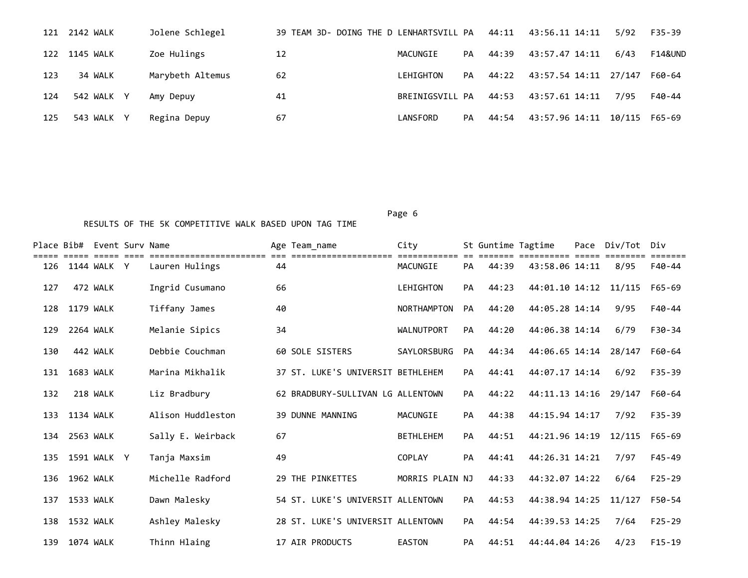| Place | Bib# | Event | Surv | Name | Age | Team_name | City | St | Guntime | Tagtime | Pace | Div/Tot | Div |
|---|---|---|---|---|---|---|---|---|---|---|---|---|---|
| 121 | 2142 | WALK | | Jolene Schlegel | 39 | TEAM 3D- DOING THE D | LENHARTSVILL | PA | 44:11 | 43:56.11 | 14:11 | 5/92 | F35-39 |
| 122 | 1145 | WALK | | Zoe Hulings | 12 | | MACUNGIE | PA | 44:39 | 43:57.47 | 14:11 | 6/43 | F14&UND |
| 123 | 34 | WALK | | Marybeth Altemus | 62 | | LEHIGHTON | PA | 44:22 | 43:57.54 | 14:11 | 27/147 | F60-64 |
| 124 | 542 | WALK | Y | Amy Depuy | 41 | | BREINIGSVILL | PA | 44:53 | 43:57.61 | 14:11 | 7/95 | F40-44 |
| 125 | 543 | WALK | Y | Regina Depuy | 67 | | LANSFORD | PA | 44:54 | 43:57.96 | 14:11 | 10/115 | F65-69 |

RESULTS OF THE 5K COMPETITIVE WALK BASED UPON TAG TIME

| Place | Bib# | Event | Surv | Name | Age | Team_name | City | St | Guntime | Tagtime | Pace | Div/Tot | Div |
|---|---|---|---|---|---|---|---|---|---|---|---|---|---|
| 126 | 1144 | WALK | Y | Lauren Hulings | 44 | | MACUNGIE | PA | 44:39 | 43:58.06 | 14:11 | 8/95 | F40-44 |
| 127 | 472 | WALK | | Ingrid Cusumano | 66 | | LEHIGHTON | PA | 44:23 | 44:01.10 | 14:12 | 11/115 | F65-69 |
| 128 | 1179 | WALK | | Tiffany James | 40 | | NORTHAMPTON | PA | 44:20 | 44:05.28 | 14:14 | 9/95 | F40-44 |
| 129 | 2264 | WALK | | Melanie Sipics | 34 | | WALNUTPORT | PA | 44:20 | 44:06.38 | 14:14 | 6/79 | F30-34 |
| 130 | 442 | WALK | | Debbie Couchman | 60 | SOLE SISTERS | SAYLORSBURG | PA | 44:34 | 44:06.65 | 14:14 | 28/147 | F60-64 |
| 131 | 1683 | WALK | | Marina Mikhalik | 37 | ST. LUKE'S UNIVERSIT | BETHLEHEM | PA | 44:41 | 44:07.17 | 14:14 | 6/92 | F35-39 |
| 132 | 218 | WALK | | Liz Bradbury | 62 | BRADBURY-SULLIVAN LG | ALLENTOWN | PA | 44:22 | 44:11.13 | 14:16 | 29/147 | F60-64 |
| 133 | 1134 | WALK | | Alison Huddleston | 39 | DUNNE MANNING | MACUNGIE | PA | 44:38 | 44:15.94 | 14:17 | 7/92 | F35-39 |
| 134 | 2563 | WALK | | Sally E. Weirback | 67 | | BETHLEHEM | PA | 44:51 | 44:21.96 | 14:19 | 12/115 | F65-69 |
| 135 | 1591 | WALK | Y | Tanja Maxsim | 49 | | COPLAY | PA | 44:41 | 44:26.31 | 14:21 | 7/97 | F45-49 |
| 136 | 1962 | WALK | | Michelle Radford | 29 | THE PINKETTES | MORRIS PLAIN | NJ | 44:33 | 44:32.07 | 14:22 | 6/64 | F25-29 |
| 137 | 1533 | WALK | | Dawn Malesky | 54 | ST. LUKE'S UNIVERSIT | ALLENTOWN | PA | 44:53 | 44:38.94 | 14:25 | 11/127 | F50-54 |
| 138 | 1532 | WALK | | Ashley Malesky | 28 | ST. LUKE'S UNIVERSIT | ALLENTOWN | PA | 44:54 | 44:39.53 | 14:25 | 7/64 | F25-29 |
| 139 | 1074 | WALK | | Thinn Hlaing | 17 | AIR PRODUCTS | EASTON | PA | 44:51 | 44:44.04 | 14:26 | 4/23 | F15-19 |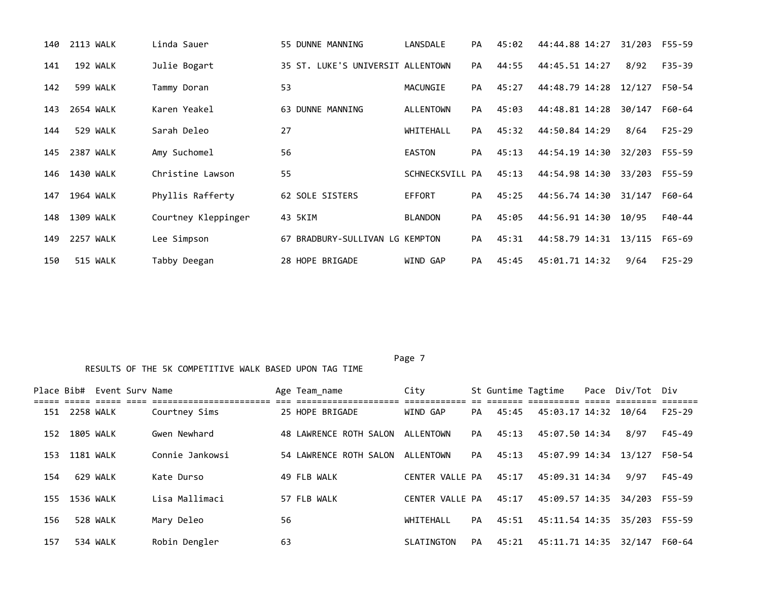| Place | Bib# | Event | Surv | Name | Age | Team_name | City | St | Guntime | Tagtime | Pace | Div/Tot | Div |
|---|---|---|---|---|---|---|---|---|---|---|---|---|---|
| 140 | 2113 | WALK | | Linda Sauer | 55 | DUNNE MANNING | LANSDALE | PA | 45:02 | 44:44.88 | 14:27 | 31/203 | F55-59 |
| 141 | 192 | WALK | | Julie Bogart | 35 | ST. LUKE'S UNIVERSIT | ALLENTOWN | PA | 44:55 | 44:45.51 | 14:27 | 8/92 | F35-39 |
| 142 | 599 | WALK | | Tammy Doran | 53 | | MACUNGIE | PA | 45:27 | 44:48.79 | 14:28 | 12/127 | F50-54 |
| 143 | 2654 | WALK | | Karen Yeakel | 63 | DUNNE MANNING | ALLENTOWN | PA | 45:03 | 44:48.81 | 14:28 | 30/147 | F60-64 |
| 144 | 529 | WALK | | Sarah Deleo | 27 | | WHITEHALL | PA | 45:32 | 44:50.84 | 14:29 | 8/64 | F25-29 |
| 145 | 2387 | WALK | | Amy Suchomel | 56 | | EASTON | PA | 45:13 | 44:54.19 | 14:30 | 32/203 | F55-59 |
| 146 | 1430 | WALK | | Christine Lawson | 55 | | SCHNECKSVILL | PA | 45:13 | 44:54.98 | 14:30 | 33/203 | F55-59 |
| 147 | 1964 | WALK | | Phyllis Rafferty | 62 | SOLE SISTERS | EFFORT | PA | 45:25 | 44:56.74 | 14:30 | 31/147 | F60-64 |
| 148 | 1309 | WALK | | Courtney Kleppinger | 43 | 5KIM | BLANDON | PA | 45:05 | 44:56.91 | 14:30 | 10/95 | F40-44 |
| 149 | 2257 | WALK | | Lee Simpson | 67 | BRADBURY-SULLIVAN LG | KEMPTON | PA | 45:31 | 44:58.79 | 14:31 | 13/115 | F65-69 |
| 150 | 515 | WALK | | Tabby Deegan | 28 | HOPE BRIGADE | WIND GAP | PA | 45:45 | 45:01.71 | 14:32 | 9/64 | F25-29 |

RESULTS OF THE 5K COMPETITIVE WALK BASED UPON TAG TIME

| Place | Bib# | Event | Surv | Name | Age | Team_name | City | St | Guntime | Tagtime | Pace | Div/Tot | Div |
|---|---|---|---|---|---|---|---|---|---|---|---|---|---|
| 151 | 2258 | WALK | | Courtney Sims | 25 | HOPE BRIGADE | WIND GAP | PA | 45:45 | 45:03.17 | 14:32 | 10/64 | F25-29 |
| 152 | 1805 | WALK | | Gwen Newhard | 48 | LAWRENCE ROTH SALON | ALLENTOWN | PA | 45:13 | 45:07.50 | 14:34 | 8/97 | F45-49 |
| 153 | 1181 | WALK | | Connie Jankowsi | 54 | LAWRENCE ROTH SALON | ALLENTOWN | PA | 45:13 | 45:07.99 | 14:34 | 13/127 | F50-54 |
| 154 | 629 | WALK | | Kate Durso | 49 | FLB WALK | CENTER VALLE | PA | 45:17 | 45:09.31 | 14:34 | 9/97 | F45-49 |
| 155 | 1536 | WALK | | Lisa Mallimaci | 57 | FLB WALK | CENTER VALLE | PA | 45:17 | 45:09.57 | 14:35 | 34/203 | F55-59 |
| 156 | 528 | WALK | | Mary Deleo | 56 | | WHITEHALL | PA | 45:51 | 45:11.54 | 14:35 | 35/203 | F55-59 |
| 157 | 534 | WALK | | Robin Dengler | 63 | | SLATINGTON | PA | 45:21 | 45:11.71 | 14:35 | 32/147 | F60-64 |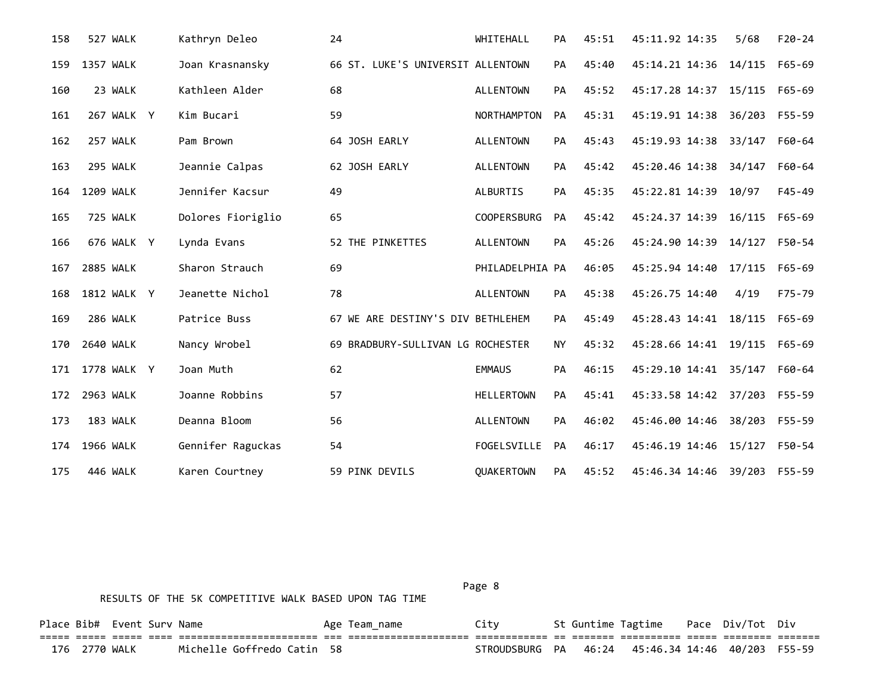| Place | Bib# | Event | Surv | Name | Age | Team_name | City | St | Guntime | Tagtime | Pace | Div/Tot | Div |
|---|---|---|---|---|---|---|---|---|---|---|---|---|---|
| 158 | 527 | WALK | | Kathryn Deleo | 24 | | WHITEHALL | PA | 45:51 | 45:11.92 | 14:35 | 5/68 | F20-24 |
| 159 | 1357 | WALK | | Joan Krasnansky | 66 | ST. LUKE'S UNIVERSIT | ALLENTOWN | PA | 45:40 | 45:14.21 | 14:36 | 14/115 | F65-69 |
| 160 | 23 | WALK | | Kathleen Alder | 68 | | ALLENTOWN | PA | 45:52 | 45:17.28 | 14:37 | 15/115 | F65-69 |
| 161 | 267 | WALK | Y | Kim Bucari | 59 | | NORTHAMPTON | PA | 45:31 | 45:19.91 | 14:38 | 36/203 | F55-59 |
| 162 | 257 | WALK | | Pam Brown | 64 | JOSH EARLY | ALLENTOWN | PA | 45:43 | 45:19.93 | 14:38 | 33/147 | F60-64 |
| 163 | 295 | WALK | | Jeannie Calpas | 62 | JOSH EARLY | ALLENTOWN | PA | 45:42 | 45:20.46 | 14:38 | 34/147 | F60-64 |
| 164 | 1209 | WALK | | Jennifer Kacsur | 49 | | ALBURTIS | PA | 45:35 | 45:22.81 | 14:39 | 10/97 | F45-49 |
| 165 | 725 | WALK | | Dolores Fioriglio | 65 | | COOPERSBURG | PA | 45:42 | 45:24.37 | 14:39 | 16/115 | F65-69 |
| 166 | 676 | WALK | Y | Lynda Evans | 52 | THE PINKETTES | ALLENTOWN | PA | 45:26 | 45:24.90 | 14:39 | 14/127 | F50-54 |
| 167 | 2885 | WALK | | Sharon Strauch | 69 | | PHILADELPHIA | PA | 46:05 | 45:25.94 | 14:40 | 17/115 | F65-69 |
| 168 | 1812 | WALK | Y | Jeanette Nichol | 78 | | ALLENTOWN | PA | 45:38 | 45:26.75 | 14:40 | 4/19 | F75-79 |
| 169 | 286 | WALK | | Patrice Buss | 67 | WE ARE DESTINY'S DIV | BETHLEHEM | PA | 45:49 | 45:28.43 | 14:41 | 18/115 | F65-69 |
| 170 | 2640 | WALK | | Nancy Wrobel | 69 | BRADBURY-SULLIVAN LG | ROCHESTER | NY | 45:32 | 45:28.66 | 14:41 | 19/115 | F65-69 |
| 171 | 1778 | WALK | Y | Joan Muth | 62 | | EMMAUS | PA | 46:15 | 45:29.10 | 14:41 | 35/147 | F60-64 |
| 172 | 2963 | WALK | | Joanne Robbins | 57 | | HELLERTOWN | PA | 45:41 | 45:33.58 | 14:42 | 37/203 | F55-59 |
| 173 | 183 | WALK | | Deanna Bloom | 56 | | ALLENTOWN | PA | 46:02 | 45:46.00 | 14:46 | 38/203 | F55-59 |
| 174 | 1966 | WALK | | Gennifer Raguckas | 54 | | FOGELSVILLE | PA | 46:17 | 45:46.19 | 14:46 | 15/127 | F50-54 |
| 175 | 446 | WALK | | Karen Courtney | 59 | PINK DEVILS | QUAKERTOWN | PA | 45:52 | 45:46.34 | 14:46 | 39/203 | F55-59 |

RESULTS OF THE 5K COMPETITIVE WALK BASED UPON TAG TIME

| Place | Bib# | Event | Surv | Name | Age | Team_name | City | St | Guntime | Tagtime | Pace | Div/Tot | Div |
|---|---|---|---|---|---|---|---|---|---|---|---|---|---|
| 176 | 2770 | WALK | | Michelle Goffredo Catin | 58 | | STROUDSBURG | PA | 46:24 | 45:46.34 | 14:46 | 40/203 | F55-59 |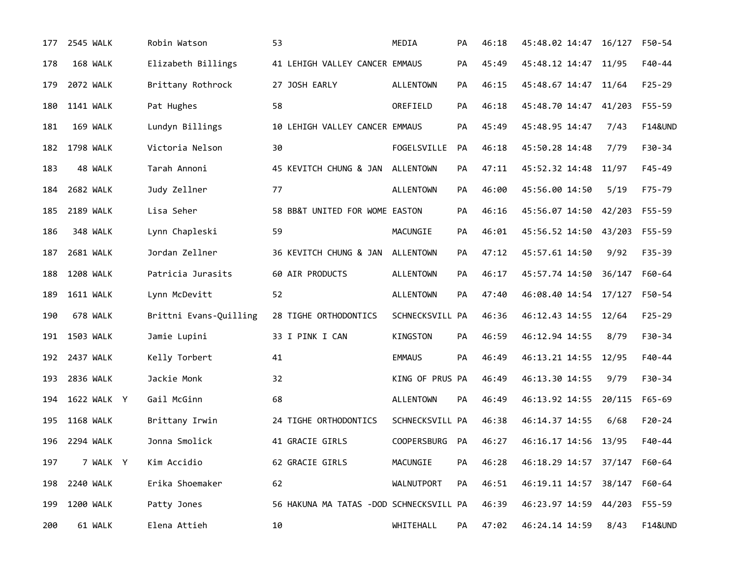| Place | Bib | Type | Y | Name | Age | Team | City | State | Gun Time | Net Time | Pace | Div Place | Division |
|---|---|---|---|---|---|---|---|---|---|---|---|---|---|
| 177 | 2545 | WALK | | Robin Watson | 53 | | MEDIA | PA | 46:18 | 45:48.02 | 14:47 | 16/127 | F50-54 |
| 178 | 168 | WALK | | Elizabeth Billings | 41 | LEHIGH VALLEY CANCER | EMMAUS | PA | 45:49 | 45:48.12 | 14:47 | 11/95 | F40-44 |
| 179 | 2072 | WALK | | Brittany Rothrock | 27 | JOSH EARLY | ALLENTOWN | PA | 46:15 | 45:48.67 | 14:47 | 11/64 | F25-29 |
| 180 | 1141 | WALK | | Pat Hughes | 58 | | OREFIELD | PA | 46:18 | 45:48.70 | 14:47 | 41/203 | F55-59 |
| 181 | 169 | WALK | | Lundyn Billings | 10 | LEHIGH VALLEY CANCER | EMMAUS | PA | 45:49 | 45:48.95 | 14:47 | 7/43 | F14&UND |
| 182 | 1798 | WALK | | Victoria Nelson | 30 | | FOGELSVILLE | PA | 46:18 | 45:50.28 | 14:48 | 7/79 | F30-34 |
| 183 | 48 | WALK | | Tarah Annoni | 45 | KEVITCH CHUNG & JAN | ALLENTOWN | PA | 47:11 | 45:52.32 | 14:48 | 11/97 | F45-49 |
| 184 | 2682 | WALK | | Judy Zellner | 77 | | ALLENTOWN | PA | 46:00 | 45:56.00 | 14:50 | 5/19 | F75-79 |
| 185 | 2189 | WALK | | Lisa Seher | 58 | BB&T UNITED FOR WOME | EASTON | PA | 46:16 | 45:56.07 | 14:50 | 42/203 | F55-59 |
| 186 | 348 | WALK | | Lynn Chapleski | 59 | | MACUNGIE | PA | 46:01 | 45:56.52 | 14:50 | 43/203 | F55-59 |
| 187 | 2681 | WALK | | Jordan Zellner | 36 | KEVITCH CHUNG & JAN | ALLENTOWN | PA | 47:12 | 45:57.61 | 14:50 | 9/92 | F35-39 |
| 188 | 1208 | WALK | | Patricia Jurasits | 60 | AIR PRODUCTS | ALLENTOWN | PA | 46:17 | 45:57.74 | 14:50 | 36/147 | F60-64 |
| 189 | 1611 | WALK | | Lynn McDevitt | 52 | | ALLENTOWN | PA | 47:40 | 46:08.40 | 14:54 | 17/127 | F50-54 |
| 190 | 678 | WALK | | Brittni Evans-Quilling | 28 | TIGHE ORTHODONTICS | SCHNECKSVILL | PA | 46:36 | 46:12.43 | 14:55 | 12/64 | F25-29 |
| 191 | 1503 | WALK | | Jamie Lupini | 33 | I PINK I CAN | KINGSTON | PA | 46:59 | 46:12.94 | 14:55 | 8/79 | F30-34 |
| 192 | 2437 | WALK | | Kelly Torbert | 41 | | EMMAUS | PA | 46:49 | 46:13.21 | 14:55 | 12/95 | F40-44 |
| 193 | 2836 | WALK | | Jackie Monk | 32 | | KING OF PRUS | PA | 46:49 | 46:13.30 | 14:55 | 9/79 | F30-34 |
| 194 | 1622 | WALK | Y | Gail McGinn | 68 | | ALLENTOWN | PA | 46:49 | 46:13.92 | 14:55 | 20/115 | F65-69 |
| 195 | 1168 | WALK | | Brittany Irwin | 24 | TIGHE ORTHODONTICS | SCHNECKSVILL | PA | 46:38 | 46:14.37 | 14:55 | 6/68 | F20-24 |
| 196 | 2294 | WALK | | Jonna Smolick | 41 | GRACIE GIRLS | COOPERSBURG | PA | 46:27 | 46:16.17 | 14:56 | 13/95 | F40-44 |
| 197 | 7 | WALK | Y | Kim Accidio | 62 | GRACIE GIRLS | MACUNGIE | PA | 46:28 | 46:18.29 | 14:57 | 37/147 | F60-64 |
| 198 | 2240 | WALK | | Erika Shoemaker | 62 | | WALNUTPORT | PA | 46:51 | 46:19.11 | 14:57 | 38/147 | F60-64 |
| 199 | 1200 | WALK | | Patty Jones | 56 | HAKUNA MA TATAS -DOD | SCHNECKSVILL | PA | 46:39 | 46:23.97 | 14:59 | 44/203 | F55-59 |
| 200 | 61 | WALK | | Elena Attieh | 10 | | WHITEHALL | PA | 47:02 | 46:24.14 | 14:59 | 8/43 | F14&UND |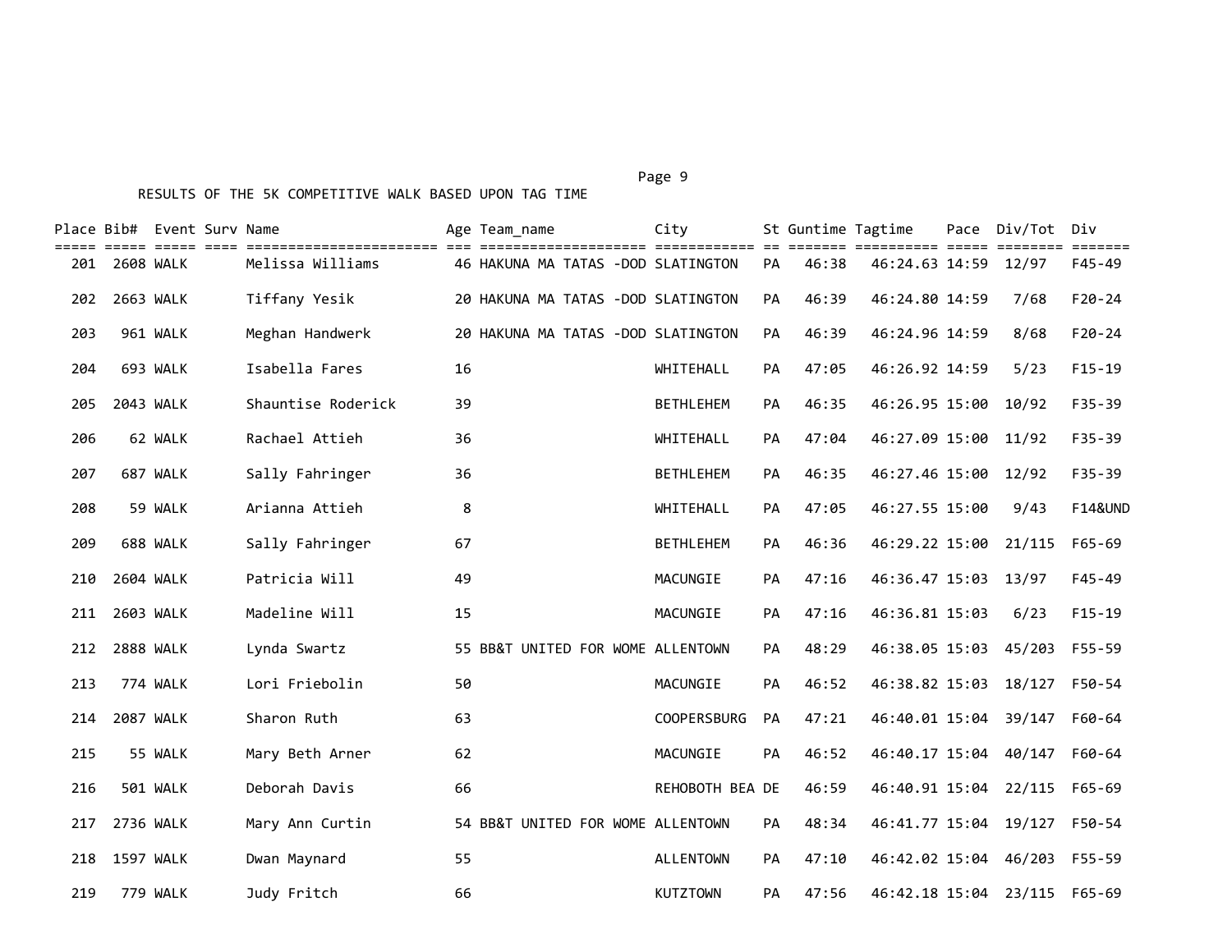RESULTS OF THE 5K COMPETITIVE WALK BASED UPON TAG TIME

| Place | Bib# | Event | Surv | Name | Age | Team_name | City | St | Guntime | Tagtime | Pace | Div/Tot | Div |
|---|---|---|---|---|---|---|---|---|---|---|---|---|---|
| 201 | 2608 | WALK | | Melissa Williams | 46 | HAKUNA MA TATAS -DOD | SLATINGTON | PA | 46:38 | 46:24.63 | 14:59 | 12/97 | F45-49 |
| 202 | 2663 | WALK | | Tiffany Yesik | 20 | HAKUNA MA TATAS -DOD | SLATINGTON | PA | 46:39 | 46:24.80 | 14:59 | 7/68 | F20-24 |
| 203 | 961 | WALK | | Meghan Handwerk | 20 | HAKUNA MA TATAS -DOD | SLATINGTON | PA | 46:39 | 46:24.96 | 14:59 | 8/68 | F20-24 |
| 204 | 693 | WALK | | Isabella Fares | 16 | | WHITEHALL | PA | 47:05 | 46:26.92 | 14:59 | 5/23 | F15-19 |
| 205 | 2043 | WALK | | Shauntise Roderick | 39 | | BETHLEHEM | PA | 46:35 | 46:26.95 | 15:00 | 10/92 | F35-39 |
| 206 | 62 | WALK | | Rachael Attieh | 36 | | WHITEHALL | PA | 47:04 | 46:27.09 | 15:00 | 11/92 | F35-39 |
| 207 | 687 | WALK | | Sally Fahringer | 36 | | BETHLEHEM | PA | 46:35 | 46:27.46 | 15:00 | 12/92 | F35-39 |
| 208 | 59 | WALK | | Arianna Attieh | 8 | | WHITEHALL | PA | 47:05 | 46:27.55 | 15:00 | 9/43 | F14&UND |
| 209 | 688 | WALK | | Sally Fahringer | 67 | | BETHLEHEM | PA | 46:36 | 46:29.22 | 15:00 | 21/115 | F65-69 |
| 210 | 2604 | WALK | | Patricia Will | 49 | | MACUNGIE | PA | 47:16 | 46:36.47 | 15:03 | 13/97 | F45-49 |
| 211 | 2603 | WALK | | Madeline Will | 15 | | MACUNGIE | PA | 47:16 | 46:36.81 | 15:03 | 6/23 | F15-19 |
| 212 | 2888 | WALK | | Lynda Swartz | 55 | BB&T UNITED FOR WOME | ALLENTOWN | PA | 48:29 | 46:38.05 | 15:03 | 45/203 | F55-59 |
| 213 | 774 | WALK | | Lori Friebolin | 50 | | MACUNGIE | PA | 46:52 | 46:38.82 | 15:03 | 18/127 | F50-54 |
| 214 | 2087 | WALK | | Sharon Ruth | 63 | | COOPERSBURG | PA | 47:21 | 46:40.01 | 15:04 | 39/147 | F60-64 |
| 215 | 55 | WALK | | Mary Beth Arner | 62 | | MACUNGIE | PA | 46:52 | 46:40.17 | 15:04 | 40/147 | F60-64 |
| 216 | 501 | WALK | | Deborah Davis | 66 | | REHOBOTH BEA | DE | 46:59 | 46:40.91 | 15:04 | 22/115 | F65-69 |
| 217 | 2736 | WALK | | Mary Ann Curtin | 54 | BB&T UNITED FOR WOME | ALLENTOWN | PA | 48:34 | 46:41.77 | 15:04 | 19/127 | F50-54 |
| 218 | 1597 | WALK | | Dwan Maynard | 55 | | ALLENTOWN | PA | 47:10 | 46:42.02 | 15:04 | 46/203 | F55-59 |
| 219 | 779 | WALK | | Judy Fritch | 66 | | KUTZTOWN | PA | 47:56 | 46:42.18 | 15:04 | 23/115 | F65-69 |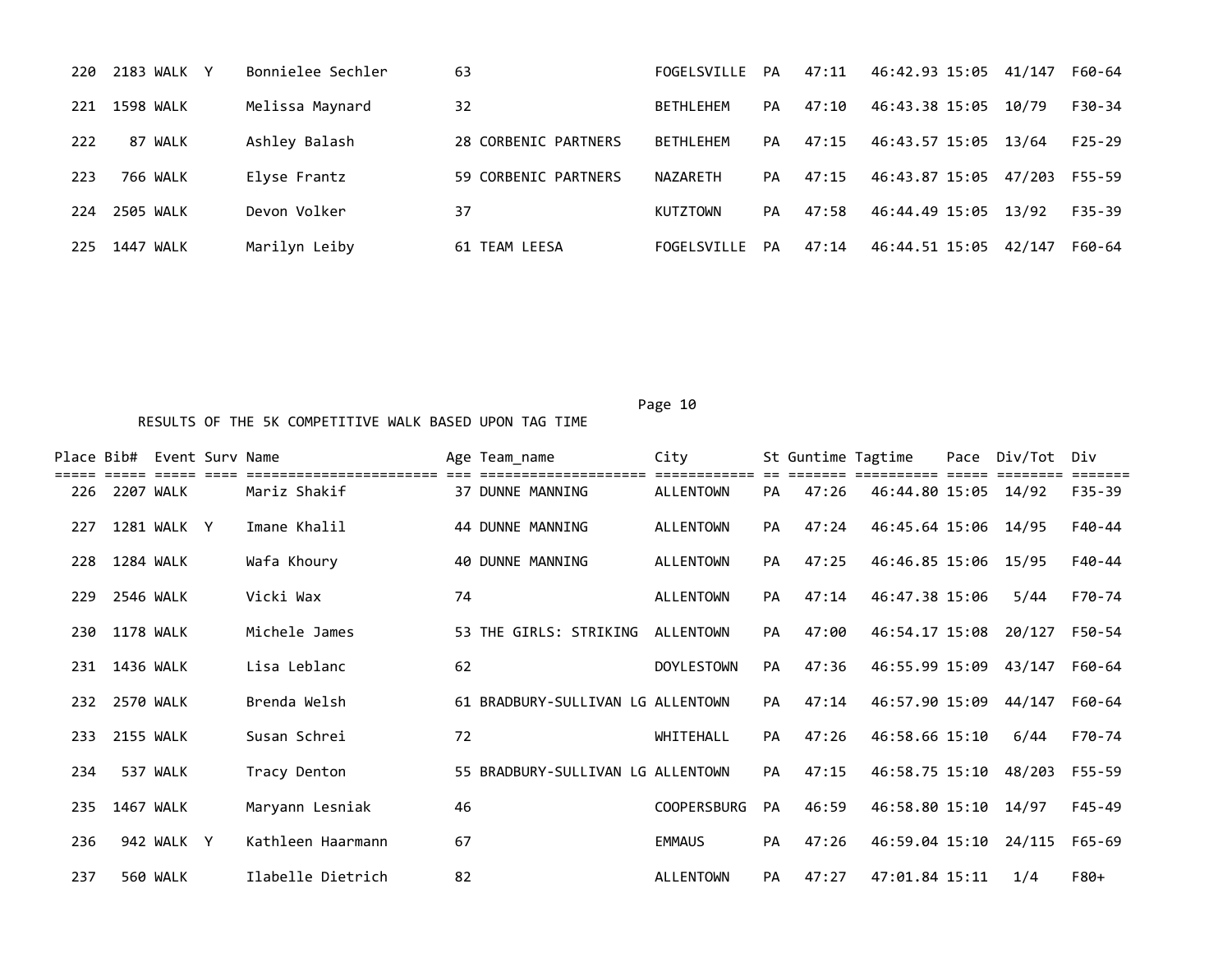| Place | Bib# | Event | Surv | Name | Age | Team_name | City | St | Guntime | Tagtime | Pace | Div/Tot | Div |
|---|---|---|---|---|---|---|---|---|---|---|---|---|---|
| 220 | 2183 | WALK | Y | Bonnielee Sechler | 63 | | FOGELSVILLE | PA | 47:11 | 46:42.93 | 15:05 | 41/147 | F60-64 |
| 221 | 1598 | WALK | | Melissa Maynard | 32 | | BETHLEHEM | PA | 47:10 | 46:43.38 | 15:05 | 10/79 | F30-34 |
| 222 | 87 | WALK | | Ashley Balash | 28 | CORBENIC PARTNERS | BETHLEHEM | PA | 47:15 | 46:43.57 | 15:05 | 13/64 | F25-29 |
| 223 | 766 | WALK | | Elyse Frantz | 59 | CORBENIC PARTNERS | NAZARETH | PA | 47:15 | 46:43.87 | 15:05 | 47/203 | F55-59 |
| 224 | 2505 | WALK | | Devon Volker | 37 | | KUTZTOWN | PA | 47:58 | 46:44.49 | 15:05 | 13/92 | F35-39 |
| 225 | 1447 | WALK | | Marilyn Leiby | 61 | TEAM LEESA | FOGELSVILLE | PA | 47:14 | 46:44.51 | 15:05 | 42/147 | F60-64 |

RESULTS OF THE 5K COMPETITIVE WALK BASED UPON TAG TIME

| Place | Bib# | Event | Surv | Name | Age | Team_name | City | St | Guntime | Tagtime | Pace | Div/Tot | Div |
|---|---|---|---|---|---|---|---|---|---|---|---|---|---|
| 226 | 2207 | WALK | | Mariz Shakif | 37 | DUNNE MANNING | ALLENTOWN | PA | 47:26 | 46:44.80 | 15:05 | 14/92 | F35-39 |
| 227 | 1281 | WALK | Y | Imane Khalil | 44 | DUNNE MANNING | ALLENTOWN | PA | 47:24 | 46:45.64 | 15:06 | 14/95 | F40-44 |
| 228 | 1284 | WALK | | Wafa Khoury | 40 | DUNNE MANNING | ALLENTOWN | PA | 47:25 | 46:46.85 | 15:06 | 15/95 | F40-44 |
| 229 | 2546 | WALK | | Vicki Wax | 74 | | ALLENTOWN | PA | 47:14 | 46:47.38 | 15:06 | 5/44 | F70-74 |
| 230 | 1178 | WALK | | Michele James | 53 | THE GIRLS: STRIKING | ALLENTOWN | PA | 47:00 | 46:54.17 | 15:08 | 20/127 | F50-54 |
| 231 | 1436 | WALK | | Lisa Leblanc | 62 | | DOYLESTOWN | PA | 47:36 | 46:55.99 | 15:09 | 43/147 | F60-64 |
| 232 | 2570 | WALK | | Brenda Welsh | 61 | BRADBURY-SULLIVAN LG | ALLENTOWN | PA | 47:14 | 46:57.90 | 15:09 | 44/147 | F60-64 |
| 233 | 2155 | WALK | | Susan Schrei | 72 | | WHITEHALL | PA | 47:26 | 46:58.66 | 15:10 | 6/44 | F70-74 |
| 234 | 537 | WALK | | Tracy Denton | 55 | BRADBURY-SULLIVAN LG | ALLENTOWN | PA | 47:15 | 46:58.75 | 15:10 | 48/203 | F55-59 |
| 235 | 1467 | WALK | | Maryann Lesniak | 46 | | COOPERSBURG | PA | 46:59 | 46:58.80 | 15:10 | 14/97 | F45-49 |
| 236 | 942 | WALK | Y | Kathleen Haarmann | 67 | | EMMAUS | PA | 47:26 | 46:59.04 | 15:10 | 24/115 | F65-69 |
| 237 | 560 | WALK | | Ilabelle Dietrich | 82 | | ALLENTOWN | PA | 47:27 | 47:01.84 | 15:11 | 1/4 | F80+ |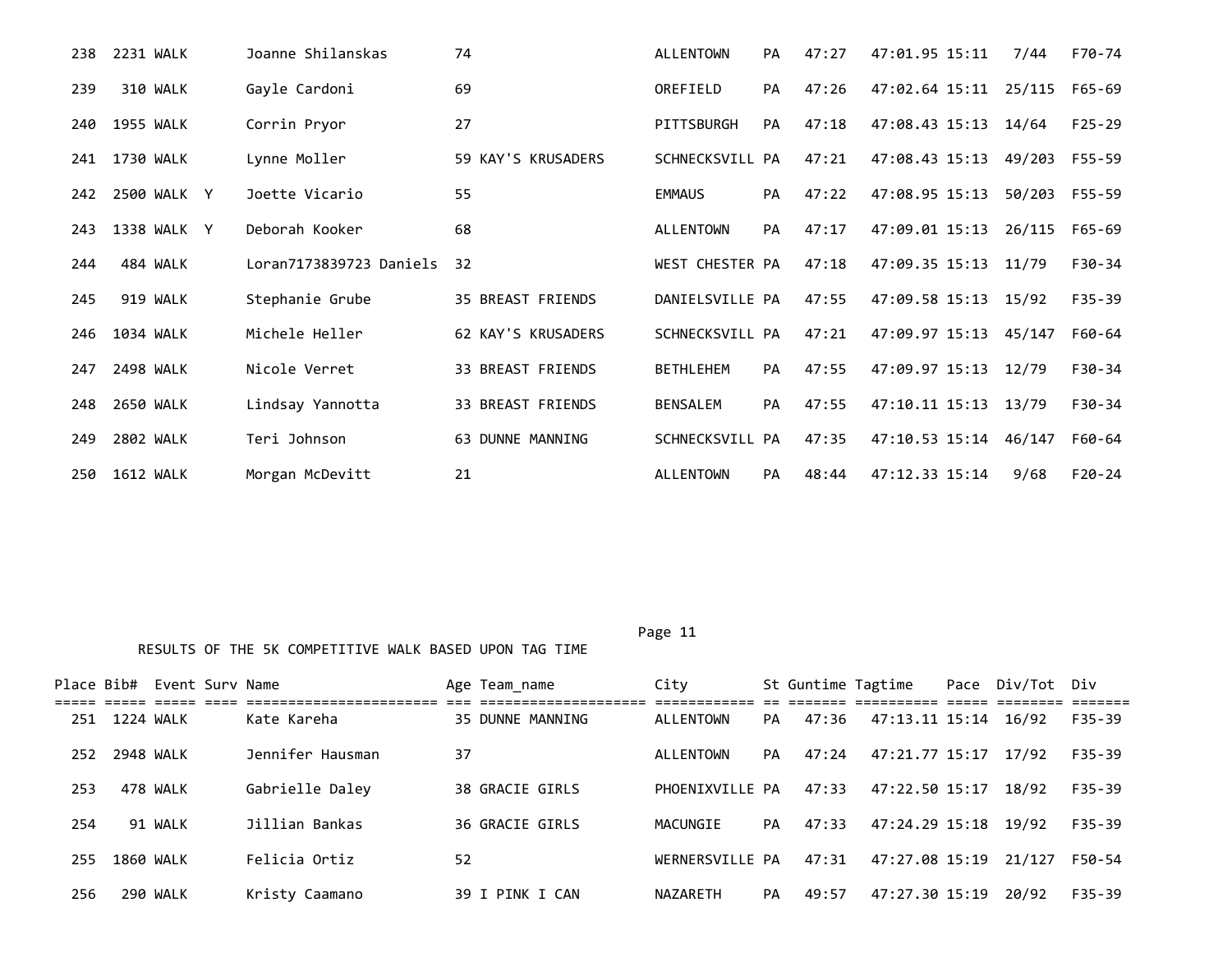| Place | Bib# | Event | Surv | Name | Age | Team_name | City | St | Guntime | Tagtime | Pace | Div/Tot | Div |
|---|---|---|---|---|---|---|---|---|---|---|---|---|---|
| 238 | 2231 | WALK | | Joanne Shilanskas | 74 | | ALLENTOWN | PA | 47:27 | 47:01.95 | 15:11 | 7/44 | F70-74 |
| 239 | 310 | WALK | | Gayle Cardoni | 69 | | OREFIELD | PA | 47:26 | 47:02.64 | 15:11 | 25/115 | F65-69 |
| 240 | 1955 | WALK | | Corrin Pryor | 27 | | PITTSBURGH | PA | 47:18 | 47:08.43 | 15:13 | 14/64 | F25-29 |
| 241 | 1730 | WALK | | Lynne Moller | 59 | KAY'S KRUSADERS | SCHNECKSVILL | PA | 47:21 | 47:08.43 | 15:13 | 49/203 | F55-59 |
| 242 | 2500 | WALK | Y | Joette Vicario | 55 | | EMMAUS | PA | 47:22 | 47:08.95 | 15:13 | 50/203 | F55-59 |
| 243 | 1338 | WALK | Y | Deborah Kooker | 68 | | ALLENTOWN | PA | 47:17 | 47:09.01 | 15:13 | 26/115 | F65-69 |
| 244 | 484 | WALK | | Loran7173839723 Daniels | 32 | | WEST CHESTER | PA | 47:18 | 47:09.35 | 15:13 | 11/79 | F30-34 |
| 245 | 919 | WALK | | Stephanie Grube | 35 | BREAST FRIENDS | DANIELSVILLE | PA | 47:55 | 47:09.58 | 15:13 | 15/92 | F35-39 |
| 246 | 1034 | WALK | | Michele Heller | 62 | KAY'S KRUSADERS | SCHNECKSVILL | PA | 47:21 | 47:09.97 | 15:13 | 45/147 | F60-64 |
| 247 | 2498 | WALK | | Nicole Verret | 33 | BREAST FRIENDS | BETHLEHEM | PA | 47:55 | 47:09.97 | 15:13 | 12/79 | F30-34 |
| 248 | 2650 | WALK | | Lindsay Yannotta | 33 | BREAST FRIENDS | BENSALEM | PA | 47:55 | 47:10.11 | 15:13 | 13/79 | F30-34 |
| 249 | 2802 | WALK | | Teri Johnson | 63 | DUNNE MANNING | SCHNECKSVILL | PA | 47:35 | 47:10.53 | 15:14 | 46/147 | F60-64 |
| 250 | 1612 | WALK | | Morgan McDevitt | 21 | | ALLENTOWN | PA | 48:44 | 47:12.33 | 15:14 | 9/68 | F20-24 |

RESULTS OF THE 5K COMPETITIVE WALK BASED UPON TAG TIME

| Place | Bib# | Event | Surv | Name | Age | Team_name | City | St | Guntime | Tagtime | Pace | Div/Tot | Div |
|---|---|---|---|---|---|---|---|---|---|---|---|---|---|
| 251 | 1224 | WALK | | Kate Kareha | 35 | DUNNE MANNING | ALLENTOWN | PA | 47:36 | 47:13.11 | 15:14 | 16/92 | F35-39 |
| 252 | 2948 | WALK | | Jennifer Hausman | 37 | | ALLENTOWN | PA | 47:24 | 47:21.77 | 15:17 | 17/92 | F35-39 |
| 253 | 478 | WALK | | Gabrielle Daley | 38 | GRACIE GIRLS | PHOENIXVILLE | PA | 47:33 | 47:22.50 | 15:17 | 18/92 | F35-39 |
| 254 | 91 | WALK | | Jillian Bankas | 36 | GRACIE GIRLS | MACUNGIE | PA | 47:33 | 47:24.29 | 15:18 | 19/92 | F35-39 |
| 255 | 1860 | WALK | | Felicia Ortiz | 52 | | WERNERSVILLE | PA | 47:31 | 47:27.08 | 15:19 | 21/127 | F50-54 |
| 256 | 290 | WALK | | Kristy Caamano | 39 | I PINK I CAN | NAZARETH | PA | 49:57 | 47:27.30 | 15:19 | 20/92 | F35-39 |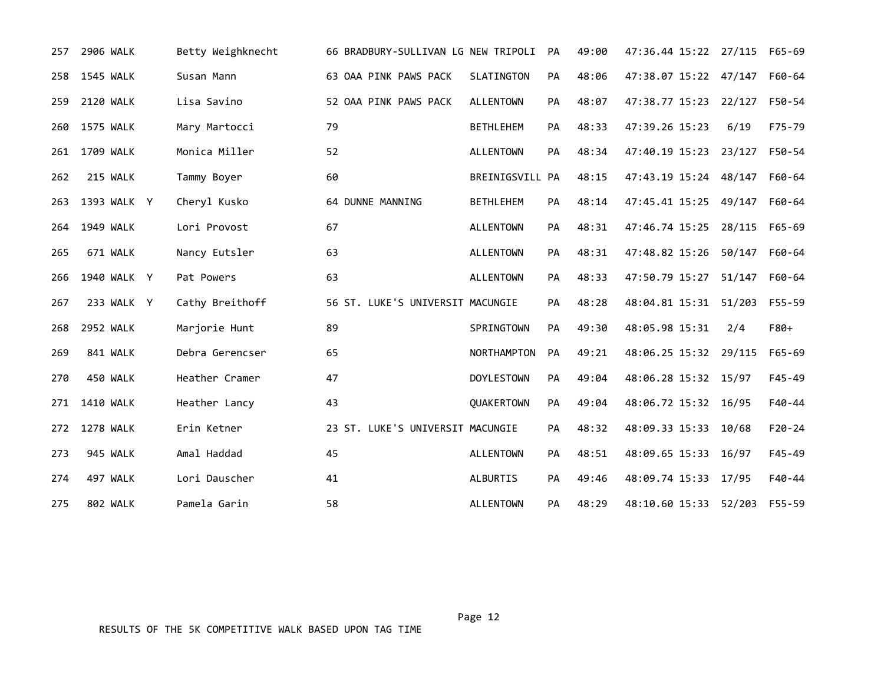| Place | Bib | Division | Y | Name | Age | Team | City | State | Gun Time | Tag Time | Pace | Div Place | Div |
|---|---|---|---|---|---|---|---|---|---|---|---|---|---|
| 257 | 2906 | WALK | | Betty Weighknecht | 66 | BRADBURY-SULLIVAN LG | NEW TRIPOLI | PA | 49:00 | 47:36.44 | 15:22 | 27/115 | F65-69 |
| 258 | 1545 | WALK | | Susan Mann | 63 | OAA PINK PAWS PACK | SLATINGTON | PA | 48:06 | 47:38.07 | 15:22 | 47/147 | F60-64 |
| 259 | 2120 | WALK | | Lisa Savino | 52 | OAA PINK PAWS PACK | ALLENTOWN | PA | 48:07 | 47:38.77 | 15:23 | 22/127 | F50-54 |
| 260 | 1575 | WALK | | Mary Martocci | 79 | | BETHLEHEM | PA | 48:33 | 47:39.26 | 15:23 | 6/19 | F75-79 |
| 261 | 1709 | WALK | | Monica Miller | 52 | | ALLENTOWN | PA | 48:34 | 47:40.19 | 15:23 | 23/127 | F50-54 |
| 262 | 215 | WALK | | Tammy Boyer | 60 | | BREINIGSVILL | PA | 48:15 | 47:43.19 | 15:24 | 48/147 | F60-64 |
| 263 | 1393 | WALK | Y | Cheryl Kusko | 64 | DUNNE MANNING | BETHLEHEM | PA | 48:14 | 47:45.41 | 15:25 | 49/147 | F60-64 |
| 264 | 1949 | WALK | | Lori Provost | 67 | | ALLENTOWN | PA | 48:31 | 47:46.74 | 15:25 | 28/115 | F65-69 |
| 265 | 671 | WALK | | Nancy Eutsler | 63 | | ALLENTOWN | PA | 48:31 | 47:48.82 | 15:26 | 50/147 | F60-64 |
| 266 | 1940 | WALK | Y | Pat Powers | 63 | | ALLENTOWN | PA | 48:33 | 47:50.79 | 15:27 | 51/147 | F60-64 |
| 267 | 233 | WALK | Y | Cathy Breithoff | 56 | ST. LUKE'S UNIVERSIT | MACUNGIE | PA | 48:28 | 48:04.81 | 15:31 | 51/203 | F55-59 |
| 268 | 2952 | WALK | | Marjorie Hunt | 89 | | SPRINGTOWN | PA | 49:30 | 48:05.98 | 15:31 | 2/4 | F80+ |
| 269 | 841 | WALK | | Debra Gerencser | 65 | | NORTHAMPTON | PA | 49:21 | 48:06.25 | 15:32 | 29/115 | F65-69 |
| 270 | 450 | WALK | | Heather Cramer | 47 | | DOYLESTOWN | PA | 49:04 | 48:06.28 | 15:32 | 15/97 | F45-49 |
| 271 | 1410 | WALK | | Heather Lancy | 43 | | QUAKERTOWN | PA | 49:04 | 48:06.72 | 15:32 | 16/95 | F40-44 |
| 272 | 1278 | WALK | | Erin Ketner | 23 | ST. LUKE'S UNIVERSIT | MACUNGIE | PA | 48:32 | 48:09.33 | 15:33 | 10/68 | F20-24 |
| 273 | 945 | WALK | | Amal Haddad | 45 | | ALLENTOWN | PA | 48:51 | 48:09.65 | 15:33 | 16/97 | F45-49 |
| 274 | 497 | WALK | | Lori Dauscher | 41 | | ALBURTIS | PA | 49:46 | 48:09.74 | 15:33 | 17/95 | F40-44 |
| 275 | 802 | WALK | | Pamela Garin | 58 | | ALLENTOWN | PA | 48:29 | 48:10.60 | 15:33 | 52/203 | F55-59 |

RESULTS OF THE 5K COMPETITIVE WALK BASED UPON TAG TIME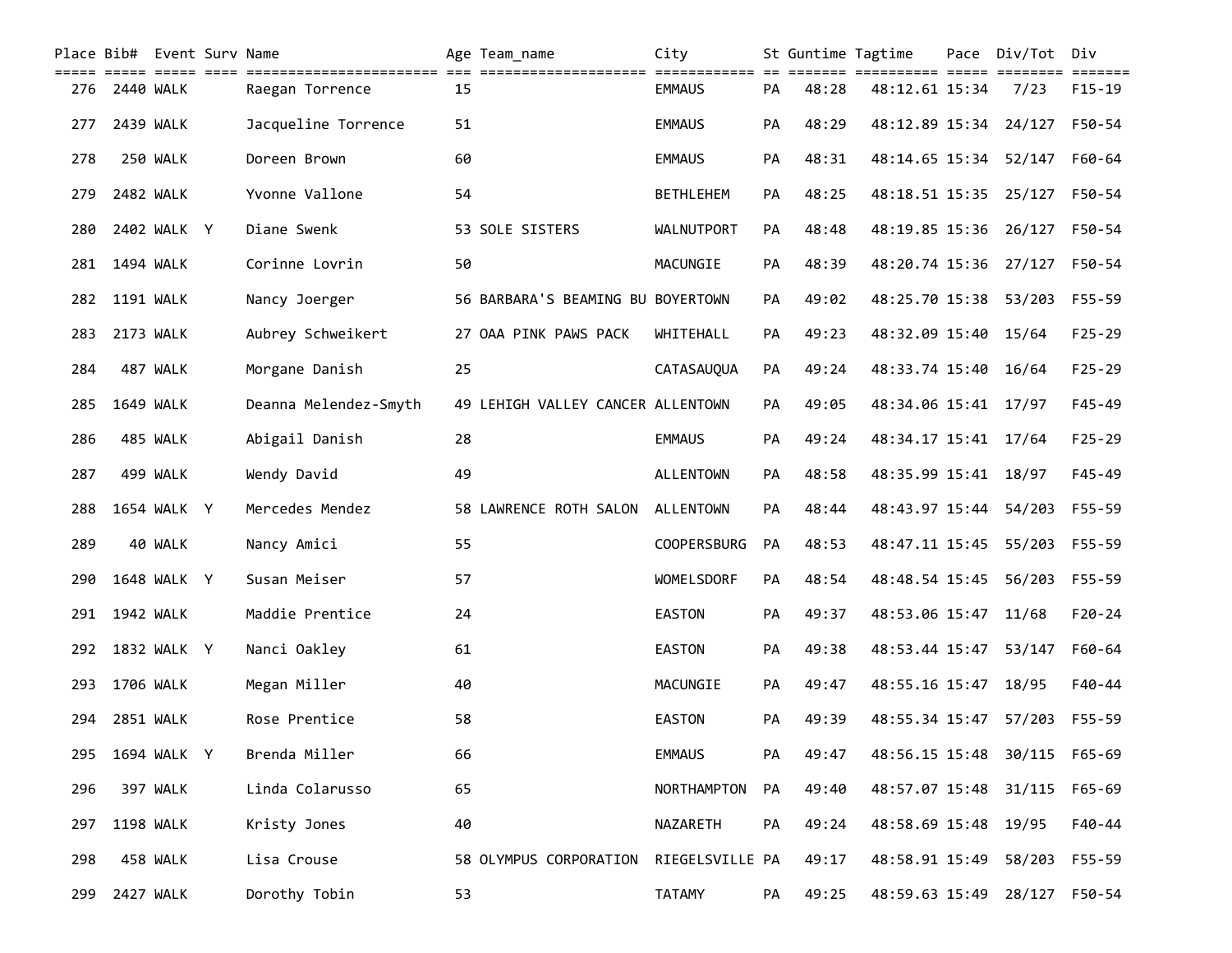| Place | Bib# | Event | Surv | Name | Age | Team_name | City | St | Guntime | Tagtime | Pace | Div/Tot | Div |
|---|---|---|---|---|---|---|---|---|---|---|---|---|---|
| 276 | 2440 | WALK | | Raegan Torrence | 15 | | EMMAUS | PA | 48:28 | 48:12.61 | 15:34 | 7/23 | F15-19 |
| 277 | 2439 | WALK | | Jacqueline Torrence | 51 | | EMMAUS | PA | 48:29 | 48:12.89 | 15:34 | 24/127 | F50-54 |
| 278 | 250 | WALK | | Doreen Brown | 60 | | EMMAUS | PA | 48:31 | 48:14.65 | 15:34 | 52/147 | F60-64 |
| 279 | 2482 | WALK | | Yvonne Vallone | 54 | | BETHLEHEM | PA | 48:25 | 48:18.51 | 15:35 | 25/127 | F50-54 |
| 280 | 2402 | WALK | Y | Diane Swenk | 53 | SOLE SISTERS | WALNUTPORT | PA | 48:48 | 48:19.85 | 15:36 | 26/127 | F50-54 |
| 281 | 1494 | WALK | | Corinne Lovrin | 50 | | MACUNGIE | PA | 48:39 | 48:20.74 | 15:36 | 27/127 | F50-54 |
| 282 | 1191 | WALK | | Nancy Joerger | 56 | BARBARA'S BEAMING BU | BOYERTOWN | PA | 49:02 | 48:25.70 | 15:38 | 53/203 | F55-59 |
| 283 | 2173 | WALK | | Aubrey Schweikert | 27 | OAA PINK PAWS PACK | WHITEHALL | PA | 49:23 | 48:32.09 | 15:40 | 15/64 | F25-29 |
| 284 | 487 | WALK | | Morgane Danish | 25 | | CATASAUQUA | PA | 49:24 | 48:33.74 | 15:40 | 16/64 | F25-29 |
| 285 | 1649 | WALK | | Deanna Melendez-Smyth | 49 | LEHIGH VALLEY CANCER | ALLENTOWN | PA | 49:05 | 48:34.06 | 15:41 | 17/97 | F45-49 |
| 286 | 485 | WALK | | Abigail Danish | 28 | | EMMAUS | PA | 49:24 | 48:34.17 | 15:41 | 17/64 | F25-29 |
| 287 | 499 | WALK | | Wendy David | 49 | | ALLENTOWN | PA | 48:58 | 48:35.99 | 15:41 | 18/97 | F45-49 |
| 288 | 1654 | WALK | Y | Mercedes Mendez | 58 | LAWRENCE ROTH SALON | ALLENTOWN | PA | 48:44 | 48:43.97 | 15:44 | 54/203 | F55-59 |
| 289 | 40 | WALK | | Nancy Amici | 55 | | COOPERSBURG | PA | 48:53 | 48:47.11 | 15:45 | 55/203 | F55-59 |
| 290 | 1648 | WALK | Y | Susan Meiser | 57 | | WOMELSDORF | PA | 48:54 | 48:48.54 | 15:45 | 56/203 | F55-59 |
| 291 | 1942 | WALK | | Maddie Prentice | 24 | | EASTON | PA | 49:37 | 48:53.06 | 15:47 | 11/68 | F20-24 |
| 292 | 1832 | WALK | Y | Nanci Oakley | 61 | | EASTON | PA | 49:38 | 48:53.44 | 15:47 | 53/147 | F60-64 |
| 293 | 1706 | WALK | | Megan Miller | 40 | | MACUNGIE | PA | 49:47 | 48:55.16 | 15:47 | 18/95 | F40-44 |
| 294 | 2851 | WALK | | Rose Prentice | 58 | | EASTON | PA | 49:39 | 48:55.34 | 15:47 | 57/203 | F55-59 |
| 295 | 1694 | WALK | Y | Brenda Miller | 66 | | EMMAUS | PA | 49:47 | 48:56.15 | 15:48 | 30/115 | F65-69 |
| 296 | 397 | WALK | | Linda Colarusso | 65 | | NORTHAMPTON | PA | 49:40 | 48:57.07 | 15:48 | 31/115 | F65-69 |
| 297 | 1198 | WALK | | Kristy Jones | 40 | | NAZARETH | PA | 49:24 | 48:58.69 | 15:48 | 19/95 | F40-44 |
| 298 | 458 | WALK | | Lisa Crouse | 58 | OLYMPUS CORPORATION | RIEGELSVILLE | PA | 49:17 | 48:58.91 | 15:49 | 58/203 | F55-59 |
| 299 | 2427 | WALK | | Dorothy Tobin | 53 | | TATAMY | PA | 49:25 | 48:59.63 | 15:49 | 28/127 | F50-54 |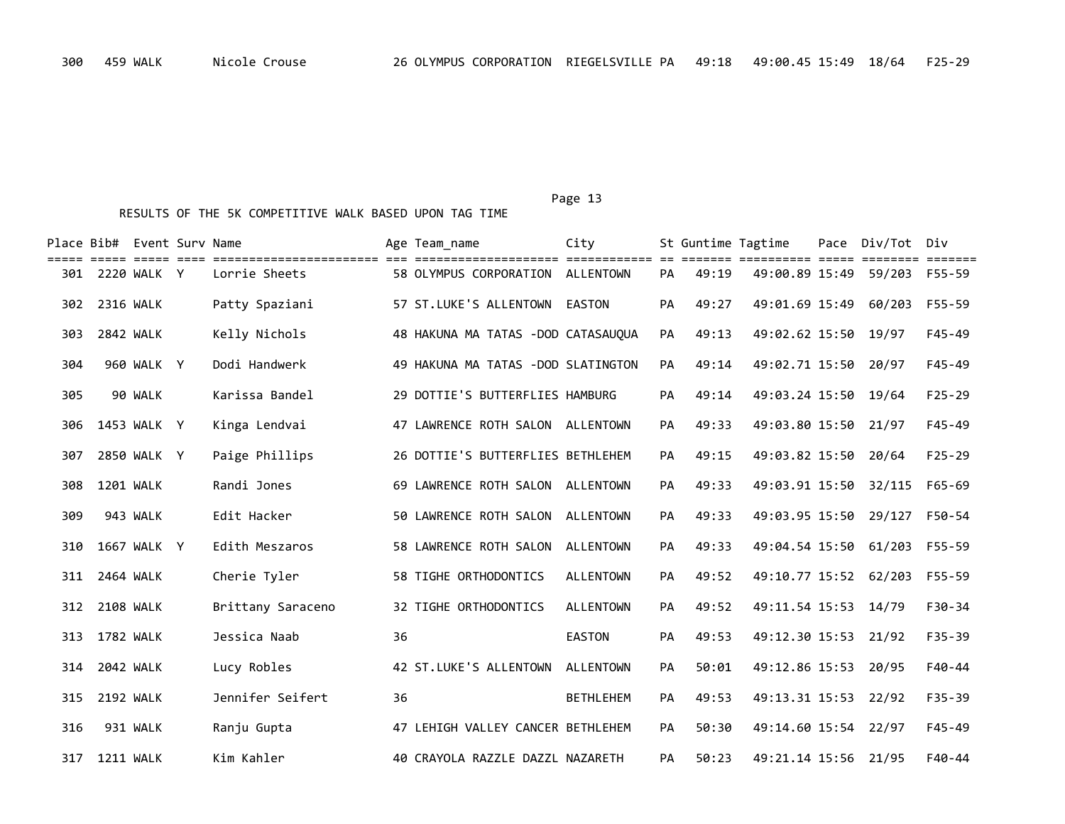| Place | Bib# | Event | Surv | Name | Age | Team_name | City | St | Guntime | Tagtime | Pace | Div/Tot | Div |
|---|---|---|---|---|---|---|---|---|---|---|---|---|---|
| 300 | 459 | WALK | | Nicole Crouse | 26 | OLYMPUS CORPORATION | RIEGELSVILLE | PA | 49:18 | 49:00.45 | 15:49 | 18/64 | F25-29 |

RESULTS OF THE 5K COMPETITIVE WALK BASED UPON TAG TIME

| Place | Bib# | Event | Surv | Name | Age | Team_name | City | St | Guntime | Tagtime | Pace | Div/Tot | Div |
|---|---|---|---|---|---|---|---|---|---|---|---|---|---|
| 301 | 2220 | WALK | Y | Lorrie Sheets | 58 | OLYMPUS CORPORATION | ALLENTOWN | PA | 49:19 | 49:00.89 | 15:49 | 59/203 | F55-59 |
| 302 | 2316 | WALK | | Patty Spaziani | 57 | ST.LUKE'S ALLENTOWN | EASTON | PA | 49:27 | 49:01.69 | 15:49 | 60/203 | F55-59 |
| 303 | 2842 | WALK | | Kelly Nichols | 48 | HAKUNA MA TATAS -DOD | CATASAUQUA | PA | 49:13 | 49:02.62 | 15:50 | 19/97 | F45-49 |
| 304 | 960 | WALK | Y | Dodi Handwerk | 49 | HAKUNA MA TATAS -DOD | SLATINGTON | PA | 49:14 | 49:02.71 | 15:50 | 20/97 | F45-49 |
| 305 | 90 | WALK | | Karissa Bandel | 29 | DOTTIE'S BUTTERFLIES | HAMBURG | PA | 49:14 | 49:03.24 | 15:50 | 19/64 | F25-29 |
| 306 | 1453 | WALK | Y | Kinga Lendvai | 47 | LAWRENCE ROTH SALON | ALLENTOWN | PA | 49:33 | 49:03.80 | 15:50 | 21/97 | F45-49 |
| 307 | 2850 | WALK | Y | Paige Phillips | 26 | DOTTIE'S BUTTERFLIES | BETHLEHEM | PA | 49:15 | 49:03.82 | 15:50 | 20/64 | F25-29 |
| 308 | 1201 | WALK | | Randi Jones | 69 | LAWRENCE ROTH SALON | ALLENTOWN | PA | 49:33 | 49:03.91 | 15:50 | 32/115 | F65-69 |
| 309 | 943 | WALK | | Edit Hacker | 50 | LAWRENCE ROTH SALON | ALLENTOWN | PA | 49:33 | 49:03.95 | 15:50 | 29/127 | F50-54 |
| 310 | 1667 | WALK | Y | Edith Meszaros | 58 | LAWRENCE ROTH SALON | ALLENTOWN | PA | 49:33 | 49:04.54 | 15:50 | 61/203 | F55-59 |
| 311 | 2464 | WALK | | Cherie Tyler | 58 | TIGHE ORTHODONTICS | ALLENTOWN | PA | 49:52 | 49:10.77 | 15:52 | 62/203 | F55-59 |
| 312 | 2108 | WALK | | Brittany Saraceno | 32 | TIGHE ORTHODONTICS | ALLENTOWN | PA | 49:52 | 49:11.54 | 15:53 | 14/79 | F30-34 |
| 313 | 1782 | WALK | | Jessica Naab | 36 | | EASTON | PA | 49:53 | 49:12.30 | 15:53 | 21/92 | F35-39 |
| 314 | 2042 | WALK | | Lucy Robles | 42 | ST.LUKE'S ALLENTOWN | ALLENTOWN | PA | 50:01 | 49:12.86 | 15:53 | 20/95 | F40-44 |
| 315 | 2192 | WALK | | Jennifer Seifert | 36 | | BETHLEHEM | PA | 49:53 | 49:13.31 | 15:53 | 22/92 | F35-39 |
| 316 | 931 | WALK | | Ranju Gupta | 47 | LEHIGH VALLEY CANCER | BETHLEHEM | PA | 50:30 | 49:14.60 | 15:54 | 22/97 | F45-49 |
| 317 | 1211 | WALK | | Kim Kahler | 40 | CRAYOLA RAZZLE DAZZL | NAZARETH | PA | 50:23 | 49:21.14 | 15:56 | 21/95 | F40-44 |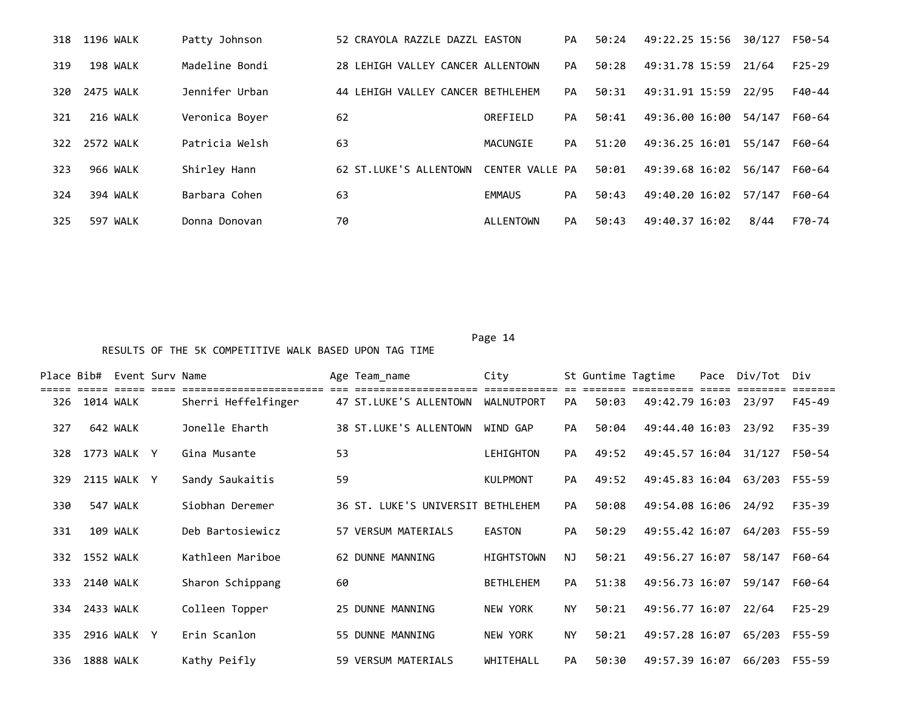| Place | Bib# | Event | Surv | Name | Age | Team_name | City | St | Guntime | Tagtime | Pace | Div/Tot | Div |
|---|---|---|---|---|---|---|---|---|---|---|---|---|---|
| 318 | 1196 | WALK | | Patty Johnson | 52 | CRAYOLA RAZZLE DAZZL | EASTON | PA | 50:24 | 49:22.25 | 15:56 | 30/127 | F50-54 |
| 319 | 198 | WALK | | Madeline Bondi | 28 | LEHIGH VALLEY CANCER | ALLENTOWN | PA | 50:28 | 49:31.78 | 15:59 | 21/64 | F25-29 |
| 320 | 2475 | WALK | | Jennifer Urban | 44 | LEHIGH VALLEY CANCER | BETHLEHEM | PA | 50:31 | 49:31.91 | 15:59 | 22/95 | F40-44 |
| 321 | 216 | WALK | | Veronica Boyer | 62 | | OREFIELD | PA | 50:41 | 49:36.00 | 16:00 | 54/147 | F60-64 |
| 322 | 2572 | WALK | | Patricia Welsh | 63 | | MACUNGIE | PA | 51:20 | 49:36.25 | 16:01 | 55/147 | F60-64 |
| 323 | 966 | WALK | | Shirley Hann | 62 | ST.LUKE'S ALLENTOWN | CENTER VALLE | PA | 50:01 | 49:39.68 | 16:02 | 56/147 | F60-64 |
| 324 | 394 | WALK | | Barbara Cohen | 63 | | EMMAUS | PA | 50:43 | 49:40.20 | 16:02 | 57/147 | F60-64 |
| 325 | 597 | WALK | | Donna Donovan | 70 | | ALLENTOWN | PA | 50:43 | 49:40.37 | 16:02 | 8/44 | F70-74 |

RESULTS OF THE 5K COMPETITIVE WALK BASED UPON TAG TIME

| Place | Bib# | Event | Surv | Name | Age | Team_name | City | St | Guntime | Tagtime | Pace | Div/Tot | Div |
|---|---|---|---|---|---|---|---|---|---|---|---|---|---|
| 326 | 1014 | WALK | | Sherri Heffelfinger | 47 | ST.LUKE'S ALLENTOWN | WALNUTPORT | PA | 50:03 | 49:42.79 | 16:03 | 23/97 | F45-49 |
| 327 | 642 | WALK | | Jonelle Eharth | 38 | ST.LUKE'S ALLENTOWN | WIND GAP | PA | 50:04 | 49:44.40 | 16:03 | 23/92 | F35-39 |
| 328 | 1773 | WALK | Y | Gina Musante | 53 | | LEHIGHTON | PA | 49:52 | 49:45.57 | 16:04 | 31/127 | F50-54 |
| 329 | 2115 | WALK | Y | Sandy Saukaitis | 59 | | KULPMONT | PA | 49:52 | 49:45.83 | 16:04 | 63/203 | F55-59 |
| 330 | 547 | WALK | | Siobhan Deremer | 36 | ST. LUKE'S UNIVERSIT | BETHLEHEM | PA | 50:08 | 49:54.08 | 16:06 | 24/92 | F35-39 |
| 331 | 109 | WALK | | Deb Bartosiewicz | 57 | VERSUM MATERIALS | EASTON | PA | 50:29 | 49:55.42 | 16:07 | 64/203 | F55-59 |
| 332 | 1552 | WALK | | Kathleen Mariboe | 62 | DUNNE MANNING | HIGHTSTOWN | NJ | 50:21 | 49:56.27 | 16:07 | 58/147 | F60-64 |
| 333 | 2140 | WALK | | Sharon Schippang | 60 | | BETHLEHEM | PA | 51:38 | 49:56.73 | 16:07 | 59/147 | F60-64 |
| 334 | 2433 | WALK | | Colleen Topper | 25 | DUNNE MANNING | NEW YORK | NY | 50:21 | 49:56.77 | 16:07 | 22/64 | F25-29 |
| 335 | 2916 | WALK | Y | Erin Scanlon | 55 | DUNNE MANNING | NEW YORK | NY | 50:21 | 49:57.28 | 16:07 | 65/203 | F55-59 |
| 336 | 1888 | WALK | | Kathy Peifly | 59 | VERSUM MATERIALS | WHITEHALL | PA | 50:30 | 49:57.39 | 16:07 | 66/203 | F55-59 |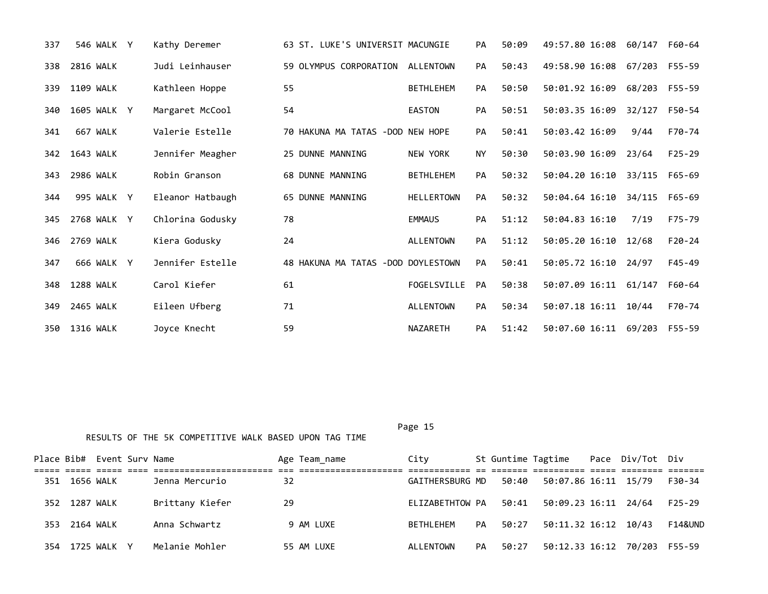| Place | Bib# | Event | Surv | Name | Age | Team_name | City | St | Guntime | Tagtime | Pace | Div/Tot | Div |
|---|---|---|---|---|---|---|---|---|---|---|---|---|---|
| 337 | 546 | WALK | Y | Kathy Deremer | 63 | ST. LUKE'S UNIVERSIT | MACUNGIE | PA | 50:09 | 49:57.80 | 16:08 | 60/147 | F60-64 |
| 338 | 2816 | WALK | | Judi Leinhauser | 59 | OLYMPUS CORPORATION | ALLENTOWN | PA | 50:43 | 49:58.90 | 16:08 | 67/203 | F55-59 |
| 339 | 1109 | WALK | | Kathleen Hoppe | 55 | | BETHLEHEM | PA | 50:50 | 50:01.92 | 16:09 | 68/203 | F55-59 |
| 340 | 1605 | WALK | Y | Margaret McCool | 54 | | EASTON | PA | 50:51 | 50:03.35 | 16:09 | 32/127 | F50-54 |
| 341 | 667 | WALK | | Valerie Estelle | 70 | HAKUNA MA TATAS -DOD | NEW HOPE | PA | 50:41 | 50:03.42 | 16:09 | 9/44 | F70-74 |
| 342 | 1643 | WALK | | Jennifer Meagher | 25 | DUNNE MANNING | NEW YORK | NY | 50:30 | 50:03.90 | 16:09 | 23/64 | F25-29 |
| 343 | 2986 | WALK | | Robin Granson | 68 | DUNNE MANNING | BETHLEHEM | PA | 50:32 | 50:04.20 | 16:10 | 33/115 | F65-69 |
| 344 | 995 | WALK | Y | Eleanor Hatbaugh | 65 | DUNNE MANNING | HELLERTOWN | PA | 50:32 | 50:04.64 | 16:10 | 34/115 | F65-69 |
| 345 | 2768 | WALK | Y | Chlorina Godusky | 78 | | EMMAUS | PA | 51:12 | 50:04.83 | 16:10 | 7/19 | F75-79 |
| 346 | 2769 | WALK | | Kiera Godusky | 24 | | ALLENTOWN | PA | 51:12 | 50:05.20 | 16:10 | 12/68 | F20-24 |
| 347 | 666 | WALK | Y | Jennifer Estelle | 48 | HAKUNA MA TATAS -DOD | DOYLESTOWN | PA | 50:41 | 50:05.72 | 16:10 | 24/97 | F45-49 |
| 348 | 1288 | WALK | | Carol Kiefer | 61 | | FOGELSVILLE | PA | 50:38 | 50:07.09 | 16:11 | 61/147 | F60-64 |
| 349 | 2465 | WALK | | Eileen Ufberg | 71 | | ALLENTOWN | PA | 50:34 | 50:07.18 | 16:11 | 10/44 | F70-74 |
| 350 | 1316 | WALK | | Joyce Knecht | 59 | | NAZARETH | PA | 51:42 | 50:07.60 | 16:11 | 69/203 | F55-59 |

RESULTS OF THE 5K COMPETITIVE WALK BASED UPON TAG TIME

| Place | Bib# | Event | Surv | Name | Age | Team_name | City | St | Guntime | Tagtime | Pace | Div/Tot | Div |
|---|---|---|---|---|---|---|---|---|---|---|---|---|---|
| 351 | 1656 | WALK | | Jenna Mercurio | 32 | | GAITHERSBURG | MD | 50:40 | 50:07.86 | 16:11 | 15/79 | F30-34 |
| 352 | 1287 | WALK | | Brittany Kiefer | 29 | | ELIZABETHTOW | PA | 50:41 | 50:09.23 | 16:11 | 24/64 | F25-29 |
| 353 | 2164 | WALK | | Anna Schwartz | 9 | AM LUXE | BETHLEHEM | PA | 50:27 | 50:11.32 | 16:12 | 10/43 | F14&UND |
| 354 | 1725 | WALK | Y | Melanie Mohler | 55 | AM LUXE | ALLENTOWN | PA | 50:27 | 50:12.33 | 16:12 | 70/203 | F55-59 |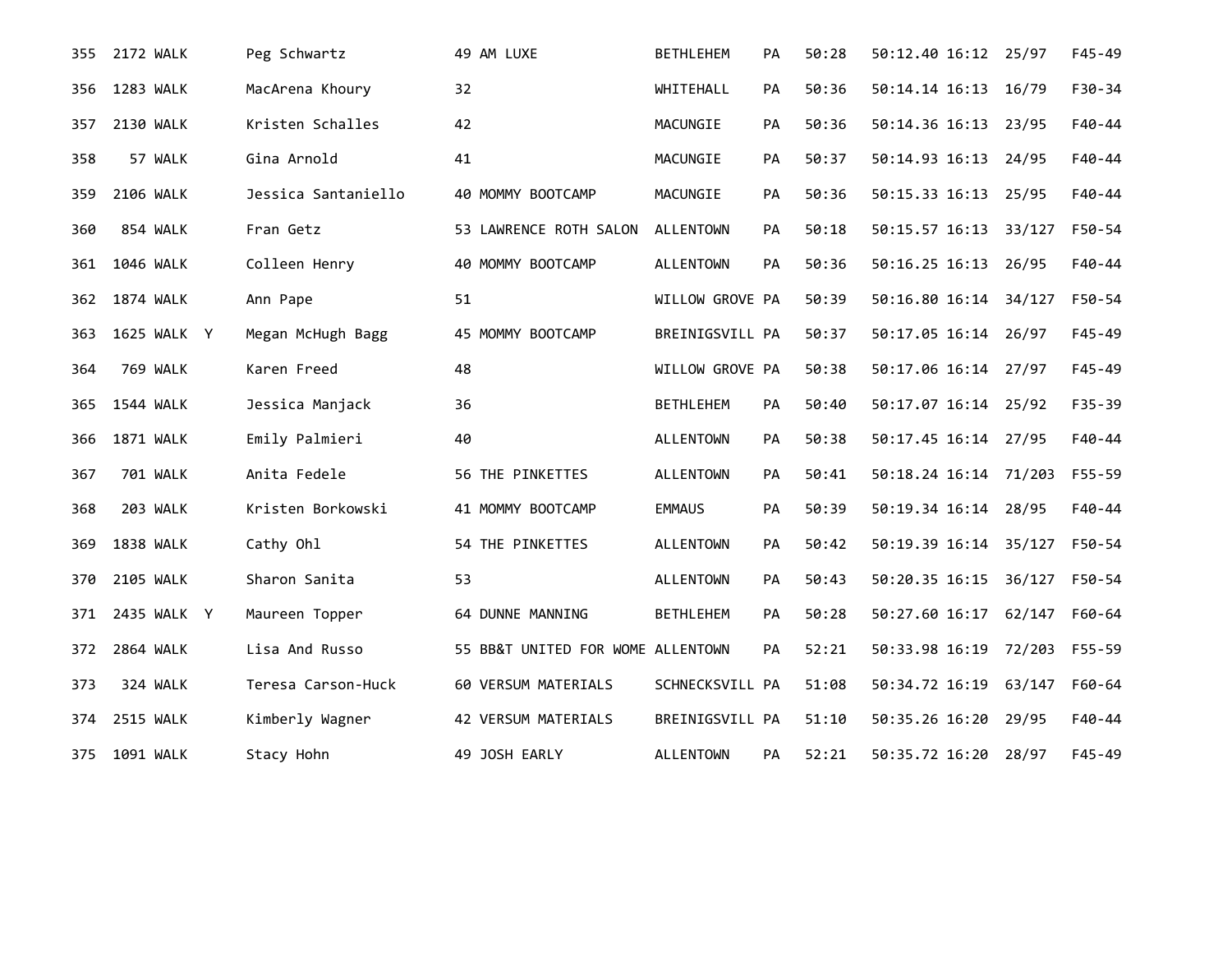| | | | | | | | | | | | | | |
|---|---|---|---|---|---|---|---|---|---|---|---|---|---|
| 355 | 2172 | WALK | | Peg Schwartz | 49 | AM LUXE | BETHLEHEM | PA | 50:28 | 50:12.40 | 16:12 | 25/97 | F45-49 |
| 356 | 1283 | WALK | | MacArena Khoury | 32 | | WHITEHALL | PA | 50:36 | 50:14.14 | 16:13 | 16/79 | F30-34 |
| 357 | 2130 | WALK | | Kristen Schalles | 42 | | MACUNGIE | PA | 50:36 | 50:14.36 | 16:13 | 23/95 | F40-44 |
| 358 | 57 | WALK | | Gina Arnold | 41 | | MACUNGIE | PA | 50:37 | 50:14.93 | 16:13 | 24/95 | F40-44 |
| 359 | 2106 | WALK | | Jessica Santaniello | 40 | MOMMY BOOTCAMP | MACUNGIE | PA | 50:36 | 50:15.33 | 16:13 | 25/95 | F40-44 |
| 360 | 854 | WALK | | Fran Getz | 53 | LAWRENCE ROTH SALON | ALLENTOWN | PA | 50:18 | 50:15.57 | 16:13 | 33/127 | F50-54 |
| 361 | 1046 | WALK | | Colleen Henry | 40 | MOMMY BOOTCAMP | ALLENTOWN | PA | 50:36 | 50:16.25 | 16:13 | 26/95 | F40-44 |
| 362 | 1874 | WALK | | Ann Pape | 51 | | WILLOW GROVE | PA | 50:39 | 50:16.80 | 16:14 | 34/127 | F50-54 |
| 363 | 1625 | WALK | Y | Megan McHugh Bagg | 45 | MOMMY BOOTCAMP | BREINIGSVILL | PA | 50:37 | 50:17.05 | 16:14 | 26/97 | F45-49 |
| 364 | 769 | WALK | | Karen Freed | 48 | | WILLOW GROVE | PA | 50:38 | 50:17.06 | 16:14 | 27/97 | F45-49 |
| 365 | 1544 | WALK | | Jessica Manjack | 36 | | BETHLEHEM | PA | 50:40 | 50:17.07 | 16:14 | 25/92 | F35-39 |
| 366 | 1871 | WALK | | Emily Palmieri | 40 | | ALLENTOWN | PA | 50:38 | 50:17.45 | 16:14 | 27/95 | F40-44 |
| 367 | 701 | WALK | | Anita Fedele | 56 | THE PINKETTES | ALLENTOWN | PA | 50:41 | 50:18.24 | 16:14 | 71/203 | F55-59 |
| 368 | 203 | WALK | | Kristen Borkowski | 41 | MOMMY BOOTCAMP | EMMAUS | PA | 50:39 | 50:19.34 | 16:14 | 28/95 | F40-44 |
| 369 | 1838 | WALK | | Cathy Ohl | 54 | THE PINKETTES | ALLENTOWN | PA | 50:42 | 50:19.39 | 16:14 | 35/127 | F50-54 |
| 370 | 2105 | WALK | | Sharon Sanita | 53 | | ALLENTOWN | PA | 50:43 | 50:20.35 | 16:15 | 36/127 | F50-54 |
| 371 | 2435 | WALK | Y | Maureen Topper | 64 | DUNNE MANNING | BETHLEHEM | PA | 50:28 | 50:27.60 | 16:17 | 62/147 | F60-64 |
| 372 | 2864 | WALK | | Lisa And Russo | 55 | BB&T UNITED FOR WOME | ALLENTOWN | PA | 52:21 | 50:33.98 | 16:19 | 72/203 | F55-59 |
| 373 | 324 | WALK | | Teresa Carson-Huck | 60 | VERSUM MATERIALS | SCHNECKSVILL | PA | 51:08 | 50:34.72 | 16:19 | 63/147 | F60-64 |
| 374 | 2515 | WALK | | Kimberly Wagner | 42 | VERSUM MATERIALS | BREINIGSVILL | PA | 51:10 | 50:35.26 | 16:20 | 29/95 | F40-44 |
| 375 | 1091 | WALK | | Stacy Hohn | 49 | JOSH EARLY | ALLENTOWN | PA | 52:21 | 50:35.72 | 16:20 | 28/97 | F45-49 |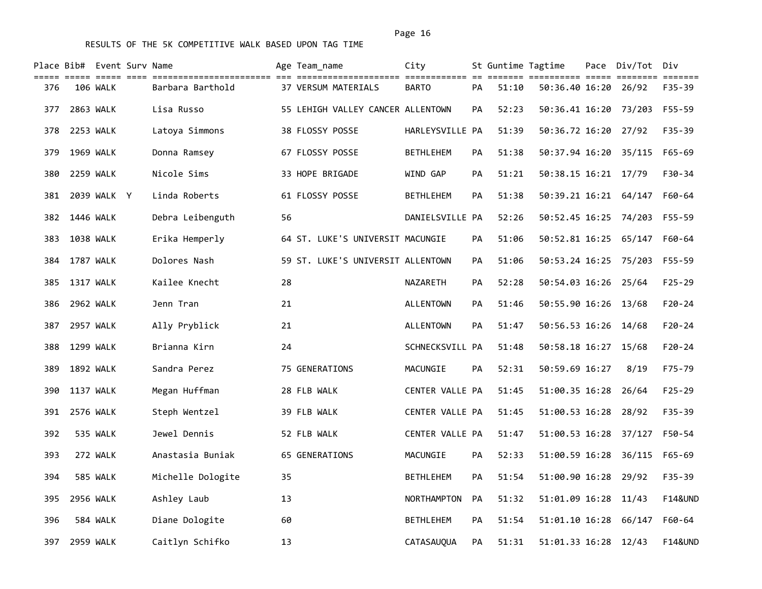RESULTS OF THE 5K COMPETITIVE WALK BASED UPON TAG TIME

| Place | Bib# | Event | Surv | Name | Age | Team_name | City | St | Guntime | Tagtime | Pace | Div/Tot | Div |
|---|---|---|---|---|---|---|---|---|---|---|---|---|---|
| 376 | 106 | WALK | | Barbara Barthold | 37 | VERSUM MATERIALS | BARTO | PA | 51:10 | 50:36.40 | 16:20 | 26/92 | F35-39 |
| 377 | 2863 | WALK | | Lisa Russo | 55 | LEHIGH VALLEY CANCER | ALLENTOWN | PA | 52:23 | 50:36.41 | 16:20 | 73/203 | F55-59 |
| 378 | 2253 | WALK | | Latoya Simmons | 38 | FLOSSY POSSE | HARLEYSVILLE | PA | 51:39 | 50:36.72 | 16:20 | 27/92 | F35-39 |
| 379 | 1969 | WALK | | Donna Ramsey | 67 | FLOSSY POSSE | BETHLEHEM | PA | 51:38 | 50:37.94 | 16:20 | 35/115 | F65-69 |
| 380 | 2259 | WALK | | Nicole Sims | 33 | HOPE BRIGADE | WIND GAP | PA | 51:21 | 50:38.15 | 16:21 | 17/79 | F30-34 |
| 381 | 2039 | WALK | Y | Linda Roberts | 61 | FLOSSY POSSE | BETHLEHEM | PA | 51:38 | 50:39.21 | 16:21 | 64/147 | F60-64 |
| 382 | 1446 | WALK | | Debra Leibenguth | 56 | | DANIELSVILLE | PA | 52:26 | 50:52.45 | 16:25 | 74/203 | F55-59 |
| 383 | 1038 | WALK | | Erika Hemperly | 64 | ST. LUKE'S UNIVERSIT | MACUNGIE | PA | 51:06 | 50:52.81 | 16:25 | 65/147 | F60-64 |
| 384 | 1787 | WALK | | Dolores Nash | 59 | ST. LUKE'S UNIVERSIT | ALLENTOWN | PA | 51:06 | 50:53.24 | 16:25 | 75/203 | F55-59 |
| 385 | 1317 | WALK | | Kailee Knecht | 28 | | NAZARETH | PA | 52:28 | 50:54.03 | 16:26 | 25/64 | F25-29 |
| 386 | 2962 | WALK | | Jenn Tran | 21 | | ALLENTOWN | PA | 51:46 | 50:55.90 | 16:26 | 13/68 | F20-24 |
| 387 | 2957 | WALK | | Ally Pryblick | 21 | | ALLENTOWN | PA | 51:47 | 50:56.53 | 16:26 | 14/68 | F20-24 |
| 388 | 1299 | WALK | | Brianna Kirn | 24 | | SCHNECKSVILL | PA | 51:48 | 50:58.18 | 16:27 | 15/68 | F20-24 |
| 389 | 1892 | WALK | | Sandra Perez | 75 | GENERATIONS | MACUNGIE | PA | 52:31 | 50:59.69 | 16:27 | 8/19 | F75-79 |
| 390 | 1137 | WALK | | Megan Huffman | 28 | FLB WALK | CENTER VALLE | PA | 51:45 | 51:00.35 | 16:28 | 26/64 | F25-29 |
| 391 | 2576 | WALK | | Steph Wentzel | 39 | FLB WALK | CENTER VALLE | PA | 51:45 | 51:00.53 | 16:28 | 28/92 | F35-39 |
| 392 | 535 | WALK | | Jewel Dennis | 52 | FLB WALK | CENTER VALLE | PA | 51:47 | 51:00.53 | 16:28 | 37/127 | F50-54 |
| 393 | 272 | WALK | | Anastasia Buniak | 65 | GENERATIONS | MACUNGIE | PA | 52:33 | 51:00.59 | 16:28 | 36/115 | F65-69 |
| 394 | 585 | WALK | | Michelle Dologite | 35 | | BETHLEHEM | PA | 51:54 | 51:00.90 | 16:28 | 29/92 | F35-39 |
| 395 | 2956 | WALK | | Ashley Laub | 13 | | NORTHAMPTON | PA | 51:32 | 51:01.09 | 16:28 | 11/43 | F14&UND |
| 396 | 584 | WALK | | Diane Dologite | 60 | | BETHLEHEM | PA | 51:54 | 51:01.10 | 16:28 | 66/147 | F60-64 |
| 397 | 2959 | WALK | | Caitlyn Schifko | 13 | | CATASAUQUA | PA | 51:31 | 51:01.33 | 16:28 | 12/43 | F14&UND |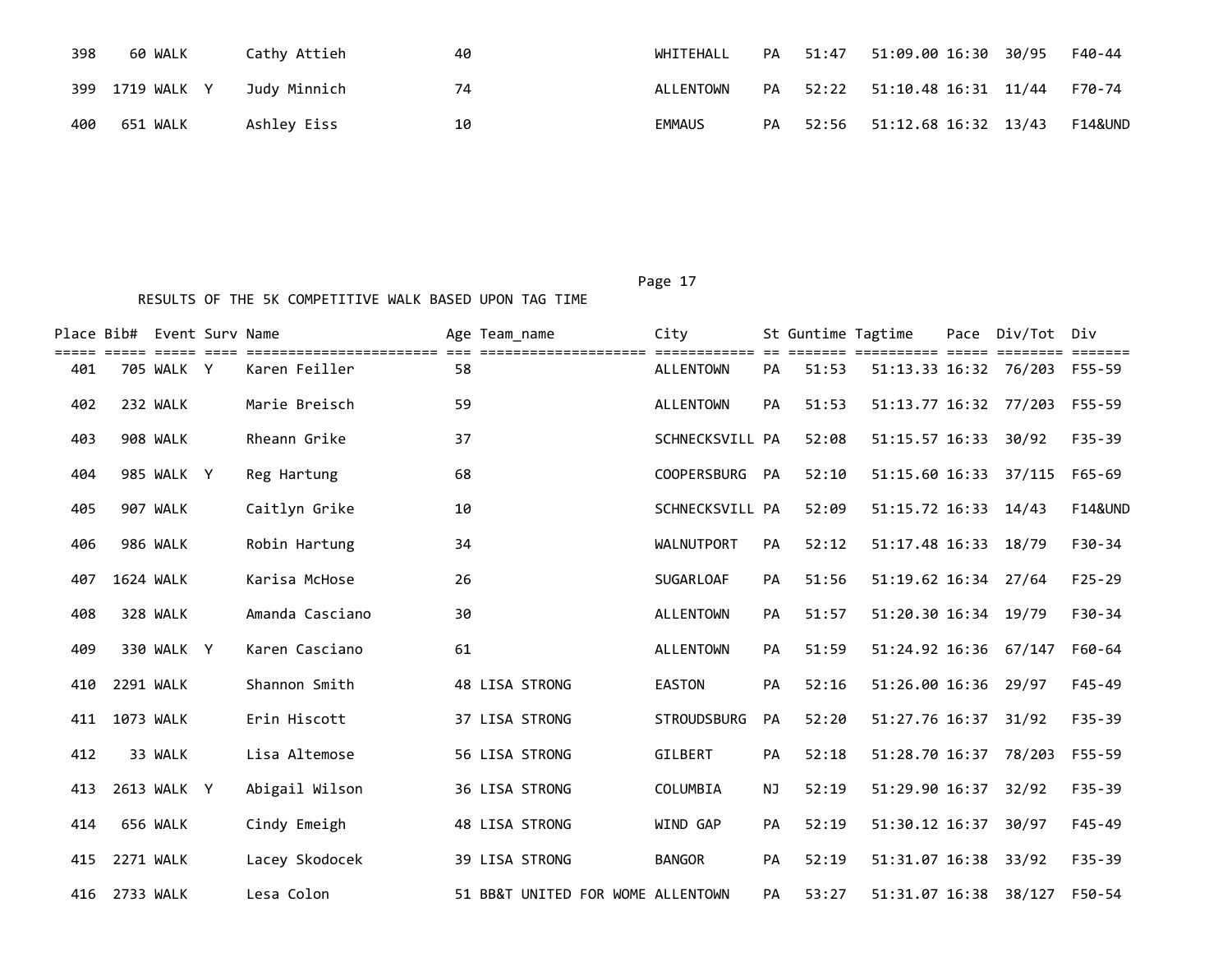| Place | Bib# | Event | Surv | Name | Age | Team_name | City | St | Guntime | Tagtime | Pace | Div/Tot | Div |
|---|---|---|---|---|---|---|---|---|---|---|---|---|---|
| 398 | 60 | WALK | | Cathy Attieh | 40 | | WHITEHALL | PA | 51:47 | 51:09.00 | 16:30 | 30/95 | F40-44 |
| 399 | 1719 | WALK | Y | Judy Minnich | 74 | | ALLENTOWN | PA | 52:22 | 51:10.48 | 16:31 | 11/44 | F70-74 |
| 400 | 651 | WALK | | Ashley Eiss | 10 | | EMMAUS | PA | 52:56 | 51:12.68 | 16:32 | 13/43 | F14&UND |

RESULTS OF THE 5K COMPETITIVE WALK BASED UPON TAG TIME

| Place | Bib# | Event | Surv | Name | Age | Team_name | City | St | Guntime | Tagtime | Pace | Div/Tot | Div |
|---|---|---|---|---|---|---|---|---|---|---|---|---|---|
| 401 | 705 | WALK | Y | Karen Feiller | 58 | | ALLENTOWN | PA | 51:53 | 51:13.33 | 16:32 | 76/203 | F55-59 |
| 402 | 232 | WALK | | Marie Breisch | 59 | | ALLENTOWN | PA | 51:53 | 51:13.77 | 16:32 | 77/203 | F55-59 |
| 403 | 908 | WALK | | Rheann Grike | 37 | | SCHNECKSVILL | PA | 52:08 | 51:15.57 | 16:33 | 30/92 | F35-39 |
| 404 | 985 | WALK | Y | Reg Hartung | 68 | | COOPERSBURG | PA | 52:10 | 51:15.60 | 16:33 | 37/115 | F65-69 |
| 405 | 907 | WALK | | Caitlyn Grike | 10 | | SCHNECKSVILL | PA | 52:09 | 51:15.72 | 16:33 | 14/43 | F14&UND |
| 406 | 986 | WALK | | Robin Hartung | 34 | | WALNUTPORT | PA | 52:12 | 51:17.48 | 16:33 | 18/79 | F30-34 |
| 407 | 1624 | WALK | | Karisa McHose | 26 | | SUGARLOAF | PA | 51:56 | 51:19.62 | 16:34 | 27/64 | F25-29 |
| 408 | 328 | WALK | | Amanda Casciano | 30 | | ALLENTOWN | PA | 51:57 | 51:20.30 | 16:34 | 19/79 | F30-34 |
| 409 | 330 | WALK | Y | Karen Casciano | 61 | | ALLENTOWN | PA | 51:59 | 51:24.92 | 16:36 | 67/147 | F60-64 |
| 410 | 2291 | WALK | | Shannon Smith | 48 | LISA STRONG | EASTON | PA | 52:16 | 51:26.00 | 16:36 | 29/97 | F45-49 |
| 411 | 1073 | WALK | | Erin Hiscott | 37 | LISA STRONG | STROUDSBURG | PA | 52:20 | 51:27.76 | 16:37 | 31/92 | F35-39 |
| 412 | 33 | WALK | | Lisa Altemose | 56 | LISA STRONG | GILBERT | PA | 52:18 | 51:28.70 | 16:37 | 78/203 | F55-59 |
| 413 | 2613 | WALK | Y | Abigail Wilson | 36 | LISA STRONG | COLUMBIA | NJ | 52:19 | 51:29.90 | 16:37 | 32/92 | F35-39 |
| 414 | 656 | WALK | | Cindy Emeigh | 48 | LISA STRONG | WIND GAP | PA | 52:19 | 51:30.12 | 16:37 | 30/97 | F45-49 |
| 415 | 2271 | WALK | | Lacey Skodocek | 39 | LISA STRONG | BANGOR | PA | 52:19 | 51:31.07 | 16:38 | 33/92 | F35-39 |
| 416 | 2733 | WALK | | Lesa Colon | 51 | BB&T UNITED FOR WOME | ALLENTOWN | PA | 53:27 | 51:31.07 | 16:38 | 38/127 | F50-54 |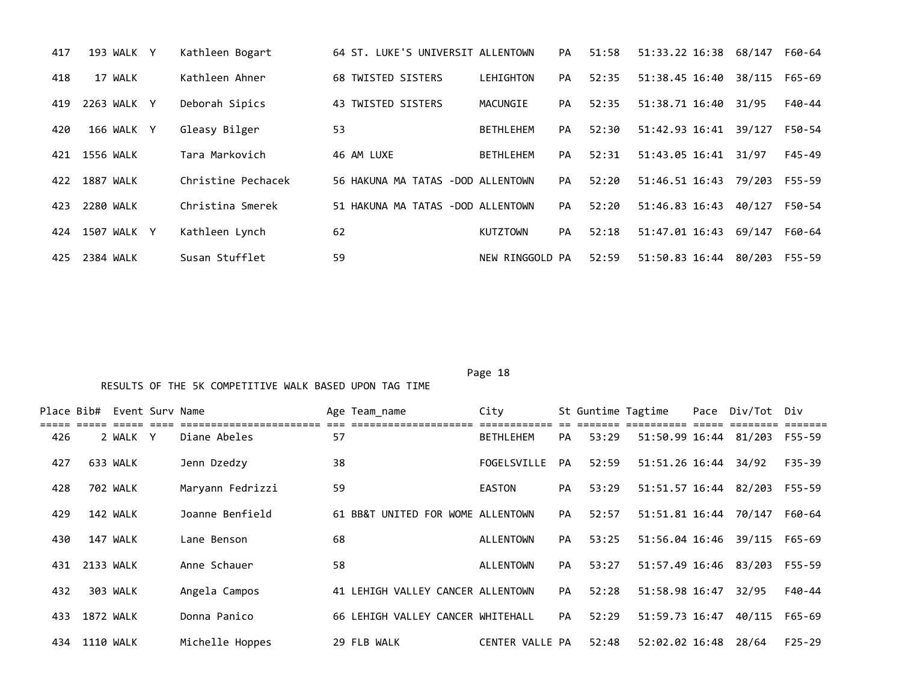| Place | Bib# | Event | Surv | Name | Age | Team_name | City | St | Guntime | Tagtime | Pace | Div/Tot | Div |
|---|---|---|---|---|---|---|---|---|---|---|---|---|---|
| 417 | 193 | WALK | Y | Kathleen Bogart | 64 | ST. LUKE'S UNIVERSIT | ALLENTOWN | PA | 51:58 | 51:33.22 | 16:38 | 68/147 | F60-64 |
| 418 | 17 | WALK | | Kathleen Ahner | 68 | TWISTED SISTERS | LEHIGHTON | PA | 52:35 | 51:38.45 | 16:40 | 38/115 | F65-69 |
| 419 | 2263 | WALK | Y | Deborah Sipics | 43 | TWISTED SISTERS | MACUNGIE | PA | 52:35 | 51:38.71 | 16:40 | 31/95 | F40-44 |
| 420 | 166 | WALK | Y | Gleasy Bilger | 53 | | BETHLEHEM | PA | 52:30 | 51:42.93 | 16:41 | 39/127 | F50-54 |
| 421 | 1556 | WALK | | Tara Markovich | 46 | AM LUXE | BETHLEHEM | PA | 52:31 | 51:43.05 | 16:41 | 31/97 | F45-49 |
| 422 | 1887 | WALK | | Christine Pechacek | 56 | HAKUNA MA TATAS -DOD | ALLENTOWN | PA | 52:20 | 51:46.51 | 16:43 | 79/203 | F55-59 |
| 423 | 2280 | WALK | | Christina Smerek | 51 | HAKUNA MA TATAS -DOD | ALLENTOWN | PA | 52:20 | 51:46.83 | 16:43 | 40/127 | F50-54 |
| 424 | 1507 | WALK | Y | Kathleen Lynch | 62 | | KUTZTOWN | PA | 52:18 | 51:47.01 | 16:43 | 69/147 | F60-64 |
| 425 | 2384 | WALK | | Susan Stufflet | 59 | | NEW RINGGOLD | PA | 52:59 | 51:50.83 | 16:44 | 80/203 | F55-59 |

RESULTS OF THE 5K COMPETITIVE WALK BASED UPON TAG TIME

| Place | Bib# | Event | Surv | Name | Age | Team_name | City | St | Guntime | Tagtime | Pace | Div/Tot | Div |
|---|---|---|---|---|---|---|---|---|---|---|---|---|---|
| 426 | 2 | WALK | Y | Diane Abeles | 57 | | BETHLEHEM | PA | 53:29 | 51:50.99 | 16:44 | 81/203 | F55-59 |
| 427 | 633 | WALK | | Jenn Dzedzy | 38 | | FOGELSVILLE | PA | 52:59 | 51:51.26 | 16:44 | 34/92 | F35-39 |
| 428 | 702 | WALK | | Maryann Fedrizzi | 59 | | EASTON | PA | 53:29 | 51:51.57 | 16:44 | 82/203 | F55-59 |
| 429 | 142 | WALK | | Joanne Benfield | 61 | BB&T UNITED FOR WOME | ALLENTOWN | PA | 52:57 | 51:51.81 | 16:44 | 70/147 | F60-64 |
| 430 | 147 | WALK | | Lane Benson | 68 | | ALLENTOWN | PA | 53:25 | 51:56.04 | 16:46 | 39/115 | F65-69 |
| 431 | 2133 | WALK | | Anne Schauer | 58 | | ALLENTOWN | PA | 53:27 | 51:57.49 | 16:46 | 83/203 | F55-59 |
| 432 | 303 | WALK | | Angela Campos | 41 | LEHIGH VALLEY CANCER | ALLENTOWN | PA | 52:28 | 51:58.98 | 16:47 | 32/95 | F40-44 |
| 433 | 1872 | WALK | | Donna Panico | 66 | LEHIGH VALLEY CANCER | WHITEHALL | PA | 52:29 | 51:59.73 | 16:47 | 40/115 | F65-69 |
| 434 | 1110 | WALK | | Michelle Hoppes | 29 | FLB WALK | CENTER VALLE | PA | 52:48 | 52:02.02 | 16:48 | 28/64 | F25-29 |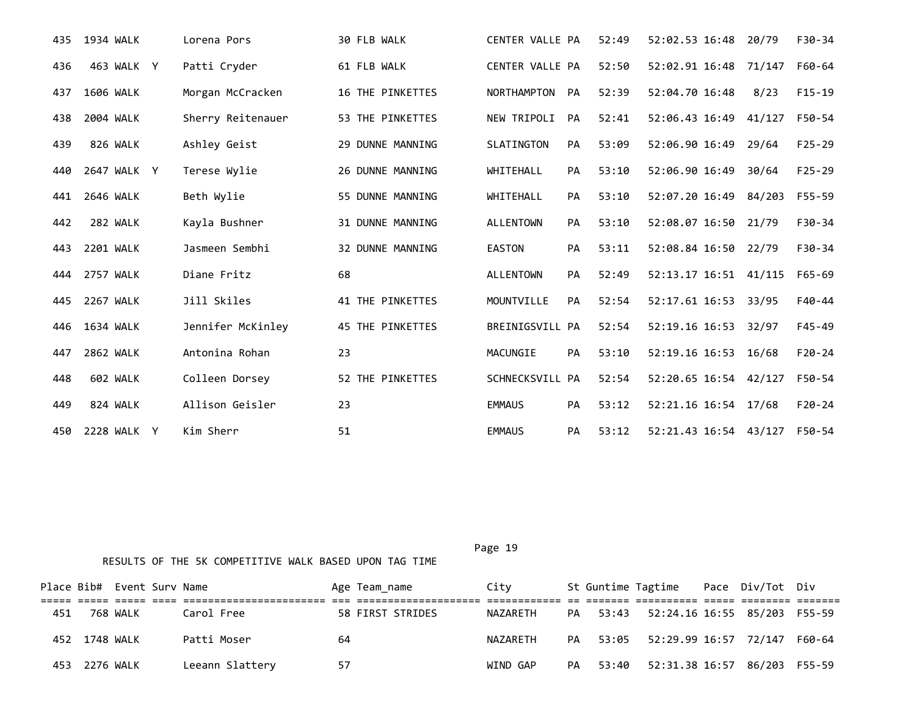| Place | Bib# | Event | Surv | Name | Age | Team_name | City | St | Guntime | Tagtime | Pace | Div/Tot | Div |
|---|---|---|---|---|---|---|---|---|---|---|---|---|---|
| 435 | 1934 | WALK | | Lorena Pors | 30 | FLB WALK | CENTER VALLE | PA | 52:49 | 52:02.53 | 16:48 | 20/79 | F30-34 |
| 436 | 463 | WALK | Y | Patti Cryder | 61 | FLB WALK | CENTER VALLE | PA | 52:50 | 52:02.91 | 16:48 | 71/147 | F60-64 |
| 437 | 1606 | WALK | | Morgan McCracken | 16 | THE PINKETTES | NORTHAMPTON | PA | 52:39 | 52:04.70 | 16:48 | 8/23 | F15-19 |
| 438 | 2004 | WALK | | Sherry Reitenauer | 53 | THE PINKETTES | NEW TRIPOLI | PA | 52:41 | 52:06.43 | 16:49 | 41/127 | F50-54 |
| 439 | 826 | WALK | | Ashley Geist | 29 | DUNNE MANNING | SLATINGTON | PA | 53:09 | 52:06.90 | 16:49 | 29/64 | F25-29 |
| 440 | 2647 | WALK | Y | Terese Wylie | 26 | DUNNE MANNING | WHITEHALL | PA | 53:10 | 52:06.90 | 16:49 | 30/64 | F25-29 |
| 441 | 2646 | WALK | | Beth Wylie | 55 | DUNNE MANNING | WHITEHALL | PA | 53:10 | 52:07.20 | 16:49 | 84/203 | F55-59 |
| 442 | 282 | WALK | | Kayla Bushner | 31 | DUNNE MANNING | ALLENTOWN | PA | 53:10 | 52:08.07 | 16:50 | 21/79 | F30-34 |
| 443 | 2201 | WALK | | Jasmeen Sembhi | 32 | DUNNE MANNING | EASTON | PA | 53:11 | 52:08.84 | 16:50 | 22/79 | F30-34 |
| 444 | 2757 | WALK | | Diane Fritz | 68 | | ALLENTOWN | PA | 52:49 | 52:13.17 | 16:51 | 41/115 | F65-69 |
| 445 | 2267 | WALK | | Jill Skiles | 41 | THE PINKETTES | MOUNTVILLE | PA | 52:54 | 52:17.61 | 16:53 | 33/95 | F40-44 |
| 446 | 1634 | WALK | | Jennifer McKinley | 45 | THE PINKETTES | BREINIGSVILL | PA | 52:54 | 52:19.16 | 16:53 | 32/97 | F45-49 |
| 447 | 2862 | WALK | | Antonina Rohan | 23 | | MACUNGIE | PA | 53:10 | 52:19.16 | 16:53 | 16/68 | F20-24 |
| 448 | 602 | WALK | | Colleen Dorsey | 52 | THE PINKETTES | SCHNECKSVILL | PA | 52:54 | 52:20.65 | 16:54 | 42/127 | F50-54 |
| 449 | 824 | WALK | | Allison Geisler | 23 | | EMMAUS | PA | 53:12 | 52:21.16 | 16:54 | 17/68 | F20-24 |
| 450 | 2228 | WALK | Y | Kim Sherr | 51 | | EMMAUS | PA | 53:12 | 52:21.43 | 16:54 | 43/127 | F50-54 |

RESULTS OF THE 5K COMPETITIVE WALK BASED UPON TAG TIME

| Place | Bib# | Event | Surv | Name | Age | Team_name | City | St | Guntime | Tagtime | Pace | Div/Tot | Div |
|---|---|---|---|---|---|---|---|---|---|---|---|---|---|
| 451 | 768 | WALK | | Carol Free | 58 | FIRST STRIDES | NAZARETH | PA | 53:43 | 52:24.16 | 16:55 | 85/203 | F55-59 |
| 452 | 1748 | WALK | | Patti Moser | 64 | | NAZARETH | PA | 53:05 | 52:29.99 | 16:57 | 72/147 | F60-64 |
| 453 | 2276 | WALK | | Leeann Slattery | 57 | | WIND GAP | PA | 53:40 | 52:31.38 | 16:57 | 86/203 | F55-59 |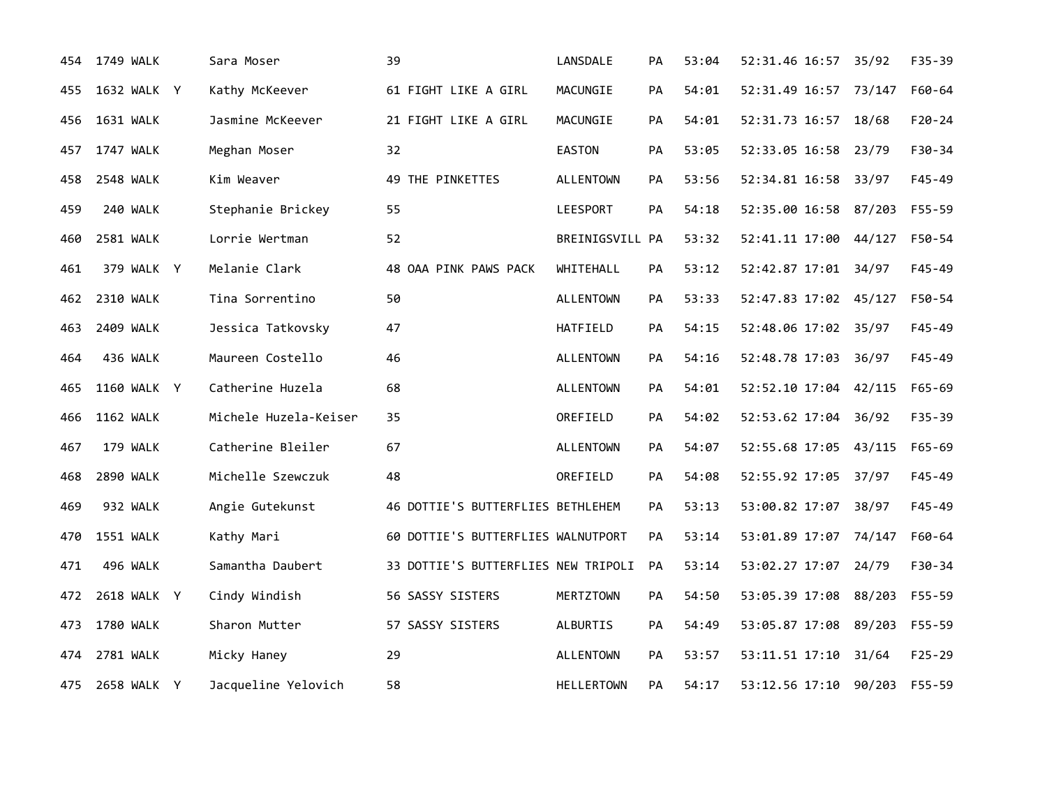| | | | | | | | | | | | | | |
|---|---|---|---|---|---|---|---|---|---|---|---|---|---|
| 454 | 1749 | WALK | | Sara Moser | 39 | | LANSDALE | PA | 53:04 | 52:31.46 | 16:57 | 35/92 | F35-39 |
| 455 | 1632 | WALK | Y | Kathy McKeever | 61 | FIGHT LIKE A GIRL | MACUNGIE | PA | 54:01 | 52:31.49 | 16:57 | 73/147 | F60-64 |
| 456 | 1631 | WALK | | Jasmine McKeever | 21 | FIGHT LIKE A GIRL | MACUNGIE | PA | 54:01 | 52:31.73 | 16:57 | 18/68 | F20-24 |
| 457 | 1747 | WALK | | Meghan Moser | 32 | | EASTON | PA | 53:05 | 52:33.05 | 16:58 | 23/79 | F30-34 |
| 458 | 2548 | WALK | | Kim Weaver | 49 | THE PINKETTES | ALLENTOWN | PA | 53:56 | 52:34.81 | 16:58 | 33/97 | F45-49 |
| 459 | 240 | WALK | | Stephanie Brickey | 55 | | LEESPORT | PA | 54:18 | 52:35.00 | 16:58 | 87/203 | F55-59 |
| 460 | 2581 | WALK | | Lorrie Wertman | 52 | | BREINIGSVILL | PA | 53:32 | 52:41.11 | 17:00 | 44/127 | F50-54 |
| 461 | 379 | WALK | Y | Melanie Clark | 48 | OAA PINK PAWS PACK | WHITEHALL | PA | 53:12 | 52:42.87 | 17:01 | 34/97 | F45-49 |
| 462 | 2310 | WALK | | Tina Sorrentino | 50 | | ALLENTOWN | PA | 53:33 | 52:47.83 | 17:02 | 45/127 | F50-54 |
| 463 | 2409 | WALK | | Jessica Tatkovsky | 47 | | HATFIELD | PA | 54:15 | 52:48.06 | 17:02 | 35/97 | F45-49 |
| 464 | 436 | WALK | | Maureen Costello | 46 | | ALLENTOWN | PA | 54:16 | 52:48.78 | 17:03 | 36/97 | F45-49 |
| 465 | 1160 | WALK | Y | Catherine Huzela | 68 | | ALLENTOWN | PA | 54:01 | 52:52.10 | 17:04 | 42/115 | F65-69 |
| 466 | 1162 | WALK | | Michele Huzela-Keiser | 35 | | OREFIELD | PA | 54:02 | 52:53.62 | 17:04 | 36/92 | F35-39 |
| 467 | 179 | WALK | | Catherine Bleiler | 67 | | ALLENTOWN | PA | 54:07 | 52:55.68 | 17:05 | 43/115 | F65-69 |
| 468 | 2890 | WALK | | Michelle Szewczuk | 48 | | OREFIELD | PA | 54:08 | 52:55.92 | 17:05 | 37/97 | F45-49 |
| 469 | 932 | WALK | | Angie Gutekunst | 46 | DOTTIE'S BUTTERFLIES | BETHLEHEM | PA | 53:13 | 53:00.82 | 17:07 | 38/97 | F45-49 |
| 470 | 1551 | WALK | | Kathy Mari | 60 | DOTTIE'S BUTTERFLIES | WALNUTPORT | PA | 53:14 | 53:01.89 | 17:07 | 74/147 | F60-64 |
| 471 | 496 | WALK | | Samantha Daubert | 33 | DOTTIE'S BUTTERFLIES | NEW TRIPOLI | PA | 53:14 | 53:02.27 | 17:07 | 24/79 | F30-34 |
| 472 | 2618 | WALK | Y | Cindy Windish | 56 | SASSY SISTERS | MERTZTOWN | PA | 54:50 | 53:05.39 | 17:08 | 88/203 | F55-59 |
| 473 | 1780 | WALK | | Sharon Mutter | 57 | SASSY SISTERS | ALBURTIS | PA | 54:49 | 53:05.87 | 17:08 | 89/203 | F55-59 |
| 474 | 2781 | WALK | | Micky Haney | 29 | | ALLENTOWN | PA | 53:57 | 53:11.51 | 17:10 | 31/64 | F25-29 |
| 475 | 2658 | WALK | Y | Jacqueline Yelovich | 58 | | HELLERTOWN | PA | 54:17 | 53:12.56 | 17:10 | 90/203 | F55-59 |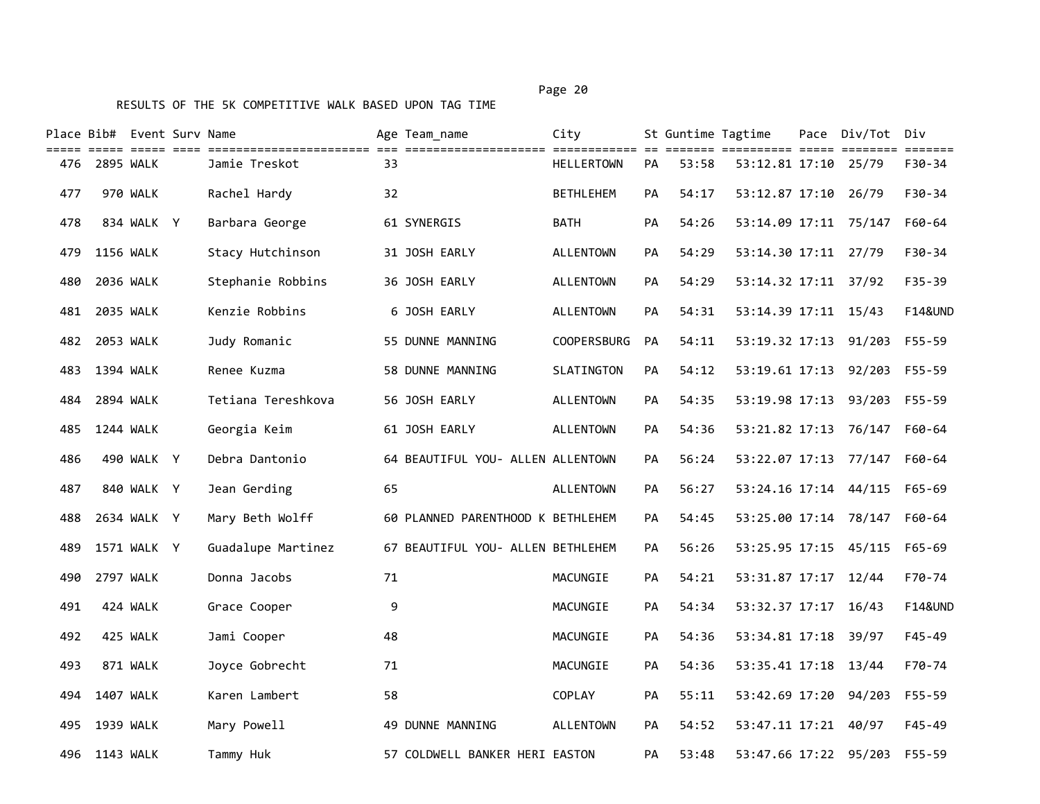RESULTS OF THE 5K COMPETITIVE WALK BASED UPON TAG TIME

| Place | Bib# | Event | Surv | Name | Age | Team_name | City | St | Guntime | Tagtime | Pace | Div/Tot | Div |
|---|---|---|---|---|---|---|---|---|---|---|---|---|---|
| 476 | 2895 | WALK | | Jamie Treskot | 33 | | HELLERTOWN | PA | 53:58 | 53:12.81 | 17:10 | 25/79 | F30-34 |
| 477 | 970 | WALK | | Rachel Hardy | 32 | | BETHLEHEM | PA | 54:17 | 53:12.87 | 17:10 | 26/79 | F30-34 |
| 478 | 834 | WALK | Y | Barbara George | 61 | SYNERGIS | BATH | PA | 54:26 | 53:14.09 | 17:11 | 75/147 | F60-64 |
| 479 | 1156 | WALK | | Stacy Hutchinson | 31 | JOSH EARLY | ALLENTOWN | PA | 54:29 | 53:14.30 | 17:11 | 27/79 | F30-34 |
| 480 | 2036 | WALK | | Stephanie Robbins | 36 | JOSH EARLY | ALLENTOWN | PA | 54:29 | 53:14.32 | 17:11 | 37/92 | F35-39 |
| 481 | 2035 | WALK | | Kenzie Robbins | 6 | JOSH EARLY | ALLENTOWN | PA | 54:31 | 53:14.39 | 17:11 | 15/43 | F14&UND |
| 482 | 2053 | WALK | | Judy Romanic | 55 | DUNNE MANNING | COOPERSBURG | PA | 54:11 | 53:19.32 | 17:13 | 91/203 | F55-59 |
| 483 | 1394 | WALK | | Renee Kuzma | 58 | DUNNE MANNING | SLATINGTON | PA | 54:12 | 53:19.61 | 17:13 | 92/203 | F55-59 |
| 484 | 2894 | WALK | | Tetiana Tereshkova | 56 | JOSH EARLY | ALLENTOWN | PA | 54:35 | 53:19.98 | 17:13 | 93/203 | F55-59 |
| 485 | 1244 | WALK | | Georgia Keim | 61 | JOSH EARLY | ALLENTOWN | PA | 54:36 | 53:21.82 | 17:13 | 76/147 | F60-64 |
| 486 | 490 | WALK | Y | Debra Dantonio | 64 | BEAUTIFUL YOU- ALLEN | ALLENTOWN | PA | 56:24 | 53:22.07 | 17:13 | 77/147 | F60-64 |
| 487 | 840 | WALK | Y | Jean Gerding | 65 | | ALLENTOWN | PA | 56:27 | 53:24.16 | 17:14 | 44/115 | F65-69 |
| 488 | 2634 | WALK | Y | Mary Beth Wolff | 60 | PLANNED PARENTHOOD K | BETHLEHEM | PA | 54:45 | 53:25.00 | 17:14 | 78/147 | F60-64 |
| 489 | 1571 | WALK | Y | Guadalupe Martinez | 67 | BEAUTIFUL YOU- ALLEN | BETHLEHEM | PA | 56:26 | 53:25.95 | 17:15 | 45/115 | F65-69 |
| 490 | 2797 | WALK | | Donna Jacobs | 71 | | MACUNGIE | PA | 54:21 | 53:31.87 | 17:17 | 12/44 | F70-74 |
| 491 | 424 | WALK | | Grace Cooper | 9 | | MACUNGIE | PA | 54:34 | 53:32.37 | 17:17 | 16/43 | F14&UND |
| 492 | 425 | WALK | | Jami Cooper | 48 | | MACUNGIE | PA | 54:36 | 53:34.81 | 17:18 | 39/97 | F45-49 |
| 493 | 871 | WALK | | Joyce Gobrecht | 71 | | MACUNGIE | PA | 54:36 | 53:35.41 | 17:18 | 13/44 | F70-74 |
| 494 | 1407 | WALK | | Karen Lambert | 58 | | COPLAY | PA | 55:11 | 53:42.69 | 17:20 | 94/203 | F55-59 |
| 495 | 1939 | WALK | | Mary Powell | 49 | DUNNE MANNING | ALLENTOWN | PA | 54:52 | 53:47.11 | 17:21 | 40/97 | F45-49 |
| 496 | 1143 | WALK | | Tammy Huk | 57 | COLDWELL BANKER HERI | EASTON | PA | 53:48 | 53:47.66 | 17:22 | 95/203 | F55-59 |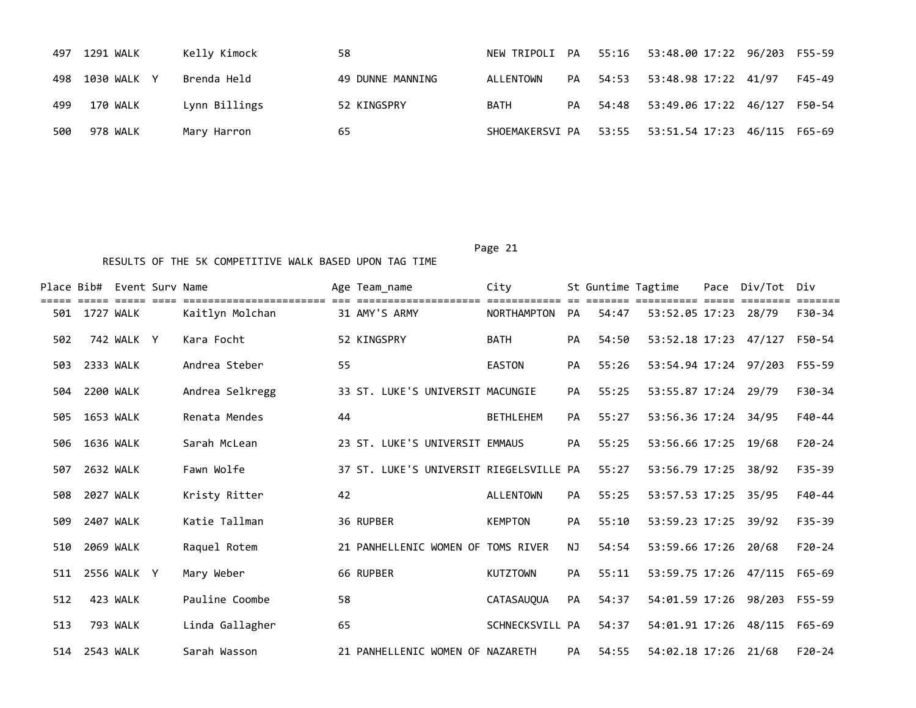| Place | Bib# | Event | Surv | Name | Age | Team_name | City | St | Guntime | Tagtime | Pace | Div/Tot | Div |
|---|---|---|---|---|---|---|---|---|---|---|---|---|---|
| 497 | 1291 | WALK | | Kelly Kimock | 58 | | NEW TRIPOLI | PA | 55:16 | 53:48.00 | 17:22 | 96/203 | F55-59 |
| 498 | 1030 | WALK | Y | Brenda Held | 49 | DUNNE MANNING | ALLENTOWN | PA | 54:53 | 53:48.98 | 17:22 | 41/97 | F45-49 |
| 499 | 170 | WALK | | Lynn Billings | 52 | KINGSPRY | BATH | PA | 54:48 | 53:49.06 | 17:22 | 46/127 | F50-54 |
| 500 | 978 | WALK | | Mary Harron | 65 | | SHOEMAKERSVI | PA | 53:55 | 53:51.54 | 17:23 | 46/115 | F65-69 |

RESULTS OF THE 5K COMPETITIVE WALK BASED UPON TAG TIME

| Place | Bib# | Event | Surv | Name | Age | Team_name | City | St | Guntime | Tagtime | Pace | Div/Tot | Div |
|---|---|---|---|---|---|---|---|---|---|---|---|---|---|
| 501 | 1727 | WALK | | Kaitlyn Molchan | 31 | AMY'S ARMY | NORTHAMPTON | PA | 54:47 | 53:52.05 | 17:23 | 28/79 | F30-34 |
| 502 | 742 | WALK | Y | Kara Focht | 52 | KINGSPRY | BATH | PA | 54:50 | 53:52.18 | 17:23 | 47/127 | F50-54 |
| 503 | 2333 | WALK | | Andrea Steber | 55 | | EASTON | PA | 55:26 | 53:54.94 | 17:24 | 97/203 | F55-59 |
| 504 | 2200 | WALK | | Andrea Selkregg | 33 | ST. LUKE'S UNIVERSIT | MACUNGIE | PA | 55:25 | 53:55.87 | 17:24 | 29/79 | F30-34 |
| 505 | 1653 | WALK | | Renata Mendes | 44 | | BETHLEHEM | PA | 55:27 | 53:56.36 | 17:24 | 34/95 | F40-44 |
| 506 | 1636 | WALK | | Sarah McLean | 23 | ST. LUKE'S UNIVERSIT | EMMAUS | PA | 55:25 | 53:56.66 | 17:25 | 19/68 | F20-24 |
| 507 | 2632 | WALK | | Fawn Wolfe | 37 | ST. LUKE'S UNIVERSIT | RIEGELSVILLE | PA | 55:27 | 53:56.79 | 17:25 | 38/92 | F35-39 |
| 508 | 2027 | WALK | | Kristy Ritter | 42 | | ALLENTOWN | PA | 55:25 | 53:57.53 | 17:25 | 35/95 | F40-44 |
| 509 | 2407 | WALK | | Katie Tallman | 36 | RUPBER | KEMPTON | PA | 55:10 | 53:59.23 | 17:25 | 39/92 | F35-39 |
| 510 | 2069 | WALK | | Raquel Rotem | 21 | PANHELLENIC WOMEN OF | TOMS RIVER | NJ | 54:54 | 53:59.66 | 17:26 | 20/68 | F20-24 |
| 511 | 2556 | WALK | Y | Mary Weber | 66 | RUPBER | KUTZTOWN | PA | 55:11 | 53:59.75 | 17:26 | 47/115 | F65-69 |
| 512 | 423 | WALK | | Pauline Coombe | 58 | | CATASAUQUA | PA | 54:37 | 54:01.59 | 17:26 | 98/203 | F55-59 |
| 513 | 793 | WALK | | Linda Gallagher | 65 | | SCHNECKSVILL | PA | 54:37 | 54:01.91 | 17:26 | 48/115 | F65-69 |
| 514 | 2543 | WALK | | Sarah Wasson | 21 | PANHELLENIC WOMEN OF | NAZARETH | PA | 54:55 | 54:02.18 | 17:26 | 21/68 | F20-24 |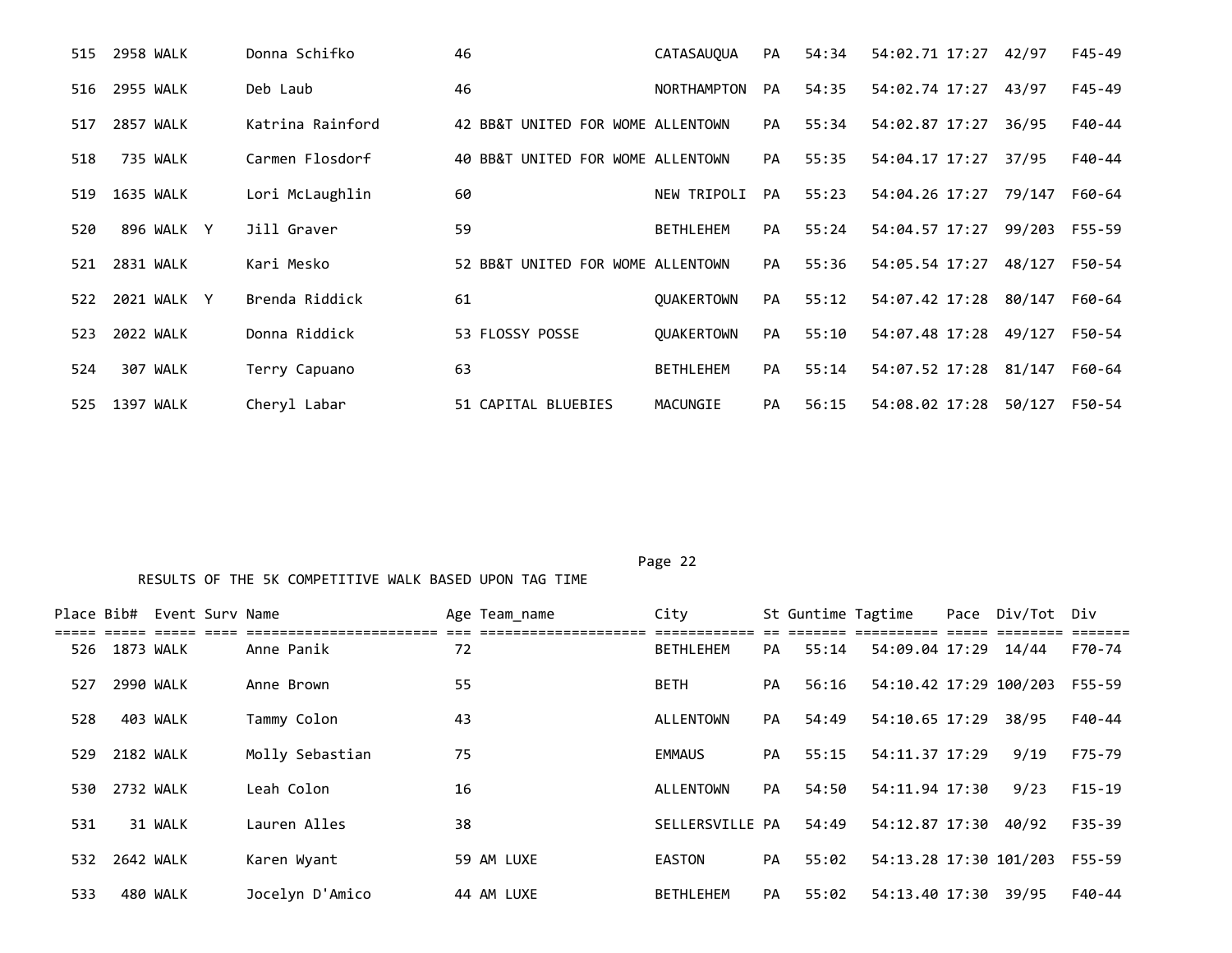| Place | Bib# | Event | Surv | Name | Age | Team_name | City | St | Guntime | Tagtime | Pace | Div/Tot | Div |
|---|---|---|---|---|---|---|---|---|---|---|---|---|---|
| 515 | 2958 | WALK | | Donna Schifko | 46 | | CATASAUQUA | PA | 54:34 | 54:02.71 | 17:27 | 42/97 | F45-49 |
| 516 | 2955 | WALK | | Deb Laub | 46 | | NORTHAMPTON | PA | 54:35 | 54:02.74 | 17:27 | 43/97 | F45-49 |
| 517 | 2857 | WALK | | Katrina Rainford | 42 | BB&T UNITED FOR WOME | ALLENTOWN | PA | 55:34 | 54:02.87 | 17:27 | 36/95 | F40-44 |
| 518 | 735 | WALK | | Carmen Flosdorf | 40 | BB&T UNITED FOR WOME | ALLENTOWN | PA | 55:35 | 54:04.17 | 17:27 | 37/95 | F40-44 |
| 519 | 1635 | WALK | | Lori McLaughlin | 60 | | NEW TRIPOLI | PA | 55:23 | 54:04.26 | 17:27 | 79/147 | F60-64 |
| 520 | 896 | WALK | Y | Jill Graver | 59 | | BETHLEHEM | PA | 55:24 | 54:04.57 | 17:27 | 99/203 | F55-59 |
| 521 | 2831 | WALK | | Kari Mesko | 52 | BB&T UNITED FOR WOME | ALLENTOWN | PA | 55:36 | 54:05.54 | 17:27 | 48/127 | F50-54 |
| 522 | 2021 | WALK | Y | Brenda Riddick | 61 | | QUAKERTOWN | PA | 55:12 | 54:07.42 | 17:28 | 80/147 | F60-64 |
| 523 | 2022 | WALK | | Donna Riddick | 53 | FLOSSY POSSE | QUAKERTOWN | PA | 55:10 | 54:07.48 | 17:28 | 49/127 | F50-54 |
| 524 | 307 | WALK | | Terry Capuano | 63 | | BETHLEHEM | PA | 55:14 | 54:07.52 | 17:28 | 81/147 | F60-64 |
| 525 | 1397 | WALK | | Cheryl Labar | 51 | CAPITAL BLUEBIES | MACUNGIE | PA | 56:15 | 54:08.02 | 17:28 | 50/127 | F50-54 |

RESULTS OF THE 5K COMPETITIVE WALK BASED UPON TAG TIME

| Place | Bib# | Event | Surv | Name | Age | Team_name | City | St | Guntime | Tagtime | Pace | Div/Tot | Div |
|---|---|---|---|---|---|---|---|---|---|---|---|---|---|
| 526 | 1873 | WALK | | Anne Panik | 72 | | BETHLEHEM | PA | 55:14 | 54:09.04 | 17:29 | 14/44 | F70-74 |
| 527 | 2990 | WALK | | Anne Brown | 55 | | BETH | PA | 56:16 | 54:10.42 | 17:29 | 100/203 | F55-59 |
| 528 | 403 | WALK | | Tammy Colon | 43 | | ALLENTOWN | PA | 54:49 | 54:10.65 | 17:29 | 38/95 | F40-44 |
| 529 | 2182 | WALK | | Molly Sebastian | 75 | | EMMAUS | PA | 55:15 | 54:11.37 | 17:29 | 9/19 | F75-79 |
| 530 | 2732 | WALK | | Leah Colon | 16 | | ALLENTOWN | PA | 54:50 | 54:11.94 | 17:30 | 9/23 | F15-19 |
| 531 | 31 | WALK | | Lauren Alles | 38 | | SELLERSVILLE | PA | 54:49 | 54:12.87 | 17:30 | 40/92 | F35-39 |
| 532 | 2642 | WALK | | Karen Wyant | 59 | AM LUXE | EASTON | PA | 55:02 | 54:13.28 | 17:30 | 101/203 | F55-59 |
| 533 | 480 | WALK | | Jocelyn D'Amico | 44 | AM LUXE | BETHLEHEM | PA | 55:02 | 54:13.40 | 17:30 | 39/95 | F40-44 |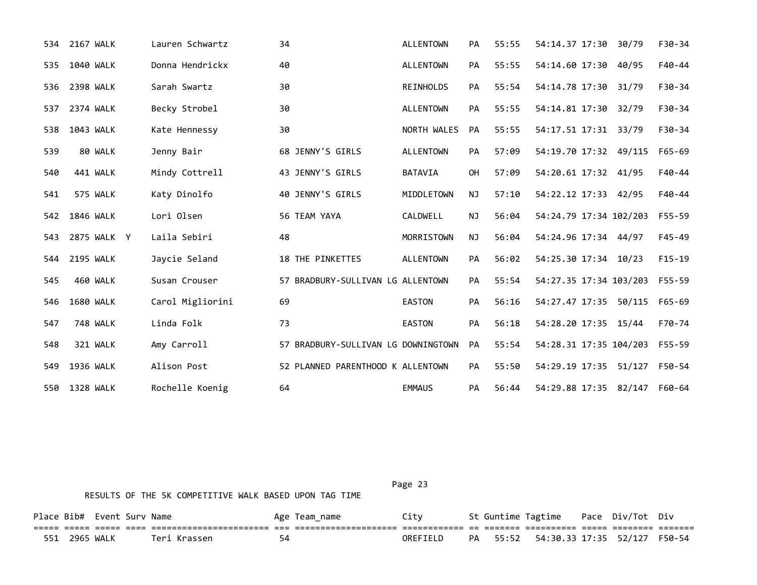| Place | Bib# | Event | Surv | Name | Age | Team_name | City | St | Guntime | Tagtime | Pace | Div/Tot | Div |
|---|---|---|---|---|---|---|---|---|---|---|---|---|---|
| 534 | 2167 | WALK | | Lauren Schwartz | 34 | | ALLENTOWN | PA | 55:55 | 54:14.37 | 17:30 | 30/79 | F30-34 |
| 535 | 1040 | WALK | | Donna Hendrickx | 40 | | ALLENTOWN | PA | 55:55 | 54:14.60 | 17:30 | 40/95 | F40-44 |
| 536 | 2398 | WALK | | Sarah Swartz | 30 | | REINHOLDS | PA | 55:54 | 54:14.78 | 17:30 | 31/79 | F30-34 |
| 537 | 2374 | WALK | | Becky Strobel | 30 | | ALLENTOWN | PA | 55:55 | 54:14.81 | 17:30 | 32/79 | F30-34 |
| 538 | 1043 | WALK | | Kate Hennessy | 30 | | NORTH WALES | PA | 55:55 | 54:17.51 | 17:31 | 33/79 | F30-34 |
| 539 | 80 | WALK | | Jenny Bair | 68 | JENNY'S GIRLS | ALLENTOWN | PA | 57:09 | 54:19.70 | 17:32 | 49/115 | F65-69 |
| 540 | 441 | WALK | | Mindy Cottrell | 43 | JENNY'S GIRLS | BATAVIA | OH | 57:09 | 54:20.61 | 17:32 | 41/95 | F40-44 |
| 541 | 575 | WALK | | Katy Dinolfo | 40 | JENNY'S GIRLS | MIDDLETOWN | NJ | 57:10 | 54:22.12 | 17:33 | 42/95 | F40-44 |
| 542 | 1846 | WALK | | Lori Olsen | 56 | TEAM YAYA | CALDWELL | NJ | 56:04 | 54:24.79 | 17:34 | 102/203 | F55-59 |
| 543 | 2875 | WALK | Y | Laila Sebiri | 48 | | MORRISTOWN | NJ | 56:04 | 54:24.96 | 17:34 | 44/97 | F45-49 |
| 544 | 2195 | WALK | | Jaycie Seland | 18 | THE PINKETTES | ALLENTOWN | PA | 56:02 | 54:25.30 | 17:34 | 10/23 | F15-19 |
| 545 | 460 | WALK | | Susan Crouser | 57 | BRADBURY-SULLIVAN LG | ALLENTOWN | PA | 55:54 | 54:27.35 | 17:34 | 103/203 | F55-59 |
| 546 | 1680 | WALK | | Carol Migliorini | 69 | | EASTON | PA | 56:16 | 54:27.47 | 17:35 | 50/115 | F65-69 |
| 547 | 748 | WALK | | Linda Folk | 73 | | EASTON | PA | 56:18 | 54:28.20 | 17:35 | 15/44 | F70-74 |
| 548 | 321 | WALK | | Amy Carroll | 57 | BRADBURY-SULLIVAN LG | DOWNINGTOWN | PA | 55:54 | 54:28.31 | 17:35 | 104/203 | F55-59 |
| 549 | 1936 | WALK | | Alison Post | 52 | PLANNED PARENTHOOD K | ALLENTOWN | PA | 55:50 | 54:29.19 | 17:35 | 51/127 | F50-54 |
| 550 | 1328 | WALK | | Rochelle Koenig | 64 | | EMMAUS | PA | 56:44 | 54:29.88 | 17:35 | 82/147 | F60-64 |

RESULTS OF THE 5K COMPETITIVE WALK BASED UPON TAG TIME

| Place | Bib# | Event | Surv | Name | Age | Team_name | City | St | Guntime | Tagtime | Pace | Div/Tot | Div |
|---|---|---|---|---|---|---|---|---|---|---|---|---|---|
| 551 | 2965 | WALK | | Teri Krassen | 54 | | OREFIELD | PA | 55:52 | 54:30.33 | 17:35 | 52/127 | F50-54 |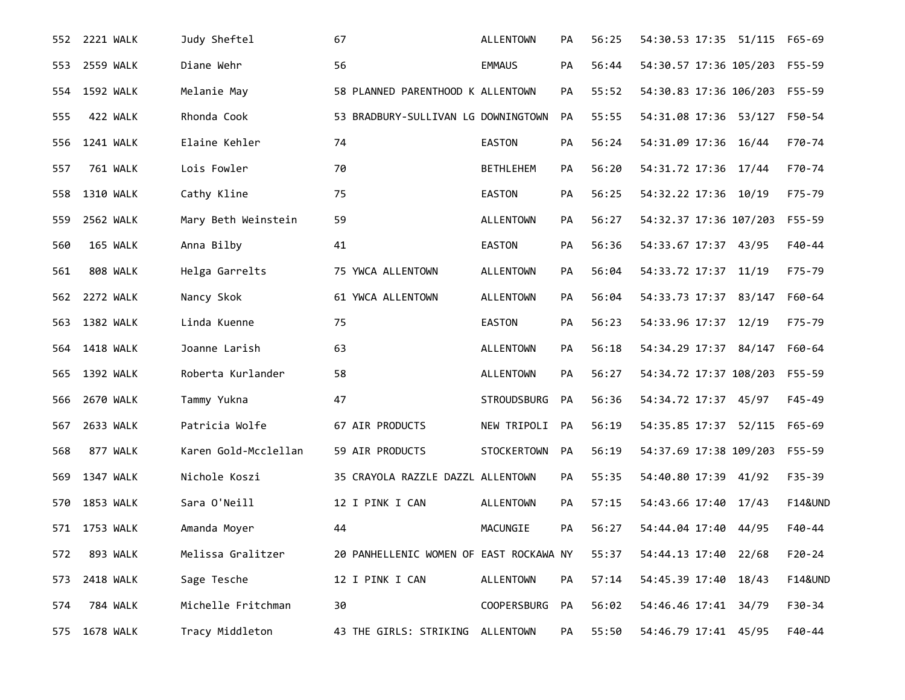| | | | | | | | | | | | | |
|---|---|---|---|---|---|---|---|---|---|---|---|---|
| 552 | 2221 | WALK | Judy Sheftel | 67 | | ALLENTOWN | PA | 56:25 | 54:30.53 | 17:35 | 51/115 | F65-69 |
| 553 | 2559 | WALK | Diane Wehr | 56 | | EMMAUS | PA | 56:44 | 54:30.57 | 17:36 | 105/203 | F55-59 |
| 554 | 1592 | WALK | Melanie May | 58 | PLANNED PARENTHOOD K | ALLENTOWN | PA | 55:52 | 54:30.83 | 17:36 | 106/203 | F55-59 |
| 555 | 422 | WALK | Rhonda Cook | 53 | BRADBURY-SULLIVAN LG | DOWNINGTOWN | PA | 55:55 | 54:31.08 | 17:36 | 53/127 | F50-54 |
| 556 | 1241 | WALK | Elaine Kehler | 74 | | EASTON | PA | 56:24 | 54:31.09 | 17:36 | 16/44 | F70-74 |
| 557 | 761 | WALK | Lois Fowler | 70 | | BETHLEHEM | PA | 56:20 | 54:31.72 | 17:36 | 17/44 | F70-74 |
| 558 | 1310 | WALK | Cathy Kline | 75 | | EASTON | PA | 56:25 | 54:32.22 | 17:36 | 10/19 | F75-79 |
| 559 | 2562 | WALK | Mary Beth Weinstein | 59 | | ALLENTOWN | PA | 56:27 | 54:32.37 | 17:36 | 107/203 | F55-59 |
| 560 | 165 | WALK | Anna Bilby | 41 | | EASTON | PA | 56:36 | 54:33.67 | 17:37 | 43/95 | F40-44 |
| 561 | 808 | WALK | Helga Garrelts | 75 | YWCA ALLENTOWN | ALLENTOWN | PA | 56:04 | 54:33.72 | 17:37 | 11/19 | F75-79 |
| 562 | 2272 | WALK | Nancy Skok | 61 | YWCA ALLENTOWN | ALLENTOWN | PA | 56:04 | 54:33.73 | 17:37 | 83/147 | F60-64 |
| 563 | 1382 | WALK | Linda Kuenne | 75 | | EASTON | PA | 56:23 | 54:33.96 | 17:37 | 12/19 | F75-79 |
| 564 | 1418 | WALK | Joanne Larish | 63 | | ALLENTOWN | PA | 56:18 | 54:34.29 | 17:37 | 84/147 | F60-64 |
| 565 | 1392 | WALK | Roberta Kurlander | 58 | | ALLENTOWN | PA | 56:27 | 54:34.72 | 17:37 | 108/203 | F55-59 |
| 566 | 2670 | WALK | Tammy Yukna | 47 | | STROUDSBURG | PA | 56:36 | 54:34.72 | 17:37 | 45/97 | F45-49 |
| 567 | 2633 | WALK | Patricia Wolfe | 67 | AIR PRODUCTS | NEW TRIPOLI | PA | 56:19 | 54:35.85 | 17:37 | 52/115 | F65-69 |
| 568 | 877 | WALK | Karen Gold-Mcclellan | 59 | AIR PRODUCTS | STOCKERTOWN | PA | 56:19 | 54:37.69 | 17:38 | 109/203 | F55-59 |
| 569 | 1347 | WALK | Nichole Koszi | 35 | CRAYOLA RAZZLE DAZZL | ALLENTOWN | PA | 55:35 | 54:40.80 | 17:39 | 41/92 | F35-39 |
| 570 | 1853 | WALK | Sara O'Neill | 12 | I PINK I CAN | ALLENTOWN | PA | 57:15 | 54:43.66 | 17:40 | 17/43 | F14&UND |
| 571 | 1753 | WALK | Amanda Moyer | 44 | | MACUNGIE | PA | 56:27 | 54:44.04 | 17:40 | 44/95 | F40-44 |
| 572 | 893 | WALK | Melissa Gralitzer | 20 | PANHELLENIC WOMEN OF | EAST ROCKAWA | NY | 55:37 | 54:44.13 | 17:40 | 22/68 | F20-24 |
| 573 | 2418 | WALK | Sage Tesche | 12 | I PINK I CAN | ALLENTOWN | PA | 57:14 | 54:45.39 | 17:40 | 18/43 | F14&UND |
| 574 | 784 | WALK | Michelle Fritchman | 30 | | COOPERSBURG | PA | 56:02 | 54:46.46 | 17:41 | 34/79 | F30-34 |
| 575 | 1678 | WALK | Tracy Middleton | 43 | THE GIRLS: STRIKING | ALLENTOWN | PA | 55:50 | 54:46.79 | 17:41 | 45/95 | F40-44 |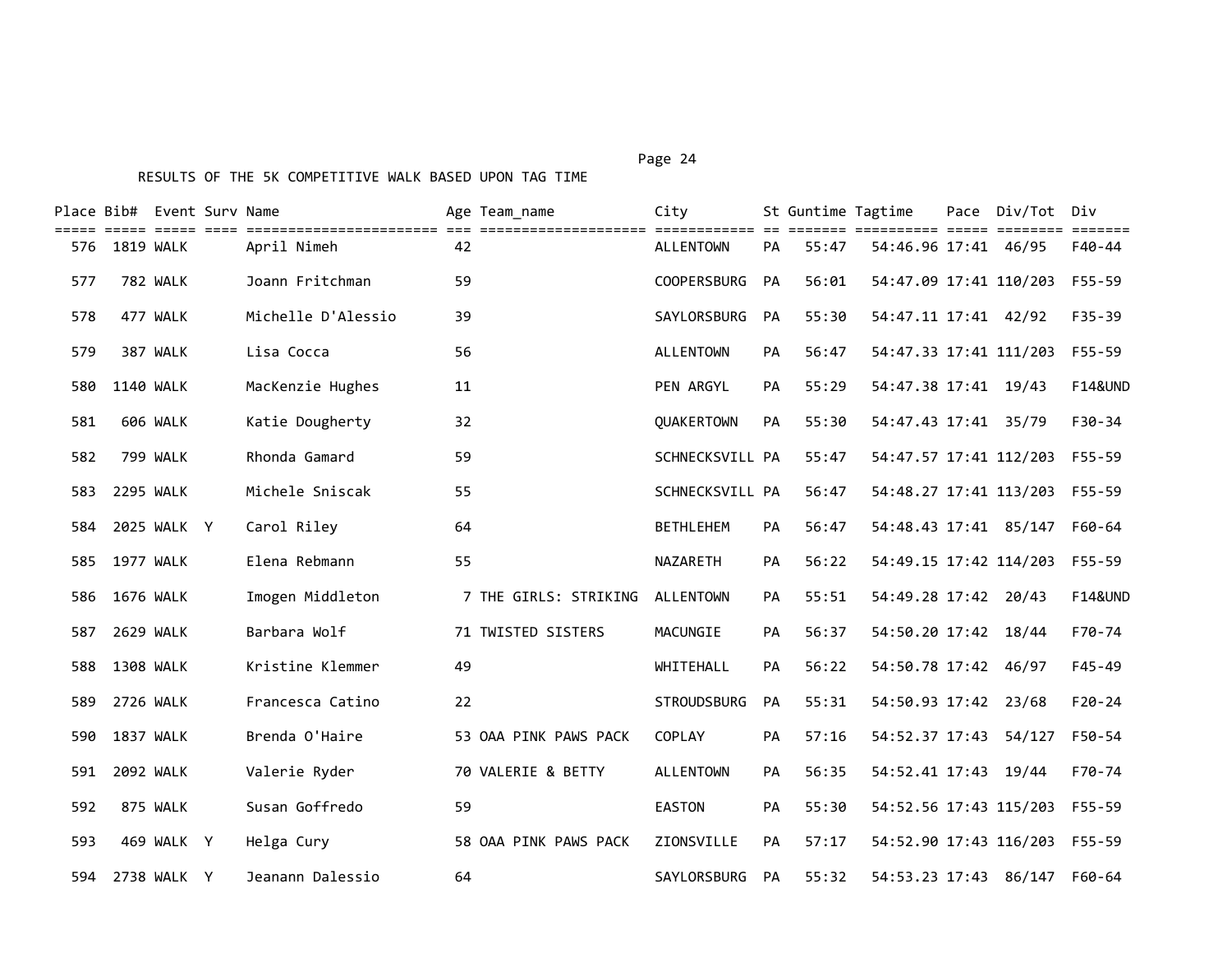RESULTS OF THE 5K COMPETITIVE WALK BASED UPON TAG TIME

| Place | Bib# | Event | Surv | Name | Age | Team_name | City | St | Guntime | Tagtime | Pace | Div/Tot | Div |
|---|---|---|---|---|---|---|---|---|---|---|---|---|---|
| 576 | 1819 | WALK | | April Nimeh | 42 | | ALLENTOWN | PA | 55:47 | 54:46.96 | 17:41 | 46/95 | F40-44 |
| 577 | 782 | WALK | | Joann Fritchman | 59 | | COOPERSBURG | PA | 56:01 | 54:47.09 | 17:41 | 110/203 | F55-59 |
| 578 | 477 | WALK | | Michelle D'Alessio | 39 | | SAYLORSBURG | PA | 55:30 | 54:47.11 | 17:41 | 42/92 | F35-39 |
| 579 | 387 | WALK | | Lisa Cocca | 56 | | ALLENTOWN | PA | 56:47 | 54:47.33 | 17:41 | 111/203 | F55-59 |
| 580 | 1140 | WALK | | MacKenzie Hughes | 11 | | PEN ARGYL | PA | 55:29 | 54:47.38 | 17:41 | 19/43 | F14&UND |
| 581 | 606 | WALK | | Katie Dougherty | 32 | | QUAKERTOWN | PA | 55:30 | 54:47.43 | 17:41 | 35/79 | F30-34 |
| 582 | 799 | WALK | | Rhonda Gamard | 59 | | SCHNECKSVILL | PA | 55:47 | 54:47.57 | 17:41 | 112/203 | F55-59 |
| 583 | 2295 | WALK | | Michele Sniscak | 55 | | SCHNECKSVILL | PA | 56:47 | 54:48.27 | 17:41 | 113/203 | F55-59 |
| 584 | 2025 | WALK | Y | Carol Riley | 64 | | BETHLEHEM | PA | 56:47 | 54:48.43 | 17:41 | 85/147 | F60-64 |
| 585 | 1977 | WALK | | Elena Rebmann | 55 | | NAZARETH | PA | 56:22 | 54:49.15 | 17:42 | 114/203 | F55-59 |
| 586 | 1676 | WALK | | Imogen Middleton | 7 | THE GIRLS: STRIKING | ALLENTOWN | PA | 55:51 | 54:49.28 | 17:42 | 20/43 | F14&UND |
| 587 | 2629 | WALK | | Barbara Wolf | 71 | TWISTED SISTERS | MACUNGIE | PA | 56:37 | 54:50.20 | 17:42 | 18/44 | F70-74 |
| 588 | 1308 | WALK | | Kristine Klemmer | 49 | | WHITEHALL | PA | 56:22 | 54:50.78 | 17:42 | 46/97 | F45-49 |
| 589 | 2726 | WALK | | Francesca Catino | 22 | | STROUDSBURG | PA | 55:31 | 54:50.93 | 17:42 | 23/68 | F20-24 |
| 590 | 1837 | WALK | | Brenda O'Haire | 53 | OAA PINK PAWS PACK | COPLAY | PA | 57:16 | 54:52.37 | 17:43 | 54/127 | F50-54 |
| 591 | 2092 | WALK | | Valerie Ryder | 70 | VALERIE & BETTY | ALLENTOWN | PA | 56:35 | 54:52.41 | 17:43 | 19/44 | F70-74 |
| 592 | 875 | WALK | | Susan Goffredo | 59 | | EASTON | PA | 55:30 | 54:52.56 | 17:43 | 115/203 | F55-59 |
| 593 | 469 | WALK | Y | Helga Cury | 58 | OAA PINK PAWS PACK | ZIONSVILLE | PA | 57:17 | 54:52.90 | 17:43 | 116/203 | F55-59 |
| 594 | 2738 | WALK | Y | Jeanann Dalessio | 64 | | SAYLORSBURG | PA | 55:32 | 54:53.23 | 17:43 | 86/147 | F60-64 |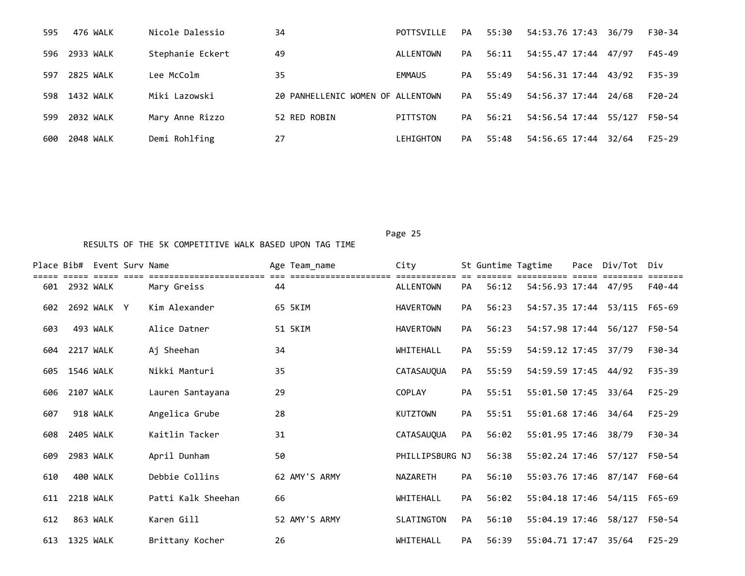| Place | Bib# | Event | Surv | Name | Age | Team_name | City | St | Guntime | Tagtime | Pace | Div/Tot | Div |
|---|---|---|---|---|---|---|---|---|---|---|---|---|---|
| 595 | 476 | WALK | | Nicole Dalessio | 34 | | POTTSVILLE | PA | 55:30 | 54:53.76 | 17:43 | 36/79 | F30-34 |
| 596 | 2933 | WALK | | Stephanie Eckert | 49 | | ALLENTOWN | PA | 56:11 | 54:55.47 | 17:44 | 47/97 | F45-49 |
| 597 | 2825 | WALK | | Lee McColm | 35 | | EMMAUS | PA | 55:49 | 54:56.31 | 17:44 | 43/92 | F35-39 |
| 598 | 1432 | WALK | | Miki Lazowski | 20 | PANHELLENIC WOMEN OF | ALLENTOWN | PA | 55:49 | 54:56.37 | 17:44 | 24/68 | F20-24 |
| 599 | 2032 | WALK | | Mary Anne Rizzo | 52 | RED ROBIN | PITTSTON | PA | 56:21 | 54:56.54 | 17:44 | 55/127 | F50-54 |
| 600 | 2048 | WALK | | Demi Rohlfing | 27 | | LEHIGHTON | PA | 55:48 | 54:56.65 | 17:44 | 32/64 | F25-29 |

RESULTS OF THE 5K COMPETITIVE WALK BASED UPON TAG TIME

| Place | Bib# | Event | Surv | Name | Age | Team_name | City | St | Guntime | Tagtime | Pace | Div/Tot | Div |
|---|---|---|---|---|---|---|---|---|---|---|---|---|---|
| 601 | 2932 | WALK | | Mary Greiss | 44 | | ALLENTOWN | PA | 56:12 | 54:56.93 | 17:44 | 47/95 | F40-44 |
| 602 | 2692 | WALK | Y | Kim Alexander | 65 | 5KIM | HAVERTOWN | PA | 56:23 | 54:57.35 | 17:44 | 53/115 | F65-69 |
| 603 | 493 | WALK | | Alice Datner | 51 | 5KIM | HAVERTOWN | PA | 56:23 | 54:57.98 | 17:44 | 56/127 | F50-54 |
| 604 | 2217 | WALK | | Aj Sheehan | 34 | | WHITEHALL | PA | 55:59 | 54:59.12 | 17:45 | 37/79 | F30-34 |
| 605 | 1546 | WALK | | Nikki Manturi | 35 | | CATASAUQUA | PA | 55:59 | 54:59.59 | 17:45 | 44/92 | F35-39 |
| 606 | 2107 | WALK | | Lauren Santayana | 29 | | COPLAY | PA | 55:51 | 55:01.50 | 17:45 | 33/64 | F25-29 |
| 607 | 918 | WALK | | Angelica Grube | 28 | | KUTZTOWN | PA | 55:51 | 55:01.68 | 17:46 | 34/64 | F25-29 |
| 608 | 2405 | WALK | | Kaitlin Tacker | 31 | | CATASAUQUA | PA | 56:02 | 55:01.95 | 17:46 | 38/79 | F30-34 |
| 609 | 2983 | WALK | | April Dunham | 50 | | PHILLIPSBURG | NJ | 56:38 | 55:02.24 | 17:46 | 57/127 | F50-54 |
| 610 | 400 | WALK | | Debbie Collins | 62 | AMY'S ARMY | NAZARETH | PA | 56:10 | 55:03.76 | 17:46 | 87/147 | F60-64 |
| 611 | 2218 | WALK | | Patti Kalk Sheehan | 66 | | WHITEHALL | PA | 56:02 | 55:04.18 | 17:46 | 54/115 | F65-69 |
| 612 | 863 | WALK | | Karen Gill | 52 | AMY'S ARMY | SLATINGTON | PA | 56:10 | 55:04.19 | 17:46 | 58/127 | F50-54 |
| 613 | 1325 | WALK | | Brittany Kocher | 26 | | WHITEHALL | PA | 56:39 | 55:04.71 | 17:47 | 35/64 | F25-29 |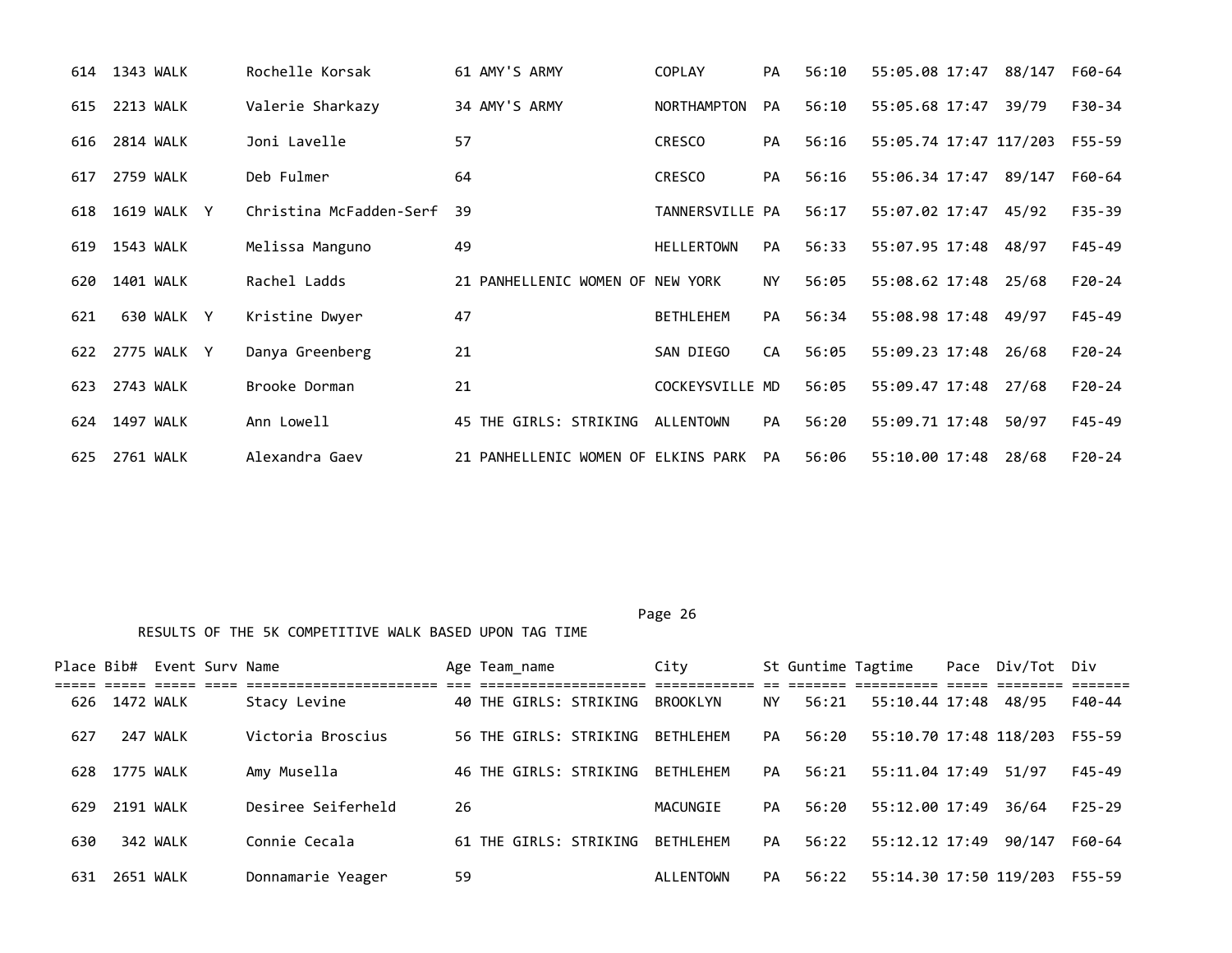| Place | Bib# | Event | Surv | Name | Age | Team_name | City | St | Guntime | Tagtime | Pace | Div/Tot | Div |
|---|---|---|---|---|---|---|---|---|---|---|---|---|---|
| 614 | 1343 | WALK | | Rochelle Korsak | 61 | AMY'S ARMY | COPLAY | PA | 56:10 | 55:05.08 | 17:47 | 88/147 | F60-64 |
| 615 | 2213 | WALK | | Valerie Sharkazy | 34 | AMY'S ARMY | NORTHAMPTON | PA | 56:10 | 55:05.68 | 17:47 | 39/79 | F30-34 |
| 616 | 2814 | WALK | | Joni Lavelle | 57 | | CRESCO | PA | 56:16 | 55:05.74 | 17:47 | 117/203 | F55-59 |
| 617 | 2759 | WALK | | Deb Fulmer | 64 | | CRESCO | PA | 56:16 | 55:06.34 | 17:47 | 89/147 | F60-64 |
| 618 | 1619 | WALK | Y | Christina McFadden-Serf | 39 | | TANNERSVILLE | PA | 56:17 | 55:07.02 | 17:47 | 45/92 | F35-39 |
| 619 | 1543 | WALK | | Melissa Manguno | 49 | | HELLERTOWN | PA | 56:33 | 55:07.95 | 17:48 | 48/97 | F45-49 |
| 620 | 1401 | WALK | | Rachel Ladds | 21 | PANHELLENIC WOMEN OF | NEW YORK | NY | 56:05 | 55:08.62 | 17:48 | 25/68 | F20-24 |
| 621 | 630 | WALK | Y | Kristine Dwyer | 47 | | BETHLEHEM | PA | 56:34 | 55:08.98 | 17:48 | 49/97 | F45-49 |
| 622 | 2775 | WALK | Y | Danya Greenberg | 21 | | SAN DIEGO | CA | 56:05 | 55:09.23 | 17:48 | 26/68 | F20-24 |
| 623 | 2743 | WALK | | Brooke Dorman | 21 | | COCKEYSVILLE | MD | 56:05 | 55:09.47 | 17:48 | 27/68 | F20-24 |
| 624 | 1497 | WALK | | Ann Lowell | 45 | THE GIRLS: STRIKING | ALLENTOWN | PA | 56:20 | 55:09.71 | 17:48 | 50/97 | F45-49 |
| 625 | 2761 | WALK | | Alexandra Gaev | 21 | PANHELLENIC WOMEN OF | ELKINS PARK | PA | 56:06 | 55:10.00 | 17:48 | 28/68 | F20-24 |

RESULTS OF THE 5K COMPETITIVE WALK BASED UPON TAG TIME

| Place | Bib# | Event | Surv | Name | Age | Team_name | City | St | Guntime | Tagtime | Pace | Div/Tot | Div |
|---|---|---|---|---|---|---|---|---|---|---|---|---|---|
| 626 | 1472 | WALK | | Stacy Levine | 40 | THE GIRLS: STRIKING | BROOKLYN | NY | 56:21 | 55:10.44 | 17:48 | 48/95 | F40-44 |
| 627 | 247 | WALK | | Victoria Broscius | 56 | THE GIRLS: STRIKING | BETHLEHEM | PA | 56:20 | 55:10.70 | 17:48 | 118/203 | F55-59 |
| 628 | 1775 | WALK | | Amy Musella | 46 | THE GIRLS: STRIKING | BETHLEHEM | PA | 56:21 | 55:11.04 | 17:49 | 51/97 | F45-49 |
| 629 | 2191 | WALK | | Desiree Seiferheld | 26 | | MACUNGIE | PA | 56:20 | 55:12.00 | 17:49 | 36/64 | F25-29 |
| 630 | 342 | WALK | | Connie Cecala | 61 | THE GIRLS: STRIKING | BETHLEHEM | PA | 56:22 | 55:12.12 | 17:49 | 90/147 | F60-64 |
| 631 | 2651 | WALK | | Donnamarie Yeager | 59 | | ALLENTOWN | PA | 56:22 | 55:14.30 | 17:50 | 119/203 | F55-59 |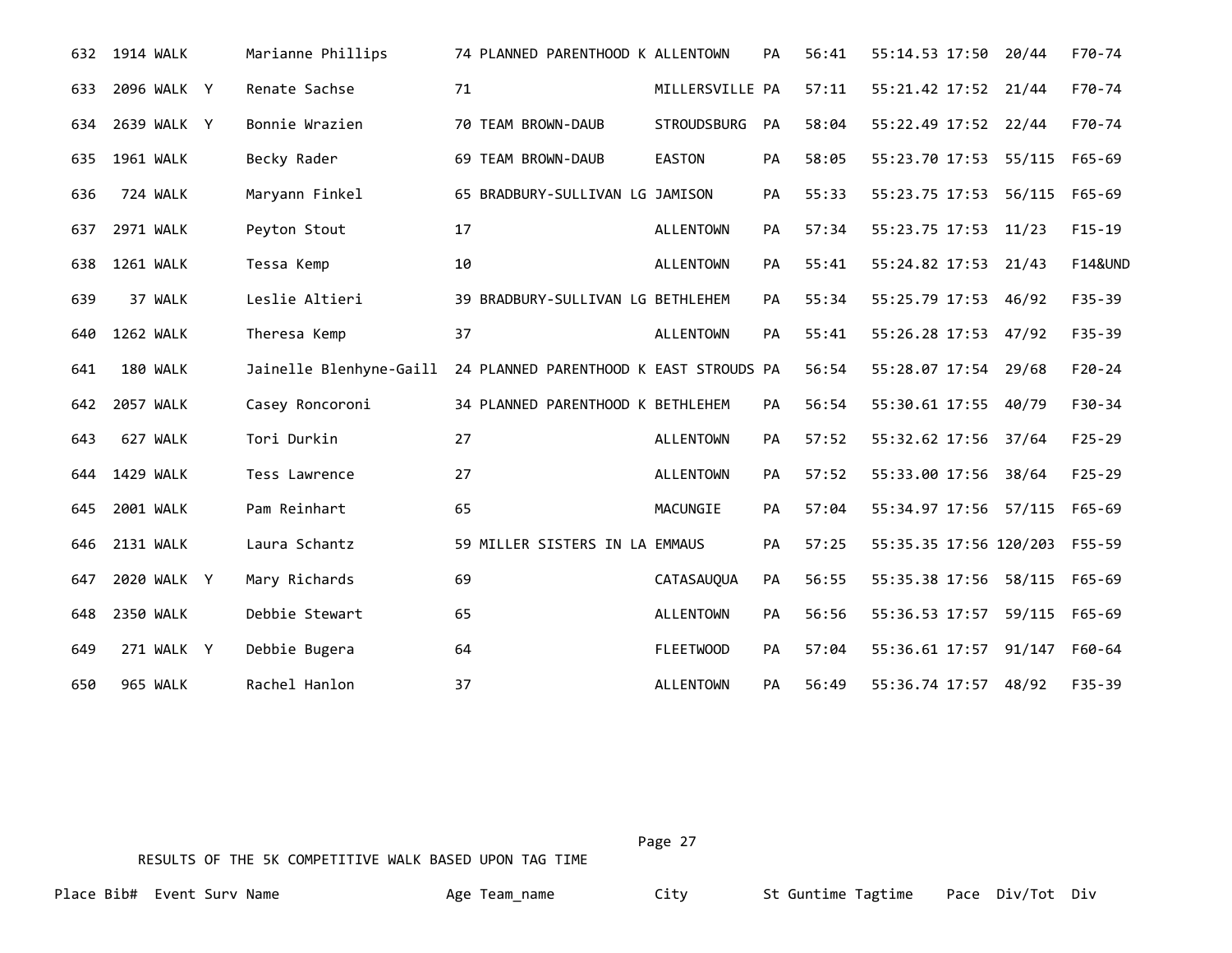| Place | Bib# | Event | Surv | Name | Age | Team_name | City | St | Guntime | Tagtime | Pace | Div/Tot | Div |
|---|---|---|---|---|---|---|---|---|---|---|---|---|---|
| 632 | 1914 | WALK | | Marianne Phillips | 74 | PLANNED PARENTHOOD K | ALLENTOWN | PA | 56:41 | 55:14.53 | 17:50 | 20/44 | F70-74 |
| 633 | 2096 | WALK | Y | Renate Sachse | 71 | | MILLERSVILLE | PA | 57:11 | 55:21.42 | 17:52 | 21/44 | F70-74 |
| 634 | 2639 | WALK | Y | Bonnie Wrazien | 70 | TEAM BROWN-DAUB | STROUDSBURG | PA | 58:04 | 55:22.49 | 17:52 | 22/44 | F70-74 |
| 635 | 1961 | WALK | | Becky Rader | 69 | TEAM BROWN-DAUB | EASTON | PA | 58:05 | 55:23.70 | 17:53 | 55/115 | F65-69 |
| 636 | 724 | WALK | | Maryann Finkel | 65 | BRADBURY-SULLIVAN LG | JAMISON | PA | 55:33 | 55:23.75 | 17:53 | 56/115 | F65-69 |
| 637 | 2971 | WALK | | Peyton Stout | 17 | | ALLENTOWN | PA | 57:34 | 55:23.75 | 17:53 | 11/23 | F15-19 |
| 638 | 1261 | WALK | | Tessa Kemp | 10 | | ALLENTOWN | PA | 55:41 | 55:24.82 | 17:53 | 21/43 | F14&UND |
| 639 | 37 | WALK | | Leslie Altieri | 39 | BRADBURY-SULLIVAN LG | BETHLEHEM | PA | 55:34 | 55:25.79 | 17:53 | 46/92 | F35-39 |
| 640 | 1262 | WALK | | Theresa Kemp | 37 | | ALLENTOWN | PA | 55:41 | 55:26.28 | 17:53 | 47/92 | F35-39 |
| 641 | 180 | WALK | | Jainelle Blenhyne-Gaill | 24 | PLANNED PARENTHOOD K | EAST STROUDS | PA | 56:54 | 55:28.07 | 17:54 | 29/68 | F20-24 |
| 642 | 2057 | WALK | | Casey Roncoroni | 34 | PLANNED PARENTHOOD K | BETHLEHEM | PA | 56:54 | 55:30.61 | 17:55 | 40/79 | F30-34 |
| 643 | 627 | WALK | | Tori Durkin | 27 | | ALLENTOWN | PA | 57:52 | 55:32.62 | 17:56 | 37/64 | F25-29 |
| 644 | 1429 | WALK | | Tess Lawrence | 27 | | ALLENTOWN | PA | 57:52 | 55:33.00 | 17:56 | 38/64 | F25-29 |
| 645 | 2001 | WALK | | Pam Reinhart | 65 | | MACUNGIE | PA | 57:04 | 55:34.97 | 17:56 | 57/115 | F65-69 |
| 646 | 2131 | WALK | | Laura Schantz | 59 | MILLER SISTERS IN LA | EMMAUS | PA | 57:25 | 55:35.35 | 17:56 | 120/203 | F55-59 |
| 647 | 2020 | WALK | Y | Mary Richards | 69 | | CATASAUQUA | PA | 56:55 | 55:35.38 | 17:56 | 58/115 | F65-69 |
| 648 | 2350 | WALK | | Debbie Stewart | 65 | | ALLENTOWN | PA | 56:56 | 55:36.53 | 17:57 | 59/115 | F65-69 |
| 649 | 271 | WALK | Y | Debbie Bugera | 64 | | FLEETWOOD | PA | 57:04 | 55:36.61 | 17:57 | 91/147 | F60-64 |
| 650 | 965 | WALK | | Rachel Hanlon | 37 | | ALLENTOWN | PA | 56:49 | 55:36.74 | 17:57 | 48/92 | F35-39 |

RESULTS OF THE 5K COMPETITIVE WALK BASED UPON TAG TIME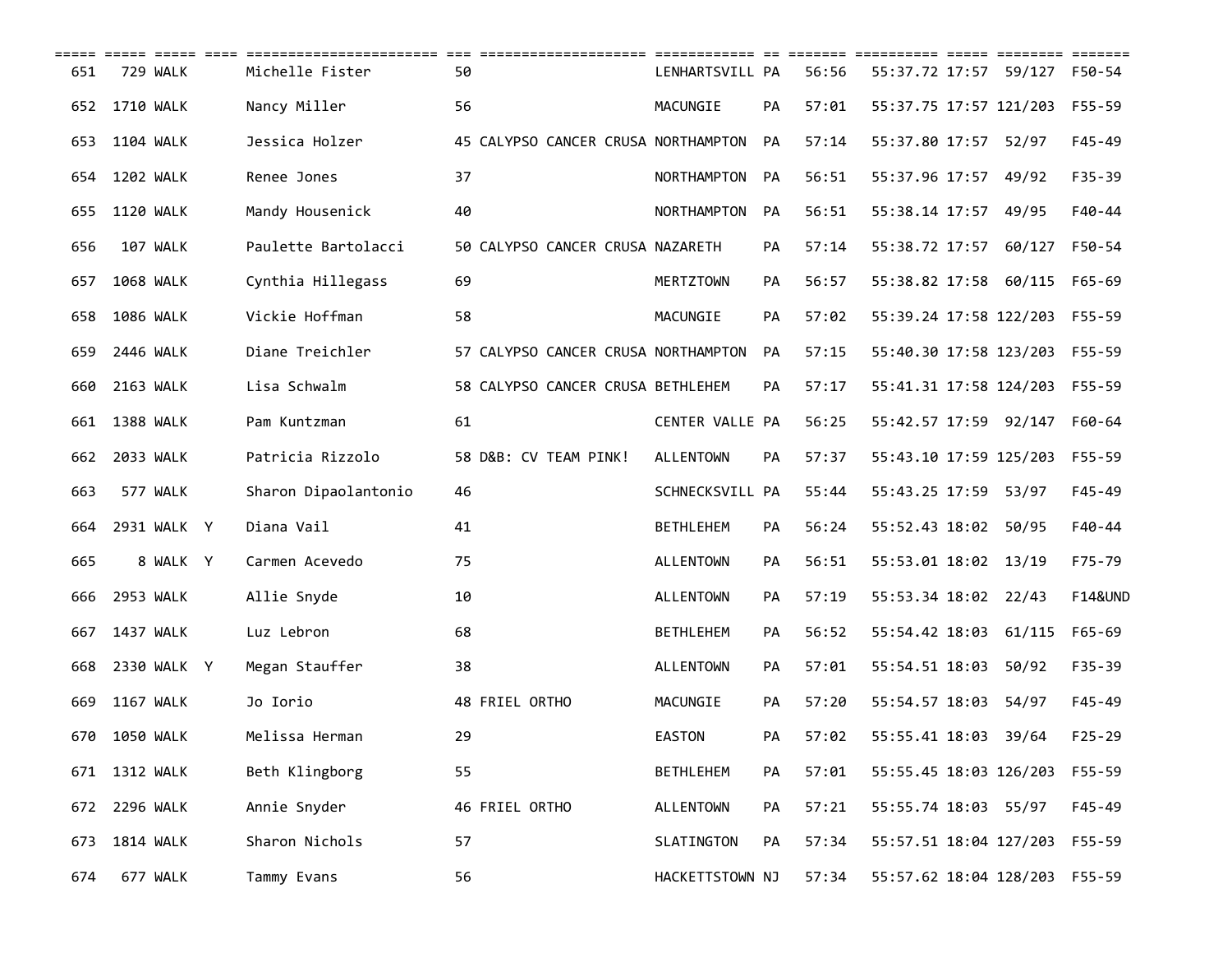| Place | Bib | Div | Y | Name | Age | Team | City | St | Gun | Chip | Pace | Place/Tot | Group |
|---|---|---|---|---|---|---|---|---|---|---|---|---|---|
| 651 | 729 | WALK | | Michelle Fister | 50 | | LENHARTSVILL | PA | 56:56 | 55:37.72 | 17:57 | 59/127 | F50-54 |
| 652 | 1710 | WALK | | Nancy Miller | 56 | | MACUNGIE | PA | 57:01 | 55:37.75 | 17:57 | 121/203 | F55-59 |
| 653 | 1104 | WALK | | Jessica Holzer | 45 | CALYPSO CANCER CRUSA | NORTHAMPTON | PA | 57:14 | 55:37.80 | 17:57 | 52/97 | F45-49 |
| 654 | 1202 | WALK | | Renee Jones | 37 | | NORTHAMPTON | PA | 56:51 | 55:37.96 | 17:57 | 49/92 | F35-39 |
| 655 | 1120 | WALK | | Mandy Housenick | 40 | | NORTHAMPTON | PA | 56:51 | 55:38.14 | 17:57 | 49/95 | F40-44 |
| 656 | 107 | WALK | | Paulette Bartolacci | 50 | CALYPSO CANCER CRUSA | NAZARETH | PA | 57:14 | 55:38.72 | 17:57 | 60/127 | F50-54 |
| 657 | 1068 | WALK | | Cynthia Hillegass | 69 | | MERTZTOWN | PA | 56:57 | 55:38.82 | 17:58 | 60/115 | F65-69 |
| 658 | 1086 | WALK | | Vickie Hoffman | 58 | | MACUNGIE | PA | 57:02 | 55:39.24 | 17:58 | 122/203 | F55-59 |
| 659 | 2446 | WALK | | Diane Treichler | 57 | CALYPSO CANCER CRUSA | NORTHAMPTON | PA | 57:15 | 55:40.30 | 17:58 | 123/203 | F55-59 |
| 660 | 2163 | WALK | | Lisa Schwalm | 58 | CALYPSO CANCER CRUSA | BETHLEHEM | PA | 57:17 | 55:41.31 | 17:58 | 124/203 | F55-59 |
| 661 | 1388 | WALK | | Pam Kuntzman | 61 | | CENTER VALLE | PA | 56:25 | 55:42.57 | 17:59 | 92/147 | F60-64 |
| 662 | 2033 | WALK | | Patricia Rizzolo | 58 | D&B: CV TEAM PINK! | ALLENTOWN | PA | 57:37 | 55:43.10 | 17:59 | 125/203 | F55-59 |
| 663 | 577 | WALK | | Sharon Dipaolantonio | 46 | | SCHNECKSVILL | PA | 55:44 | 55:43.25 | 17:59 | 53/97 | F45-49 |
| 664 | 2931 | WALK | Y | Diana Vail | 41 | | BETHLEHEM | PA | 56:24 | 55:52.43 | 18:02 | 50/95 | F40-44 |
| 665 | 8 | WALK | Y | Carmen Acevedo | 75 | | ALLENTOWN | PA | 56:51 | 55:53.01 | 18:02 | 13/19 | F75-79 |
| 666 | 2953 | WALK | | Allie Snyde | 10 | | ALLENTOWN | PA | 57:19 | 55:53.34 | 18:02 | 22/43 | F14&UND |
| 667 | 1437 | WALK | | Luz Lebron | 68 | | BETHLEHEM | PA | 56:52 | 55:54.42 | 18:03 | 61/115 | F65-69 |
| 668 | 2330 | WALK | Y | Megan Stauffer | 38 | | ALLENTOWN | PA | 57:01 | 55:54.51 | 18:03 | 50/92 | F35-39 |
| 669 | 1167 | WALK | | Jo Iorio | 48 | FRIEL ORTHO | MACUNGIE | PA | 57:20 | 55:54.57 | 18:03 | 54/97 | F45-49 |
| 670 | 1050 | WALK | | Melissa Herman | 29 | | EASTON | PA | 57:02 | 55:55.41 | 18:03 | 39/64 | F25-29 |
| 671 | 1312 | WALK | | Beth Klingborg | 55 | | BETHLEHEM | PA | 57:01 | 55:55.45 | 18:03 | 126/203 | F55-59 |
| 672 | 2296 | WALK | | Annie Snyder | 46 | FRIEL ORTHO | ALLENTOWN | PA | 57:21 | 55:55.74 | 18:03 | 55/97 | F45-49 |
| 673 | 1814 | WALK | | Sharon Nichols | 57 | | SLATINGTON | PA | 57:34 | 55:57.51 | 18:04 | 127/203 | F55-59 |
| 674 | 677 | WALK | | Tammy Evans | 56 | | HACKETTSTOWN | NJ | 57:34 | 55:57.62 | 18:04 | 128/203 | F55-59 |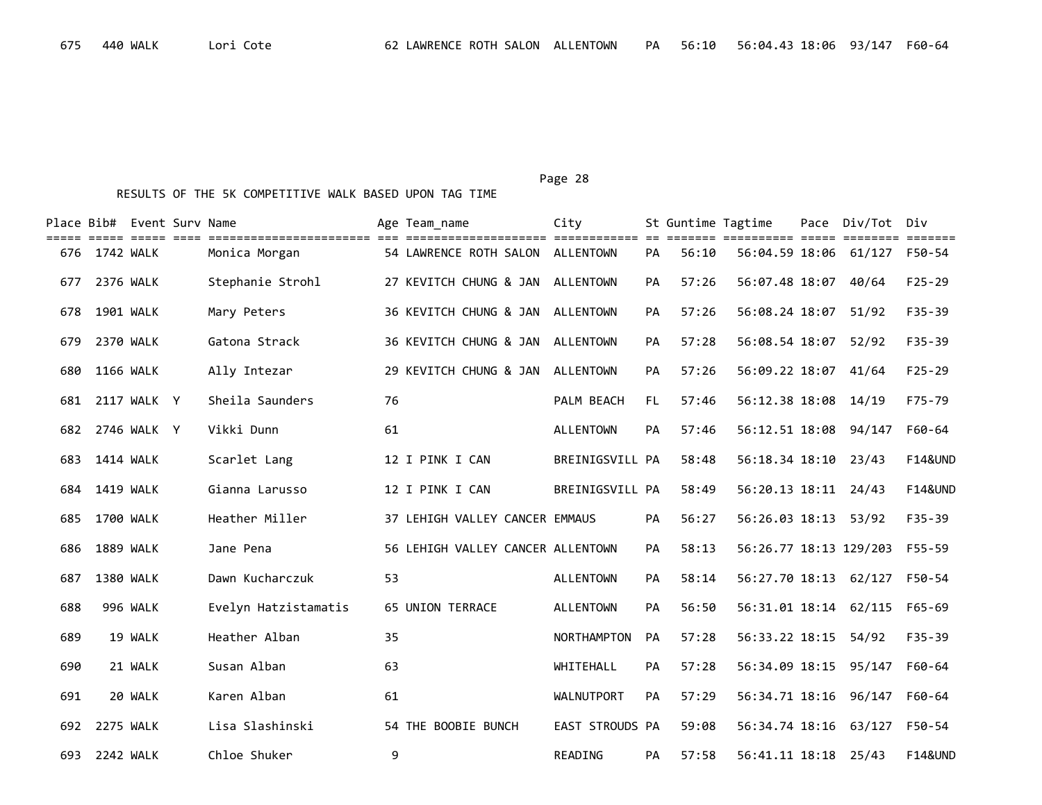| Place | Bib# | Event | Surv | Name | Age | Team_name | City | St | Guntime | Tagtime | Pace | Div/Tot | Div |
|---|---|---|---|---|---|---|---|---|---|---|---|---|---|
| 675 | 440 | WALK | | Lori Cote | 62 | LAWRENCE ROTH SALON | ALLENTOWN | PA | 56:10 | 56:04.43 | 18:06 | 93/147 | F60-64 |

RESULTS OF THE 5K COMPETITIVE WALK BASED UPON TAG TIME

| Place | Bib# | Event | Surv | Name | Age | Team_name | City | St | Guntime | Tagtime | Pace | Div/Tot | Div |
|---|---|---|---|---|---|---|---|---|---|---|---|---|---|
| 676 | 1742 | WALK | | Monica Morgan | 54 | LAWRENCE ROTH SALON | ALLENTOWN | PA | 56:10 | 56:04.59 | 18:06 | 61/127 | F50-54 |
| 677 | 2376 | WALK | | Stephanie Strohl | 27 | KEVITCH CHUNG & JAN | ALLENTOWN | PA | 57:26 | 56:07.48 | 18:07 | 40/64 | F25-29 |
| 678 | 1901 | WALK | | Mary Peters | 36 | KEVITCH CHUNG & JAN | ALLENTOWN | PA | 57:26 | 56:08.24 | 18:07 | 51/92 | F35-39 |
| 679 | 2370 | WALK | | Gatona Strack | 36 | KEVITCH CHUNG & JAN | ALLENTOWN | PA | 57:28 | 56:08.54 | 18:07 | 52/92 | F35-39 |
| 680 | 1166 | WALK | | Ally Intezar | 29 | KEVITCH CHUNG & JAN | ALLENTOWN | PA | 57:26 | 56:09.22 | 18:07 | 41/64 | F25-29 |
| 681 | 2117 | WALK | Y | Sheila Saunders | 76 | | PALM BEACH | FL | 57:46 | 56:12.38 | 18:08 | 14/19 | F75-79 |
| 682 | 2746 | WALK | Y | Vikki Dunn | 61 | | ALLENTOWN | PA | 57:46 | 56:12.51 | 18:08 | 94/147 | F60-64 |
| 683 | 1414 | WALK | | Scarlet Lang | 12 | I PINK I CAN | BREINIGSVILL | PA | 58:48 | 56:18.34 | 18:10 | 23/43 | F14&UND |
| 684 | 1419 | WALK | | Gianna Larusso | 12 | I PINK I CAN | BREINIGSVILL | PA | 58:49 | 56:20.13 | 18:11 | 24/43 | F14&UND |
| 685 | 1700 | WALK | | Heather Miller | 37 | LEHIGH VALLEY CANCER | EMMAUS | PA | 56:27 | 56:26.03 | 18:13 | 53/92 | F35-39 |
| 686 | 1889 | WALK | | Jane Pena | 56 | LEHIGH VALLEY CANCER | ALLENTOWN | PA | 58:13 | 56:26.77 | 18:13 | 129/203 | F55-59 |
| 687 | 1380 | WALK | | Dawn Kucharczuk | 53 | | ALLENTOWN | PA | 58:14 | 56:27.70 | 18:13 | 62/127 | F50-54 |
| 688 | 996 | WALK | | Evelyn Hatzistamatis | 65 | UNION TERRACE | ALLENTOWN | PA | 56:50 | 56:31.01 | 18:14 | 62/115 | F65-69 |
| 689 | 19 | WALK | | Heather Alban | 35 | | NORTHAMPTON | PA | 57:28 | 56:33.22 | 18:15 | 54/92 | F35-39 |
| 690 | 21 | WALK | | Susan Alban | 63 | | WHITEHALL | PA | 57:28 | 56:34.09 | 18:15 | 95/147 | F60-64 |
| 691 | 20 | WALK | | Karen Alban | 61 | | WALNUTPORT | PA | 57:29 | 56:34.71 | 18:16 | 96/147 | F60-64 |
| 692 | 2275 | WALK | | Lisa Slashinski | 54 | THE BOOBIE BUNCH | EAST STROUDS | PA | 59:08 | 56:34.74 | 18:16 | 63/127 | F50-54 |
| 693 | 2242 | WALK | | Chloe Shuker | 9 | | READING | PA | 57:58 | 56:41.11 | 18:18 | 25/43 | F14&UND |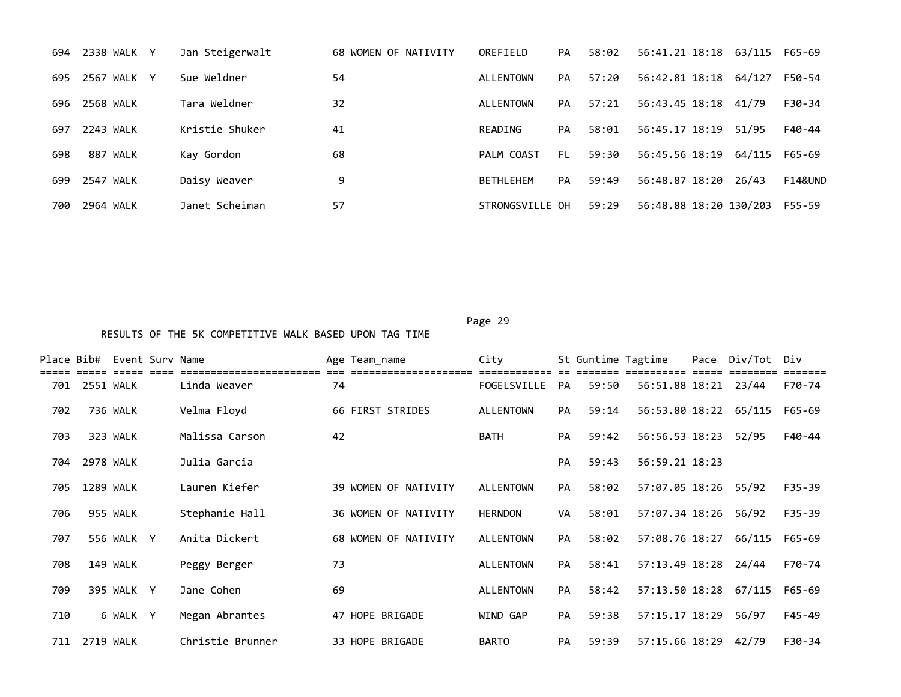| Place | Bib# | Event | Surv | Name | Age | Team_name | City | St | Guntime | Tagtime | Pace | Div/Tot | Div |
|---|---|---|---|---|---|---|---|---|---|---|---|---|---|
| 694 | 2338 | WALK | Y | Jan Steigerwalt | 68 | WOMEN OF NATIVITY | OREFIELD | PA | 58:02 | 56:41.21 | 18:18 | 63/115 | F65-69 |
| 695 | 2567 | WALK | Y | Sue Weldner | 54 | | ALLENTOWN | PA | 57:20 | 56:42.81 | 18:18 | 64/127 | F50-54 |
| 696 | 2568 | WALK | | Tara Weldner | 32 | | ALLENTOWN | PA | 57:21 | 56:43.45 | 18:18 | 41/79 | F30-34 |
| 697 | 2243 | WALK | | Kristie Shuker | 41 | | READING | PA | 58:01 | 56:45.17 | 18:19 | 51/95 | F40-44 |
| 698 | 887 | WALK | | Kay Gordon | 68 | | PALM COAST | FL | 59:30 | 56:45.56 | 18:19 | 64/115 | F65-69 |
| 699 | 2547 | WALK | | Daisy Weaver | 9 | | BETHLEHEM | PA | 59:49 | 56:48.87 | 18:20 | 26/43 | F14&UND |
| 700 | 2964 | WALK | | Janet Scheiman | 57 | | STRONGSVILLE | OH | 59:29 | 56:48.88 | 18:20 | 130/203 | F55-59 |

RESULTS OF THE 5K COMPETITIVE WALK BASED UPON TAG TIME

| Place | Bib# | Event | Surv | Name | Age | Team_name | City | St | Guntime | Tagtime | Pace | Div/Tot | Div |
|---|---|---|---|---|---|---|---|---|---|---|---|---|---|
| 701 | 2551 | WALK | | Linda Weaver | 74 | | FOGELSVILLE | PA | 59:50 | 56:51.88 | 18:21 | 23/44 | F70-74 |
| 702 | 736 | WALK | | Velma Floyd | 66 | FIRST STRIDES | ALLENTOWN | PA | 59:14 | 56:53.80 | 18:22 | 65/115 | F65-69 |
| 703 | 323 | WALK | | Malissa Carson | 42 | | BATH | PA | 59:42 | 56:56.53 | 18:23 | 52/95 | F40-44 |
| 704 | 2978 | WALK | | Julia Garcia | | | | PA | 59:43 | 56:59.21 | 18:23 | | |
| 705 | 1289 | WALK | | Lauren Kiefer | 39 | WOMEN OF NATIVITY | ALLENTOWN | PA | 58:02 | 57:07.05 | 18:26 | 55/92 | F35-39 |
| 706 | 955 | WALK | | Stephanie Hall | 36 | WOMEN OF NATIVITY | HERNDON | VA | 58:01 | 57:07.34 | 18:26 | 56/92 | F35-39 |
| 707 | 556 | WALK | Y | Anita Dickert | 68 | WOMEN OF NATIVITY | ALLENTOWN | PA | 58:02 | 57:08.76 | 18:27 | 66/115 | F65-69 |
| 708 | 149 | WALK | | Peggy Berger | 73 | | ALLENTOWN | PA | 58:41 | 57:13.49 | 18:28 | 24/44 | F70-74 |
| 709 | 395 | WALK | Y | Jane Cohen | 69 | | ALLENTOWN | PA | 58:42 | 57:13.50 | 18:28 | 67/115 | F65-69 |
| 710 | 6 | WALK | Y | Megan Abrantes | 47 | HOPE BRIGADE | WIND GAP | PA | 59:38 | 57:15.17 | 18:29 | 56/97 | F45-49 |
| 711 | 2719 | WALK | | Christie Brunner | 33 | HOPE BRIGADE | BARTO | PA | 59:39 | 57:15.66 | 18:29 | 42/79 | F30-34 |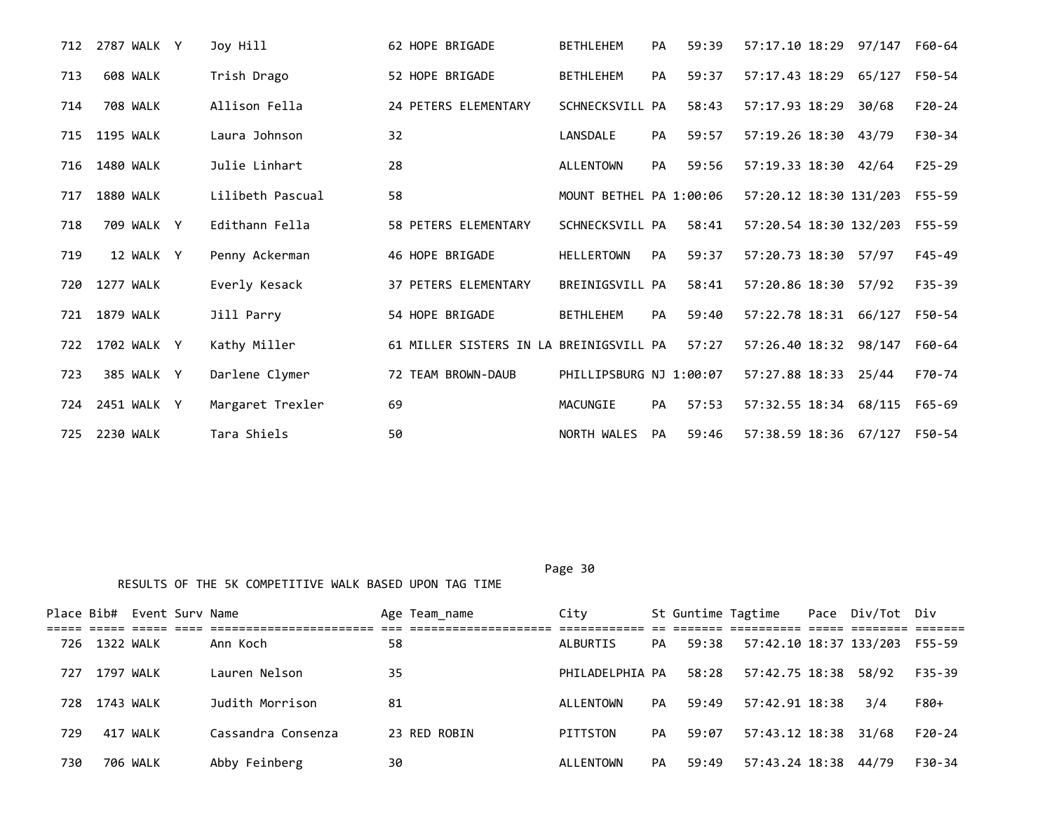| Place | Bib# | Event | Surv | Name | Age | Team_name | City | St | Guntime | Tagtime | Pace | Div/Tot | Div |
|---|---|---|---|---|---|---|---|---|---|---|---|---|---|
| 712 | 2787 | WALK | Y | Joy Hill | 62 | HOPE BRIGADE | BETHLEHEM | PA | 59:39 | 57:17.10 | 18:29 | 97/147 | F60-64 |
| 713 | 608 | WALK | | Trish Drago | 52 | HOPE BRIGADE | BETHLEHEM | PA | 59:37 | 57:17.43 | 18:29 | 65/127 | F50-54 |
| 714 | 708 | WALK | | Allison Fella | 24 | PETERS ELEMENTARY | SCHNECKSVILL | PA | 58:43 | 57:17.93 | 18:29 | 30/68 | F20-24 |
| 715 | 1195 | WALK | | Laura Johnson | 32 | | LANSDALE | PA | 59:57 | 57:19.26 | 18:30 | 43/79 | F30-34 |
| 716 | 1480 | WALK | | Julie Linhart | 28 | | ALLENTOWN | PA | 59:56 | 57:19.33 | 18:30 | 42/64 | F25-29 |
| 717 | 1880 | WALK | | Lilibeth Pascual | 58 | | MOUNT BETHEL | PA | 1:00:06 | 57:20.12 | 18:30 | 131/203 | F55-59 |
| 718 | 709 | WALK | Y | Edithann Fella | 58 | PETERS ELEMENTARY | SCHNECKSVILL | PA | 58:41 | 57:20.54 | 18:30 | 132/203 | F55-59 |
| 719 | 12 | WALK | Y | Penny Ackerman | 46 | HOPE BRIGADE | HELLERTOWN | PA | 59:37 | 57:20.73 | 18:30 | 57/97 | F45-49 |
| 720 | 1277 | WALK | | Everly Kesack | 37 | PETERS ELEMENTARY | BREINIGSVILL | PA | 58:41 | 57:20.86 | 18:30 | 57/92 | F35-39 |
| 721 | 1879 | WALK | | Jill Parry | 54 | HOPE BRIGADE | BETHLEHEM | PA | 59:40 | 57:22.78 | 18:31 | 66/127 | F50-54 |
| 722 | 1702 | WALK | Y | Kathy Miller | 61 | MILLER SISTERS IN LA | BREINIGSVILL | PA | 57:27 | 57:26.40 | 18:32 | 98/147 | F60-64 |
| 723 | 385 | WALK | Y | Darlene Clymer | 72 | TEAM BROWN-DAUB | PHILLIPSBURG | NJ | 1:00:07 | 57:27.88 | 18:33 | 25/44 | F70-74 |
| 724 | 2451 | WALK | Y | Margaret Trexler | 69 | | MACUNGIE | PA | 57:53 | 57:32.55 | 18:34 | 68/115 | F65-69 |
| 725 | 2230 | WALK | | Tara Shiels | 50 | | NORTH WALES | PA | 59:46 | 57:38.59 | 18:36 | 67/127 | F50-54 |

RESULTS OF THE 5K COMPETITIVE WALK BASED UPON TAG TIME

| Place | Bib# | Event | Surv | Name | Age | Team_name | City | St | Guntime | Tagtime | Pace | Div/Tot | Div |
|---|---|---|---|---|---|---|---|---|---|---|---|---|---|
| 726 | 1322 | WALK | | Ann Koch | 58 | | ALBURTIS | PA | 59:38 | 57:42.10 | 18:37 | 133/203 | F55-59 |
| 727 | 1797 | WALK | | Lauren Nelson | 35 | | PHILADELPHIA | PA | 58:28 | 57:42.75 | 18:38 | 58/92 | F35-39 |
| 728 | 1743 | WALK | | Judith Morrison | 81 | | ALLENTOWN | PA | 59:49 | 57:42.91 | 18:38 | 3/4 | F80+ |
| 729 | 417 | WALK | | Cassandra Consenza | 23 | RED ROBIN | PITTSTON | PA | 59:07 | 57:43.12 | 18:38 | 31/68 | F20-24 |
| 730 | 706 | WALK | | Abby Feinberg | 30 | | ALLENTOWN | PA | 59:49 | 57:43.24 | 18:38 | 44/79 | F30-34 |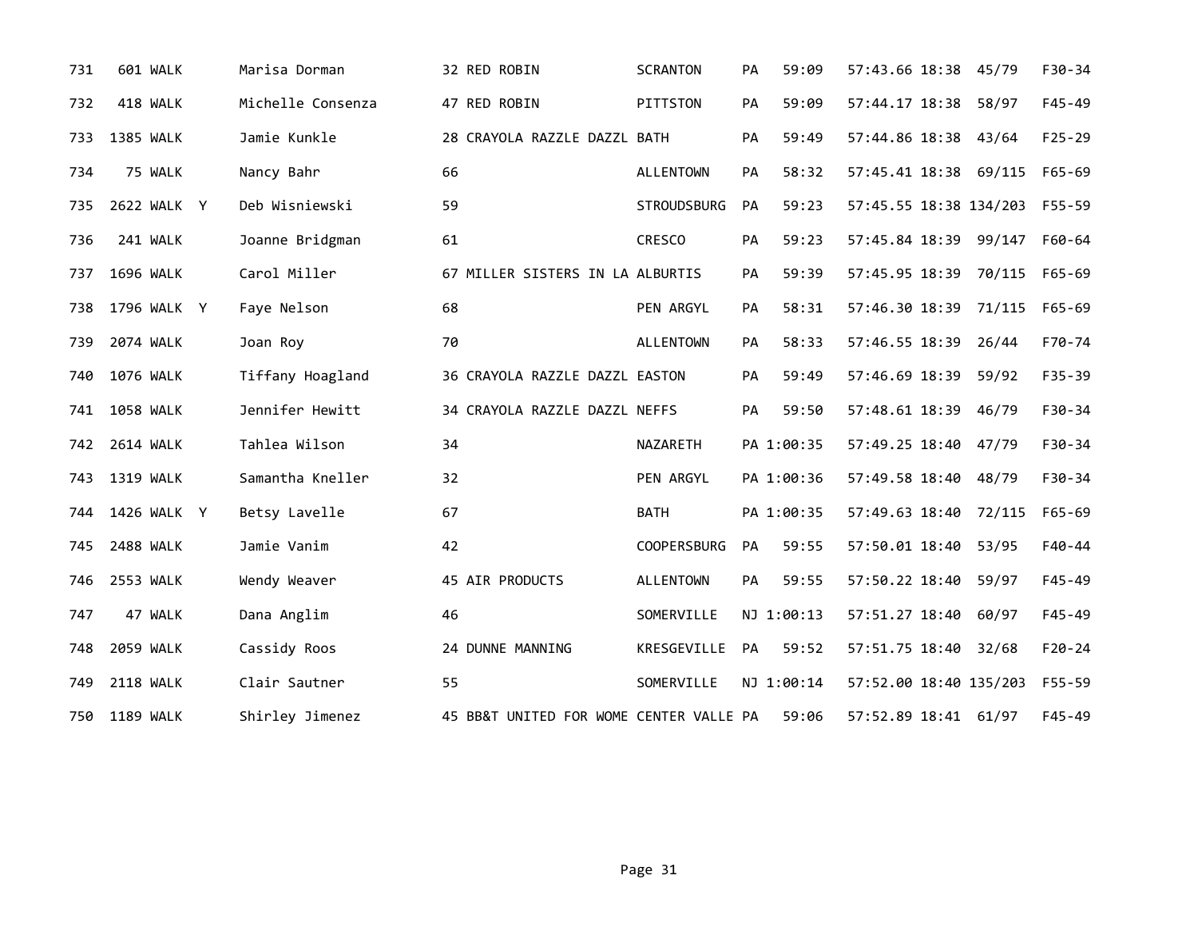| | | | | | | | | | | | | | |
|---|---|---|---|---|---|---|---|---|---|---|---|---|---|
| 731 | 601 | WALK | | Marisa Dorman | 32 | RED ROBIN | SCRANTON | PA | 59:09 | 57:43.66 | 18:38 | 45/79 | F30-34 |
| 732 | 418 | WALK | | Michelle Consenza | 47 | RED ROBIN | PITTSTON | PA | 59:09 | 57:44.17 | 18:38 | 58/97 | F45-49 |
| 733 | 1385 | WALK | | Jamie Kunkle | 28 | CRAYOLA RAZZLE DAZZL | BATH | PA | 59:49 | 57:44.86 | 18:38 | 43/64 | F25-29 |
| 734 | 75 | WALK | | Nancy Bahr | 66 | | ALLENTOWN | PA | 58:32 | 57:45.41 | 18:38 | 69/115 | F65-69 |
| 735 | 2622 | WALK | Y | Deb Wisniewski | 59 | | STROUDSBURG | PA | 59:23 | 57:45.55 | 18:38 | 134/203 | F55-59 |
| 736 | 241 | WALK | | Joanne Bridgman | 61 | | CRESCO | PA | 59:23 | 57:45.84 | 18:39 | 99/147 | F60-64 |
| 737 | 1696 | WALK | | Carol Miller | 67 | MILLER SISTERS IN LA | ALBURTIS | PA | 59:39 | 57:45.95 | 18:39 | 70/115 | F65-69 |
| 738 | 1796 | WALK | Y | Faye Nelson | 68 | | PEN ARGYL | PA | 58:31 | 57:46.30 | 18:39 | 71/115 | F65-69 |
| 739 | 2074 | WALK | | Joan Roy | 70 | | ALLENTOWN | PA | 58:33 | 57:46.55 | 18:39 | 26/44 | F70-74 |
| 740 | 1076 | WALK | | Tiffany Hoagland | 36 | CRAYOLA RAZZLE DAZZL | EASTON | PA | 59:49 | 57:46.69 | 18:39 | 59/92 | F35-39 |
| 741 | 1058 | WALK | | Jennifer Hewitt | 34 | CRAYOLA RAZZLE DAZZL | NEFFS | PA | 59:50 | 57:48.61 | 18:39 | 46/79 | F30-34 |
| 742 | 2614 | WALK | | Tahlea Wilson | 34 | | NAZARETH | PA | 1:00:35 | 57:49.25 | 18:40 | 47/79 | F30-34 |
| 743 | 1319 | WALK | | Samantha Kneller | 32 | | PEN ARGYL | PA | 1:00:36 | 57:49.58 | 18:40 | 48/79 | F30-34 |
| 744 | 1426 | WALK | Y | Betsy Lavelle | 67 | | BATH | PA | 1:00:35 | 57:49.63 | 18:40 | 72/115 | F65-69 |
| 745 | 2488 | WALK | | Jamie Vanim | 42 | | COOPERSBURG | PA | 59:55 | 57:50.01 | 18:40 | 53/95 | F40-44 |
| 746 | 2553 | WALK | | Wendy Weaver | 45 | AIR PRODUCTS | ALLENTOWN | PA | 59:55 | 57:50.22 | 18:40 | 59/97 | F45-49 |
| 747 | 47 | WALK | | Dana Anglim | 46 | | SOMERVILLE | NJ | 1:00:13 | 57:51.27 | 18:40 | 60/97 | F45-49 |
| 748 | 2059 | WALK | | Cassidy Roos | 24 | DUNNE MANNING | KRESGEVILLE | PA | 59:52 | 57:51.75 | 18:40 | 32/68 | F20-24 |
| 749 | 2118 | WALK | | Clair Sautner | 55 | | SOMERVILLE | NJ | 1:00:14 | 57:52.00 | 18:40 | 135/203 | F55-59 |
| 750 | 1189 | WALK | | Shirley Jimenez | 45 | BB&T UNITED FOR WOME | CENTER VALLE | PA | 59:06 | 57:52.89 | 18:41 | 61/97 | F45-49 |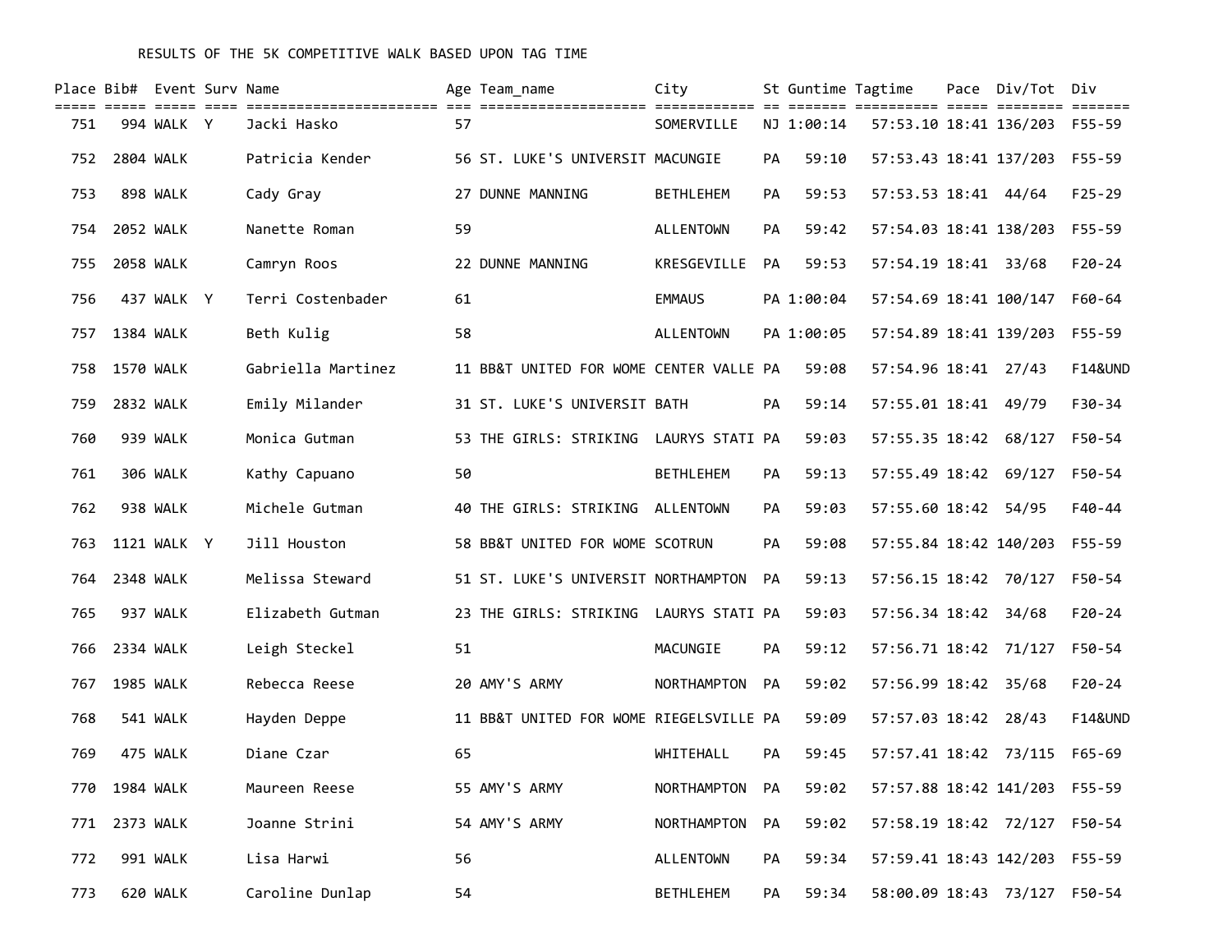RESULTS OF THE 5K COMPETITIVE WALK BASED UPON TAG TIME

| Place | Bib# | Event | Surv | Name | Age | Team_name | City | St | Guntime | Tagtime | Pace | Div/Tot | Div |
|---|---|---|---|---|---|---|---|---|---|---|---|---|---|
| 751 | 994 | WALK | Y | Jacki Hasko | 57 | | SOMERVILLE | NJ | 1:00:14 | 57:53.10 | 18:41 | 136/203 | F55-59 |
| 752 | 2804 | WALK | | Patricia Kender | 56 | ST. LUKE'S UNIVERSIT | MACUNGIE | PA | 59:10 | 57:53.43 | 18:41 | 137/203 | F55-59 |
| 753 | 898 | WALK | | Cady Gray | 27 | DUNNE MANNING | BETHLEHEM | PA | 59:53 | 57:53.53 | 18:41 | 44/64 | F25-29 |
| 754 | 2052 | WALK | | Nanette Roman | 59 | | ALLENTOWN | PA | 59:42 | 57:54.03 | 18:41 | 138/203 | F55-59 |
| 755 | 2058 | WALK | | Camryn Roos | 22 | DUNNE MANNING | KRESGEVILLE | PA | 59:53 | 57:54.19 | 18:41 | 33/68 | F20-24 |
| 756 | 437 | WALK | Y | Terri Costenbader | 61 | | EMMAUS | PA | 1:00:04 | 57:54.69 | 18:41 | 100/147 | F60-64 |
| 757 | 1384 | WALK | | Beth Kulig | 58 | | ALLENTOWN | PA | 1:00:05 | 57:54.89 | 18:41 | 139/203 | F55-59 |
| 758 | 1570 | WALK | | Gabriella Martinez | 11 | BB&T UNITED FOR WOME | CENTER VALLE | PA | 59:08 | 57:54.96 | 18:41 | 27/43 | F14&UND |
| 759 | 2832 | WALK | | Emily Milander | 31 | ST. LUKE'S UNIVERSIT | BATH | PA | 59:14 | 57:55.01 | 18:41 | 49/79 | F30-34 |
| 760 | 939 | WALK | | Monica Gutman | 53 | THE GIRLS: STRIKING | LAURYS STATI | PA | 59:03 | 57:55.35 | 18:42 | 68/127 | F50-54 |
| 761 | 306 | WALK | | Kathy Capuano | 50 | | BETHLEHEM | PA | 59:13 | 57:55.49 | 18:42 | 69/127 | F50-54 |
| 762 | 938 | WALK | | Michele Gutman | 40 | THE GIRLS: STRIKING | ALLENTOWN | PA | 59:03 | 57:55.60 | 18:42 | 54/95 | F40-44 |
| 763 | 1121 | WALK | Y | Jill Houston | 58 | BB&T UNITED FOR WOME | SCOTRUN | PA | 59:08 | 57:55.84 | 18:42 | 140/203 | F55-59 |
| 764 | 2348 | WALK | | Melissa Steward | 51 | ST. LUKE'S UNIVERSIT | NORTHAMPTON | PA | 59:13 | 57:56.15 | 18:42 | 70/127 | F50-54 |
| 765 | 937 | WALK | | Elizabeth Gutman | 23 | THE GIRLS: STRIKING | LAURYS STATI | PA | 59:03 | 57:56.34 | 18:42 | 34/68 | F20-24 |
| 766 | 2334 | WALK | | Leigh Steckel | 51 | | MACUNGIE | PA | 59:12 | 57:56.71 | 18:42 | 71/127 | F50-54 |
| 767 | 1985 | WALK | | Rebecca Reese | 20 | AMY'S ARMY | NORTHAMPTON | PA | 59:02 | 57:56.99 | 18:42 | 35/68 | F20-24 |
| 768 | 541 | WALK | | Hayden Deppe | 11 | BB&T UNITED FOR WOME | RIEGELSVILLE | PA | 59:09 | 57:57.03 | 18:42 | 28/43 | F14&UND |
| 769 | 475 | WALK | | Diane Czar | 65 | | WHITEHALL | PA | 59:45 | 57:57.41 | 18:42 | 73/115 | F65-69 |
| 770 | 1984 | WALK | | Maureen Reese | 55 | AMY'S ARMY | NORTHAMPTON | PA | 59:02 | 57:57.88 | 18:42 | 141/203 | F55-59 |
| 771 | 2373 | WALK | | Joanne Strini | 54 | AMY'S ARMY | NORTHAMPTON | PA | 59:02 | 57:58.19 | 18:42 | 72/127 | F50-54 |
| 772 | 991 | WALK | | Lisa Harwi | 56 | | ALLENTOWN | PA | 59:34 | 57:59.41 | 18:43 | 142/203 | F55-59 |
| 773 | 620 | WALK | | Caroline Dunlap | 54 | | BETHLEHEM | PA | 59:34 | 58:00.09 | 18:43 | 73/127 | F50-54 |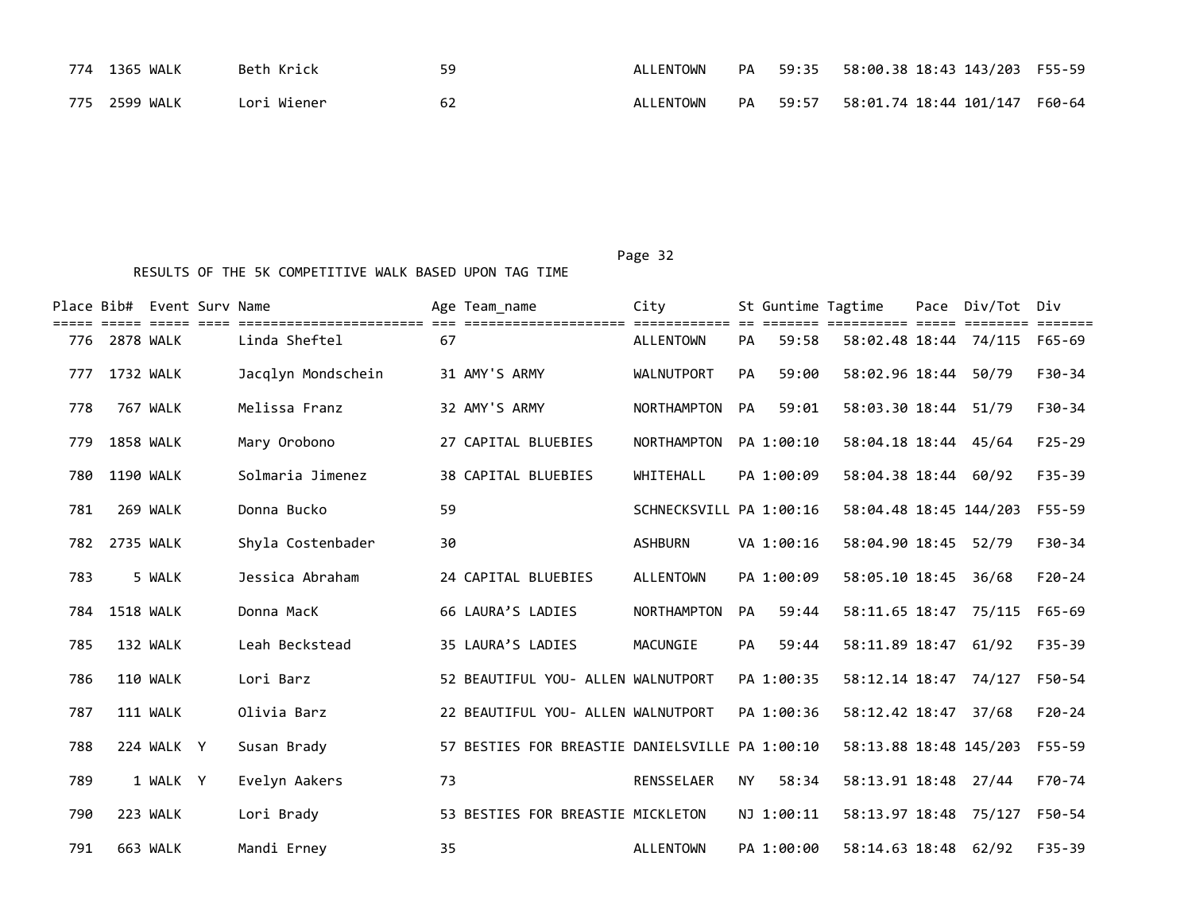| Place | Bib# | Event | Surv | Name | Age | Team_name | City | St | Guntime | Tagtime | Pace | Div/Tot | Div |
|---|---|---|---|---|---|---|---|---|---|---|---|---|---|
| 774 | 1365 | WALK | | Beth Krick | 59 | | ALLENTOWN | PA | 59:35 | 58:00.38 | 18:43 | 143/203 | F55-59 |
| 775 | 2599 | WALK | | Lori Wiener | 62 | | ALLENTOWN | PA | 59:57 | 58:01.74 | 18:44 | 101/147 | F60-64 |

RESULTS OF THE 5K COMPETITIVE WALK BASED UPON TAG TIME

| Place | Bib# | Event | Surv | Name | Age | Team_name | City | St | Guntime | Tagtime | Pace | Div/Tot | Div |
|---|---|---|---|---|---|---|---|---|---|---|---|---|---|
| 776 | 2878 | WALK | | Linda Sheftel | 67 | | ALLENTOWN | PA | 59:58 | 58:02.48 | 18:44 | 74/115 | F65-69 |
| 777 | 1732 | WALK | | Jacqlyn Mondschein | 31 | AMY'S ARMY | WALNUTPORT | PA | 59:00 | 58:02.96 | 18:44 | 50/79 | F30-34 |
| 778 | 767 | WALK | | Melissa Franz | 32 | AMY'S ARMY | NORTHAMPTON | PA | 59:01 | 58:03.30 | 18:44 | 51/79 | F30-34 |
| 779 | 1858 | WALK | | Mary Orobono | 27 | CAPITAL BLUEBIES | NORTHAMPTON | PA | 1:00:10 | 58:04.18 | 18:44 | 45/64 | F25-29 |
| 780 | 1190 | WALK | | Solmaria Jimenez | 38 | CAPITAL BLUEBIES | WHITEHALL | PA | 1:00:09 | 58:04.38 | 18:44 | 60/92 | F35-39 |
| 781 | 269 | WALK | | Donna Bucko | 59 | | SCHNECKSVILL | PA | 1:00:16 | 58:04.48 | 18:45 | 144/203 | F55-59 |
| 782 | 2735 | WALK | | Shyla Costenbader | 30 | | ASHBURN | VA | 1:00:16 | 58:04.90 | 18:45 | 52/79 | F30-34 |
| 783 | 5 | WALK | | Jessica Abraham | 24 | CAPITAL BLUEBIES | ALLENTOWN | PA | 1:00:09 | 58:05.10 | 18:45 | 36/68 | F20-24 |
| 784 | 1518 | WALK | | Donna MacK | 66 | LAURA'S LADIES | NORTHAMPTON | PA | 59:44 | 58:11.65 | 18:47 | 75/115 | F65-69 |
| 785 | 132 | WALK | | Leah Beckstead | 35 | LAURA'S LADIES | MACUNGIE | PA | 59:44 | 58:11.89 | 18:47 | 61/92 | F35-39 |
| 786 | 110 | WALK | | Lori Barz | 52 | BEAUTIFUL YOU- ALLEN | WALNUTPORT | PA | 1:00:35 | 58:12.14 | 18:47 | 74/127 | F50-54 |
| 787 | 111 | WALK | | Olivia Barz | 22 | BEAUTIFUL YOU- ALLEN | WALNUTPORT | PA | 1:00:36 | 58:12.42 | 18:47 | 37/68 | F20-24 |
| 788 | 224 | WALK | Y | Susan Brady | 57 | BESTIES FOR BREASTIE | DANIELSVILLE | PA | 1:00:10 | 58:13.88 | 18:48 | 145/203 | F55-59 |
| 789 | 1 | WALK | Y | Evelyn Aakers | 73 | | RENSSELAER | NY | 58:34 | 58:13.91 | 18:48 | 27/44 | F70-74 |
| 790 | 223 | WALK | | Lori Brady | 53 | BESTIES FOR BREASTIE | MICKLETON | NJ | 1:00:11 | 58:13.97 | 18:48 | 75/127 | F50-54 |
| 791 | 663 | WALK | | Mandi Erney | 35 | | ALLENTOWN | PA | 1:00:00 | 58:14.63 | 18:48 | 62/92 | F35-39 |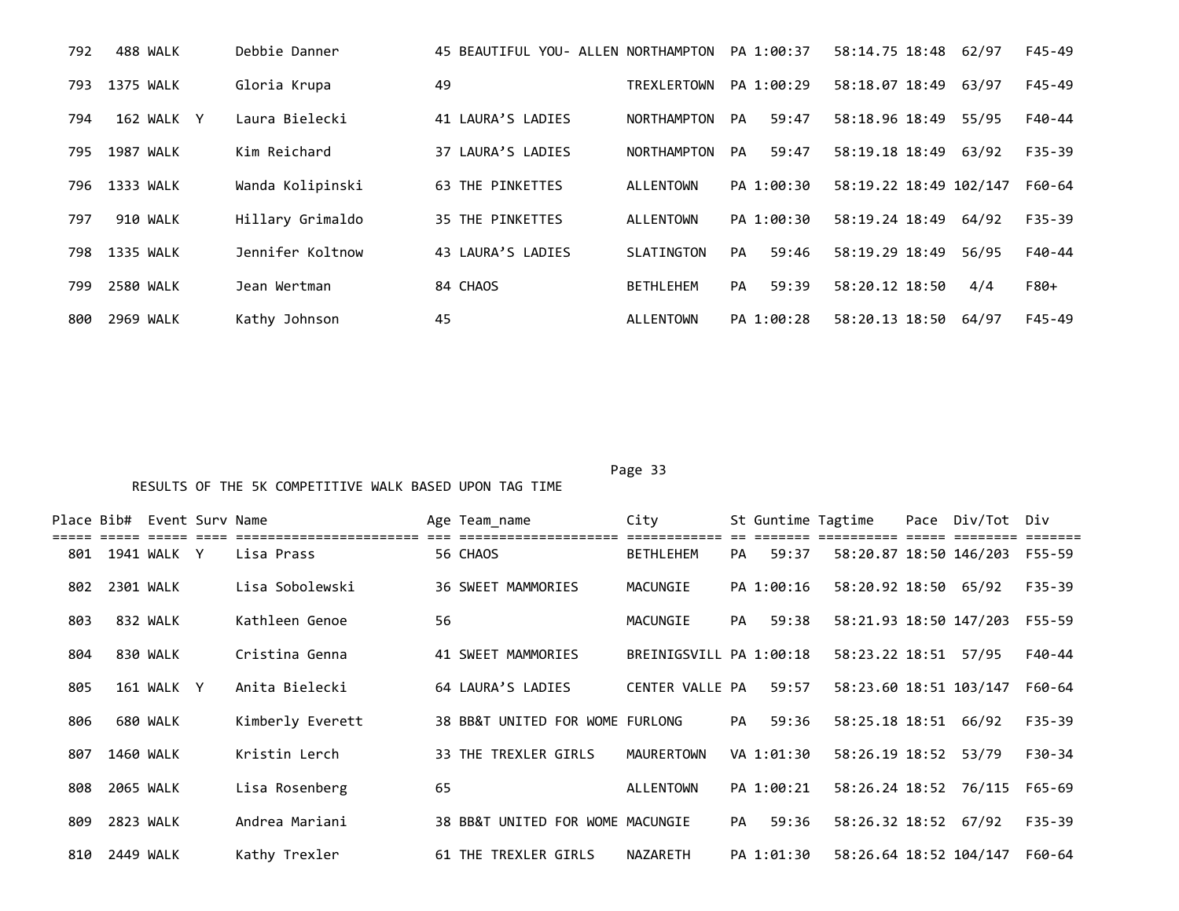| Place | Bib# | Event | Surv | Name | Age | Team_name | City | St | Guntime | Tagtime | Pace | Div/Tot | Div |
|---|---|---|---|---|---|---|---|---|---|---|---|---|---|
| 792 | 488 | WALK | | Debbie Danner | 45 | BEAUTIFUL YOU- ALLEN | NORTHAMPTON | PA | 1:00:37 | 58:14.75 | 18:48 | 62/97 | F45-49 |
| 793 | 1375 | WALK | | Gloria Krupa | 49 | | TREXLERTOWN | PA | 1:00:29 | 58:18.07 | 18:49 | 63/97 | F45-49 |
| 794 | 162 | WALK | Y | Laura Bielecki | 41 | LAURA'S LADIES | NORTHAMPTON | PA | 59:47 | 58:18.96 | 18:49 | 55/95 | F40-44 |
| 795 | 1987 | WALK | | Kim Reichard | 37 | LAURA'S LADIES | NORTHAMPTON | PA | 59:47 | 58:19.18 | 18:49 | 63/92 | F35-39 |
| 796 | 1333 | WALK | | Wanda Kolipinski | 63 | THE PINKETTES | ALLENTOWN | PA | 1:00:30 | 58:19.22 | 18:49 | 102/147 | F60-64 |
| 797 | 910 | WALK | | Hillary Grimaldo | 35 | THE PINKETTES | ALLENTOWN | PA | 1:00:30 | 58:19.24 | 18:49 | 64/92 | F35-39 |
| 798 | 1335 | WALK | | Jennifer Koltnow | 43 | LAURA'S LADIES | SLATINGTON | PA | 59:46 | 58:19.29 | 18:49 | 56/95 | F40-44 |
| 799 | 2580 | WALK | | Jean Wertman | 84 | CHAOS | BETHLEHEM | PA | 59:39 | 58:20.12 | 18:50 | 4/4 | F80+ |
| 800 | 2969 | WALK | | Kathy Johnson | 45 | | ALLENTOWN | PA | 1:00:28 | 58:20.13 | 18:50 | 64/97 | F45-49 |

RESULTS OF THE 5K COMPETITIVE WALK BASED UPON TAG TIME

| Place | Bib# | Event | Surv | Name | Age | Team_name | City | St | Guntime | Tagtime | Pace | Div/Tot | Div |
|---|---|---|---|---|---|---|---|---|---|---|---|---|---|
| 801 | 1941 | WALK | Y | Lisa Prass | 56 | CHAOS | BETHLEHEM | PA | 59:37 | 58:20.87 | 18:50 | 146/203 | F55-59 |
| 802 | 2301 | WALK | | Lisa Sobolewski | 36 | SWEET MAMMORIES | MACUNGIE | PA | 1:00:16 | 58:20.92 | 18:50 | 65/92 | F35-39 |
| 803 | 832 | WALK | | Kathleen Genoe | 56 | | MACUNGIE | PA | 59:38 | 58:21.93 | 18:50 | 147/203 | F55-59 |
| 804 | 830 | WALK | | Cristina Genna | 41 | SWEET MAMMORIES | BREINIGSVILL | PA | 1:00:18 | 58:23.22 | 18:51 | 57/95 | F40-44 |
| 805 | 161 | WALK | Y | Anita Bielecki | 64 | LAURA'S LADIES | CENTER VALLE | PA | 59:57 | 58:23.60 | 18:51 | 103/147 | F60-64 |
| 806 | 680 | WALK | | Kimberly Everett | 38 | BB&T UNITED FOR WOME | FURLONG | PA | 59:36 | 58:25.18 | 18:51 | 66/92 | F35-39 |
| 807 | 1460 | WALK | | Kristin Lerch | 33 | THE TREXLER GIRLS | MAURERTOWN | VA | 1:01:30 | 58:26.19 | 18:52 | 53/79 | F30-34 |
| 808 | 2065 | WALK | | Lisa Rosenberg | 65 | | ALLENTOWN | PA | 1:00:21 | 58:26.24 | 18:52 | 76/115 | F65-69 |
| 809 | 2823 | WALK | | Andrea Mariani | 38 | BB&T UNITED FOR WOME | MACUNGIE | PA | 59:36 | 58:26.32 | 18:52 | 67/92 | F35-39 |
| 810 | 2449 | WALK | | Kathy Trexler | 61 | THE TREXLER GIRLS | NAZARETH | PA | 1:01:30 | 58:26.64 | 18:52 | 104/147 | F60-64 |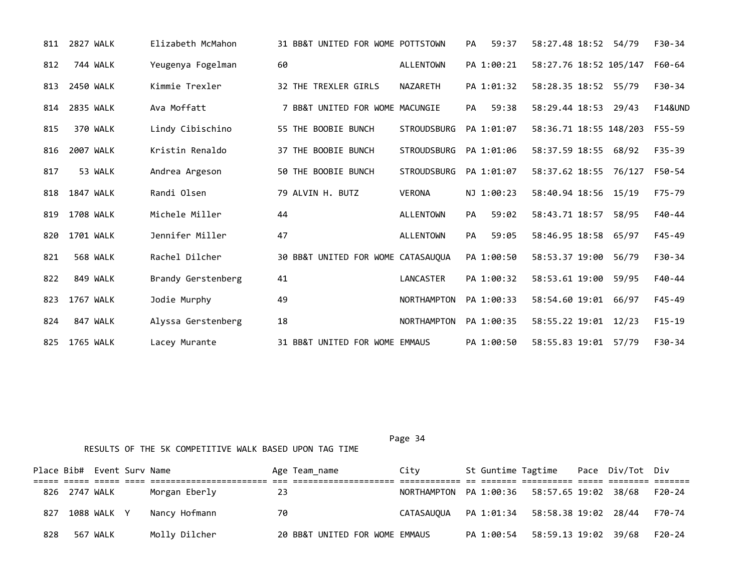| Place | Bib# | Event | Surv | Name | Age | Team_name | City | St | Guntime | Tagtime | Pace | Div/Tot | Div |
|---|---|---|---|---|---|---|---|---|---|---|---|---|---|
| 811 | 2827 | WALK | | Elizabeth McMahon | 31 | BB&T UNITED FOR WOME | POTTSTOWN | PA | 59:37 | 58:27.48 | 18:52 | 54/79 | F30-34 |
| 812 | 744 | WALK | | Yeugenya Fogelman | 60 | | ALLENTOWN | PA | 1:00:21 | 58:27.76 | 18:52 | 105/147 | F60-64 |
| 813 | 2450 | WALK | | Kimmie Trexler | 32 | THE TREXLER GIRLS | NAZARETH | PA | 1:01:32 | 58:28.35 | 18:52 | 55/79 | F30-34 |
| 814 | 2835 | WALK | | Ava Moffatt | 7 | BB&T UNITED FOR WOME | MACUNGIE | PA | 59:38 | 58:29.44 | 18:53 | 29/43 | F14&UND |
| 815 | 370 | WALK | | Lindy Cibischino | 55 | THE BOOBIE BUNCH | STROUDSBURG | PA | 1:01:07 | 58:36.71 | 18:55 | 148/203 | F55-59 |
| 816 | 2007 | WALK | | Kristin Renaldo | 37 | THE BOOBIE BUNCH | STROUDSBURG | PA | 1:01:06 | 58:37.59 | 18:55 | 68/92 | F35-39 |
| 817 | 53 | WALK | | Andrea Argeson | 50 | THE BOOBIE BUNCH | STROUDSBURG | PA | 1:01:07 | 58:37.62 | 18:55 | 76/127 | F50-54 |
| 818 | 1847 | WALK | | Randi Olsen | 79 | ALVIN H. BUTZ | VERONA | NJ | 1:00:23 | 58:40.94 | 18:56 | 15/19 | F75-79 |
| 819 | 1708 | WALK | | Michele Miller | 44 | | ALLENTOWN | PA | 59:02 | 58:43.71 | 18:57 | 58/95 | F40-44 |
| 820 | 1701 | WALK | | Jennifer Miller | 47 | | ALLENTOWN | PA | 59:05 | 58:46.95 | 18:58 | 65/97 | F45-49 |
| 821 | 568 | WALK | | Rachel Dilcher | 30 | BB&T UNITED FOR WOME | CATASAUQUA | PA | 1:00:50 | 58:53.37 | 19:00 | 56/79 | F30-34 |
| 822 | 849 | WALK | | Brandy Gerstenberg | 41 | | LANCASTER | PA | 1:00:32 | 58:53.61 | 19:00 | 59/95 | F40-44 |
| 823 | 1767 | WALK | | Jodie Murphy | 49 | | NORTHAMPTON | PA | 1:00:33 | 58:54.60 | 19:01 | 66/97 | F45-49 |
| 824 | 847 | WALK | | Alyssa Gerstenberg | 18 | | NORTHAMPTON | PA | 1:00:35 | 58:55.22 | 19:01 | 12/23 | F15-19 |
| 825 | 1765 | WALK | | Lacey Murante | 31 | BB&T UNITED FOR WOME | EMMAUS | PA | 1:00:50 | 58:55.83 | 19:01 | 57/79 | F30-34 |

RESULTS OF THE 5K COMPETITIVE WALK BASED UPON TAG TIME

| Place | Bib# | Event | Surv | Name | Age | Team_name | City | St | Guntime | Tagtime | Pace | Div/Tot | Div |
|---|---|---|---|---|---|---|---|---|---|---|---|---|---|
| 826 | 2747 | WALK | | Morgan Eberly | 23 | | NORTHAMPTON | PA | 1:00:36 | 58:57.65 | 19:02 | 38/68 | F20-24 |
| 827 | 1088 | WALK | Y | Nancy Hofmann | 70 | | CATASAUQUA | PA | 1:01:34 | 58:58.38 | 19:02 | 28/44 | F70-74 |
| 828 | 567 | WALK | | Molly Dilcher | 20 | BB&T UNITED FOR WOME | EMMAUS | PA | 1:00:54 | 58:59.13 | 19:02 | 39/68 | F20-24 |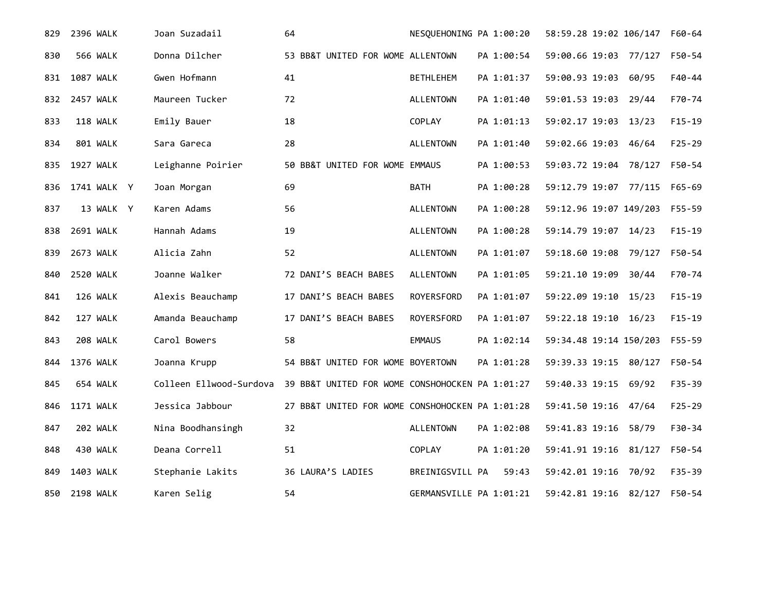| | | | | | | | | | | | | | |
|---|---|---|---|---|---|---|---|---|---|---|---|---|---|
| 829 | 2396 | WALK | | Joan Suzadail | 64 | | NESQUEHONING | PA | 1:00:20 | 58:59.28 | 19:02 | 106/147 | F60-64 |
| 830 | 566 | WALK | | Donna Dilcher | 53 | BB&T UNITED FOR WOME | ALLENTOWN | PA | 1:00:54 | 59:00.66 | 19:03 | 77/127 | F50-54 |
| 831 | 1087 | WALK | | Gwen Hofmann | 41 | | BETHLEHEM | PA | 1:01:37 | 59:00.93 | 19:03 | 60/95 | F40-44 |
| 832 | 2457 | WALK | | Maureen Tucker | 72 | | ALLENTOWN | PA | 1:01:40 | 59:01.53 | 19:03 | 29/44 | F70-74 |
| 833 | 118 | WALK | | Emily Bauer | 18 | | COPLAY | PA | 1:01:13 | 59:02.17 | 19:03 | 13/23 | F15-19 |
| 834 | 801 | WALK | | Sara Gareca | 28 | | ALLENTOWN | PA | 1:01:40 | 59:02.66 | 19:03 | 46/64 | F25-29 |
| 835 | 1927 | WALK | | Leighanne Poirier | 50 | BB&T UNITED FOR WOME | EMMAUS | PA | 1:00:53 | 59:03.72 | 19:04 | 78/127 | F50-54 |
| 836 | 1741 | WALK | Y | Joan Morgan | 69 | | BATH | PA | 1:00:28 | 59:12.79 | 19:07 | 77/115 | F65-69 |
| 837 | 13 | WALK | Y | Karen Adams | 56 | | ALLENTOWN | PA | 1:00:28 | 59:12.96 | 19:07 | 149/203 | F55-59 |
| 838 | 2691 | WALK | | Hannah Adams | 19 | | ALLENTOWN | PA | 1:00:28 | 59:14.79 | 19:07 | 14/23 | F15-19 |
| 839 | 2673 | WALK | | Alicia Zahn | 52 | | ALLENTOWN | PA | 1:01:07 | 59:18.60 | 19:08 | 79/127 | F50-54 |
| 840 | 2520 | WALK | | Joanne Walker | 72 | DANI'S BEACH BABES | ALLENTOWN | PA | 1:01:05 | 59:21.10 | 19:09 | 30/44 | F70-74 |
| 841 | 126 | WALK | | Alexis Beauchamp | 17 | DANI'S BEACH BABES | ROYERSFORD | PA | 1:01:07 | 59:22.09 | 19:10 | 15/23 | F15-19 |
| 842 | 127 | WALK | | Amanda Beauchamp | 17 | DANI'S BEACH BABES | ROYERSFORD | PA | 1:01:07 | 59:22.18 | 19:10 | 16/23 | F15-19 |
| 843 | 208 | WALK | | Carol Bowers | 58 | | EMMAUS | PA | 1:02:14 | 59:34.48 | 19:14 | 150/203 | F55-59 |
| 844 | 1376 | WALK | | Joanna Krupp | 54 | BB&T UNITED FOR WOME | BOYERTOWN | PA | 1:01:28 | 59:39.33 | 19:15 | 80/127 | F50-54 |
| 845 | 654 | WALK | | Colleen Ellwood-Surdova | 39 | BB&T UNITED FOR WOME | CONSHOHOCKEN | PA | 1:01:27 | 59:40.33 | 19:15 | 69/92 | F35-39 |
| 846 | 1171 | WALK | | Jessica Jabbour | 27 | BB&T UNITED FOR WOME | CONSHOHOCKEN | PA | 1:01:28 | 59:41.50 | 19:16 | 47/64 | F25-29 |
| 847 | 202 | WALK | | Nina Boodhansingh | 32 | | ALLENTOWN | PA | 1:02:08 | 59:41.83 | 19:16 | 58/79 | F30-34 |
| 848 | 430 | WALK | | Deana Correll | 51 | | COPLAY | PA | 1:01:20 | 59:41.91 | 19:16 | 81/127 | F50-54 |
| 849 | 1403 | WALK | | Stephanie Lakits | 36 | LAURA'S LADIES | BREINIGSVILL | PA | 59:43 | 59:42.01 | 19:16 | 70/92 | F35-39 |
| 850 | 2198 | WALK | | Karen Selig | 54 | | GERMANSVILLE | PA | 1:01:21 | 59:42.81 | 19:16 | 82/127 | F50-54 |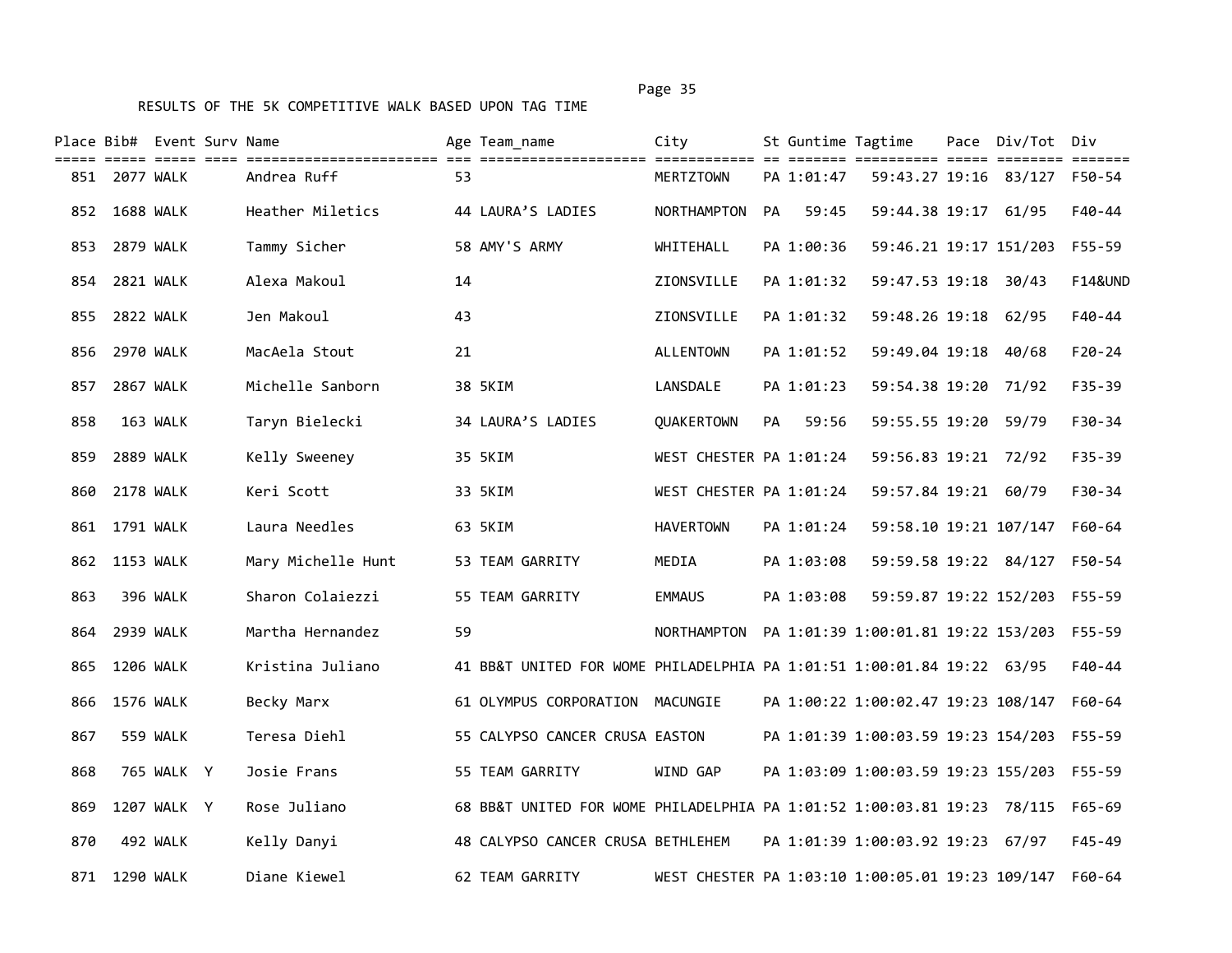RESULTS OF THE 5K COMPETITIVE WALK BASED UPON TAG TIME

| Place | Bib# | Event | Surv | Name | Age | Team_name | City | St | Guntime | Tagtime | Pace | Div/Tot | Div |
|---|---|---|---|---|---|---|---|---|---|---|---|---|---|
| 851 | 2077 | WALK | | Andrea Ruff | 53 | | MERTZTOWN | PA | 1:01:47 | 59:43.27 | 19:16 | 83/127 | F50-54 |
| 852 | 1688 | WALK | | Heather Miletics | 44 | LAURA’S LADIES | NORTHAMPTON | PA | 59:45 | 59:44.38 | 19:17 | 61/95 | F40-44 |
| 853 | 2879 | WALK | | Tammy Sicher | 58 | AMY'S ARMY | WHITEHALL | PA | 1:00:36 | 59:46.21 | 19:17 | 151/203 | F55-59 |
| 854 | 2821 | WALK | | Alexa Makoul | 14 | | ZIONSVILLE | PA | 1:01:32 | 59:47.53 | 19:18 | 30/43 | F14&UND |
| 855 | 2822 | WALK | | Jen Makoul | 43 | | ZIONSVILLE | PA | 1:01:32 | 59:48.26 | 19:18 | 62/95 | F40-44 |
| 856 | 2970 | WALK | | MacAela Stout | 21 | | ALLENTOWN | PA | 1:01:52 | 59:49.04 | 19:18 | 40/68 | F20-24 |
| 857 | 2867 | WALK | | Michelle Sanborn | 38 | 5KIM | LANSDALE | PA | 1:01:23 | 59:54.38 | 19:20 | 71/92 | F35-39 |
| 858 | 163 | WALK | | Taryn Bielecki | 34 | LAURA’S LADIES | QUAKERTOWN | PA | 59:56 | 59:55.55 | 19:20 | 59/79 | F30-34 |
| 859 | 2889 | WALK | | Kelly Sweeney | 35 | 5KIM | WEST CHESTER | PA | 1:01:24 | 59:56.83 | 19:21 | 72/92 | F35-39 |
| 860 | 2178 | WALK | | Keri Scott | 33 | 5KIM | WEST CHESTER | PA | 1:01:24 | 59:57.84 | 19:21 | 60/79 | F30-34 |
| 861 | 1791 | WALK | | Laura Needles | 63 | 5KIM | HAVERTOWN | PA | 1:01:24 | 59:58.10 | 19:21 | 107/147 | F60-64 |
| 862 | 1153 | WALK | | Mary Michelle Hunt | 53 | TEAM GARRITY | MEDIA | PA | 1:03:08 | 59:59.58 | 19:22 | 84/127 | F50-54 |
| 863 | 396 | WALK | | Sharon Colaiezzi | 55 | TEAM GARRITY | EMMAUS | PA | 1:03:08 | 59:59.87 | 19:22 | 152/203 | F55-59 |
| 864 | 2939 | WALK | | Martha Hernandez | 59 | | NORTHAMPTON | PA | 1:01:39 | 1:00:01.81 | 19:22 | 153/203 | F55-59 |
| 865 | 1206 | WALK | | Kristina Juliano | 41 | BB&T UNITED FOR WOME | PHILADELPHIA | PA | 1:01:51 | 1:00:01.84 | 19:22 | 63/95 | F40-44 |
| 866 | 1576 | WALK | | Becky Marx | 61 | OLYMPUS CORPORATION | MACUNGIE | PA | 1:00:22 | 1:00:02.47 | 19:23 | 108/147 | F60-64 |
| 867 | 559 | WALK | | Teresa Diehl | 55 | CALYPSO CANCER CRUSA | EASTON | PA | 1:01:39 | 1:00:03.59 | 19:23 | 154/203 | F55-59 |
| 868 | 765 | WALK | Y | Josie Frans | 55 | TEAM GARRITY | WIND GAP | PA | 1:03:09 | 1:00:03.59 | 19:23 | 155/203 | F55-59 |
| 869 | 1207 | WALK | Y | Rose Juliano | 68 | BB&T UNITED FOR WOME | PHILADELPHIA | PA | 1:01:52 | 1:00:03.81 | 19:23 | 78/115 | F65-69 |
| 870 | 492 | WALK | | Kelly Danyi | 48 | CALYPSO CANCER CRUSA | BETHLEHEM | PA | 1:01:39 | 1:00:03.92 | 19:23 | 67/97 | F45-49 |
| 871 | 1290 | WALK | | Diane Kiewel | 62 | TEAM GARRITY | WEST CHESTER | PA | 1:03:10 | 1:00:05.01 | 19:23 | 109/147 | F60-64 |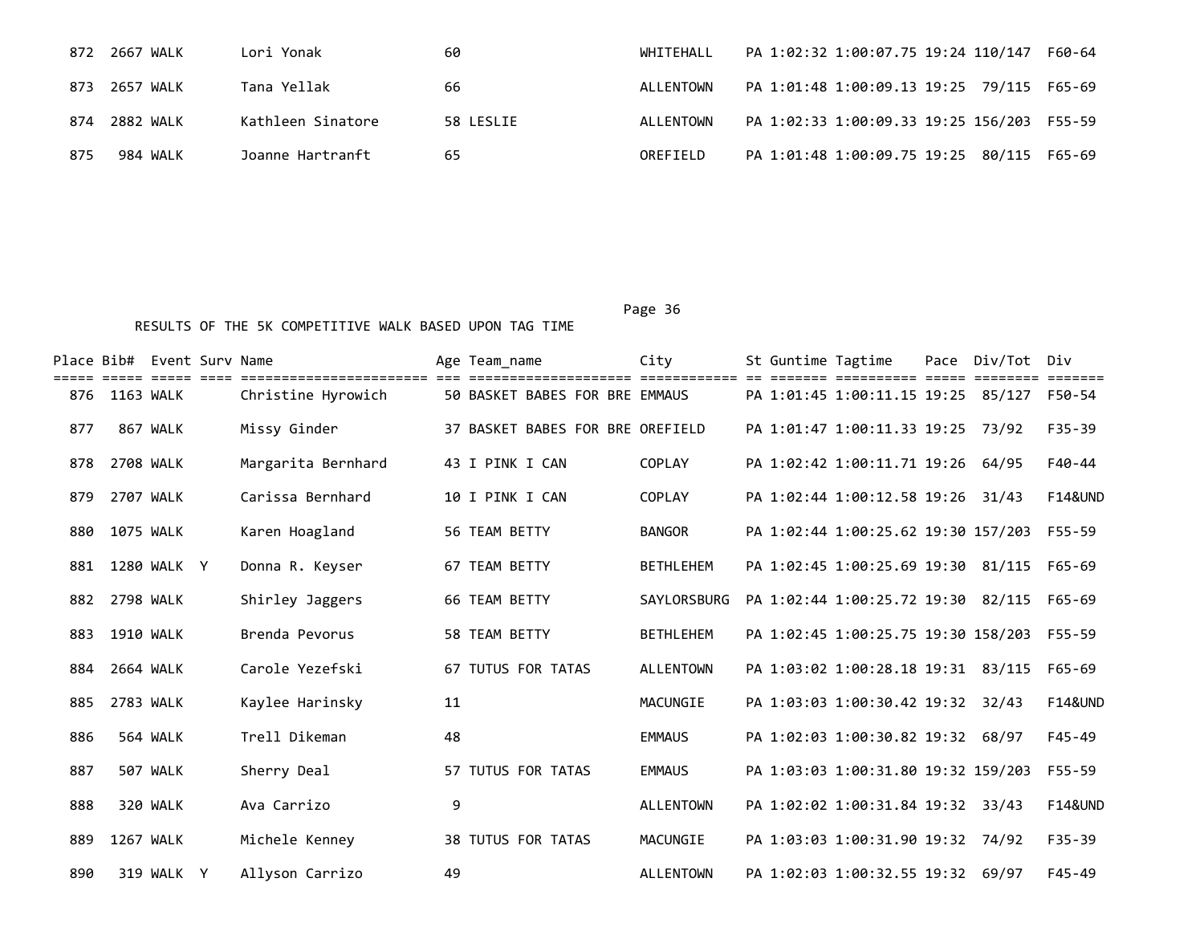| Place | Bib# | Event | Surv | Name | Age | Team_name | City | St | Guntime | Tagtime | Pace | Div/Tot | Div |
|---|---|---|---|---|---|---|---|---|---|---|---|---|---|
| 872 | 2667 | WALK | | Lori Yonak | 60 | | WHITEHALL | PA | 1:02:32 | 1:00:07.75 | 19:24 | 110/147 | F60-64 |
| 873 | 2657 | WALK | | Tana Yellak | 66 | | ALLENTOWN | PA | 1:01:48 | 1:00:09.13 | 19:25 | 79/115 | F65-69 |
| 874 | 2882 | WALK | | Kathleen Sinatore | 58 | LESLIE | ALLENTOWN | PA | 1:02:33 | 1:00:09.33 | 19:25 | 156/203 | F55-59 |
| 875 | 984 | WALK | | Joanne Hartranft | 65 | | OREFIELD | PA | 1:01:48 | 1:00:09.75 | 19:25 | 80/115 | F65-69 |

RESULTS OF THE 5K COMPETITIVE WALK BASED UPON TAG TIME

| Place | Bib# | Event | Surv | Name | Age | Team_name | City | St | Guntime | Tagtime | Pace | Div/Tot | Div |
|---|---|---|---|---|---|---|---|---|---|---|---|---|---|
| 876 | 1163 | WALK | | Christine Hyrowich | 50 | BASKET BABES FOR BRE | EMMAUS | PA | 1:01:45 | 1:00:11.15 | 19:25 | 85/127 | F50-54 |
| 877 | 867 | WALK | | Missy Ginder | 37 | BASKET BABES FOR BRE | OREFIELD | PA | 1:01:47 | 1:00:11.33 | 19:25 | 73/92 | F35-39 |
| 878 | 2708 | WALK | | Margarita Bernhard | 43 | I PINK I CAN | COPLAY | PA | 1:02:42 | 1:00:11.71 | 19:26 | 64/95 | F40-44 |
| 879 | 2707 | WALK | | Carissa Bernhard | 10 | I PINK I CAN | COPLAY | PA | 1:02:44 | 1:00:12.58 | 19:26 | 31/43 | F14&UND |
| 880 | 1075 | WALK | | Karen Hoagland | 56 | TEAM BETTY | BANGOR | PA | 1:02:44 | 1:00:25.62 | 19:30 | 157/203 | F55-59 |
| 881 | 1280 | WALK | Y | Donna R. Keyser | 67 | TEAM BETTY | BETHLEHEM | PA | 1:02:45 | 1:00:25.69 | 19:30 | 81/115 | F65-69 |
| 882 | 2798 | WALK | | Shirley Jaggers | 66 | TEAM BETTY | SAYLORSBURG | PA | 1:02:44 | 1:00:25.72 | 19:30 | 82/115 | F65-69 |
| 883 | 1910 | WALK | | Brenda Pevorus | 58 | TEAM BETTY | BETHLEHEM | PA | 1:02:45 | 1:00:25.75 | 19:30 | 158/203 | F55-59 |
| 884 | 2664 | WALK | | Carole Yezefski | 67 | TUTUS FOR TATAS | ALLENTOWN | PA | 1:03:02 | 1:00:28.18 | 19:31 | 83/115 | F65-69 |
| 885 | 2783 | WALK | | Kaylee Harinsky | 11 | | MACUNGIE | PA | 1:03:03 | 1:00:30.42 | 19:32 | 32/43 | F14&UND |
| 886 | 564 | WALK | | Trell Dikeman | 48 | | EMMAUS | PA | 1:02:03 | 1:00:30.82 | 19:32 | 68/97 | F45-49 |
| 887 | 507 | WALK | | Sherry Deal | 57 | TUTUS FOR TATAS | EMMAUS | PA | 1:03:03 | 1:00:31.80 | 19:32 | 159/203 | F55-59 |
| 888 | 320 | WALK | | Ava Carrizo | 9 | | ALLENTOWN | PA | 1:02:02 | 1:00:31.84 | 19:32 | 33/43 | F14&UND |
| 889 | 1267 | WALK | | Michele Kenney | 38 | TUTUS FOR TATAS | MACUNGIE | PA | 1:03:03 | 1:00:31.90 | 19:32 | 74/92 | F35-39 |
| 890 | 319 | WALK | Y | Allyson Carrizo | 49 | | ALLENTOWN | PA | 1:02:03 | 1:00:32.55 | 19:32 | 69/97 | F45-49 |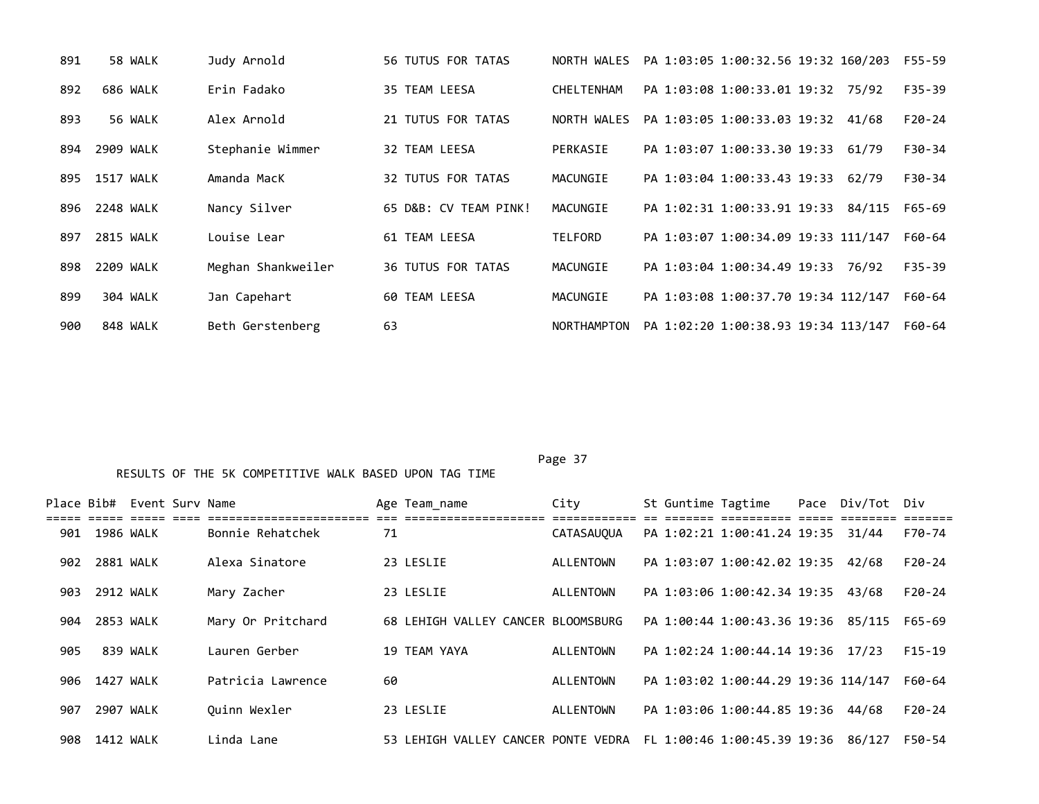| Place | Bib# | Event | Surv | Name | Age | Team_name | City | St | Guntime | Tagtime | Pace | Div/Tot | Div |
|---|---|---|---|---|---|---|---|---|---|---|---|---|---|
| 891 | 58 | WALK | | Judy Arnold | 56 | TUTUS FOR TATAS | NORTH WALES | PA | 1:03:05 | 1:00:32.56 | 19:32 | 160/203 | F55-59 |
| 892 | 686 | WALK | | Erin Fadako | 35 | TEAM LEESA | CHELTENHAM | PA | 1:03:08 | 1:00:33.01 | 19:32 | 75/92 | F35-39 |
| 893 | 56 | WALK | | Alex Arnold | 21 | TUTUS FOR TATAS | NORTH WALES | PA | 1:03:05 | 1:00:33.03 | 19:32 | 41/68 | F20-24 |
| 894 | 2909 | WALK | | Stephanie Wimmer | 32 | TEAM LEESA | PERKASIE | PA | 1:03:07 | 1:00:33.30 | 19:33 | 61/79 | F30-34 |
| 895 | 1517 | WALK | | Amanda MacK | 32 | TUTUS FOR TATAS | MACUNGIE | PA | 1:03:04 | 1:00:33.43 | 19:33 | 62/79 | F30-34 |
| 896 | 2248 | WALK | | Nancy Silver | 65 | D&B: CV TEAM PINK! | MACUNGIE | PA | 1:02:31 | 1:00:33.91 | 19:33 | 84/115 | F65-69 |
| 897 | 2815 | WALK | | Louise Lear | 61 | TEAM LEESA | TELFORD | PA | 1:03:07 | 1:00:34.09 | 19:33 | 111/147 | F60-64 |
| 898 | 2209 | WALK | | Meghan Shankweiler | 36 | TUTUS FOR TATAS | MACUNGIE | PA | 1:03:04 | 1:00:34.49 | 19:33 | 76/92 | F35-39 |
| 899 | 304 | WALK | | Jan Capehart | 60 | TEAM LEESA | MACUNGIE | PA | 1:03:08 | 1:00:37.70 | 19:34 | 112/147 | F60-64 |
| 900 | 848 | WALK | | Beth Gerstenberg | 63 | | NORTHAMPTON | PA | 1:02:20 | 1:00:38.93 | 19:34 | 113/147 | F60-64 |

RESULTS OF THE 5K COMPETITIVE WALK BASED UPON TAG TIME

| Place | Bib# | Event | Surv | Name | Age | Team_name | City | St | Guntime | Tagtime | Pace | Div/Tot | Div |
|---|---|---|---|---|---|---|---|---|---|---|---|---|---|
| 901 | 1986 | WALK | | Bonnie Rehatchek | 71 | | CATASAUQUA | PA | 1:02:21 | 1:00:41.24 | 19:35 | 31/44 | F70-74 |
| 902 | 2881 | WALK | | Alexa Sinatore | 23 | LESLIE | ALLENTOWN | PA | 1:03:07 | 1:00:42.02 | 19:35 | 42/68 | F20-24 |
| 903 | 2912 | WALK | | Mary Zacher | 23 | LESLIE | ALLENTOWN | PA | 1:03:06 | 1:00:42.34 | 19:35 | 43/68 | F20-24 |
| 904 | 2853 | WALK | | Mary Or Pritchard | 68 | LEHIGH VALLEY CANCER | BLOOMSBURG | PA | 1:00:44 | 1:00:43.36 | 19:36 | 85/115 | F65-69 |
| 905 | 839 | WALK | | Lauren Gerber | 19 | TEAM YAYA | ALLENTOWN | PA | 1:02:24 | 1:00:44.14 | 19:36 | 17/23 | F15-19 |
| 906 | 1427 | WALK | | Patricia Lawrence | 60 | | ALLENTOWN | PA | 1:03:02 | 1:00:44.29 | 19:36 | 114/147 | F60-64 |
| 907 | 2907 | WALK | | Quinn Wexler | 23 | LESLIE | ALLENTOWN | PA | 1:03:06 | 1:00:44.85 | 19:36 | 44/68 | F20-24 |
| 908 | 1412 | WALK | | Linda Lane | 53 | LEHIGH VALLEY CANCER | PONTE VEDRA | FL | 1:00:46 | 1:00:45.39 | 19:36 | 86/127 | F50-54 |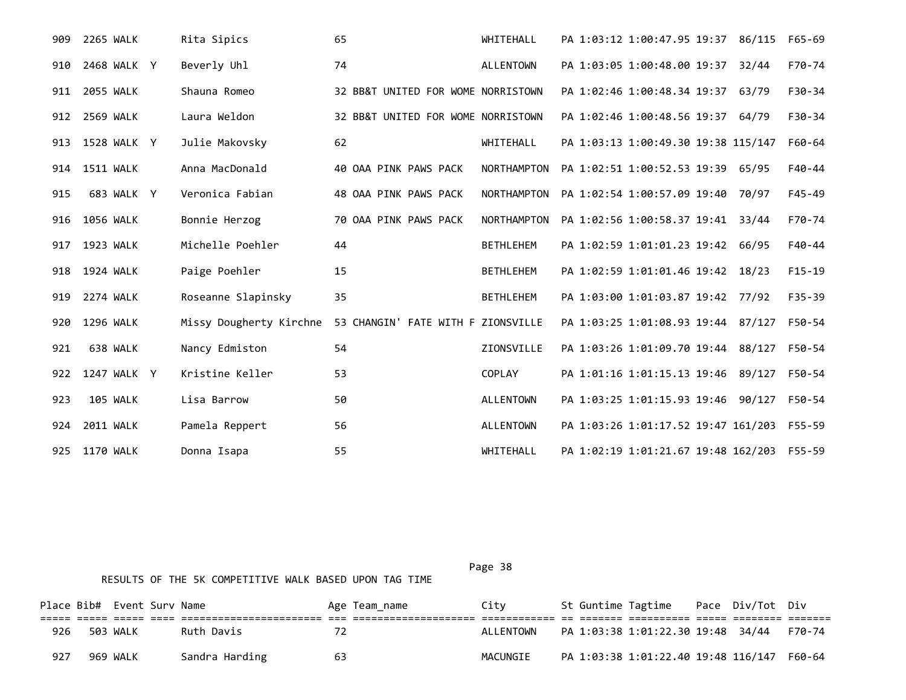| Place | Bib# | Event | Surv | Name | Age | Team_name | City | St | Guntime | Tagtime | Pace | Div/Tot | Div |
|---|---|---|---|---|---|---|---|---|---|---|---|---|---|
| 909 | 2265 | WALK | | Rita Sipics | 65 | | WHITEHALL | PA | 1:03:12 | 1:00:47.95 | 19:37 | 86/115 | F65-69 |
| 910 | 2468 | WALK | Y | Beverly Uhl | 74 | | ALLENTOWN | PA | 1:03:05 | 1:00:48.00 | 19:37 | 32/44 | F70-74 |
| 911 | 2055 | WALK | | Shauna Romeo | 32 | BB&T UNITED FOR WOME | NORRISTOWN | PA | 1:02:46 | 1:00:48.34 | 19:37 | 63/79 | F30-34 |
| 912 | 2569 | WALK | | Laura Weldon | 32 | BB&T UNITED FOR WOME | NORRISTOWN | PA | 1:02:46 | 1:00:48.56 | 19:37 | 64/79 | F30-34 |
| 913 | 1528 | WALK | Y | Julie Makovsky | 62 | | WHITEHALL | PA | 1:03:13 | 1:00:49.30 | 19:38 | 115/147 | F60-64 |
| 914 | 1511 | WALK | | Anna MacDonald | 40 | OAA PINK PAWS PACK | NORTHAMPTON | PA | 1:02:51 | 1:00:52.53 | 19:39 | 65/95 | F40-44 |
| 915 | 683 | WALK | Y | Veronica Fabian | 48 | OAA PINK PAWS PACK | NORTHAMPTON | PA | 1:02:54 | 1:00:57.09 | 19:40 | 70/97 | F45-49 |
| 916 | 1056 | WALK | | Bonnie Herzog | 70 | OAA PINK PAWS PACK | NORTHAMPTON | PA | 1:02:56 | 1:00:58.37 | 19:41 | 33/44 | F70-74 |
| 917 | 1923 | WALK | | Michelle Poehler | 44 | | BETHLEHEM | PA | 1:02:59 | 1:01:01.23 | 19:42 | 66/95 | F40-44 |
| 918 | 1924 | WALK | | Paige Poehler | 15 | | BETHLEHEM | PA | 1:02:59 | 1:01:01.46 | 19:42 | 18/23 | F15-19 |
| 919 | 2274 | WALK | | Roseanne Slapinsky | 35 | | BETHLEHEM | PA | 1:03:00 | 1:01:03.87 | 19:42 | 77/92 | F35-39 |
| 920 | 1296 | WALK | | Missy Dougherty Kirchne | 53 | CHANGIN' FATE WITH F | ZIONSVILLE | PA | 1:03:25 | 1:01:08.93 | 19:44 | 87/127 | F50-54 |
| 921 | 638 | WALK | | Nancy Edmiston | 54 | | ZIONSVILLE | PA | 1:03:26 | 1:01:09.70 | 19:44 | 88/127 | F50-54 |
| 922 | 1247 | WALK | Y | Kristine Keller | 53 | | COPLAY | PA | 1:01:16 | 1:01:15.13 | 19:46 | 89/127 | F50-54 |
| 923 | 105 | WALK | | Lisa Barrow | 50 | | ALLENTOWN | PA | 1:03:25 | 1:01:15.93 | 19:46 | 90/127 | F50-54 |
| 924 | 2011 | WALK | | Pamela Reppert | 56 | | ALLENTOWN | PA | 1:03:26 | 1:01:17.52 | 19:47 | 161/203 | F55-59 |
| 925 | 1170 | WALK | | Donna Isapa | 55 | | WHITEHALL | PA | 1:02:19 | 1:01:21.67 | 19:48 | 162/203 | F55-59 |

RESULTS OF THE 5K COMPETITIVE WALK BASED UPON TAG TIME

| Place | Bib# | Event | Surv | Name | Age | Team_name | City | St | Guntime | Tagtime | Pace | Div/Tot | Div |
|---|---|---|---|---|---|---|---|---|---|---|---|---|---|
| 926 | 503 | WALK | | Ruth Davis | 72 | | ALLENTOWN | PA | 1:03:38 | 1:01:22.30 | 19:48 | 34/44 | F70-74 |
| 927 | 969 | WALK | | Sandra Harding | 63 | | MACUNGIE | PA | 1:03:38 | 1:01:22.40 | 19:48 | 116/147 | F60-64 |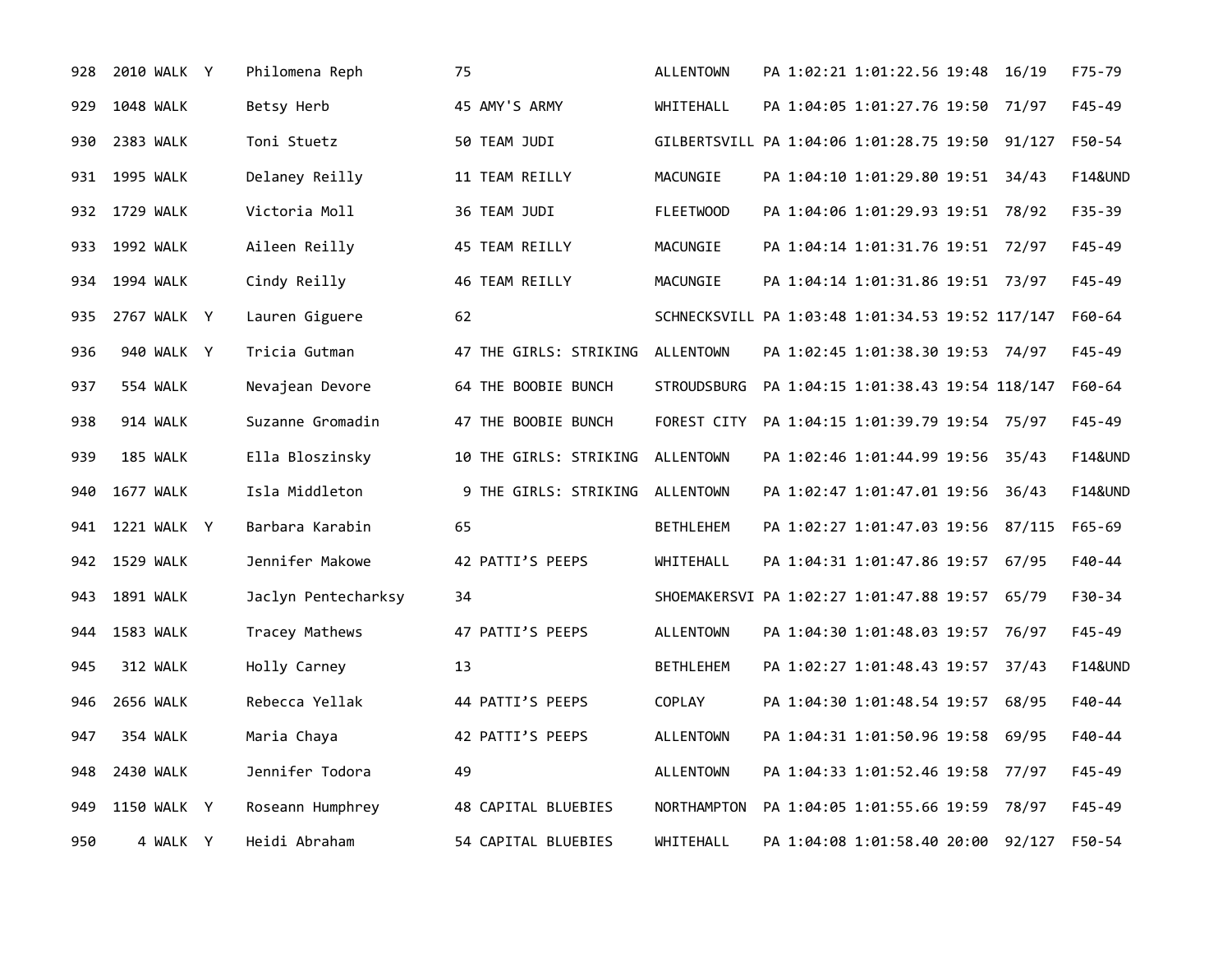| | | | | | | | | | | | | | |
|---|---|---|---|---|---|---|---|---|---|---|---|---|---|
| 928 | 2010 | WALK | Y | Philomena Reph | 75 | | ALLENTOWN | PA | 1:02:21 | 1:01:22.56 | 19:48 | 16/19 | F75-79 |
| 929 | 1048 | WALK | | Betsy Herb | 45 | AMY'S ARMY | WHITEHALL | PA | 1:04:05 | 1:01:27.76 | 19:50 | 71/97 | F45-49 |
| 930 | 2383 | WALK | | Toni Stuetz | 50 | TEAM JUDI | GILBERTSVILL | PA | 1:04:06 | 1:01:28.75 | 19:50 | 91/127 | F50-54 |
| 931 | 1995 | WALK | | Delaney Reilly | 11 | TEAM REILLY | MACUNGIE | PA | 1:04:10 | 1:01:29.80 | 19:51 | 34/43 | F14&UND |
| 932 | 1729 | WALK | | Victoria Moll | 36 | TEAM JUDI | FLEETWOOD | PA | 1:04:06 | 1:01:29.93 | 19:51 | 78/92 | F35-39 |
| 933 | 1992 | WALK | | Aileen Reilly | 45 | TEAM REILLY | MACUNGIE | PA | 1:04:14 | 1:01:31.76 | 19:51 | 72/97 | F45-49 |
| 934 | 1994 | WALK | | Cindy Reilly | 46 | TEAM REILLY | MACUNGIE | PA | 1:04:14 | 1:01:31.86 | 19:51 | 73/97 | F45-49 |
| 935 | 2767 | WALK | Y | Lauren Giguere | 62 | | SCHNECKSVILL | PA | 1:03:48 | 1:01:34.53 | 19:52 | 117/147 | F60-64 |
| 936 | 940 | WALK | Y | Tricia Gutman | 47 | THE GIRLS: STRIKING | ALLENTOWN | PA | 1:02:45 | 1:01:38.30 | 19:53 | 74/97 | F45-49 |
| 937 | 554 | WALK | | Nevajean Devore | 64 | THE BOOBIE BUNCH | STROUDSBURG | PA | 1:04:15 | 1:01:38.43 | 19:54 | 118/147 | F60-64 |
| 938 | 914 | WALK | | Suzanne Gromadin | 47 | THE BOOBIE BUNCH | FOREST CITY | PA | 1:04:15 | 1:01:39.79 | 19:54 | 75/97 | F45-49 |
| 939 | 185 | WALK | | Ella Bloszinsky | 10 | THE GIRLS: STRIKING | ALLENTOWN | PA | 1:02:46 | 1:01:44.99 | 19:56 | 35/43 | F14&UND |
| 940 | 1677 | WALK | | Isla Middleton | 9 | THE GIRLS: STRIKING | ALLENTOWN | PA | 1:02:47 | 1:01:47.01 | 19:56 | 36/43 | F14&UND |
| 941 | 1221 | WALK | Y | Barbara Karabin | 65 | | BETHLEHEM | PA | 1:02:27 | 1:01:47.03 | 19:56 | 87/115 | F65-69 |
| 942 | 1529 | WALK | | Jennifer Makowe | 42 | PATTI'S PEEPS | WHITEHALL | PA | 1:04:31 | 1:01:47.86 | 19:57 | 67/95 | F40-44 |
| 943 | 1891 | WALK | | Jaclyn Pentecharksy | 34 | | SHOEMAKERSVI | PA | 1:02:27 | 1:01:47.88 | 19:57 | 65/79 | F30-34 |
| 944 | 1583 | WALK | | Tracey Mathews | 47 | PATTI'S PEEPS | ALLENTOWN | PA | 1:04:30 | 1:01:48.03 | 19:57 | 76/97 | F45-49 |
| 945 | 312 | WALK | | Holly Carney | 13 | | BETHLEHEM | PA | 1:02:27 | 1:01:48.43 | 19:57 | 37/43 | F14&UND |
| 946 | 2656 | WALK | | Rebecca Yellak | 44 | PATTI'S PEEPS | COPLAY | PA | 1:04:30 | 1:01:48.54 | 19:57 | 68/95 | F40-44 |
| 947 | 354 | WALK | | Maria Chaya | 42 | PATTI'S PEEPS | ALLENTOWN | PA | 1:04:31 | 1:01:50.96 | 19:58 | 69/95 | F40-44 |
| 948 | 2430 | WALK | | Jennifer Todora | 49 | | ALLENTOWN | PA | 1:04:33 | 1:01:52.46 | 19:58 | 77/97 | F45-49 |
| 949 | 1150 | WALK | Y | Roseann Humphrey | 48 | CAPITAL BLUEBIES | NORTHAMPTON | PA | 1:04:05 | 1:01:55.66 | 19:59 | 78/97 | F45-49 |
| 950 | 4 | WALK | Y | Heidi Abraham | 54 | CAPITAL BLUEBIES | WHITEHALL | PA | 1:04:08 | 1:01:58.40 | 20:00 | 92/127 | F50-54 |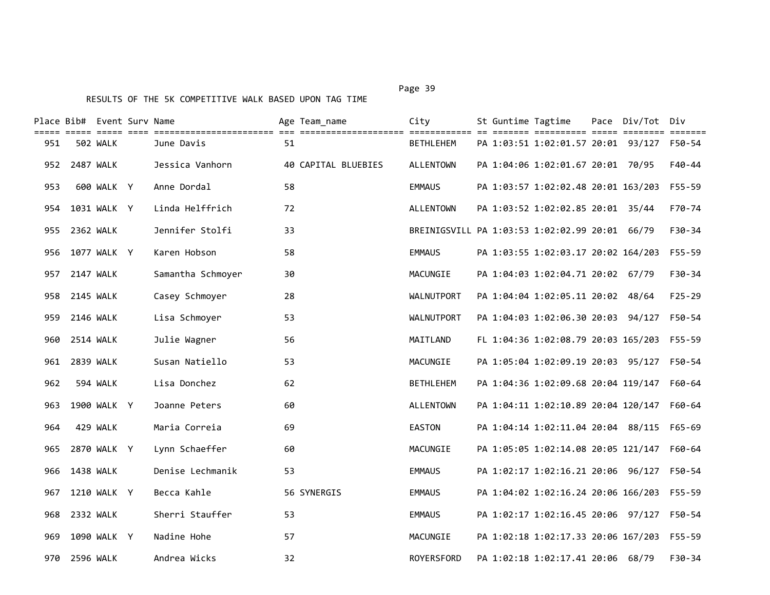RESULTS OF THE 5K COMPETITIVE WALK BASED UPON TAG TIME

| Place | Bib# | Event | Surv | Name | Age | Team_name | City | St | Guntime | Tagtime | Pace | Div/Tot | Div |
|---|---|---|---|---|---|---|---|---|---|---|---|---|---|
| 951 | 502 | WALK | | June Davis | 51 | | BETHLEHEM | PA | 1:03:51 | 1:02:01.57 | 20:01 | 93/127 | F50-54 |
| 952 | 2487 | WALK | | Jessica Vanhorn | 40 | CAPITAL BLUEBIES | ALLENTOWN | PA | 1:04:06 | 1:02:01.67 | 20:01 | 70/95 | F40-44 |
| 953 | 600 | WALK | Y | Anne Dordal | 58 | | EMMAUS | PA | 1:03:57 | 1:02:02.48 | 20:01 | 163/203 | F55-59 |
| 954 | 1031 | WALK | Y | Linda Helffrich | 72 | | ALLENTOWN | PA | 1:03:52 | 1:02:02.85 | 20:01 | 35/44 | F70-74 |
| 955 | 2362 | WALK | | Jennifer Stolfi | 33 | | BREINIGSVILL | PA | 1:03:53 | 1:02:02.99 | 20:01 | 66/79 | F30-34 |
| 956 | 1077 | WALK | Y | Karen Hobson | 58 | | EMMAUS | PA | 1:03:55 | 1:02:03.17 | 20:02 | 164/203 | F55-59 |
| 957 | 2147 | WALK | | Samantha Schmoyer | 30 | | MACUNGIE | PA | 1:04:03 | 1:02:04.71 | 20:02 | 67/79 | F30-34 |
| 958 | 2145 | WALK | | Casey Schmoyer | 28 | | WALNUTPORT | PA | 1:04:04 | 1:02:05.11 | 20:02 | 48/64 | F25-29 |
| 959 | 2146 | WALK | | Lisa Schmoyer | 53 | | WALNUTPORT | PA | 1:04:03 | 1:02:06.30 | 20:03 | 94/127 | F50-54 |
| 960 | 2514 | WALK | | Julie Wagner | 56 | | MAITLAND | FL | 1:04:36 | 1:02:08.79 | 20:03 | 165/203 | F55-59 |
| 961 | 2839 | WALK | | Susan Natiello | 53 | | MACUNGIE | PA | 1:05:04 | 1:02:09.19 | 20:03 | 95/127 | F50-54 |
| 962 | 594 | WALK | | Lisa Donchez | 62 | | BETHLEHEM | PA | 1:04:36 | 1:02:09.68 | 20:04 | 119/147 | F60-64 |
| 963 | 1900 | WALK | Y | Joanne Peters | 60 | | ALLENTOWN | PA | 1:04:11 | 1:02:10.89 | 20:04 | 120/147 | F60-64 |
| 964 | 429 | WALK | | Maria Correia | 69 | | EASTON | PA | 1:04:14 | 1:02:11.04 | 20:04 | 88/115 | F65-69 |
| 965 | 2870 | WALK | Y | Lynn Schaeffer | 60 | | MACUNGIE | PA | 1:05:05 | 1:02:14.08 | 20:05 | 121/147 | F60-64 |
| 966 | 1438 | WALK | | Denise Lechmanik | 53 | | EMMAUS | PA | 1:02:17 | 1:02:16.21 | 20:06 | 96/127 | F50-54 |
| 967 | 1210 | WALK | Y | Becca Kahle | 56 | SYNERGIS | EMMAUS | PA | 1:04:02 | 1:02:16.24 | 20:06 | 166/203 | F55-59 |
| 968 | 2332 | WALK | | Sherri Stauffer | 53 | | EMMAUS | PA | 1:02:17 | 1:02:16.45 | 20:06 | 97/127 | F50-54 |
| 969 | 1090 | WALK | Y | Nadine Hohe | 57 | | MACUNGIE | PA | 1:02:18 | 1:02:17.33 | 20:06 | 167/203 | F55-59 |
| 970 | 2596 | WALK | | Andrea Wicks | 32 | | ROYERSFORD | PA | 1:02:18 | 1:02:17.41 | 20:06 | 68/79 | F30-34 |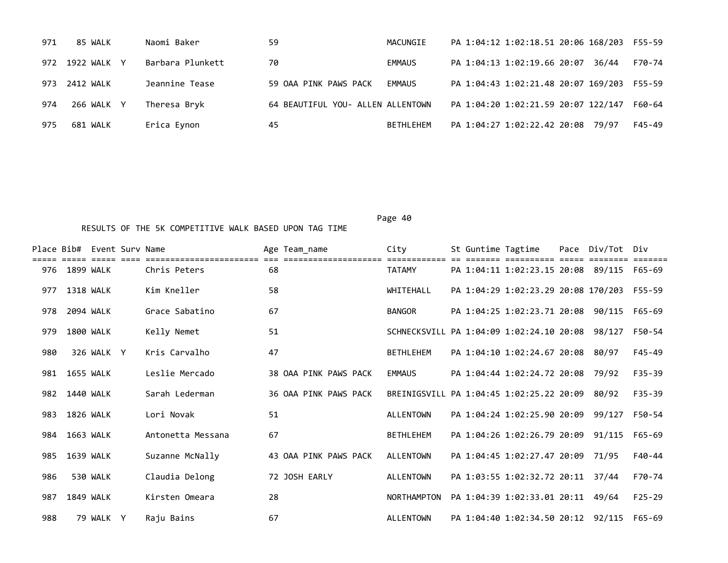| Place | Bib# | Event | Surv | Name | Age | Team_name | City | St | Guntime | Tagtime | Pace | Div/Tot | Div |
|---|---|---|---|---|---|---|---|---|---|---|---|---|---|
| 971 | 85 | WALK | | Naomi Baker | 59 | | MACUNGIE | PA | 1:04:12 | 1:02:18.51 | 20:06 | 168/203 | F55-59 |
| 972 | 1922 | WALK | Y | Barbara Plunkett | 70 | | EMMAUS | PA | 1:04:13 | 1:02:19.66 | 20:07 | 36/44 | F70-74 |
| 973 | 2412 | WALK | | Jeannine Tease | 59 | OAA PINK PAWS PACK | EMMAUS | PA | 1:04:43 | 1:02:21.48 | 20:07 | 169/203 | F55-59 |
| 974 | 266 | WALK | Y | Theresa Bryk | 64 | BEAUTIFUL YOU- ALLEN | ALLENTOWN | PA | 1:04:20 | 1:02:21.59 | 20:07 | 122/147 | F60-64 |
| 975 | 681 | WALK | | Erica Eynon | 45 | | BETHLEHEM | PA | 1:04:27 | 1:02:22.42 | 20:08 | 79/97 | F45-49 |

RESULTS OF THE 5K COMPETITIVE WALK BASED UPON TAG TIME

| Place | Bib# | Event | Surv | Name | Age | Team_name | City | St | Guntime | Tagtime | Pace | Div/Tot | Div |
|---|---|---|---|---|---|---|---|---|---|---|---|---|---|
| 976 | 1899 | WALK | | Chris Peters | 68 | | TATAMY | PA | 1:04:11 | 1:02:23.15 | 20:08 | 89/115 | F65-69 |
| 977 | 1318 | WALK | | Kim Kneller | 58 | | WHITEHALL | PA | 1:04:29 | 1:02:23.29 | 20:08 | 170/203 | F55-59 |
| 978 | 2094 | WALK | | Grace Sabatino | 67 | | BANGOR | PA | 1:04:25 | 1:02:23.71 | 20:08 | 90/115 | F65-69 |
| 979 | 1800 | WALK | | Kelly Nemet | 51 | | SCHNECKSVILL | PA | 1:04:09 | 1:02:24.10 | 20:08 | 98/127 | F50-54 |
| 980 | 326 | WALK | Y | Kris Carvalho | 47 | | BETHLEHEM | PA | 1:04:10 | 1:02:24.67 | 20:08 | 80/97 | F45-49 |
| 981 | 1655 | WALK | | Leslie Mercado | 38 | OAA PINK PAWS PACK | EMMAUS | PA | 1:04:44 | 1:02:24.72 | 20:08 | 79/92 | F35-39 |
| 982 | 1440 | WALK | | Sarah Lederman | 36 | OAA PINK PAWS PACK | BREINIGSVILL | PA | 1:04:45 | 1:02:25.22 | 20:09 | 80/92 | F35-39 |
| 983 | 1826 | WALK | | Lori Novak | 51 | | ALLENTOWN | PA | 1:04:24 | 1:02:25.90 | 20:09 | 99/127 | F50-54 |
| 984 | 1663 | WALK | | Antonetta Messana | 67 | | BETHLEHEM | PA | 1:04:26 | 1:02:26.79 | 20:09 | 91/115 | F65-69 |
| 985 | 1639 | WALK | | Suzanne McNally | 43 | OAA PINK PAWS PACK | ALLENTOWN | PA | 1:04:45 | 1:02:27.47 | 20:09 | 71/95 | F40-44 |
| 986 | 530 | WALK | | Claudia Delong | 72 | JOSH EARLY | ALLENTOWN | PA | 1:03:55 | 1:02:32.72 | 20:11 | 37/44 | F70-74 |
| 987 | 1849 | WALK | | Kirsten Omeara | 28 | | NORTHAMPTON | PA | 1:04:39 | 1:02:33.01 | 20:11 | 49/64 | F25-29 |
| 988 | 79 | WALK | Y | Raju Bains | 67 | | ALLENTOWN | PA | 1:04:40 | 1:02:34.50 | 20:12 | 92/115 | F65-69 |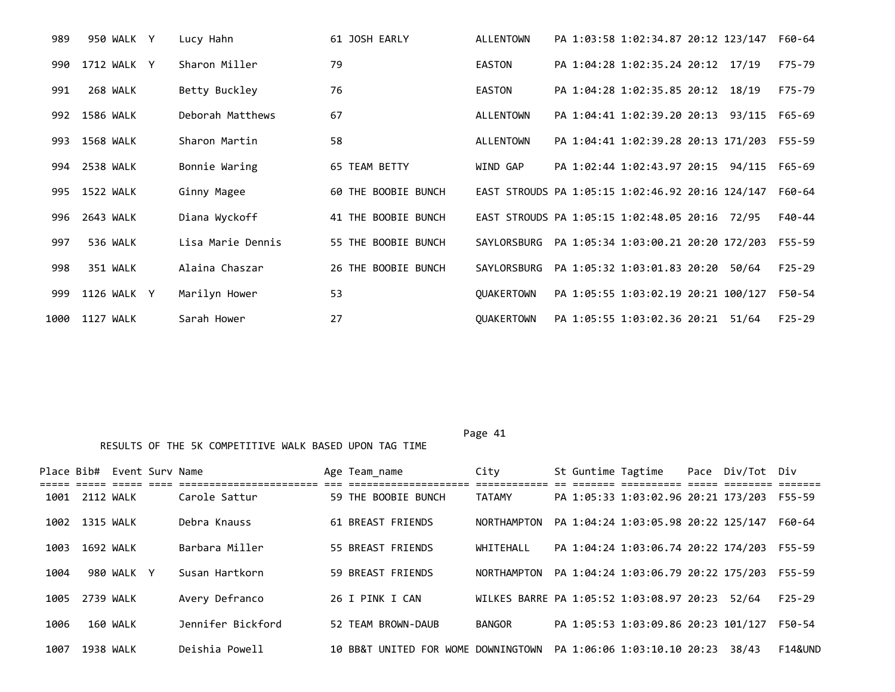| Place | Bib# | Event | Surv | Name | Age | Team_name | City | St | Guntime | Tagtime | Pace | Div/Tot | Div |
|---|---|---|---|---|---|---|---|---|---|---|---|---|---|
| 989 | 950 | WALK | Y | Lucy Hahn | 61 | JOSH EARLY | ALLENTOWN | PA | 1:03:58 | 1:02:34.87 | 20:12 | 123/147 | F60-64 |
| 990 | 1712 | WALK | Y | Sharon Miller | 79 | | EASTON | PA | 1:04:28 | 1:02:35.24 | 20:12 | 17/19 | F75-79 |
| 991 | 268 | WALK | | Betty Buckley | 76 | | EASTON | PA | 1:04:28 | 1:02:35.85 | 20:12 | 18/19 | F75-79 |
| 992 | 1586 | WALK | | Deborah Matthews | 67 | | ALLENTOWN | PA | 1:04:41 | 1:02:39.20 | 20:13 | 93/115 | F65-69 |
| 993 | 1568 | WALK | | Sharon Martin | 58 | | ALLENTOWN | PA | 1:04:41 | 1:02:39.28 | 20:13 | 171/203 | F55-59 |
| 994 | 2538 | WALK | | Bonnie Waring | 65 | TEAM BETTY | WIND GAP | PA | 1:02:44 | 1:02:43.97 | 20:15 | 94/115 | F65-69 |
| 995 | 1522 | WALK | | Ginny Magee | 60 | THE BOOBIE BUNCH | EAST STROUDS | PA | 1:05:15 | 1:02:46.92 | 20:16 | 124/147 | F60-64 |
| 996 | 2643 | WALK | | Diana Wyckoff | 41 | THE BOOBIE BUNCH | EAST STROUDS | PA | 1:05:15 | 1:02:48.05 | 20:16 | 72/95 | F40-44 |
| 997 | 536 | WALK | | Lisa Marie Dennis | 55 | THE BOOBIE BUNCH | SAYLORSBURG | PA | 1:05:34 | 1:03:00.21 | 20:20 | 172/203 | F55-59 |
| 998 | 351 | WALK | | Alaina Chaszar | 26 | THE BOOBIE BUNCH | SAYLORSBURG | PA | 1:05:32 | 1:03:01.83 | 20:20 | 50/64 | F25-29 |
| 999 | 1126 | WALK | Y | Marilyn Hower | 53 | | QUAKERTOWN | PA | 1:05:55 | 1:03:02.19 | 20:21 | 100/127 | F50-54 |
| 1000 | 1127 | WALK | | Sarah Hower | 27 | | QUAKERTOWN | PA | 1:05:55 | 1:03:02.36 | 20:21 | 51/64 | F25-29 |

RESULTS OF THE 5K COMPETITIVE WALK BASED UPON TAG TIME

| Place | Bib# | Event | Surv | Name | Age | Team_name | City | St | Guntime | Tagtime | Pace | Div/Tot | Div |
|---|---|---|---|---|---|---|---|---|---|---|---|---|---|
| 1001 | 2112 | WALK | | Carole Sattur | 59 | THE BOOBIE BUNCH | TATAMY | PA | 1:05:33 | 1:03:02.96 | 20:21 | 173/203 | F55-59 |
| 1002 | 1315 | WALK | | Debra Knauss | 61 | BREAST FRIENDS | NORTHAMPTON | PA | 1:04:24 | 1:03:05.98 | 20:22 | 125/147 | F60-64 |
| 1003 | 1692 | WALK | | Barbara Miller | 55 | BREAST FRIENDS | WHITEHALL | PA | 1:04:24 | 1:03:06.74 | 20:22 | 174/203 | F55-59 |
| 1004 | 980 | WALK | Y | Susan Hartkorn | 59 | BREAST FRIENDS | NORTHAMPTON | PA | 1:04:24 | 1:03:06.79 | 20:22 | 175/203 | F55-59 |
| 1005 | 2739 | WALK | | Avery Defranco | 26 | I PINK I CAN | WILKES BARRE | PA | 1:05:52 | 1:03:08.97 | 20:23 | 52/64 | F25-29 |
| 1006 | 160 | WALK | | Jennifer Bickford | 52 | TEAM BROWN-DAUB | BANGOR | PA | 1:05:53 | 1:03:09.86 | 20:23 | 101/127 | F50-54 |
| 1007 | 1938 | WALK | | Deishia Powell | 10 | BB&T UNITED FOR WOME | DOWNINGTOWN | PA | 1:06:06 | 1:03:10.10 | 20:23 | 38/43 | F14&UND |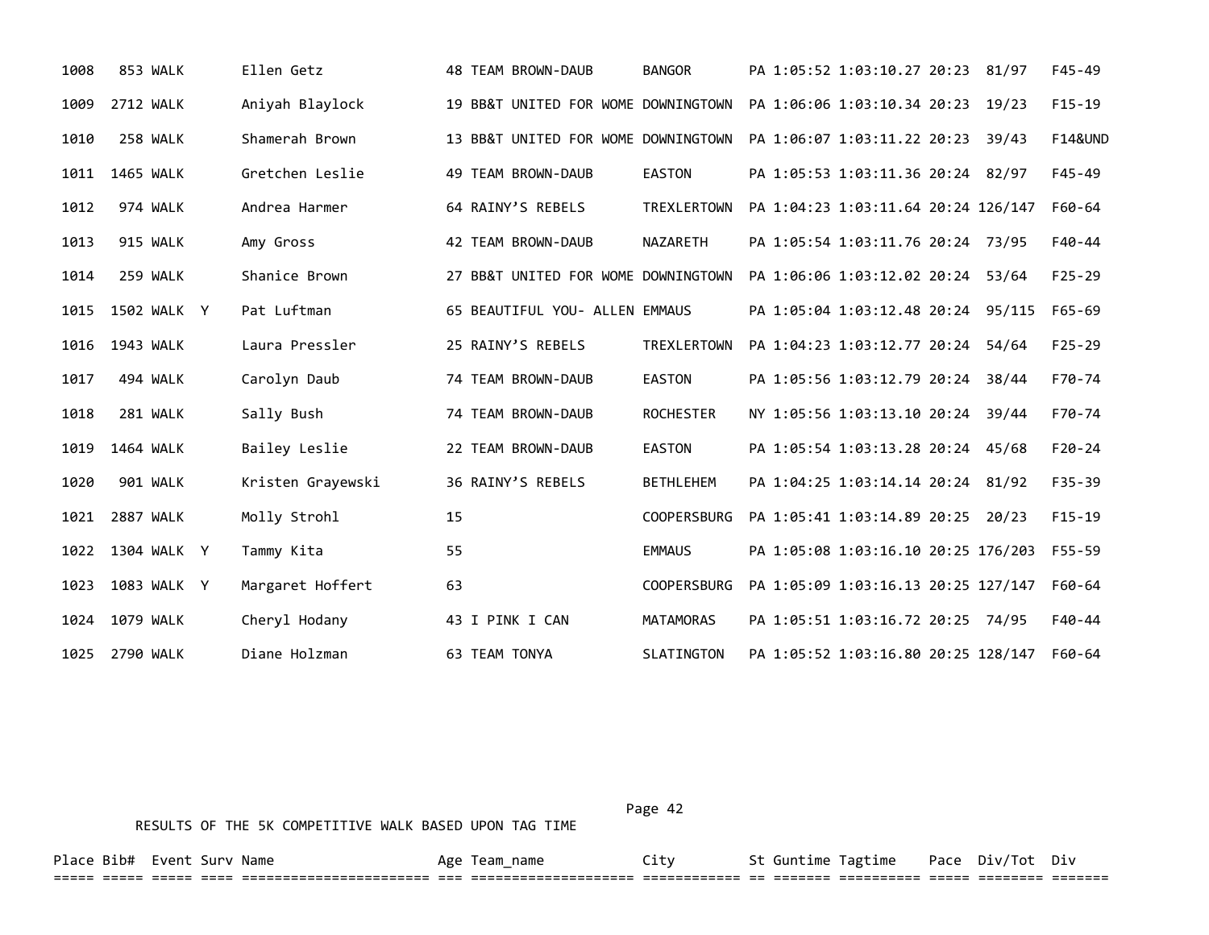| Place | Bib# | Event | Surv | Name | Age | Team_name | City | St | Guntime | Tagtime | Pace | Div/Tot | Div |
|---|---|---|---|---|---|---|---|---|---|---|---|---|---|
| 1008 | 853 | WALK | | Ellen Getz | 48 | TEAM BROWN-DAUB | BANGOR | PA | 1:05:52 | 1:03:10.27 | 20:23 | 81/97 | F45-49 |
| 1009 | 2712 | WALK | | Aniyah Blaylock | 19 | BB&T UNITED FOR WOME | DOWNINGTOWN | PA | 1:06:06 | 1:03:10.34 | 20:23 | 19/23 | F15-19 |
| 1010 | 258 | WALK | | Shamerah Brown | 13 | BB&T UNITED FOR WOME | DOWNINGTOWN | PA | 1:06:07 | 1:03:11.22 | 20:23 | 39/43 | F14&UND |
| 1011 | 1465 | WALK | | Gretchen Leslie | 49 | TEAM BROWN-DAUB | EASTON | PA | 1:05:53 | 1:03:11.36 | 20:24 | 82/97 | F45-49 |
| 1012 | 974 | WALK | | Andrea Harmer | 64 | RAINY'S REBELS | TREXLERTOWN | PA | 1:04:23 | 1:03:11.64 | 20:24 | 126/147 | F60-64 |
| 1013 | 915 | WALK | | Amy Gross | 42 | TEAM BROWN-DAUB | NAZARETH | PA | 1:05:54 | 1:03:11.76 | 20:24 | 73/95 | F40-44 |
| 1014 | 259 | WALK | | Shanice Brown | 27 | BB&T UNITED FOR WOME | DOWNINGTOWN | PA | 1:06:06 | 1:03:12.02 | 20:24 | 53/64 | F25-29 |
| 1015 | 1502 | WALK | Y | Pat Luftman | 65 | BEAUTIFUL YOU- ALLEN | EMMAUS | PA | 1:05:04 | 1:03:12.48 | 20:24 | 95/115 | F65-69 |
| 1016 | 1943 | WALK | | Laura Pressler | 25 | RAINY'S REBELS | TREXLERTOWN | PA | 1:04:23 | 1:03:12.77 | 20:24 | 54/64 | F25-29 |
| 1017 | 494 | WALK | | Carolyn Daub | 74 | TEAM BROWN-DAUB | EASTON | PA | 1:05:56 | 1:03:12.79 | 20:24 | 38/44 | F70-74 |
| 1018 | 281 | WALK | | Sally Bush | 74 | TEAM BROWN-DAUB | ROCHESTER | NY | 1:05:56 | 1:03:13.10 | 20:24 | 39/44 | F70-74 |
| 1019 | 1464 | WALK | | Bailey Leslie | 22 | TEAM BROWN-DAUB | EASTON | PA | 1:05:54 | 1:03:13.28 | 20:24 | 45/68 | F20-24 |
| 1020 | 901 | WALK | | Kristen Grayewski | 36 | RAINY'S REBELS | BETHLEHEM | PA | 1:04:25 | 1:03:14.14 | 20:24 | 81/92 | F35-39 |
| 1021 | 2887 | WALK | | Molly Strohl | 15 | | COOPERSBURG | PA | 1:05:41 | 1:03:14.89 | 20:25 | 20/23 | F15-19 |
| 1022 | 1304 | WALK | Y | Tammy Kita | 55 | | EMMAUS | PA | 1:05:08 | 1:03:16.10 | 20:25 | 176/203 | F55-59 |
| 1023 | 1083 | WALK | Y | Margaret Hoffert | 63 | | COOPERSBURG | PA | 1:05:09 | 1:03:16.13 | 20:25 | 127/147 | F60-64 |
| 1024 | 1079 | WALK | | Cheryl Hodany | 43 | I PINK I CAN | MATAMORAS | PA | 1:05:51 | 1:03:16.72 | 20:25 | 74/95 | F40-44 |
| 1025 | 2790 | WALK | | Diane Holzman | 63 | TEAM TONYA | SLATINGTON | PA | 1:05:52 | 1:03:16.80 | 20:25 | 128/147 | F60-64 |

RESULTS OF THE 5K COMPETITIVE WALK BASED UPON TAG TIME

| Place | Bib# | Event | Surv | Name | Age | Team_name | City | St | Guntime | Tagtime | Pace | Div/Tot | Div |
|---|---|---|---|---|---|---|---|---|---|---|---|---|---|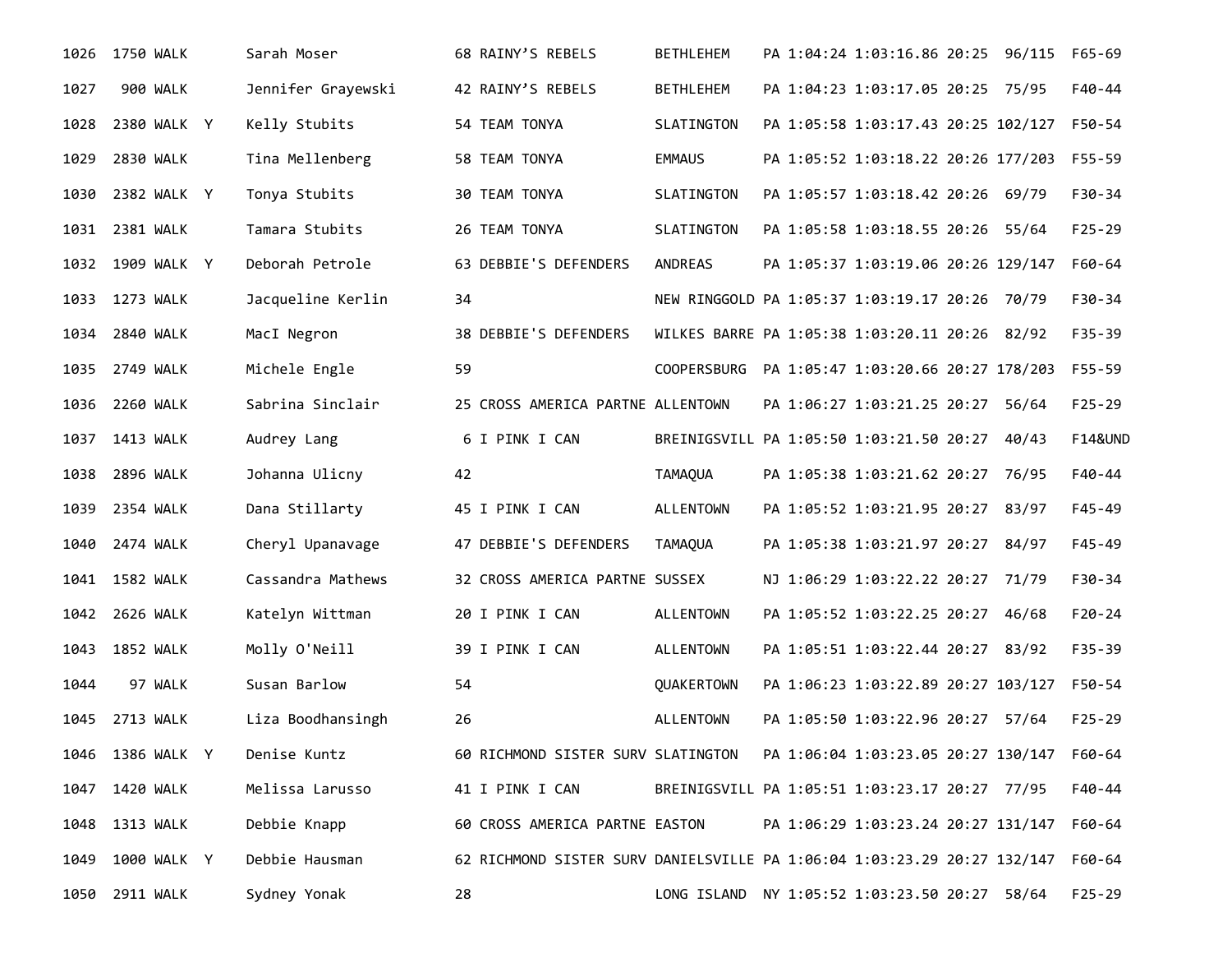| | | | | | | | | | | | | | |
|---|---|---|---|---|---|---|---|---|---|---|---|---|---|
| 1026 | 1750 | WALK | | Sarah Moser | 68 | RAINY'S REBELS | BETHLEHEM | PA | 1:04:24 | 1:03:16.86 | 20:25 | 96/115 | F65-69 |
| 1027 | 900 | WALK | | Jennifer Grayewski | 42 | RAINY'S REBELS | BETHLEHEM | PA | 1:04:23 | 1:03:17.05 | 20:25 | 75/95 | F40-44 |
| 1028 | 2380 | WALK | Y | Kelly Stubits | 54 | TEAM TONYA | SLATINGTON | PA | 1:05:58 | 1:03:17.43 | 20:25 | 102/127 | F50-54 |
| 1029 | 2830 | WALK | | Tina Mellenberg | 58 | TEAM TONYA | EMMAUS | PA | 1:05:52 | 1:03:18.22 | 20:26 | 177/203 | F55-59 |
| 1030 | 2382 | WALK | Y | Tonya Stubits | 30 | TEAM TONYA | SLATINGTON | PA | 1:05:57 | 1:03:18.42 | 20:26 | 69/79 | F30-34 |
| 1031 | 2381 | WALK | | Tamara Stubits | 26 | TEAM TONYA | SLATINGTON | PA | 1:05:58 | 1:03:18.55 | 20:26 | 55/64 | F25-29 |
| 1032 | 1909 | WALK | Y | Deborah Petrole | 63 | DEBBIE'S DEFENDERS | ANDREAS | PA | 1:05:37 | 1:03:19.06 | 20:26 | 129/147 | F60-64 |
| 1033 | 1273 | WALK | | Jacqueline Kerlin | 34 | | NEW RINGGOLD | PA | 1:05:37 | 1:03:19.17 | 20:26 | 70/79 | F30-34 |
| 1034 | 2840 | WALK | | MacI Negron | 38 | DEBBIE'S DEFENDERS | WILKES BARRE | PA | 1:05:38 | 1:03:20.11 | 20:26 | 82/92 | F35-39 |
| 1035 | 2749 | WALK | | Michele Engle | 59 | | COOPERSBURG | PA | 1:05:47 | 1:03:20.66 | 20:27 | 178/203 | F55-59 |
| 1036 | 2260 | WALK | | Sabrina Sinclair | 25 | CROSS AMERICA PARTNE | ALLENTOWN | PA | 1:06:27 | 1:03:21.25 | 20:27 | 56/64 | F25-29 |
| 1037 | 1413 | WALK | | Audrey Lang | 6 | I PINK I CAN | BREINIGSVILL | PA | 1:05:50 | 1:03:21.50 | 20:27 | 40/43 | F14&UND |
| 1038 | 2896 | WALK | | Johanna Ulicny | 42 | | TAMAQUA | PA | 1:05:38 | 1:03:21.62 | 20:27 | 76/95 | F40-44 |
| 1039 | 2354 | WALK | | Dana Stillarty | 45 | I PINK I CAN | ALLENTOWN | PA | 1:05:52 | 1:03:21.95 | 20:27 | 83/97 | F45-49 |
| 1040 | 2474 | WALK | | Cheryl Upanavage | 47 | DEBBIE'S DEFENDERS | TAMAQUA | PA | 1:05:38 | 1:03:21.97 | 20:27 | 84/97 | F45-49 |
| 1041 | 1582 | WALK | | Cassandra Mathews | 32 | CROSS AMERICA PARTNE | SUSSEX | NJ | 1:06:29 | 1:03:22.22 | 20:27 | 71/79 | F30-34 |
| 1042 | 2626 | WALK | | Katelyn Wittman | 20 | I PINK I CAN | ALLENTOWN | PA | 1:05:52 | 1:03:22.25 | 20:27 | 46/68 | F20-24 |
| 1043 | 1852 | WALK | | Molly O'Neill | 39 | I PINK I CAN | ALLENTOWN | PA | 1:05:51 | 1:03:22.44 | 20:27 | 83/92 | F35-39 |
| 1044 | 97 | WALK | | Susan Barlow | 54 | | QUAKERTOWN | PA | 1:06:23 | 1:03:22.89 | 20:27 | 103/127 | F50-54 |
| 1045 | 2713 | WALK | | Liza Boodhansingh | 26 | | ALLENTOWN | PA | 1:05:50 | 1:03:22.96 | 20:27 | 57/64 | F25-29 |
| 1046 | 1386 | WALK | Y | Denise Kuntz | 60 | RICHMOND SISTER SURV | SLATINGTON | PA | 1:06:04 | 1:03:23.05 | 20:27 | 130/147 | F60-64 |
| 1047 | 1420 | WALK | | Melissa Larusso | 41 | I PINK I CAN | BREINIGSVILL | PA | 1:05:51 | 1:03:23.17 | 20:27 | 77/95 | F40-44 |
| 1048 | 1313 | WALK | | Debbie Knapp | 60 | CROSS AMERICA PARTNE | EASTON | PA | 1:06:29 | 1:03:23.24 | 20:27 | 131/147 | F60-64 |
| 1049 | 1000 | WALK | Y | Debbie Hausman | 62 | RICHMOND SISTER SURV | DANIELSVILLE | PA | 1:06:04 | 1:03:23.29 | 20:27 | 132/147 | F60-64 |
| 1050 | 2911 | WALK | | Sydney Yonak | 28 | | LONG ISLAND | NY | 1:05:52 | 1:03:23.50 | 20:27 | 58/64 | F25-29 |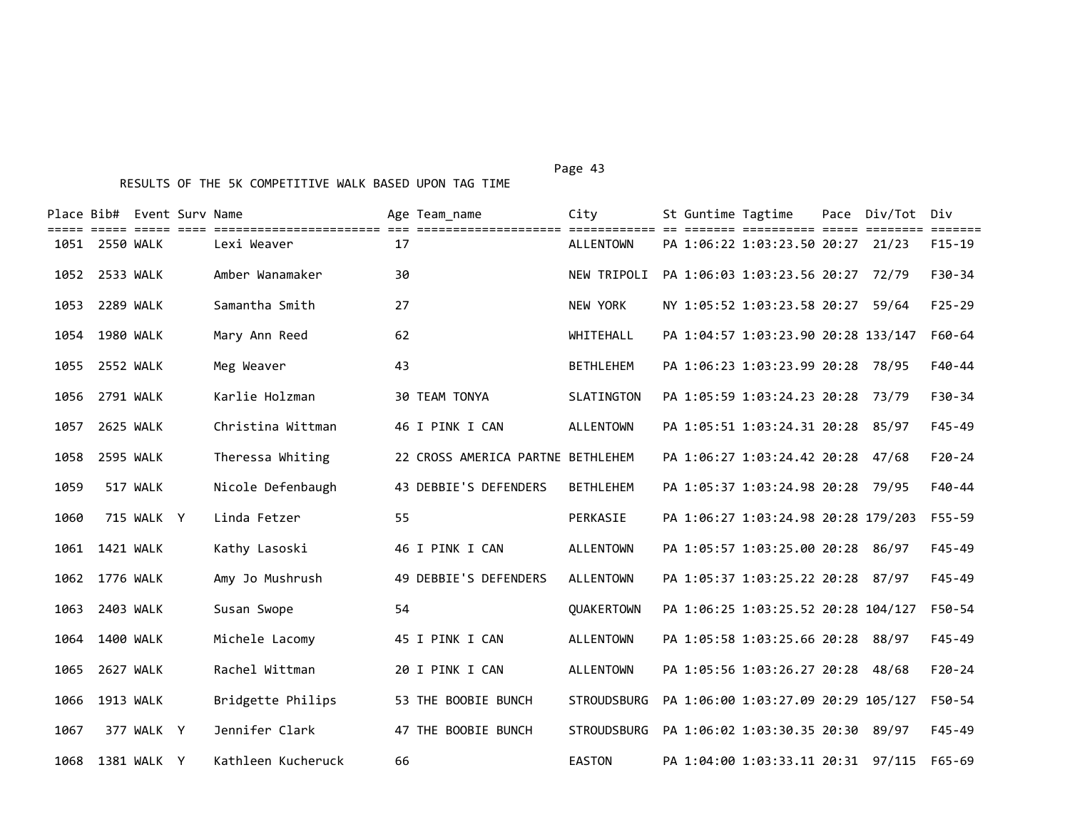RESULTS OF THE 5K COMPETITIVE WALK BASED UPON TAG TIME

| Place | Bib# | Event | Surv | Name | Age | Team_name | City | St | Guntime | Tagtime | Pace | Div/Tot | Div |
|---|---|---|---|---|---|---|---|---|---|---|---|---|---|
| 1051 | 2550 | WALK | | Lexi Weaver | 17 | | ALLENTOWN | PA | 1:06:22 | 1:03:23.50 | 20:27 | 21/23 | F15-19 |
| 1052 | 2533 | WALK | | Amber Wanamaker | 30 | | NEW TRIPOLI | PA | 1:06:03 | 1:03:23.56 | 20:27 | 72/79 | F30-34 |
| 1053 | 2289 | WALK | | Samantha Smith | 27 | | NEW YORK | NY | 1:05:52 | 1:03:23.58 | 20:27 | 59/64 | F25-29 |
| 1054 | 1980 | WALK | | Mary Ann Reed | 62 | | WHITEHALL | PA | 1:04:57 | 1:03:23.90 | 20:28 | 133/147 | F60-64 |
| 1055 | 2552 | WALK | | Meg Weaver | 43 | | BETHLEHEM | PA | 1:06:23 | 1:03:23.99 | 20:28 | 78/95 | F40-44 |
| 1056 | 2791 | WALK | | Karlie Holzman | 30 | TEAM TONYA | SLATINGTON | PA | 1:05:59 | 1:03:24.23 | 20:28 | 73/79 | F30-34 |
| 1057 | 2625 | WALK | | Christina Wittman | 46 | I PINK I CAN | ALLENTOWN | PA | 1:05:51 | 1:03:24.31 | 20:28 | 85/97 | F45-49 |
| 1058 | 2595 | WALK | | Theressa Whiting | 22 | CROSS AMERICA PARTNE | BETHLEHEM | PA | 1:06:27 | 1:03:24.42 | 20:28 | 47/68 | F20-24 |
| 1059 | 517 | WALK | | Nicole Defenbaugh | 43 | DEBBIE'S DEFENDERS | BETHLEHEM | PA | 1:05:37 | 1:03:24.98 | 20:28 | 79/95 | F40-44 |
| 1060 | 715 | WALK | Y | Linda Fetzer | 55 | | PERKASIE | PA | 1:06:27 | 1:03:24.98 | 20:28 | 179/203 | F55-59 |
| 1061 | 1421 | WALK | | Kathy Lasoski | 46 | I PINK I CAN | ALLENTOWN | PA | 1:05:57 | 1:03:25.00 | 20:28 | 86/97 | F45-49 |
| 1062 | 1776 | WALK | | Amy Jo Mushrush | 49 | DEBBIE'S DEFENDERS | ALLENTOWN | PA | 1:05:37 | 1:03:25.22 | 20:28 | 87/97 | F45-49 |
| 1063 | 2403 | WALK | | Susan Swope | 54 | | QUAKERTOWN | PA | 1:06:25 | 1:03:25.52 | 20:28 | 104/127 | F50-54 |
| 1064 | 1400 | WALK | | Michele Lacomy | 45 | I PINK I CAN | ALLENTOWN | PA | 1:05:58 | 1:03:25.66 | 20:28 | 88/97 | F45-49 |
| 1065 | 2627 | WALK | | Rachel Wittman | 20 | I PINK I CAN | ALLENTOWN | PA | 1:05:56 | 1:03:26.27 | 20:28 | 48/68 | F20-24 |
| 1066 | 1913 | WALK | | Bridgette Philips | 53 | THE BOOBIE BUNCH | STROUDSBURG | PA | 1:06:00 | 1:03:27.09 | 20:29 | 105/127 | F50-54 |
| 1067 | 377 | WALK | Y | Jennifer Clark | 47 | THE BOOBIE BUNCH | STROUDSBURG | PA | 1:06:02 | 1:03:30.35 | 20:30 | 89/97 | F45-49 |
| 1068 | 1381 | WALK | Y | Kathleen Kucheruck | 66 | | EASTON | PA | 1:04:00 | 1:03:33.11 | 20:31 | 97/115 | F65-69 |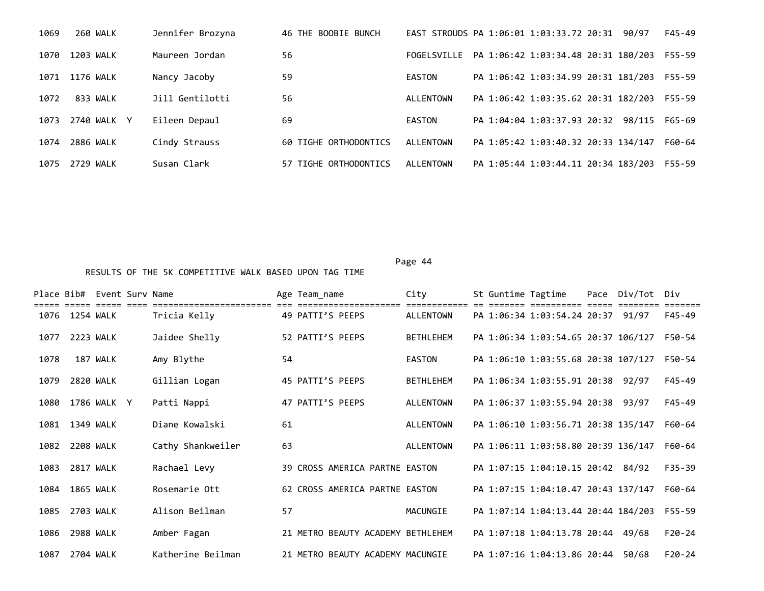| Place | Bib# | Event | Surv | Name | Age | Team_name | City | St | Guntime | Tagtime | Pace | Div/Tot | Div |
|---|---|---|---|---|---|---|---|---|---|---|---|---|---|
| 1069 | 260 | WALK | | Jennifer Brozyna | 46 | THE BOOBIE BUNCH | EAST STROUDS | PA | 1:06:01 | 1:03:33.72 | 20:31 | 90/97 | F45-49 |
| 1070 | 1203 | WALK | | Maureen Jordan | 56 | | FOGELSVILLE | PA | 1:06:42 | 1:03:34.48 | 20:31 | 180/203 | F55-59 |
| 1071 | 1176 | WALK | | Nancy Jacoby | 59 | | EASTON | PA | 1:06:42 | 1:03:34.99 | 20:31 | 181/203 | F55-59 |
| 1072 | 833 | WALK | | Jill Gentilotti | 56 | | ALLENTOWN | PA | 1:06:42 | 1:03:35.62 | 20:31 | 182/203 | F55-59 |
| 1073 | 2740 | WALK | Y | Eileen Depaul | 69 | | EASTON | PA | 1:04:04 | 1:03:37.93 | 20:32 | 98/115 | F65-69 |
| 1074 | 2886 | WALK | | Cindy Strauss | 60 | TIGHE ORTHODONTICS | ALLENTOWN | PA | 1:05:42 | 1:03:40.32 | 20:33 | 134/147 | F60-64 |
| 1075 | 2729 | WALK | | Susan Clark | 57 | TIGHE ORTHODONTICS | ALLENTOWN | PA | 1:05:44 | 1:03:44.11 | 20:34 | 183/203 | F55-59 |

RESULTS OF THE 5K COMPETITIVE WALK BASED UPON TAG TIME

| Place | Bib# | Event | Surv | Name | Age | Team_name | City | St | Guntime | Tagtime | Pace | Div/Tot | Div |
|---|---|---|---|---|---|---|---|---|---|---|---|---|---|
| 1076 | 1254 | WALK | | Tricia Kelly | 49 | PATTI'S PEEPS | ALLENTOWN | PA | 1:06:34 | 1:03:54.24 | 20:37 | 91/97 | F45-49 |
| 1077 | 2223 | WALK | | Jaidee Shelly | 52 | PATTI'S PEEPS | BETHLEHEM | PA | 1:06:34 | 1:03:54.65 | 20:37 | 106/127 | F50-54 |
| 1078 | 187 | WALK | | Amy Blythe | 54 | | EASTON | PA | 1:06:10 | 1:03:55.68 | 20:38 | 107/127 | F50-54 |
| 1079 | 2820 | WALK | | Gillian Logan | 45 | PATTI'S PEEPS | BETHLEHEM | PA | 1:06:34 | 1:03:55.91 | 20:38 | 92/97 | F45-49 |
| 1080 | 1786 | WALK | Y | Patti Nappi | 47 | PATTI'S PEEPS | ALLENTOWN | PA | 1:06:37 | 1:03:55.94 | 20:38 | 93/97 | F45-49 |
| 1081 | 1349 | WALK | | Diane Kowalski | 61 | | ALLENTOWN | PA | 1:06:10 | 1:03:56.71 | 20:38 | 135/147 | F60-64 |
| 1082 | 2208 | WALK | | Cathy Shankweiler | 63 | | ALLENTOWN | PA | 1:06:11 | 1:03:58.80 | 20:39 | 136/147 | F60-64 |
| 1083 | 2817 | WALK | | Rachael Levy | 39 | CROSS AMERICA PARTNE | EASTON | PA | 1:07:15 | 1:04:10.15 | 20:42 | 84/92 | F35-39 |
| 1084 | 1865 | WALK | | Rosemarie Ott | 62 | CROSS AMERICA PARTNE | EASTON | PA | 1:07:15 | 1:04:10.47 | 20:43 | 137/147 | F60-64 |
| 1085 | 2703 | WALK | | Alison Beilman | 57 | | MACUNGIE | PA | 1:07:14 | 1:04:13.44 | 20:44 | 184/203 | F55-59 |
| 1086 | 2988 | WALK | | Amber Fagan | 21 | METRO BEAUTY ACADEMY | BETHLEHEM | PA | 1:07:18 | 1:04:13.78 | 20:44 | 49/68 | F20-24 |
| 1087 | 2704 | WALK | | Katherine Beilman | 21 | METRO BEAUTY ACADEMY | MACUNGIE | PA | 1:07:16 | 1:04:13.86 | 20:44 | 50/68 | F20-24 |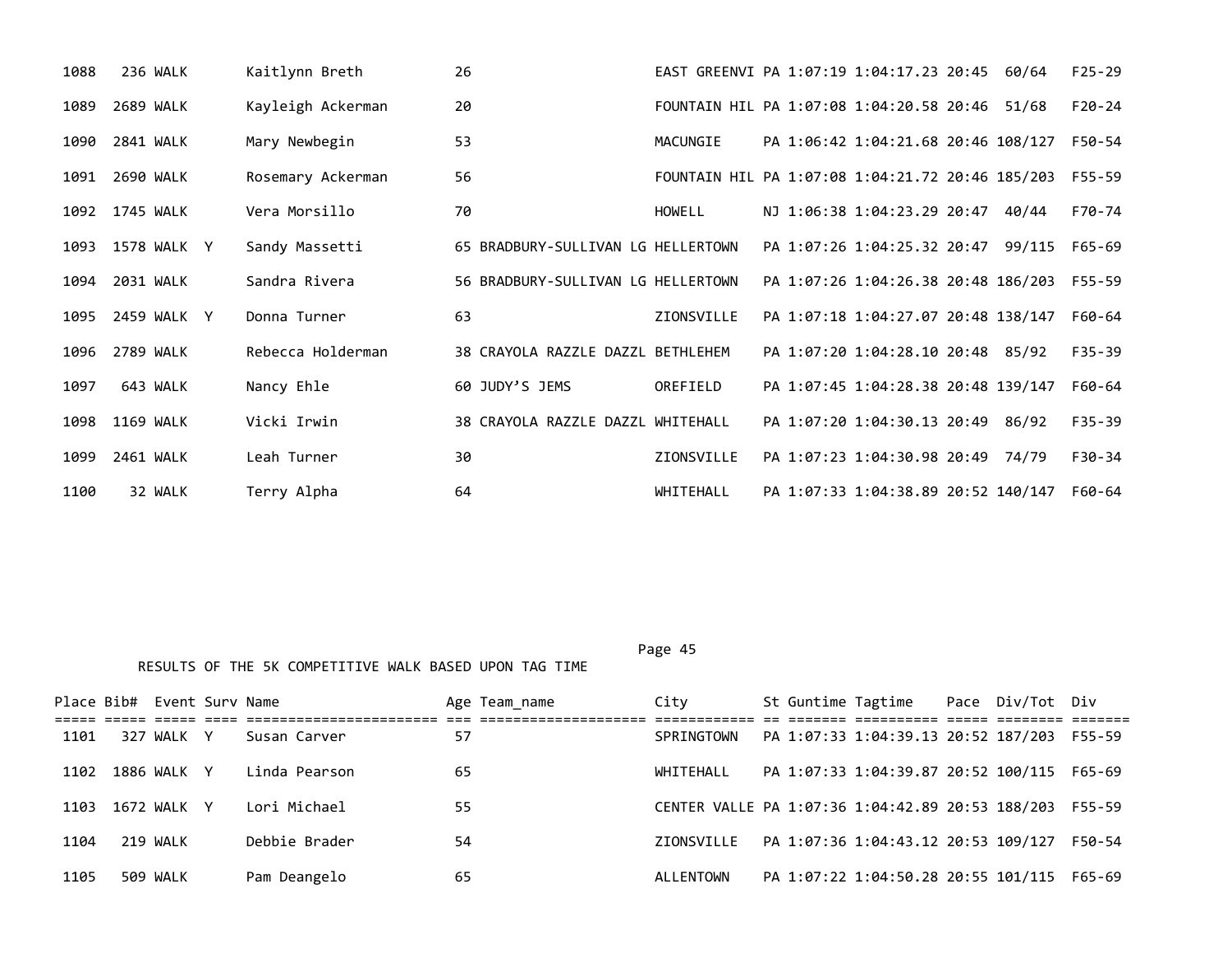| Place | Bib# | Event | Surv | Name | Age | Team_name | City | St | Guntime | Tagtime | Pace | Div/Tot | Div |
|---|---|---|---|---|---|---|---|---|---|---|---|---|---|
| 1088 | 236 | WALK | | Kaitlynn Breth | 26 | | EAST GREENVI | PA | 1:07:19 | 1:04:17.23 | 20:45 | 60/64 | F25-29 |
| 1089 | 2689 | WALK | | Kayleigh Ackerman | 20 | | FOUNTAIN HIL | PA | 1:07:08 | 1:04:20.58 | 20:46 | 51/68 | F20-24 |
| 1090 | 2841 | WALK | | Mary Newbegin | 53 | | MACUNGIE | PA | 1:06:42 | 1:04:21.68 | 20:46 | 108/127 | F50-54 |
| 1091 | 2690 | WALK | | Rosemary Ackerman | 56 | | FOUNTAIN HIL | PA | 1:07:08 | 1:04:21.72 | 20:46 | 185/203 | F55-59 |
| 1092 | 1745 | WALK | | Vera Morsillo | 70 | | HOWELL | NJ | 1:06:38 | 1:04:23.29 | 20:47 | 40/44 | F70-74 |
| 1093 | 1578 | WALK | Y | Sandy Massetti | 65 | BRADBURY-SULLIVAN LG | HELLERTOWN | PA | 1:07:26 | 1:04:25.32 | 20:47 | 99/115 | F65-69 |
| 1094 | 2031 | WALK | | Sandra Rivera | 56 | BRADBURY-SULLIVAN LG | HELLERTOWN | PA | 1:07:26 | 1:04:26.38 | 20:48 | 186/203 | F55-59 |
| 1095 | 2459 | WALK | Y | Donna Turner | 63 | | ZIONSVILLE | PA | 1:07:18 | 1:04:27.07 | 20:48 | 138/147 | F60-64 |
| 1096 | 2789 | WALK | | Rebecca Holderman | 38 | CRAYOLA RAZZLE DAZZL | BETHLEHEM | PA | 1:07:20 | 1:04:28.10 | 20:48 | 85/92 | F35-39 |
| 1097 | 643 | WALK | | Nancy Ehle | 60 | JUDY'S JEMS | OREFIELD | PA | 1:07:45 | 1:04:28.38 | 20:48 | 139/147 | F60-64 |
| 1098 | 1169 | WALK | | Vicki Irwin | 38 | CRAYOLA RAZZLE DAZZL | WHITEHALL | PA | 1:07:20 | 1:04:30.13 | 20:49 | 86/92 | F35-39 |
| 1099 | 2461 | WALK | | Leah Turner | 30 | | ZIONSVILLE | PA | 1:07:23 | 1:04:30.98 | 20:49 | 74/79 | F30-34 |
| 1100 | 32 | WALK | | Terry Alpha | 64 | | WHITEHALL | PA | 1:07:33 | 1:04:38.89 | 20:52 | 140/147 | F60-64 |

RESULTS OF THE 5K COMPETITIVE WALK BASED UPON TAG TIME

| Place | Bib# | Event | Surv | Name | Age | Team_name | City | St | Guntime | Tagtime | Pace | Div/Tot | Div |
|---|---|---|---|---|---|---|---|---|---|---|---|---|---|
| 1101 | 327 | WALK | Y | Susan Carver | 57 | | SPRINGTOWN | PA | 1:07:33 | 1:04:39.13 | 20:52 | 187/203 | F55-59 |
| 1102 | 1886 | WALK | Y | Linda Pearson | 65 | | WHITEHALL | PA | 1:07:33 | 1:04:39.87 | 20:52 | 100/115 | F65-69 |
| 1103 | 1672 | WALK | Y | Lori Michael | 55 | | CENTER VALLE | PA | 1:07:36 | 1:04:42.89 | 20:53 | 188/203 | F55-59 |
| 1104 | 219 | WALK | | Debbie Brader | 54 | | ZIONSVILLE | PA | 1:07:36 | 1:04:43.12 | 20:53 | 109/127 | F50-54 |
| 1105 | 509 | WALK | | Pam Deangelo | 65 | | ALLENTOWN | PA | 1:07:22 | 1:04:50.28 | 20:55 | 101/115 | F65-69 |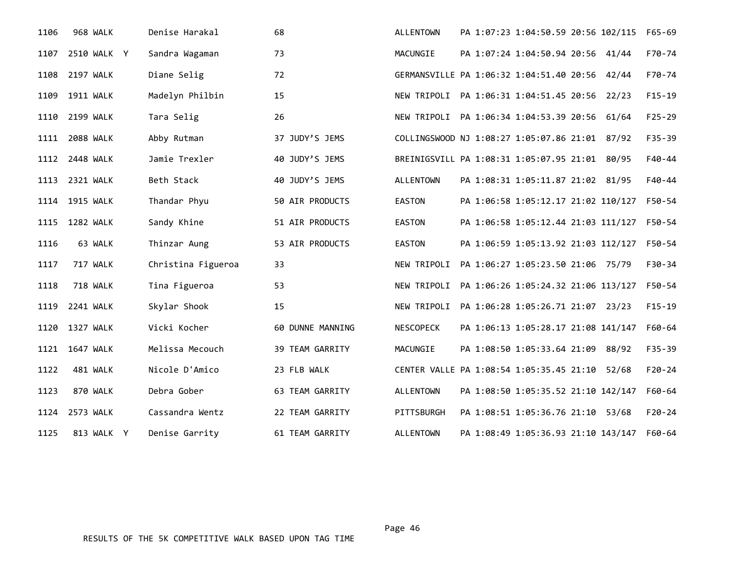| | | | | | | | | | | | | | |
|---|---|---|---|---|---|---|---|---|---|---|---|---|---|
| 1106 | 968 | WALK | | Denise Harakal | 68 | | ALLENTOWN | PA | 1:07:23 | 1:04:50.59 | 20:56 | 102/115 | F65-69 |
| 1107 | 2510 | WALK | Y | Sandra Wagaman | 73 | | MACUNGIE | PA | 1:07:24 | 1:04:50.94 | 20:56 | 41/44 | F70-74 |
| 1108 | 2197 | WALK | | Diane Selig | 72 | | GERMANSVILLE | PA | 1:06:32 | 1:04:51.40 | 20:56 | 42/44 | F70-74 |
| 1109 | 1911 | WALK | | Madelyn Philbin | 15 | | NEW TRIPOLI | PA | 1:06:31 | 1:04:51.45 | 20:56 | 22/23 | F15-19 |
| 1110 | 2199 | WALK | | Tara Selig | 26 | | NEW TRIPOLI | PA | 1:06:34 | 1:04:53.39 | 20:56 | 61/64 | F25-29 |
| 1111 | 2088 | WALK | | Abby Rutman | 37 | JUDY'S JEMS | COLLINGSWOOD | NJ | 1:08:27 | 1:05:07.86 | 21:01 | 87/92 | F35-39 |
| 1112 | 2448 | WALK | | Jamie Trexler | 40 | JUDY'S JEMS | BREINIGSVILL | PA | 1:08:31 | 1:05:07.95 | 21:01 | 80/95 | F40-44 |
| 1113 | 2321 | WALK | | Beth Stack | 40 | JUDY'S JEMS | ALLENTOWN | PA | 1:08:31 | 1:05:11.87 | 21:02 | 81/95 | F40-44 |
| 1114 | 1915 | WALK | | Thandar Phyu | 50 | AIR PRODUCTS | EASTON | PA | 1:06:58 | 1:05:12.17 | 21:02 | 110/127 | F50-54 |
| 1115 | 1282 | WALK | | Sandy Khine | 51 | AIR PRODUCTS | EASTON | PA | 1:06:58 | 1:05:12.44 | 21:03 | 111/127 | F50-54 |
| 1116 | 63 | WALK | | Thinzar Aung | 53 | AIR PRODUCTS | EASTON | PA | 1:06:59 | 1:05:13.92 | 21:03 | 112/127 | F50-54 |
| 1117 | 717 | WALK | | Christina Figueroa | 33 | | NEW TRIPOLI | PA | 1:06:27 | 1:05:23.50 | 21:06 | 75/79 | F30-34 |
| 1118 | 718 | WALK | | Tina Figueroa | 53 | | NEW TRIPOLI | PA | 1:06:26 | 1:05:24.32 | 21:06 | 113/127 | F50-54 |
| 1119 | 2241 | WALK | | Skylar Shook | 15 | | NEW TRIPOLI | PA | 1:06:28 | 1:05:26.71 | 21:07 | 23/23 | F15-19 |
| 1120 | 1327 | WALK | | Vicki Kocher | 60 | DUNNE MANNING | NESCOPECK | PA | 1:06:13 | 1:05:28.17 | 21:08 | 141/147 | F60-64 |
| 1121 | 1647 | WALK | | Melissa Mecouch | 39 | TEAM GARRITY | MACUNGIE | PA | 1:08:50 | 1:05:33.64 | 21:09 | 88/92 | F35-39 |
| 1122 | 481 | WALK | | Nicole D'Amico | 23 | FLB WALK | CENTER VALLE | PA | 1:08:54 | 1:05:35.45 | 21:10 | 52/68 | F20-24 |
| 1123 | 870 | WALK | | Debra Gober | 63 | TEAM GARRITY | ALLENTOWN | PA | 1:08:50 | 1:05:35.52 | 21:10 | 142/147 | F60-64 |
| 1124 | 2573 | WALK | | Cassandra Wentz | 22 | TEAM GARRITY | PITTSBURGH | PA | 1:08:51 | 1:05:36.76 | 21:10 | 53/68 | F20-24 |
| 1125 | 813 | WALK | Y | Denise Garrity | 61 | TEAM GARRITY | ALLENTOWN | PA | 1:08:49 | 1:05:36.93 | 21:10 | 143/147 | F60-64 |

RESULTS OF THE 5K COMPETITIVE WALK BASED UPON TAG TIME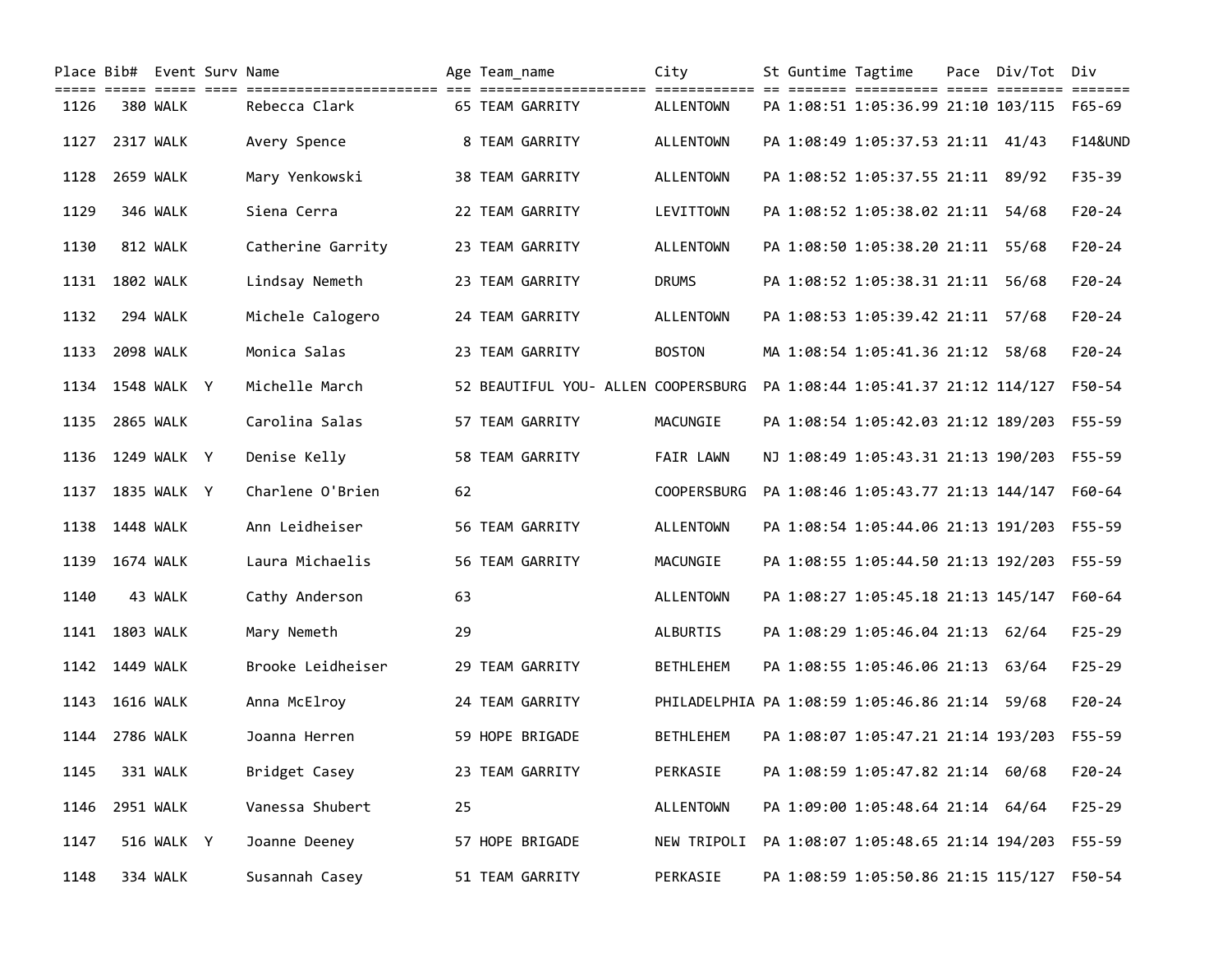| Place | Bib# | Event | Surv | Name | Age | Team_name | City | St | Guntime | Tagtime | Pace | Div/Tot | Div |
|---|---|---|---|---|---|---|---|---|---|---|---|---|---|
| 1126 | 380 | WALK | | Rebecca Clark | 65 | TEAM GARRITY | ALLENTOWN | PA | 1:08:51 | 1:05:36.99 | 21:10 | 103/115 | F65-69 |
| 1127 | 2317 | WALK | | Avery Spence | 8 | TEAM GARRITY | ALLENTOWN | PA | 1:08:49 | 1:05:37.53 | 21:11 | 41/43 | F14&UND |
| 1128 | 2659 | WALK | | Mary Yenkowski | 38 | TEAM GARRITY | ALLENTOWN | PA | 1:08:52 | 1:05:37.55 | 21:11 | 89/92 | F35-39 |
| 1129 | 346 | WALK | | Siena Cerra | 22 | TEAM GARRITY | LEVITTOWN | PA | 1:08:52 | 1:05:38.02 | 21:11 | 54/68 | F20-24 |
| 1130 | 812 | WALK | | Catherine Garrity | 23 | TEAM GARRITY | ALLENTOWN | PA | 1:08:50 | 1:05:38.20 | 21:11 | 55/68 | F20-24 |
| 1131 | 1802 | WALK | | Lindsay Nemeth | 23 | TEAM GARRITY | DRUMS | PA | 1:08:52 | 1:05:38.31 | 21:11 | 56/68 | F20-24 |
| 1132 | 294 | WALK | | Michele Calogero | 24 | TEAM GARRITY | ALLENTOWN | PA | 1:08:53 | 1:05:39.42 | 21:11 | 57/68 | F20-24 |
| 1133 | 2098 | WALK | | Monica Salas | 23 | TEAM GARRITY | BOSTON | MA | 1:08:54 | 1:05:41.36 | 21:12 | 58/68 | F20-24 |
| 1134 | 1548 | WALK | Y | Michelle March | 52 | BEAUTIFUL YOU- ALLEN | COOPERSBURG | PA | 1:08:44 | 1:05:41.37 | 21:12 | 114/127 | F50-54 |
| 1135 | 2865 | WALK | | Carolina Salas | 57 | TEAM GARRITY | MACUNGIE | PA | 1:08:54 | 1:05:42.03 | 21:12 | 189/203 | F55-59 |
| 1136 | 1249 | WALK | Y | Denise Kelly | 58 | TEAM GARRITY | FAIR LAWN | NJ | 1:08:49 | 1:05:43.31 | 21:13 | 190/203 | F55-59 |
| 1137 | 1835 | WALK | Y | Charlene O'Brien | 62 | | COOPERSBURG | PA | 1:08:46 | 1:05:43.77 | 21:13 | 144/147 | F60-64 |
| 1138 | 1448 | WALK | | Ann Leidheiser | 56 | TEAM GARRITY | ALLENTOWN | PA | 1:08:54 | 1:05:44.06 | 21:13 | 191/203 | F55-59 |
| 1139 | 1674 | WALK | | Laura Michaelis | 56 | TEAM GARRITY | MACUNGIE | PA | 1:08:55 | 1:05:44.50 | 21:13 | 192/203 | F55-59 |
| 1140 | 43 | WALK | | Cathy Anderson | 63 | | ALLENTOWN | PA | 1:08:27 | 1:05:45.18 | 21:13 | 145/147 | F60-64 |
| 1141 | 1803 | WALK | | Mary Nemeth | 29 | | ALBURTIS | PA | 1:08:29 | 1:05:46.04 | 21:13 | 62/64 | F25-29 |
| 1142 | 1449 | WALK | | Brooke Leidheiser | 29 | TEAM GARRITY | BETHLEHEM | PA | 1:08:55 | 1:05:46.06 | 21:13 | 63/64 | F25-29 |
| 1143 | 1616 | WALK | | Anna McElroy | 24 | TEAM GARRITY | PHILADELPHIA | PA | 1:08:59 | 1:05:46.86 | 21:14 | 59/68 | F20-24 |
| 1144 | 2786 | WALK | | Joanna Herren | 59 | HOPE BRIGADE | BETHLEHEM | PA | 1:08:07 | 1:05:47.21 | 21:14 | 193/203 | F55-59 |
| 1145 | 331 | WALK | | Bridget Casey | 23 | TEAM GARRITY | PERKASIE | PA | 1:08:59 | 1:05:47.82 | 21:14 | 60/68 | F20-24 |
| 1146 | 2951 | WALK | | Vanessa Shubert | 25 | | ALLENTOWN | PA | 1:09:00 | 1:05:48.64 | 21:14 | 64/64 | F25-29 |
| 1147 | 516 | WALK | Y | Joanne Deeney | 57 | HOPE BRIGADE | NEW TRIPOLI | PA | 1:08:07 | 1:05:48.65 | 21:14 | 194/203 | F55-59 |
| 1148 | 334 | WALK | | Susannah Casey | 51 | TEAM GARRITY | PERKASIE | PA | 1:08:59 | 1:05:50.86 | 21:15 | 115/127 | F50-54 |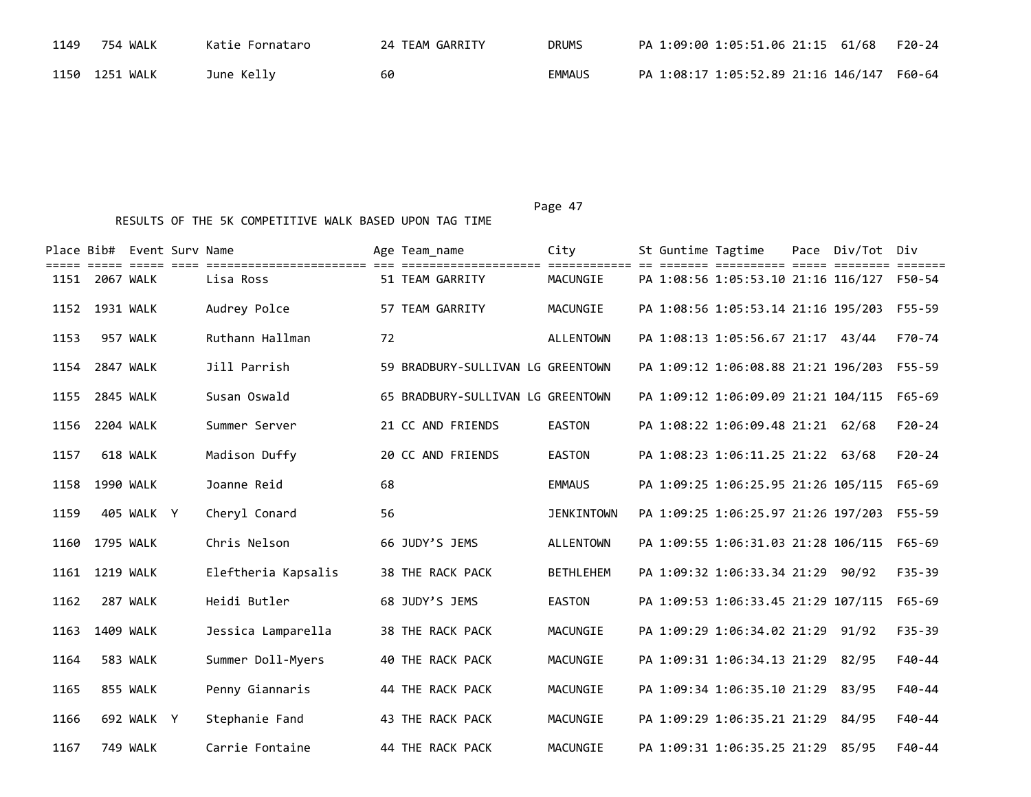| Place | Bib# | Event | Surv | Name | Age | Team_name | City | St | Guntime | Tagtime | Pace | Div/Tot | Div |
|---|---|---|---|---|---|---|---|---|---|---|---|---|---|
| 1149 | 754 | WALK | | Katie Fornataro | 24 | TEAM GARRITY | DRUMS | PA | 1:09:00 | 1:05:51.06 | 21:15 | 61/68 | F20-24 |
| 1150 | 1251 | WALK | | June Kelly | 60 | | EMMAUS | PA | 1:08:17 | 1:05:52.89 | 21:16 | 146/147 | F60-64 |

Page 47

RESULTS OF THE 5K COMPETITIVE WALK BASED UPON TAG TIME

| Place | Bib# | Event | Surv | Name | Age | Team_name | City | St | Guntime | Tagtime | Pace | Div/Tot | Div |
|---|---|---|---|---|---|---|---|---|---|---|---|---|---|
| 1151 | 2067 | WALK | | Lisa Ross | 51 | TEAM GARRITY | MACUNGIE | PA | 1:08:56 | 1:05:53.10 | 21:16 | 116/127 | F50-54 |
| 1152 | 1931 | WALK | | Audrey Polce | 57 | TEAM GARRITY | MACUNGIE | PA | 1:08:56 | 1:05:53.14 | 21:16 | 195/203 | F55-59 |
| 1153 | 957 | WALK | | Ruthann Hallman | 72 | | ALLENTOWN | PA | 1:08:13 | 1:05:56.67 | 21:17 | 43/44 | F70-74 |
| 1154 | 2847 | WALK | | Jill Parrish | 59 | BRADBURY-SULLIVAN LG | GREENTOWN | PA | 1:09:12 | 1:06:08.88 | 21:21 | 196/203 | F55-59 |
| 1155 | 2845 | WALK | | Susan Oswald | 65 | BRADBURY-SULLIVAN LG | GREENTOWN | PA | 1:09:12 | 1:06:09.09 | 21:21 | 104/115 | F65-69 |
| 1156 | 2204 | WALK | | Summer Server | 21 | CC AND FRIENDS | EASTON | PA | 1:08:22 | 1:06:09.48 | 21:21 | 62/68 | F20-24 |
| 1157 | 618 | WALK | | Madison Duffy | 20 | CC AND FRIENDS | EASTON | PA | 1:08:23 | 1:06:11.25 | 21:22 | 63/68 | F20-24 |
| 1158 | 1990 | WALK | | Joanne Reid | 68 | | EMMAUS | PA | 1:09:25 | 1:06:25.95 | 21:26 | 105/115 | F65-69 |
| 1159 | 405 | WALK | Y | Cheryl Conard | 56 | | JENKINTOWN | PA | 1:09:25 | 1:06:25.97 | 21:26 | 197/203 | F55-59 |
| 1160 | 1795 | WALK | | Chris Nelson | 66 | JUDY'S JEMS | ALLENTOWN | PA | 1:09:55 | 1:06:31.03 | 21:28 | 106/115 | F65-69 |
| 1161 | 1219 | WALK | | Eleftheria Kapsalis | 38 | THE RACK PACK | BETHLEHEM | PA | 1:09:32 | 1:06:33.34 | 21:29 | 90/92 | F35-39 |
| 1162 | 287 | WALK | | Heidi Butler | 68 | JUDY'S JEMS | EASTON | PA | 1:09:53 | 1:06:33.45 | 21:29 | 107/115 | F65-69 |
| 1163 | 1409 | WALK | | Jessica Lamparella | 38 | THE RACK PACK | MACUNGIE | PA | 1:09:29 | 1:06:34.02 | 21:29 | 91/92 | F35-39 |
| 1164 | 583 | WALK | | Summer Doll-Myers | 40 | THE RACK PACK | MACUNGIE | PA | 1:09:31 | 1:06:34.13 | 21:29 | 82/95 | F40-44 |
| 1165 | 855 | WALK | | Penny Giannaris | 44 | THE RACK PACK | MACUNGIE | PA | 1:09:34 | 1:06:35.10 | 21:29 | 83/95 | F40-44 |
| 1166 | 692 | WALK | Y | Stephanie Fand | 43 | THE RACK PACK | MACUNGIE | PA | 1:09:29 | 1:06:35.21 | 21:29 | 84/95 | F40-44 |
| 1167 | 749 | WALK | | Carrie Fontaine | 44 | THE RACK PACK | MACUNGIE | PA | 1:09:31 | 1:06:35.25 | 21:29 | 85/95 | F40-44 |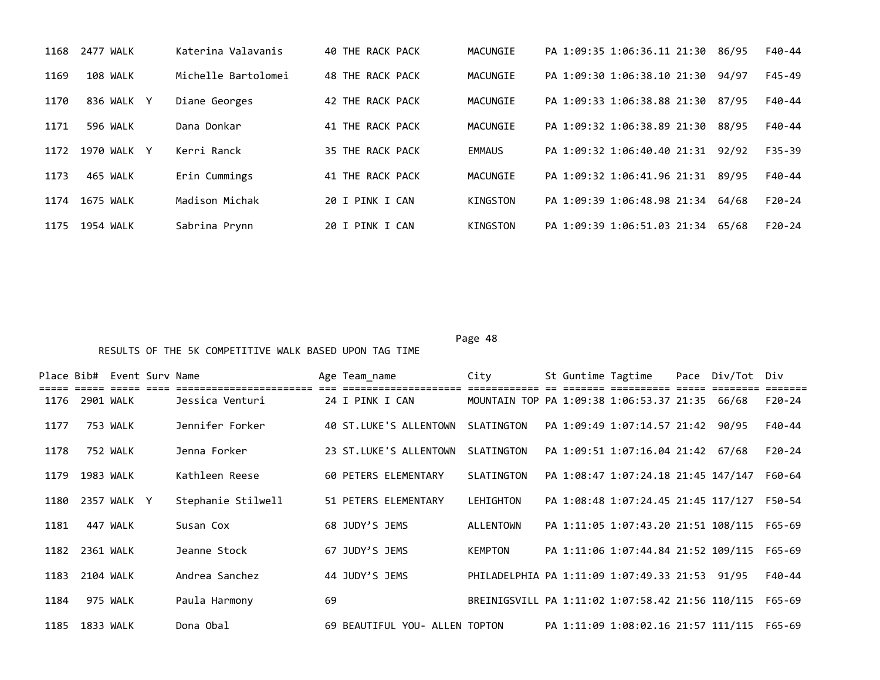| Place | Bib# | Event | Surv | Name | Age | Team_name | City | St | Guntime | Tagtime | Pace | Div/Tot | Div |
|---|---|---|---|---|---|---|---|---|---|---|---|---|---|
| 1168 | 2477 | WALK | | Katerina Valavanis | 40 | THE RACK PACK | MACUNGIE | PA | 1:09:35 | 1:06:36.11 | 21:30 | 86/95 | F40-44 |
| 1169 | 108 | WALK | | Michelle Bartolomei | 48 | THE RACK PACK | MACUNGIE | PA | 1:09:30 | 1:06:38.10 | 21:30 | 94/97 | F45-49 |
| 1170 | 836 | WALK | Y | Diane Georges | 42 | THE RACK PACK | MACUNGIE | PA | 1:09:33 | 1:06:38.88 | 21:30 | 87/95 | F40-44 |
| 1171 | 596 | WALK | | Dana Donkar | 41 | THE RACK PACK | MACUNGIE | PA | 1:09:32 | 1:06:38.89 | 21:30 | 88/95 | F40-44 |
| 1172 | 1970 | WALK | Y | Kerri Ranck | 35 | THE RACK PACK | EMMAUS | PA | 1:09:32 | 1:06:40.40 | 21:31 | 92/92 | F35-39 |
| 1173 | 465 | WALK | | Erin Cummings | 41 | THE RACK PACK | MACUNGIE | PA | 1:09:32 | 1:06:41.96 | 21:31 | 89/95 | F40-44 |
| 1174 | 1675 | WALK | | Madison Michak | 20 | I PINK I CAN | KINGSTON | PA | 1:09:39 | 1:06:48.98 | 21:34 | 64/68 | F20-24 |
| 1175 | 1954 | WALK | | Sabrina Prynn | 20 | I PINK I CAN | KINGSTON | PA | 1:09:39 | 1:06:51.03 | 21:34 | 65/68 | F20-24 |

RESULTS OF THE 5K COMPETITIVE WALK BASED UPON TAG TIME

| Place | Bib# | Event | Surv | Name | Age | Team_name | City | St | Guntime | Tagtime | Pace | Div/Tot | Div |
|---|---|---|---|---|---|---|---|---|---|---|---|---|---|
| 1176 | 2901 | WALK | | Jessica Venturi | 24 | I PINK I CAN | MOUNTAIN TOP | PA | 1:09:38 | 1:06:53.37 | 21:35 | 66/68 | F20-24 |
| 1177 | 753 | WALK | | Jennifer Forker | 40 | ST.LUKE'S ALLENTOWN | SLATINGTON | PA | 1:09:49 | 1:07:14.57 | 21:42 | 90/95 | F40-44 |
| 1178 | 752 | WALK | | Jenna Forker | 23 | ST.LUKE'S ALLENTOWN | SLATINGTON | PA | 1:09:51 | 1:07:16.04 | 21:42 | 67/68 | F20-24 |
| 1179 | 1983 | WALK | | Kathleen Reese | 60 | PETERS ELEMENTARY | SLATINGTON | PA | 1:08:47 | 1:07:24.18 | 21:45 | 147/147 | F60-64 |
| 1180 | 2357 | WALK | Y | Stephanie Stilwell | 51 | PETERS ELEMENTARY | LEHIGHTON | PA | 1:08:48 | 1:07:24.45 | 21:45 | 117/127 | F50-54 |
| 1181 | 447 | WALK | | Susan Cox | 68 | JUDY'S JEMS | ALLENTOWN | PA | 1:11:05 | 1:07:43.20 | 21:51 | 108/115 | F65-69 |
| 1182 | 2361 | WALK | | Jeanne Stock | 67 | JUDY'S JEMS | KEMPTON | PA | 1:11:06 | 1:07:44.84 | 21:52 | 109/115 | F65-69 |
| 1183 | 2104 | WALK | | Andrea Sanchez | 44 | JUDY'S JEMS | PHILADELPHIA | PA | 1:11:09 | 1:07:49.33 | 21:53 | 91/95 | F40-44 |
| 1184 | 975 | WALK | | Paula Harmony | 69 | | BREINIGSVILL | PA | 1:11:02 | 1:07:58.42 | 21:56 | 110/115 | F65-69 |
| 1185 | 1833 | WALK | | Dona Obal | 69 | BEAUTIFUL YOU- ALLEN | TOPTON | PA | 1:11:09 | 1:08:02.16 | 21:57 | 111/115 | F65-69 |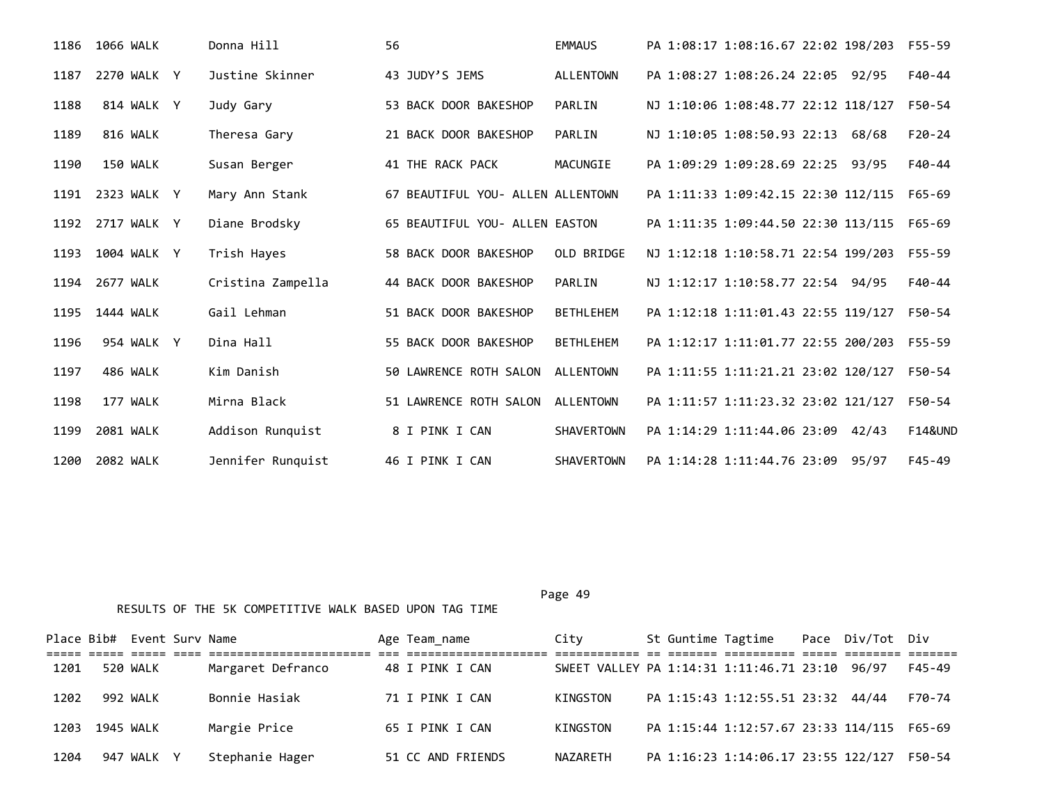| Place | Bib# | Event | Surv | Name | Age | Team_name | City | St | Guntime | Tagtime | Pace | Div/Tot | Div |
|---|---|---|---|---|---|---|---|---|---|---|---|---|---|
| 1186 | 1066 | WALK | | Donna Hill | 56 | | EMMAUS | PA | 1:08:17 | 1:08:16.67 | 22:02 | 198/203 | F55-59 |
| 1187 | 2270 | WALK | Y | Justine Skinner | 43 | JUDY'S JEMS | ALLENTOWN | PA | 1:08:27 | 1:08:26.24 | 22:05 | 92/95 | F40-44 |
| 1188 | 814 | WALK | Y | Judy Gary | 53 | BACK DOOR BAKESHOP | PARLIN | NJ | 1:10:06 | 1:08:48.77 | 22:12 | 118/127 | F50-54 |
| 1189 | 816 | WALK | | Theresa Gary | 21 | BACK DOOR BAKESHOP | PARLIN | NJ | 1:10:05 | 1:08:50.93 | 22:13 | 68/68 | F20-24 |
| 1190 | 150 | WALK | | Susan Berger | 41 | THE RACK PACK | MACUNGIE | PA | 1:09:29 | 1:09:28.69 | 22:25 | 93/95 | F40-44 |
| 1191 | 2323 | WALK | Y | Mary Ann Stank | 67 | BEAUTIFUL YOU- ALLEN | ALLENTOWN | PA | 1:11:33 | 1:09:42.15 | 22:30 | 112/115 | F65-69 |
| 1192 | 2717 | WALK | Y | Diane Brodsky | 65 | BEAUTIFUL YOU- ALLEN | EASTON | PA | 1:11:35 | 1:09:44.50 | 22:30 | 113/115 | F65-69 |
| 1193 | 1004 | WALK | Y | Trish Hayes | 58 | BACK DOOR BAKESHOP | OLD BRIDGE | NJ | 1:12:18 | 1:10:58.71 | 22:54 | 199/203 | F55-59 |
| 1194 | 2677 | WALK | | Cristina Zampella | 44 | BACK DOOR BAKESHOP | PARLIN | NJ | 1:12:17 | 1:10:58.77 | 22:54 | 94/95 | F40-44 |
| 1195 | 1444 | WALK | | Gail Lehman | 51 | BACK DOOR BAKESHOP | BETHLEHEM | PA | 1:12:18 | 1:11:01.43 | 22:55 | 119/127 | F50-54 |
| 1196 | 954 | WALK | Y | Dina Hall | 55 | BACK DOOR BAKESHOP | BETHLEHEM | PA | 1:12:17 | 1:11:01.77 | 22:55 | 200/203 | F55-59 |
| 1197 | 486 | WALK | | Kim Danish | 50 | LAWRENCE ROTH SALON | ALLENTOWN | PA | 1:11:55 | 1:11:21.21 | 23:02 | 120/127 | F50-54 |
| 1198 | 177 | WALK | | Mirna Black | 51 | LAWRENCE ROTH SALON | ALLENTOWN | PA | 1:11:57 | 1:11:23.32 | 23:02 | 121/127 | F50-54 |
| 1199 | 2081 | WALK | | Addison Runquist | 8 | I PINK I CAN | SHAVERTOWN | PA | 1:14:29 | 1:11:44.06 | 23:09 | 42/43 | F14&UND |
| 1200 | 2082 | WALK | | Jennifer Runquist | 46 | I PINK I CAN | SHAVERTOWN | PA | 1:14:28 | 1:11:44.76 | 23:09 | 95/97 | F45-49 |

RESULTS OF THE 5K COMPETITIVE WALK BASED UPON TAG TIME

| Place | Bib# | Event | Surv | Name | Age | Team_name | City | St | Guntime | Tagtime | Pace | Div/Tot | Div |
|---|---|---|---|---|---|---|---|---|---|---|---|---|---|
| 1201 | 520 | WALK | | Margaret Defranco | 48 | I PINK I CAN | SWEET VALLEY | PA | 1:14:31 | 1:11:46.71 | 23:10 | 96/97 | F45-49 |
| 1202 | 992 | WALK | | Bonnie Hasiak | 71 | I PINK I CAN | KINGSTON | PA | 1:15:43 | 1:12:55.51 | 23:32 | 44/44 | F70-74 |
| 1203 | 1945 | WALK | | Margie Price | 65 | I PINK I CAN | KINGSTON | PA | 1:15:44 | 1:12:57.67 | 23:33 | 114/115 | F65-69 |
| 1204 | 947 | WALK | Y | Stephanie Hager | 51 | CC AND FRIENDS | NAZARETH | PA | 1:16:23 | 1:14:06.17 | 23:55 | 122/127 | F50-54 |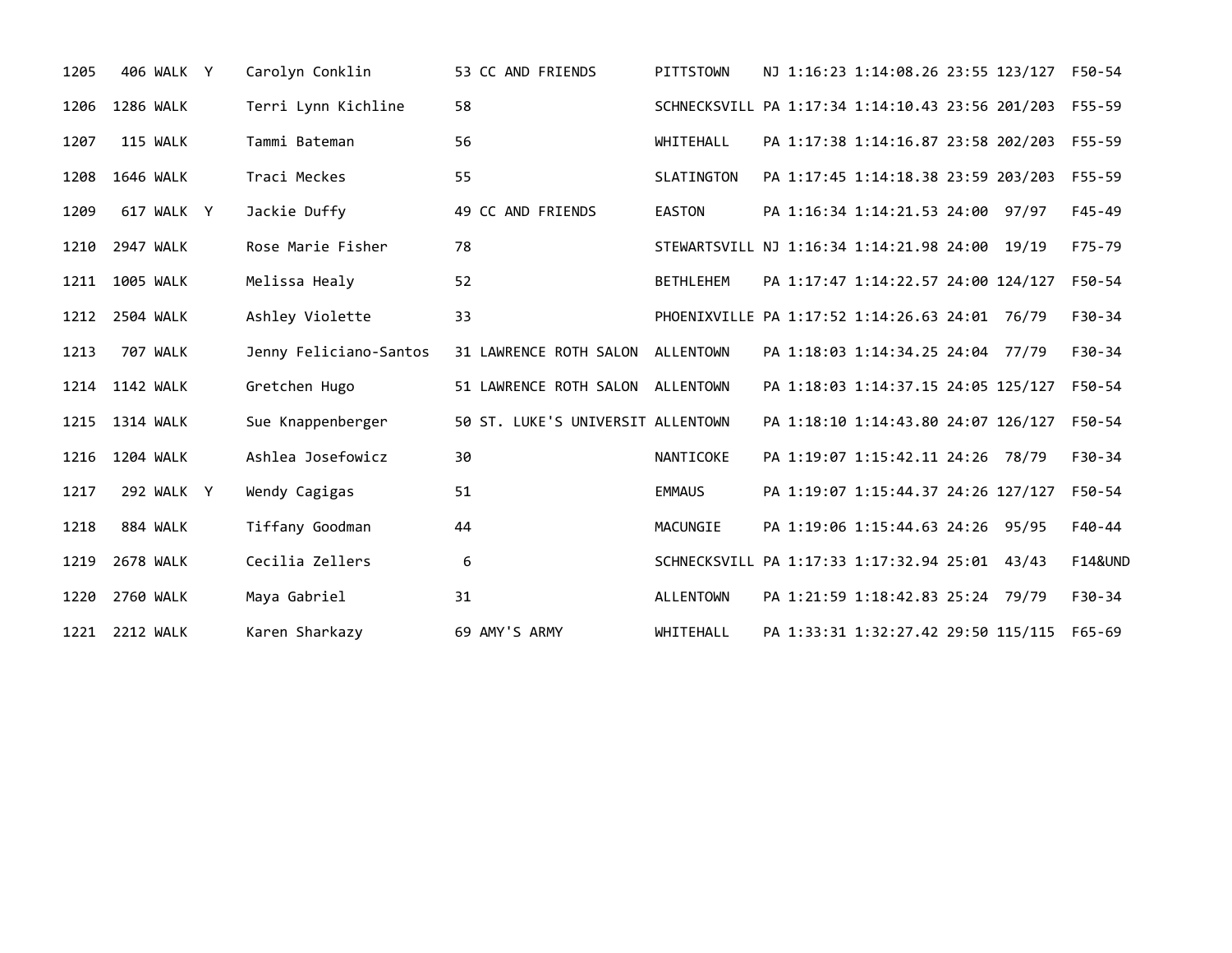| | | | | | | | | | | | | | | |
|---|---|---|---|---|---|---|---|---|---|---|---|---|---|---|
| 1205 | 406 | WALK | Y | Carolyn Conklin | 53 | CC AND FRIENDS | PITTSTOWN | NJ | 1:16:23 | 1:14:08.26 | 23:55 | 123/127 | F50-54 |
| 1206 | 1286 | WALK | | Terri Lynn Kichline | 58 | | SCHNECKSVILL | PA | 1:17:34 | 1:14:10.43 | 23:56 | 201/203 | F55-59 |
| 1207 | 115 | WALK | | Tammi Bateman | 56 | | WHITEHALL | PA | 1:17:38 | 1:14:16.87 | 23:58 | 202/203 | F55-59 |
| 1208 | 1646 | WALK | | Traci Meckes | 55 | | SLATINGTON | PA | 1:17:45 | 1:14:18.38 | 23:59 | 203/203 | F55-59 |
| 1209 | 617 | WALK | Y | Jackie Duffy | 49 | CC AND FRIENDS | EASTON | PA | 1:16:34 | 1:14:21.53 | 24:00 | 97/97 | F45-49 |
| 1210 | 2947 | WALK | | Rose Marie Fisher | 78 | | STEWARTSVILL | NJ | 1:16:34 | 1:14:21.98 | 24:00 | 19/19 | F75-79 |
| 1211 | 1005 | WALK | | Melissa Healy | 52 | | BETHLEHEM | PA | 1:17:47 | 1:14:22.57 | 24:00 | 124/127 | F50-54 |
| 1212 | 2504 | WALK | | Ashley Violette | 33 | | PHOENIXVILLE | PA | 1:17:52 | 1:14:26.63 | 24:01 | 76/79 | F30-34 |
| 1213 | 707 | WALK | | Jenny Feliciano-Santos | 31 | LAWRENCE ROTH SALON | ALLENTOWN | PA | 1:18:03 | 1:14:34.25 | 24:04 | 77/79 | F30-34 |
| 1214 | 1142 | WALK | | Gretchen Hugo | 51 | LAWRENCE ROTH SALON | ALLENTOWN | PA | 1:18:03 | 1:14:37.15 | 24:05 | 125/127 | F50-54 |
| 1215 | 1314 | WALK | | Sue Knappenberger | 50 | ST. LUKE'S UNIVERSIT | ALLENTOWN | PA | 1:18:10 | 1:14:43.80 | 24:07 | 126/127 | F50-54 |
| 1216 | 1204 | WALK | | Ashlea Josefowicz | 30 | | NANTICOKE | PA | 1:19:07 | 1:15:42.11 | 24:26 | 78/79 | F30-34 |
| 1217 | 292 | WALK | Y | Wendy Cagigas | 51 | | EMMAUS | PA | 1:19:07 | 1:15:44.37 | 24:26 | 127/127 | F50-54 |
| 1218 | 884 | WALK | | Tiffany Goodman | 44 | | MACUNGIE | PA | 1:19:06 | 1:15:44.63 | 24:26 | 95/95 | F40-44 |
| 1219 | 2678 | WALK | | Cecilia Zellers | 6 | | SCHNECKSVILL | PA | 1:17:33 | 1:17:32.94 | 25:01 | 43/43 | F14&UND |
| 1220 | 2760 | WALK | | Maya Gabriel | 31 | | ALLENTOWN | PA | 1:21:59 | 1:18:42.83 | 25:24 | 79/79 | F30-34 |
| 1221 | 2212 | WALK | | Karen Sharkazy | 69 | AMY'S ARMY | WHITEHALL | PA | 1:33:31 | 1:32:27.42 | 29:50 | 115/115 | F65-69 |